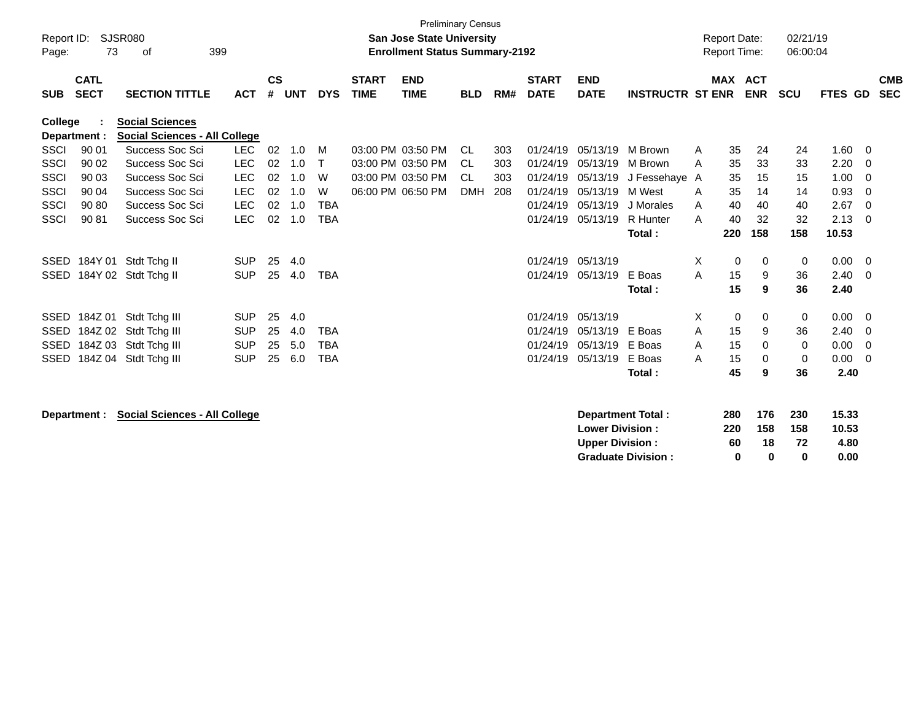Preliminary Census

**San Jose State University**
**Enrollment Status Summary-2192**

Report ID: SJSR080
Report Date: 02/21/19
Report Time: 06:00:04

| SUB | CATL SECT | SECTION TITTLE | ACT | CS # | UNT | DYS | START TIME | END TIME | BLD | RM# | START DATE | END DATE | INSTRUCTR | ST | MAX ENR | ACT ENR | SCU | FTES | GD | CMB SEC |
|---|---|---|---|---|---|---|---|---|---|---|---|---|---|---|---|---|---|---|---|---|
| **College : Social Sciences** | | | | | | | | | | | | | | | | | | | | |
| **Department : Social Sciences - All College** | | | | | | | | | | | | | | | | | | | | |
| SSCI | 90 01 | Success Soc Sci | LEC | 02 | 1.0 | M | 03:00 PM | 03:50 PM | CL | 303 | 01/24/19 | 05/13/19 | M Brown | A | 35 | 24 | 24 | 1.60 | 0 | |
| SSCI | 90 02 | Success Soc Sci | LEC | 02 | 1.0 | T | 03:00 PM | 03:50 PM | CL | 303 | 01/24/19 | 05/13/19 | M Brown | A | 35 | 33 | 33 | 2.20 | 0 | |
| SSCI | 90 03 | Success Soc Sci | LEC | 02 | 1.0 | W | 03:00 PM | 03:50 PM | CL | 303 | 01/24/19 | 05/13/19 | J Fessehaye | A | 35 | 15 | 15 | 1.00 | 0 | |
| SSCI | 90 04 | Success Soc Sci | LEC | 02 | 1.0 | W | 06:00 PM | 06:50 PM | DMH | 208 | 01/24/19 | 05/13/19 | M West | A | 35 | 14 | 14 | 0.93 | 0 | |
| SSCI | 90 80 | Success Soc Sci | LEC | 02 | 1.0 | TBA | | | | | 01/24/19 | 05/13/19 | J Morales | A | 40 | 40 | 40 | 2.67 | 0 | |
| SSCI | 90 81 | Success Soc Sci | LEC | 02 | 1.0 | TBA | | | | | 01/24/19 | 05/13/19 | R Hunter | A | 40 | 32 | 32 | 2.13 | 0 | |
| | | | | | | | | | | | | | **Total :** | | **220** | **158** | **158** | **10.53** | | |
| SSED | 184Y 01 | Stdt Tchg II | SUP | 25 | 4.0 | | | | | | 01/24/19 | 05/13/19 | | X | 0 | 0 | 0 | 0.00 | 0 | |
| SSED | 184Y 02 | Stdt Tchg II | SUP | 25 | 4.0 | TBA | | | | | 01/24/19 | 05/13/19 | E Boas | A | 15 | 9 | 36 | 2.40 | 0 | |
| | | | | | | | | | | | | | **Total :** | | **15** | **9** | **36** | **2.40** | | |
| SSED | 184Z 01 | Stdt Tchg III | SUP | 25 | 4.0 | | | | | | 01/24/19 | 05/13/19 | | X | 0 | 0 | 0 | 0.00 | 0 | |
| SSED | 184Z 02 | Stdt Tchg III | SUP | 25 | 4.0 | TBA | | | | | 01/24/19 | 05/13/19 | E Boas | A | 15 | 9 | 36 | 2.40 | 0 | |
| SSED | 184Z 03 | Stdt Tchg III | SUP | 25 | 5.0 | TBA | | | | | 01/24/19 | 05/13/19 | E Boas | A | 15 | 0 | 0 | 0.00 | 0 | |
| SSED | 184Z 04 | Stdt Tchg III | SUP | 25 | 6.0 | TBA | | | | | 01/24/19 | 05/13/19 | E Boas | A | 15 | 0 | 0 | 0.00 | 0 | |
| | | | | | | | | | | | | | **Total :** | | **45** | **9** | **36** | **2.40** | | |

**Department : Social Sciences - All College**

| | MAX ENR | ACT ENR | SCU | FTES |
|---|---|---|---|---|
| **Department Total :** | **280** | **176** | **230** | **15.33** |
| **Lower Division :** | **220** | **158** | **158** | **10.53** |
| **Upper Division :** | **60** | **18** | **72** | **4.80** |
| **Graduate Division :** | **0** | **0** | **0** | **0.00** |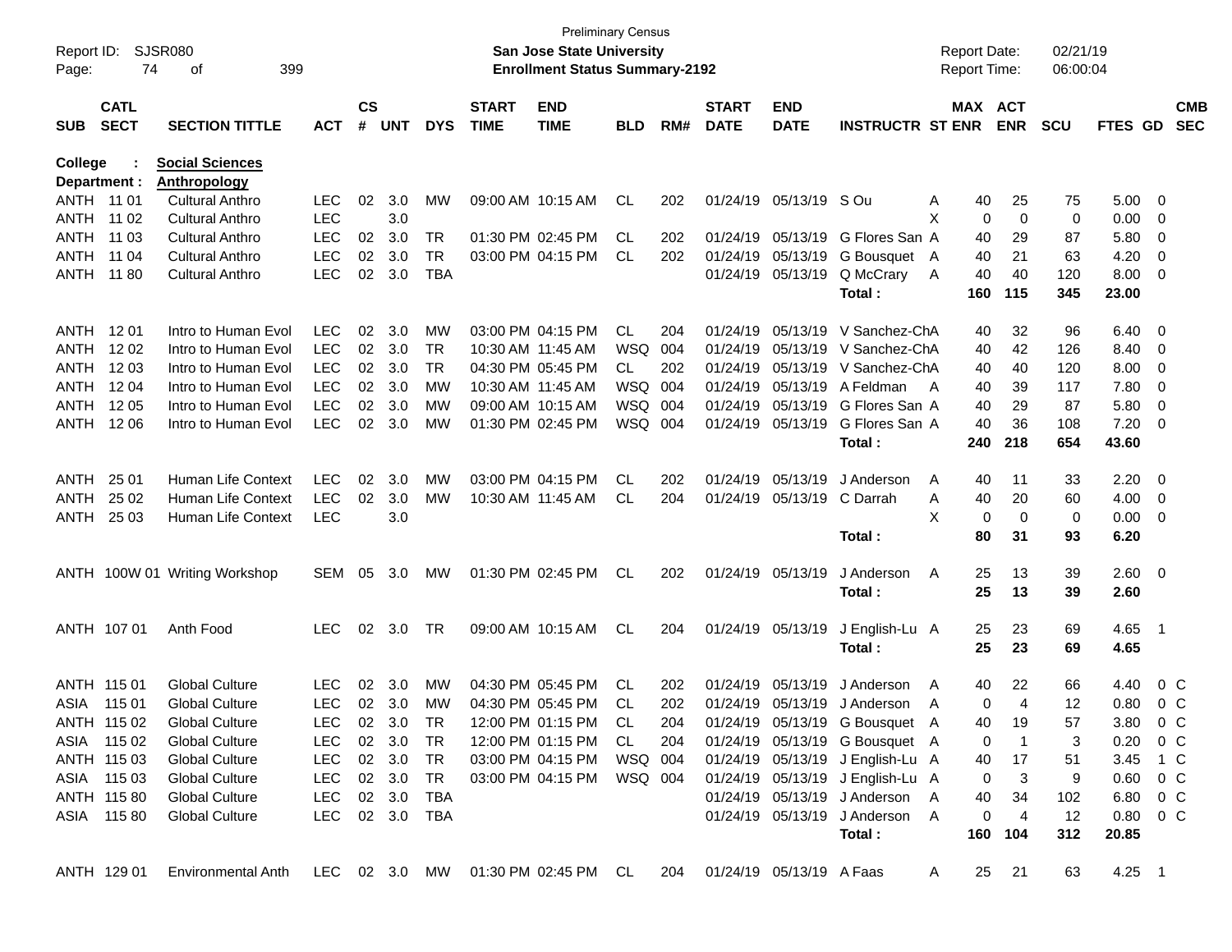Preliminary Census

**San Jose State University**

**Enrollment Status Summary-2192**

Report ID: SJSR080

Report Date: 02/21/19

Report Time: 06:00:04

**College : Social Sciences**

**Department : Anthropology**

| SUB | CATL SECT | SECTION TITTLE | ACT | CS # | UNT | DYS | START TIME | END TIME | BLD | RM# | START DATE | END DATE | INSTRUCTR | ST | MAX ENR | ACT ENR | SCU | FTES | GD | CMB SEC |
|---|---|---|---|---|---|---|---|---|---|---|---|---|---|---|---|---|---|---|---|---|
| ANTH | 11 01 | Cultural Anthro | LEC | 02 | 3.0 | MW | 09:00 AM | 10:15 AM | CL | 202 | 01/24/19 | 05/13/19 | S Ou | A | 40 | 25 | 75 | 5.00 | 0 | |
| ANTH | 11 02 | Cultural Anthro | LEC | | 3.0 | | | | | | | | | X | 0 | 0 | 0 | 0.00 | 0 | |
| ANTH | 11 03 | Cultural Anthro | LEC | 02 | 3.0 | TR | 01:30 PM | 02:45 PM | CL | 202 | 01/24/19 | 05/13/19 | G Flores San | A | 40 | 29 | 87 | 5.80 | 0 | |
| ANTH | 11 04 | Cultural Anthro | LEC | 02 | 3.0 | TR | 03:00 PM | 04:15 PM | CL | 202 | 01/24/19 | 05/13/19 | G Bousquet | A | 40 | 21 | 63 | 4.20 | 0 | |
| ANTH | 11 80 | Cultural Anthro | LEC | 02 | 3.0 | TBA | | | | | 01/24/19 | 05/13/19 | Q McCrary | A | 40 | 40 | 120 | 8.00 | 0 | |
| | | | | | | | | | | | | | **Total :** | | **160** | **115** | **345** | **23.00** | | |
| ANTH | 12 01 | Intro to Human Evol | LEC | 02 | 3.0 | MW | 03:00 PM | 04:15 PM | CL | 204 | 01/24/19 | 05/13/19 | V Sanchez-Ch | A | 40 | 32 | 96 | 6.40 | 0 | |
| ANTH | 12 02 | Intro to Human Evol | LEC | 02 | 3.0 | TR | 10:30 AM | 11:45 AM | WSQ | 004 | 01/24/19 | 05/13/19 | V Sanchez-Ch | A | 40 | 42 | 126 | 8.40 | 0 | |
| ANTH | 12 03 | Intro to Human Evol | LEC | 02 | 3.0 | TR | 04:30 PM | 05:45 PM | CL | 202 | 01/24/19 | 05/13/19 | V Sanchez-Ch | A | 40 | 40 | 120 | 8.00 | 0 | |
| ANTH | 12 04 | Intro to Human Evol | LEC | 02 | 3.0 | MW | 10:30 AM | 11:45 AM | WSQ | 004 | 01/24/19 | 05/13/19 | A Feldman | A | 40 | 39 | 117 | 7.80 | 0 | |
| ANTH | 12 05 | Intro to Human Evol | LEC | 02 | 3.0 | MW | 09:00 AM | 10:15 AM | WSQ | 004 | 01/24/19 | 05/13/19 | G Flores San | A | 40 | 29 | 87 | 5.80 | 0 | |
| ANTH | 12 06 | Intro to Human Evol | LEC | 02 | 3.0 | MW | 01:30 PM | 02:45 PM | WSQ | 004 | 01/24/19 | 05/13/19 | G Flores San | A | 40 | 36 | 108 | 7.20 | 0 | |
| | | | | | | | | | | | | | **Total :** | | **240** | **218** | **654** | **43.60** | | |
| ANTH | 25 01 | Human Life Context | LEC | 02 | 3.0 | MW | 03:00 PM | 04:15 PM | CL | 202 | 01/24/19 | 05/13/19 | J Anderson | A | 40 | 11 | 33 | 2.20 | 0 | |
| ANTH | 25 02 | Human Life Context | LEC | 02 | 3.0 | MW | 10:30 AM | 11:45 AM | CL | 204 | 01/24/19 | 05/13/19 | C Darrah | A | 40 | 20 | 60 | 4.00 | 0 | |
| ANTH | 25 03 | Human Life Context | LEC | | 3.0 | | | | | | | | | X | 0 | 0 | 0 | 0.00 | 0 | |
| | | | | | | | | | | | | | **Total :** | | **80** | **31** | **93** | **6.20** | | |
| ANTH | 100W 01 | Writing Workshop | SEM | 05 | 3.0 | MW | 01:30 PM | 02:45 PM | CL | 202 | 01/24/19 | 05/13/19 | J Anderson | A | 25 | 13 | 39 | 2.60 | 0 | |
| | | | | | | | | | | | | | **Total :** | | **25** | **13** | **39** | **2.60** | | |
| ANTH | 107 01 | Anth Food | LEC | 02 | 3.0 | TR | 09:00 AM | 10:15 AM | CL | 204 | 01/24/19 | 05/13/19 | J English-Lu | A | 25 | 23 | 69 | 4.65 | 1 | |
| | | | | | | | | | | | | | **Total :** | | **25** | **23** | **69** | **4.65** | | |
| ANTH | 115 01 | Global Culture | LEC | 02 | 3.0 | MW | 04:30 PM | 05:45 PM | CL | 202 | 01/24/19 | 05/13/19 | J Anderson | A | 40 | 22 | 66 | 4.40 | 0 | C |
| ASIA | 115 01 | Global Culture | LEC | 02 | 3.0 | MW | 04:30 PM | 05:45 PM | CL | 202 | 01/24/19 | 05/13/19 | J Anderson | A | 0 | 4 | 12 | 0.80 | 0 | C |
| ANTH | 115 02 | Global Culture | LEC | 02 | 3.0 | TR | 12:00 PM | 01:15 PM | CL | 204 | 01/24/19 | 05/13/19 | G Bousquet | A | 40 | 19 | 57 | 3.80 | 0 | C |
| ASIA | 115 02 | Global Culture | LEC | 02 | 3.0 | TR | 12:00 PM | 01:15 PM | CL | 204 | 01/24/19 | 05/13/19 | G Bousquet | A | 0 | 1 | 3 | 0.20 | 0 | C |
| ANTH | 115 03 | Global Culture | LEC | 02 | 3.0 | TR | 03:00 PM | 04:15 PM | WSQ | 004 | 01/24/19 | 05/13/19 | J English-Lu | A | 40 | 17 | 51 | 3.45 | 1 | C |
| ASIA | 115 03 | Global Culture | LEC | 02 | 3.0 | TR | 03:00 PM | 04:15 PM | WSQ | 004 | 01/24/19 | 05/13/19 | J English-Lu | A | 0 | 3 | 9 | 0.60 | 0 | C |
| ANTH | 115 80 | Global Culture | LEC | 02 | 3.0 | TBA | | | | | 01/24/19 | 05/13/19 | J Anderson | A | 40 | 34 | 102 | 6.80 | 0 | C |
| ASIA | 115 80 | Global Culture | LEC | 02 | 3.0 | TBA | | | | | 01/24/19 | 05/13/19 | J Anderson | A | 0 | 4 | 12 | 0.80 | 0 | C |
| | | | | | | | | | | | | | **Total :** | | **160** | **104** | **312** | **20.85** | | |
| ANTH | 129 01 | Environmental Anth | LEC | 02 | 3.0 | MW | 01:30 PM | 02:45 PM | CL | 204 | 01/24/19 | 05/13/19 | A Faas | A | 25 | 21 | 63 | 4.25 | 1 | |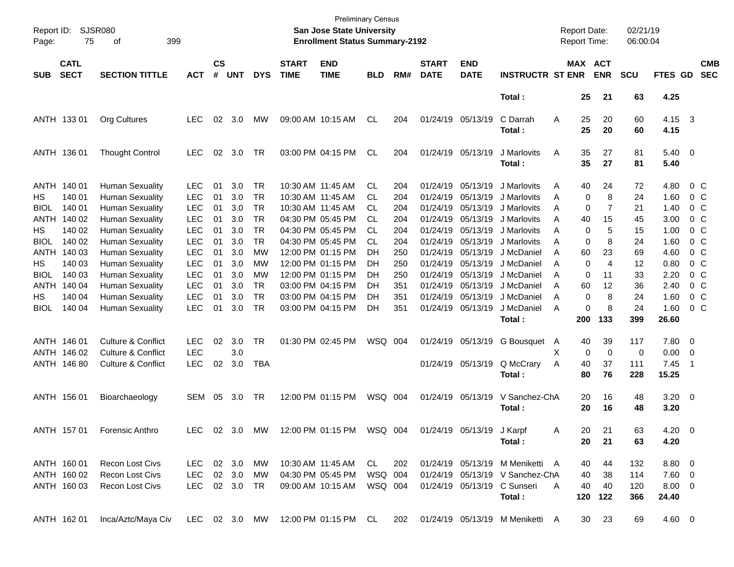Preliminary Census

**San Jose State University**

**Enrollment Status Summary-2192**

Report ID: SJSR080

Report Date: 02/21/19

Report Time: 06:00:04

| SUB | CATL SECT | SECTION TITTLE | ACT | CS # | UNT | DYS | START TIME | END TIME | BLD | RM# | START DATE | END DATE | INSTRUCTR | ST | MAX ENR | ACT ENR | SCU | FTES | GD | CMB SEC |
|---|---|---|---|---|---|---|---|---|---|---|---|---|---|---|---|---|---|---|---|---|
| | | | | | | | | | | | | | **Total :** | | **25** | **21** | **63** | **4.25** | | |
| ANTH | 133 01 | Org Cultures | LEC | 02 | 3.0 | MW | 09:00 AM | 10:15 AM | CL | 204 | 01/24/19 | 05/13/19 | C Darrah | A | 25 | 20 | 60 | 4.15 | 3 | |
| | | | | | | | | | | | | | **Total :** | | **25** | **20** | **60** | **4.15** | | |
| ANTH | 136 01 | Thought Control | LEC | 02 | 3.0 | TR | 03:00 PM | 04:15 PM | CL | 204 | 01/24/19 | 05/13/19 | J Marlovits | A | 35 | 27 | 81 | 5.40 | 0 | |
| | | | | | | | | | | | | | **Total :** | | **35** | **27** | **81** | **5.40** | | |
| ANTH | 140 01 | Human Sexuality | LEC | 01 | 3.0 | TR | 10:30 AM | 11:45 AM | CL | 204 | 01/24/19 | 05/13/19 | J Marlovits | A | 40 | 24 | 72 | 4.80 | 0 | C |
| HS | 140 01 | Human Sexuality | LEC | 01 | 3.0 | TR | 10:30 AM | 11:45 AM | CL | 204 | 01/24/19 | 05/13/19 | J Marlovits | A | 0 | 8 | 24 | 1.60 | 0 | C |
| BIOL | 140 01 | Human Sexuality | LEC | 01 | 3.0 | TR | 10:30 AM | 11:45 AM | CL | 204 | 01/24/19 | 05/13/19 | J Marlovits | A | 0 | 7 | 21 | 1.40 | 0 | C |
| ANTH | 140 02 | Human Sexuality | LEC | 01 | 3.0 | TR | 04:30 PM | 05:45 PM | CL | 204 | 01/24/19 | 05/13/19 | J Marlovits | A | 40 | 15 | 45 | 3.00 | 0 | C |
| HS | 140 02 | Human Sexuality | LEC | 01 | 3.0 | TR | 04:30 PM | 05:45 PM | CL | 204 | 01/24/19 | 05/13/19 | J Marlovits | A | 0 | 5 | 15 | 1.00 | 0 | C |
| BIOL | 140 02 | Human Sexuality | LEC | 01 | 3.0 | TR | 04:30 PM | 05:45 PM | CL | 204 | 01/24/19 | 05/13/19 | J Marlovits | A | 0 | 8 | 24 | 1.60 | 0 | C |
| ANTH | 140 03 | Human Sexuality | LEC | 01 | 3.0 | MW | 12:00 PM | 01:15 PM | DH | 250 | 01/24/19 | 05/13/19 | J McDaniel | A | 60 | 23 | 69 | 4.60 | 0 | C |
| HS | 140 03 | Human Sexuality | LEC | 01 | 3.0 | MW | 12:00 PM | 01:15 PM | DH | 250 | 01/24/19 | 05/13/19 | J McDaniel | A | 0 | 4 | 12 | 0.80 | 0 | C |
| BIOL | 140 03 | Human Sexuality | LEC | 01 | 3.0 | MW | 12:00 PM | 01:15 PM | DH | 250 | 01/24/19 | 05/13/19 | J McDaniel | A | 0 | 11 | 33 | 2.20 | 0 | C |
| ANTH | 140 04 | Human Sexuality | LEC | 01 | 3.0 | TR | 03:00 PM | 04:15 PM | DH | 351 | 01/24/19 | 05/13/19 | J McDaniel | A | 60 | 12 | 36 | 2.40 | 0 | C |
| HS | 140 04 | Human Sexuality | LEC | 01 | 3.0 | TR | 03:00 PM | 04:15 PM | DH | 351 | 01/24/19 | 05/13/19 | J McDaniel | A | 0 | 8 | 24 | 1.60 | 0 | C |
| BIOL | 140 04 | Human Sexuality | LEC | 01 | 3.0 | TR | 03:00 PM | 04:15 PM | DH | 351 | 01/24/19 | 05/13/19 | J McDaniel | A | 0 | 8 | 24 | 1.60 | 0 | C |
| | | | | | | | | | | | | | **Total :** | | **200** | **133** | **399** | **26.60** | | |
| ANTH | 146 01 | Culture & Conflict | LEC | 02 | 3.0 | TR | 01:30 PM | 02:45 PM | WSQ | 004 | 01/24/19 | 05/13/19 | G Bousquet | A | 40 | 39 | 117 | 7.80 | 0 | |
| ANTH | 146 02 | Culture & Conflict | LEC | | 3.0 | | | | | | | | | X | 0 | 0 | 0 | 0.00 | 0 | |
| ANTH | 146 80 | Culture & Conflict | LEC | 02 | 3.0 | TBA | | | | | 01/24/19 | 05/13/19 | Q McCrary | A | 40 | 37 | 111 | 7.45 | 1 | |
| | | | | | | | | | | | | | **Total :** | | **80** | **76** | **228** | **15.25** | | |
| ANTH | 156 01 | Bioarchaeology | SEM | 05 | 3.0 | TR | 12:00 PM | 01:15 PM | WSQ | 004 | 01/24/19 | 05/13/19 | V Sanchez-Ch | A | 20 | 16 | 48 | 3.20 | 0 | |
| | | | | | | | | | | | | | **Total :** | | **20** | **16** | **48** | **3.20** | | |
| ANTH | 157 01 | Forensic Anthro | LEC | 02 | 3.0 | MW | 12:00 PM | 01:15 PM | WSQ | 004 | 01/24/19 | 05/13/19 | J Karpf | A | 20 | 21 | 63 | 4.20 | 0 | |
| | | | | | | | | | | | | | **Total :** | | **20** | **21** | **63** | **4.20** | | |
| ANTH | 160 01 | Recon Lost Civs | LEC | 02 | 3.0 | MW | 10:30 AM | 11:45 AM | CL | 202 | 01/24/19 | 05/13/19 | M Meniketti | A | 40 | 44 | 132 | 8.80 | 0 | |
| ANTH | 160 02 | Recon Lost Civs | LEC | 02 | 3.0 | MW | 04:30 PM | 05:45 PM | WSQ | 004 | 01/24/19 | 05/13/19 | V Sanchez-Ch | A | 40 | 38 | 114 | 7.60 | 0 | |
| ANTH | 160 03 | Recon Lost Civs | LEC | 02 | 3.0 | TR | 09:00 AM | 10:15 AM | WSQ | 004 | 01/24/19 | 05/13/19 | C Sunseri | A | 40 | 40 | 120 | 8.00 | 0 | |
| | | | | | | | | | | | | | **Total :** | | **120** | **122** | **366** | **24.40** | | |
| ANTH | 162 01 | Inca/Aztc/Maya Civ | LEC | 02 | 3.0 | MW | 12:00 PM | 01:15 PM | CL | 202 | 01/24/19 | 05/13/19 | M Meniketti | A | 30 | 23 | 69 | 4.60 | 0 | |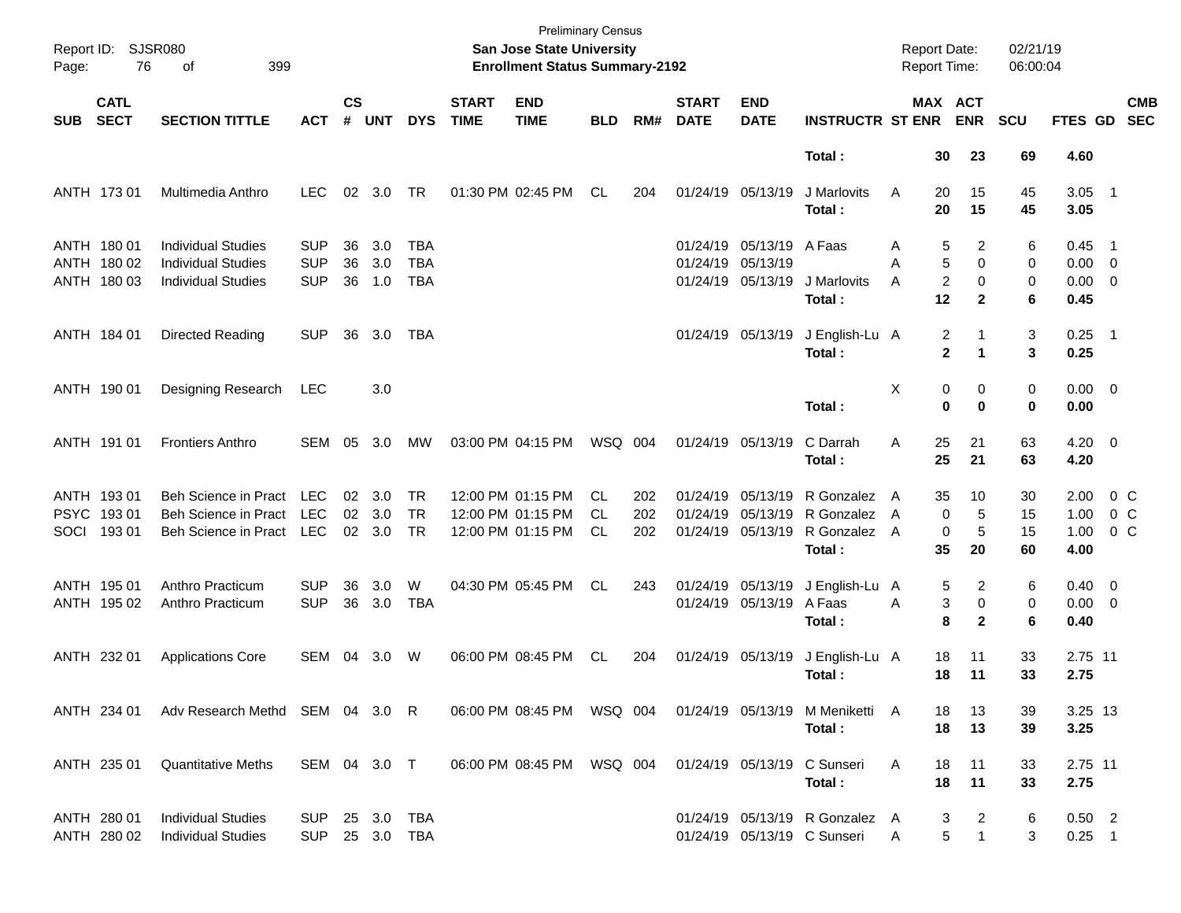Preliminary Census

**San Jose State University**

**Enrollment Status Summary-2192**

Report ID: SJSR080

Report Date: 02/21/19
Report Time: 06:00:04

| SUB | CATL SECT | SECTION TITTLE | ACT | CS # | UNT | DYS | START TIME | END TIME | BLD | RM# | START DATE | END DATE | INSTRUCTR | ST | MAX ENR | ACT ENR | SCU | FTES | GD | CMB SEC |
|---|---|---|---|---|---|---|---|---|---|---|---|---|---|---|---|---|---|---|---|---|
| | | | | | | | | | | | | | **Total :** | | **30** | **23** | **69** | **4.60** | | |
| ANTH | 173 01 | Multimedia Anthro | LEC | 02 | 3.0 | TR | 01:30 PM | 02:45 PM | CL | 204 | 01/24/19 | 05/13/19 | J Marlovits | A | 20 | 15 | 45 | 3.05 | 1 | |
| | | | | | | | | | | | | | **Total :** | | **20** | **15** | **45** | **3.05** | | |
| ANTH | 180 01 | Individual Studies | SUP | 36 | 3.0 | TBA | | | | | 01/24/19 | 05/13/19 | A Faas | A | 5 | 2 | 6 | 0.45 | 1 | |
| ANTH | 180 02 | Individual Studies | SUP | 36 | 3.0 | TBA | | | | | 01/24/19 | 05/13/19 | | A | 5 | 0 | 0 | 0.00 | 0 | |
| ANTH | 180 03 | Individual Studies | SUP | 36 | 1.0 | TBA | | | | | 01/24/19 | 05/13/19 | J Marlovits | A | 2 | 0 | 0 | 0.00 | 0 | |
| | | | | | | | | | | | | | **Total :** | | **12** | **2** | **6** | **0.45** | | |
| ANTH | 184 01 | Directed Reading | SUP | 36 | 3.0 | TBA | | | | | 01/24/19 | 05/13/19 | J English-Lu | A | 2 | 1 | 3 | 0.25 | 1 | |
| | | | | | | | | | | | | | **Total :** | | **2** | **1** | **3** | **0.25** | | |
| ANTH | 190 01 | Designing Research | LEC | | 3.0 | | | | | | | | | X | 0 | 0 | 0 | 0.00 | 0 | |
| | | | | | | | | | | | | | **Total :** | | **0** | **0** | **0** | **0.00** | | |
| ANTH | 191 01 | Frontiers Anthro | SEM | 05 | 3.0 | MW | 03:00 PM | 04:15 PM | WSQ | 004 | 01/24/19 | 05/13/19 | C Darrah | A | 25 | 21 | 63 | 4.20 | 0 | |
| | | | | | | | | | | | | | **Total :** | | **25** | **21** | **63** | **4.20** | | |
| ANTH | 193 01 | Beh Science in Pract | LEC | 02 | 3.0 | TR | 12:00 PM | 01:15 PM | CL | 202 | 01/24/19 | 05/13/19 | R Gonzalez | A | 35 | 10 | 30 | 2.00 | 0 | C |
| PSYC | 193 01 | Beh Science in Pract | LEC | 02 | 3.0 | TR | 12:00 PM | 01:15 PM | CL | 202 | 01/24/19 | 05/13/19 | R Gonzalez | A | 0 | 5 | 15 | 1.00 | 0 | C |
| SOCI | 193 01 | Beh Science in Pract | LEC | 02 | 3.0 | TR | 12:00 PM | 01:15 PM | CL | 202 | 01/24/19 | 05/13/19 | R Gonzalez | A | 0 | 5 | 15 | 1.00 | 0 | C |
| | | | | | | | | | | | | | **Total :** | | **35** | **20** | **60** | **4.00** | | |
| ANTH | 195 01 | Anthro Practicum | SUP | 36 | 3.0 | W | 04:30 PM | 05:45 PM | CL | 243 | 01/24/19 | 05/13/19 | J English-Lu | A | 5 | 2 | 6 | 0.40 | 0 | |
| ANTH | 195 02 | Anthro Practicum | SUP | 36 | 3.0 | TBA | | | | | 01/24/19 | 05/13/19 | A Faas | A | 3 | 0 | 0 | 0.00 | 0 | |
| | | | | | | | | | | | | | **Total :** | | **8** | **2** | **6** | **0.40** | | |
| ANTH | 232 01 | Applications Core | SEM | 04 | 3.0 | W | 06:00 PM | 08:45 PM | CL | 204 | 01/24/19 | 05/13/19 | J English-Lu | A | 18 | 11 | 33 | 2.75 | 11 | |
| | | | | | | | | | | | | | **Total :** | | **18** | **11** | **33** | **2.75** | | |
| ANTH | 234 01 | Adv Research Methd | SEM | 04 | 3.0 | R | 06:00 PM | 08:45 PM | WSQ | 004 | 01/24/19 | 05/13/19 | M Meniketti | A | 18 | 13 | 39 | 3.25 | 13 | |
| | | | | | | | | | | | | | **Total :** | | **18** | **13** | **39** | **3.25** | | |
| ANTH | 235 01 | Quantitative Meths | SEM | 04 | 3.0 | T | 06:00 PM | 08:45 PM | WSQ | 004 | 01/24/19 | 05/13/19 | C Sunseri | A | 18 | 11 | 33 | 2.75 | 11 | |
| | | | | | | | | | | | | | **Total :** | | **18** | **11** | **33** | **2.75** | | |
| ANTH | 280 01 | Individual Studies | SUP | 25 | 3.0 | TBA | | | | | 01/24/19 | 05/13/19 | R Gonzalez | A | 3 | 2 | 6 | 0.50 | 2 | |
| ANTH | 280 02 | Individual Studies | SUP | 25 | 3.0 | TBA | | | | | 01/24/19 | 05/13/19 | C Sunseri | A | 5 | 1 | 3 | 0.25 | 1 | |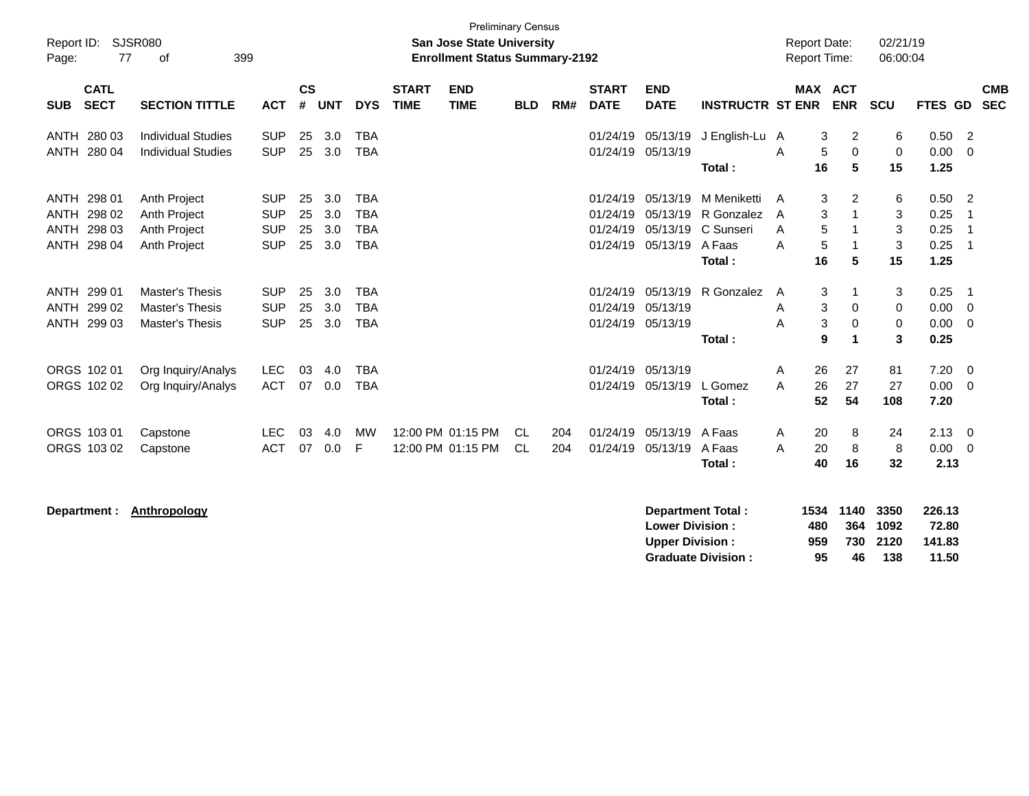Preliminary Census

**San Jose State University**

**Enrollment Status Summary-2192**

Report ID: SJSR080

Report Date: 02/21/19

Report Time: 06:00:04

| SUB | CATL SECT | SECTION TITTLE | ACT | CS # | UNT | DYS | START TIME | END TIME | BLD | RM# | START DATE | END DATE | INSTRUCTR | ST | MAX ENR | ACT ENR | SCU | FTES | GD | CMB SEC |
|---|---|---|---|---|---|---|---|---|---|---|---|---|---|---|---|---|---|---|---|---|
| ANTH | 280 03 | Individual Studies | SUP | 25 | 3.0 | TBA | | | | | 01/24/19 | 05/13/19 | J English-Lu | A | 3 | 2 | 6 | 0.50 | 2 | |
| ANTH | 280 04 | Individual Studies | SUP | 25 | 3.0 | TBA | | | | | 01/24/19 | 05/13/19 | | A | 5 | 0 | 0 | 0.00 | 0 | |
| | | | | | | | | | | | | | **Total :** | | **16** | **5** | **15** | **1.25** | | |
| ANTH | 298 01 | Anth Project | SUP | 25 | 3.0 | TBA | | | | | 01/24/19 | 05/13/19 | M Meniketti | A | 3 | 2 | 6 | 0.50 | 2 | |
| ANTH | 298 02 | Anth Project | SUP | 25 | 3.0 | TBA | | | | | 01/24/19 | 05/13/19 | R Gonzalez | A | 3 | 1 | 3 | 0.25 | 1 | |
| ANTH | 298 03 | Anth Project | SUP | 25 | 3.0 | TBA | | | | | 01/24/19 | 05/13/19 | C Sunseri | A | 5 | 1 | 3 | 0.25 | 1 | |
| ANTH | 298 04 | Anth Project | SUP | 25 | 3.0 | TBA | | | | | 01/24/19 | 05/13/19 | A Faas | A | 5 | 1 | 3 | 0.25 | 1 | |
| | | | | | | | | | | | | | **Total :** | | **16** | **5** | **15** | **1.25** | | |
| ANTH | 299 01 | Master's Thesis | SUP | 25 | 3.0 | TBA | | | | | 01/24/19 | 05/13/19 | R Gonzalez | A | 3 | 1 | 3 | 0.25 | 1 | |
| ANTH | 299 02 | Master's Thesis | SUP | 25 | 3.0 | TBA | | | | | 01/24/19 | 05/13/19 | | A | 3 | 0 | 0 | 0.00 | 0 | |
| ANTH | 299 03 | Master's Thesis | SUP | 25 | 3.0 | TBA | | | | | 01/24/19 | 05/13/19 | | A | 3 | 0 | 0 | 0.00 | 0 | |
| | | | | | | | | | | | | | **Total :** | | **9** | **1** | **3** | **0.25** | | |
| ORGS | 102 01 | Org Inquiry/Analys | LEC | 03 | 4.0 | TBA | | | | | 01/24/19 | 05/13/19 | | A | 26 | 27 | 81 | 7.20 | 0 | |
| ORGS | 102 02 | Org Inquiry/Analys | ACT | 07 | 0.0 | TBA | | | | | 01/24/19 | 05/13/19 | L Gomez | A | 26 | 27 | 27 | 0.00 | 0 | |
| | | | | | | | | | | | | | **Total :** | | **52** | **54** | **108** | **7.20** | | |
| ORGS | 103 01 | Capstone | LEC | 03 | 4.0 | MW | 12:00 PM | 01:15 PM | CL | 204 | 01/24/19 | 05/13/19 | A Faas | A | 20 | 8 | 24 | 2.13 | 0 | |
| ORGS | 103 02 | Capstone | ACT | 07 | 0.0 | F | 12:00 PM | 01:15 PM | CL | 204 | 01/24/19 | 05/13/19 | A Faas | A | 20 | 8 | 8 | 0.00 | 0 | |
| | | | | | | | | | | | | | **Total :** | | **40** | **16** | **32** | **2.13** | | |

**Department :** **Anthropology**

| | MAX ENR | ACT ENR | SCU | FTES |
|---|---|---|---|---|
| **Department Total :** | **1534** | **1140** | **3350** | **226.13** |
| **Lower Division :** | **480** | **364** | **1092** | **72.80** |
| **Upper Division :** | **959** | **730** | **2120** | **141.83** |
| **Graduate Division :** | **95** | **46** | **138** | **11.50** |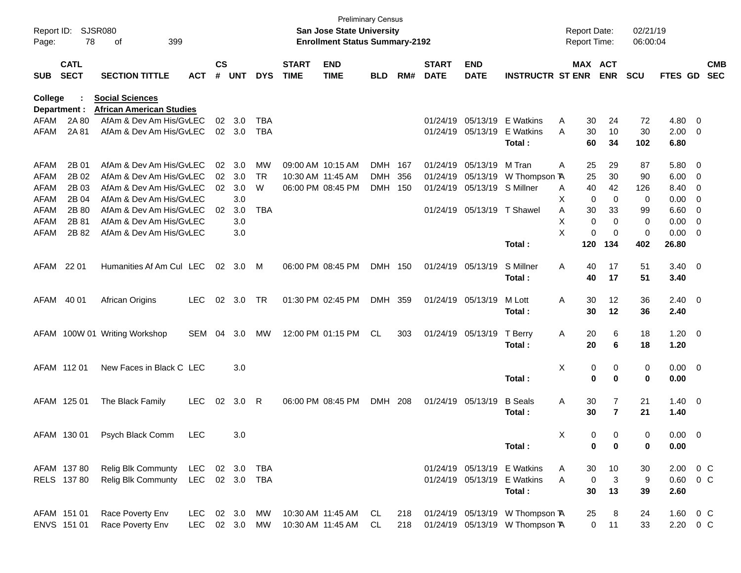Preliminary Census

**San Jose State University**

**Enrollment Status Summary-2192**

Report ID: SJSR080

Report Date: 02/21/19

Report Time: 06:00:04

**College : Social Sciences**

**Department : African American Studies**

| SUB | CATL SECT | SECTION TITTLE | ACT | CS # | UNT | DYS | START TIME | END TIME | BLD | RM# | START DATE | END DATE | INSTRUCTR | ST | MAX ENR | ACT ENR | SCU | FTES | GD | CMB SEC |
|---|---|---|---|---|---|---|---|---|---|---|---|---|---|---|---|---|---|---|---|---|
| AFAM | 2A 80 | AfAm & Dev Am His/Gv | LEC | 02 | 3.0 | TBA | | | | | 01/24/19 | 05/13/19 | E Watkins | A | 30 | 24 | 72 | 4.80 | 0 | |
| AFAM | 2A 81 | AfAm & Dev Am His/Gv | LEC | 02 | 3.0 | TBA | | | | | 01/24/19 | 05/13/19 | E Watkins | A | 30 | 10 | 30 | 2.00 | 0 | |
| | | | | | | | | | | | | | **Total :** | | **60** | **34** | **102** | **6.80** | | |
| AFAM | 2B 01 | AfAm & Dev Am His/Gv | LEC | 02 | 3.0 | MW | 09:00 AM | 10:15 AM | DMH | 167 | 01/24/19 | 05/13/19 | M Tran | A | 25 | 29 | 87 | 5.80 | 0 | |
| AFAM | 2B 02 | AfAm & Dev Am His/Gv | LEC | 02 | 3.0 | TR | 10:30 AM | 11:45 AM | DMH | 356 | 01/24/19 | 05/13/19 | W Thompson T | A | 25 | 30 | 90 | 6.00 | 0 | |
| AFAM | 2B 03 | AfAm & Dev Am His/Gv | LEC | 02 | 3.0 | W | 06:00 PM | 08:45 PM | DMH | 150 | 01/24/19 | 05/13/19 | S Millner | A | 40 | 42 | 126 | 8.40 | 0 | |
| AFAM | 2B 04 | AfAm & Dev Am His/Gv | LEC | | 3.0 | | | | | | | | | X | 0 | 0 | 0 | 0.00 | 0 | |
| AFAM | 2B 80 | AfAm & Dev Am His/Gv | LEC | 02 | 3.0 | TBA | | | | | 01/24/19 | 05/13/19 | T Shawel | A | 30 | 33 | 99 | 6.60 | 0 | |
| AFAM | 2B 81 | AfAm & Dev Am His/Gv | LEC | | 3.0 | | | | | | | | | X | 0 | 0 | 0 | 0.00 | 0 | |
| AFAM | 2B 82 | AfAm & Dev Am His/Gv | LEC | | 3.0 | | | | | | | | | X | 0 | 0 | 0 | 0.00 | 0 | |
| | | | | | | | | | | | | | **Total :** | | **120** | **134** | **402** | **26.80** | | |
| AFAM | 22 01 | Humanities Af Am Cul | LEC | 02 | 3.0 | M | 06:00 PM | 08:45 PM | DMH | 150 | 01/24/19 | 05/13/19 | S Millner | A | 40 | 17 | 51 | 3.40 | 0 | |
| | | | | | | | | | | | | | **Total :** | | **40** | **17** | **51** | **3.40** | | |
| AFAM | 40 01 | African Origins | LEC | 02 | 3.0 | TR | 01:30 PM | 02:45 PM | DMH | 359 | 01/24/19 | 05/13/19 | M Lott | A | 30 | 12 | 36 | 2.40 | 0 | |
| | | | | | | | | | | | | | **Total :** | | **30** | **12** | **36** | **2.40** | | |
| AFAM | 100W 01 | Writing Workshop | SEM | 04 | 3.0 | MW | 12:00 PM | 01:15 PM | CL | 303 | 01/24/19 | 05/13/19 | T Berry | A | 20 | 6 | 18 | 1.20 | 0 | |
| | | | | | | | | | | | | | **Total :** | | **20** | **6** | **18** | **1.20** | | |
| AFAM | 112 01 | New Faces in Black C | LEC | | 3.0 | | | | | | | | | X | 0 | 0 | 0 | 0.00 | 0 | |
| | | | | | | | | | | | | | **Total :** | | **0** | **0** | **0** | **0.00** | | |
| AFAM | 125 01 | The Black Family | LEC | 02 | 3.0 | R | 06:00 PM | 08:45 PM | DMH | 208 | 01/24/19 | 05/13/19 | B Seals | A | 30 | 7 | 21 | 1.40 | 0 | |
| | | | | | | | | | | | | | **Total :** | | **30** | **7** | **21** | **1.40** | | |
| AFAM | 130 01 | Psych Black Comm | LEC | | 3.0 | | | | | | | | | X | 0 | 0 | 0 | 0.00 | 0 | |
| | | | | | | | | | | | | | **Total :** | | **0** | **0** | **0** | **0.00** | | |
| AFAM | 137 80 | Relig Blk Communty | LEC | 02 | 3.0 | TBA | | | | | 01/24/19 | 05/13/19 | E Watkins | A | 30 | 10 | 30 | 2.00 | 0 | C |
| RELS | 137 80 | Relig Blk Communty | LEC | 02 | 3.0 | TBA | | | | | 01/24/19 | 05/13/19 | E Watkins | A | 0 | 3 | 9 | 0.60 | 0 | C |
| | | | | | | | | | | | | | **Total :** | | **30** | **13** | **39** | **2.60** | | |
| AFAM | 151 01 | Race Poverty Env | LEC | 02 | 3.0 | MW | 10:30 AM | 11:45 AM | CL | 218 | 01/24/19 | 05/13/19 | W Thompson T | A | 25 | 8 | 24 | 1.60 | 0 | C |
| ENVS | 151 01 | Race Poverty Env | LEC | 02 | 3.0 | MW | 10:30 AM | 11:45 AM | CL | 218 | 01/24/19 | 05/13/19 | W Thompson T | A | 0 | 11 | 33 | 2.20 | 0 | C |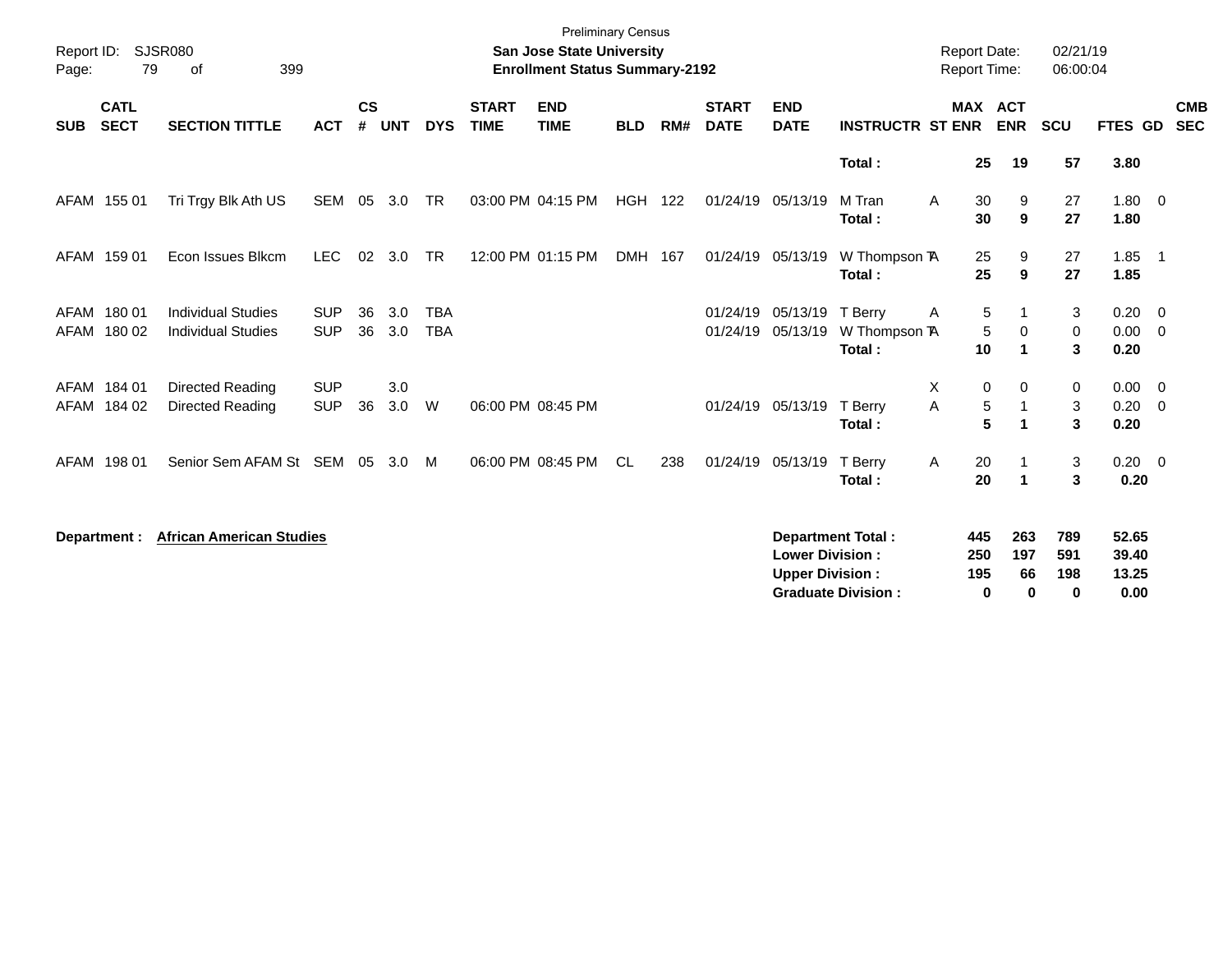Preliminary Census

**San Jose State University**

**Enrollment Status Summary-2192**

Report ID: SJSR080

Report Date: 02/21/19

Report Time: 06:00:04

| SUB | CATL SECT | SECTION TITTLE | ACT | CS # | UNT | DYS | START TIME | END TIME | BLD | RM# | START DATE | END DATE | INSTRUCTR | ST | MAX ENR | ACT ENR | SCU | FTES | GD | CMB SEC |
|---|---|---|---|---|---|---|---|---|---|---|---|---|---|---|---|---|---|---|---|---|
| | | | | | | | | | | | | | **Total :** | | **25** | **19** | **57** | **3.80** | | |
| AFAM | 155 01 | Tri Trgy Blk Ath US | SEM | 05 | 3.0 | TR | 03:00 PM | 04:15 PM | HGH | 122 | 01/24/19 | 05/13/19 | M Tran | A | 30 | 9 | 27 | 1.80 | 0 | |
| | | | | | | | | | | | | | **Total :** | | **30** | **9** | **27** | **1.80** | | |
| AFAM | 159 01 | Econ Issues Blkcm | LEC | 02 | 3.0 | TR | 12:00 PM | 01:15 PM | DMH | 167 | 01/24/19 | 05/13/19 | W Thompson T | A | 25 | 9 | 27 | 1.85 | 1 | |
| | | | | | | | | | | | | | **Total :** | | **25** | **9** | **27** | **1.85** | | |
| AFAM | 180 01 | Individual Studies | SUP | 36 | 3.0 | TBA | | | | | 01/24/19 | 05/13/19 | T Berry | A | 5 | 1 | 3 | 0.20 | 0 | |
| AFAM | 180 02 | Individual Studies | SUP | 36 | 3.0 | TBA | | | | | 01/24/19 | 05/13/19 | W Thompson T | A | 5 | 0 | 0 | 0.00 | 0 | |
| | | | | | | | | | | | | | **Total :** | | **10** | **1** | **3** | **0.20** | | |
| AFAM | 184 01 | Directed Reading | SUP | | 3.0 | | | | | | | | | X | 0 | 0 | 0 | 0.00 | 0 | |
| AFAM | 184 02 | Directed Reading | SUP | 36 | 3.0 | W | 06:00 PM | 08:45 PM | | | 01/24/19 | 05/13/19 | T Berry | A | 5 | 1 | 3 | 0.20 | 0 | |
| | | | | | | | | | | | | | **Total :** | | **5** | **1** | **3** | **0.20** | | |
| AFAM | 198 01 | Senior Sem AFAM St | SEM | 05 | 3.0 | M | 06:00 PM | 08:45 PM | CL | 238 | 01/24/19 | 05/13/19 | T Berry | A | 20 | 1 | 3 | 0.20 | 0 | |
| | | | | | | | | | | | | | **Total :** | | **20** | **1** | **3** | **0.20** | | |

**Department :** **African American Studies**

| | MAX ENR | ACT ENR | SCU | FTES |
|---|---|---|---|---|
| **Department Total :** | **445** | **263** | **789** | **52.65** |
| **Lower Division :** | **250** | **197** | **591** | **39.40** |
| **Upper Division :** | **195** | **66** | **198** | **13.25** |
| **Graduate Division :** | **0** | **0** | **0** | **0.00** |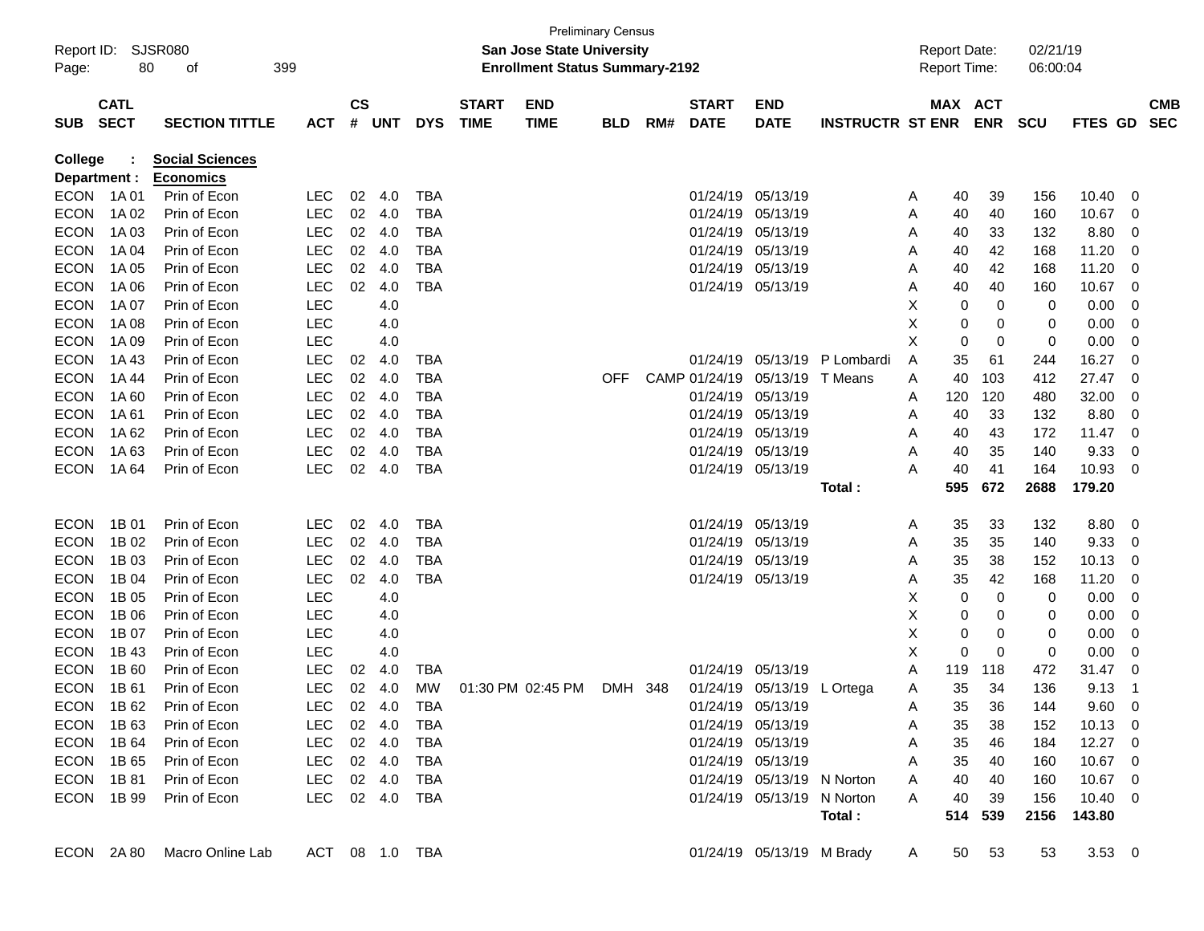Preliminary Census

**San Jose State University**
**Enrollment Status Summary-2192**

Report ID: SJSR080
Report Date: 02/21/19
Report Time: 06:00:04

| SUB | CATL SECT | SECTION TITTLE | ACT | CS # | UNT | DYS | START TIME | END TIME | BLD | RM# | START DATE | END DATE | INSTRUCTR | ST | MAX ENR | ACT ENR | SCU | FTES | GD | CMB SEC |
|---|---|---|---|---|---|---|---|---|---|---|---|---|---|---|---|---|---|---|---|---|
| **College : Social Sciences** | | | | | | | | | | | | | | | | | | | | |
| **Department : Economics** | | | | | | | | | | | | | | | | | | | | |
| ECON | 1A 01 | Prin of Econ | LEC | 02 | 4.0 | TBA | | | | | 01/24/19 | 05/13/19 | | A | 40 | 39 | 156 | 10.40 | 0 | |
| ECON | 1A 02 | Prin of Econ | LEC | 02 | 4.0 | TBA | | | | | 01/24/19 | 05/13/19 | | A | 40 | 40 | 160 | 10.67 | 0 | |
| ECON | 1A 03 | Prin of Econ | LEC | 02 | 4.0 | TBA | | | | | 01/24/19 | 05/13/19 | | A | 40 | 33 | 132 | 8.80 | 0 | |
| ECON | 1A 04 | Prin of Econ | LEC | 02 | 4.0 | TBA | | | | | 01/24/19 | 05/13/19 | | A | 40 | 42 | 168 | 11.20 | 0 | |
| ECON | 1A 05 | Prin of Econ | LEC | 02 | 4.0 | TBA | | | | | 01/24/19 | 05/13/19 | | A | 40 | 42 | 168 | 11.20 | 0 | |
| ECON | 1A 06 | Prin of Econ | LEC | 02 | 4.0 | TBA | | | | | 01/24/19 | 05/13/19 | | A | 40 | 40 | 160 | 10.67 | 0 | |
| ECON | 1A 07 | Prin of Econ | LEC | | 4.0 | | | | | | | | | X | 0 | 0 | 0 | 0.00 | 0 | |
| ECON | 1A 08 | Prin of Econ | LEC | | 4.0 | | | | | | | | | X | 0 | 0 | 0 | 0.00 | 0 | |
| ECON | 1A 09 | Prin of Econ | LEC | | 4.0 | | | | | | | | | X | 0 | 0 | 0 | 0.00 | 0 | |
| ECON | 1A 43 | Prin of Econ | LEC | 02 | 4.0 | TBA | | | | | 01/24/19 | 05/13/19 | P Lombardi | A | 35 | 61 | 244 | 16.27 | 0 | |
| ECON | 1A 44 | Prin of Econ | LEC | 02 | 4.0 | TBA | | | OFF | CAMP | 01/24/19 | 05/13/19 | T Means | A | 40 | 103 | 412 | 27.47 | 0 | |
| ECON | 1A 60 | Prin of Econ | LEC | 02 | 4.0 | TBA | | | | | 01/24/19 | 05/13/19 | | A | 120 | 120 | 480 | 32.00 | 0 | |
| ECON | 1A 61 | Prin of Econ | LEC | 02 | 4.0 | TBA | | | | | 01/24/19 | 05/13/19 | | A | 40 | 33 | 132 | 8.80 | 0 | |
| ECON | 1A 62 | Prin of Econ | LEC | 02 | 4.0 | TBA | | | | | 01/24/19 | 05/13/19 | | A | 40 | 43 | 172 | 11.47 | 0 | |
| ECON | 1A 63 | Prin of Econ | LEC | 02 | 4.0 | TBA | | | | | 01/24/19 | 05/13/19 | | A | 40 | 35 | 140 | 9.33 | 0 | |
| ECON | 1A 64 | Prin of Econ | LEC | 02 | 4.0 | TBA | | | | | 01/24/19 | 05/13/19 | | A | 40 | 41 | 164 | 10.93 | 0 | |
| | | | | | | | | | | | | | **Total :** | | **595** | **672** | **2688** | **179.20** | | |
| ECON | 1B 01 | Prin of Econ | LEC | 02 | 4.0 | TBA | | | | | 01/24/19 | 05/13/19 | | A | 35 | 33 | 132 | 8.80 | 0 | |
| ECON | 1B 02 | Prin of Econ | LEC | 02 | 4.0 | TBA | | | | | 01/24/19 | 05/13/19 | | A | 35 | 35 | 140 | 9.33 | 0 | |
| ECON | 1B 03 | Prin of Econ | LEC | 02 | 4.0 | TBA | | | | | 01/24/19 | 05/13/19 | | A | 35 | 38 | 152 | 10.13 | 0 | |
| ECON | 1B 04 | Prin of Econ | LEC | 02 | 4.0 | TBA | | | | | 01/24/19 | 05/13/19 | | A | 35 | 42 | 168 | 11.20 | 0 | |
| ECON | 1B 05 | Prin of Econ | LEC | | 4.0 | | | | | | | | | X | 0 | 0 | 0 | 0.00 | 0 | |
| ECON | 1B 06 | Prin of Econ | LEC | | 4.0 | | | | | | | | | X | 0 | 0 | 0 | 0.00 | 0 | |
| ECON | 1B 07 | Prin of Econ | LEC | | 4.0 | | | | | | | | | X | 0 | 0 | 0 | 0.00 | 0 | |
| ECON | 1B 43 | Prin of Econ | LEC | | 4.0 | | | | | | | | | X | 0 | 0 | 0 | 0.00 | 0 | |
| ECON | 1B 60 | Prin of Econ | LEC | 02 | 4.0 | TBA | | | | | 01/24/19 | 05/13/19 | | A | 119 | 118 | 472 | 31.47 | 0 | |
| ECON | 1B 61 | Prin of Econ | LEC | 02 | 4.0 | MW | 01:30 PM | 02:45 PM | DMH | 348 | 01/24/19 | 05/13/19 | L Ortega | A | 35 | 34 | 136 | 9.13 | 1 | |
| ECON | 1B 62 | Prin of Econ | LEC | 02 | 4.0 | TBA | | | | | 01/24/19 | 05/13/19 | | A | 35 | 36 | 144 | 9.60 | 0 | |
| ECON | 1B 63 | Prin of Econ | LEC | 02 | 4.0 | TBA | | | | | 01/24/19 | 05/13/19 | | A | 35 | 38 | 152 | 10.13 | 0 | |
| ECON | 1B 64 | Prin of Econ | LEC | 02 | 4.0 | TBA | | | | | 01/24/19 | 05/13/19 | | A | 35 | 46 | 184 | 12.27 | 0 | |
| ECON | 1B 65 | Prin of Econ | LEC | 02 | 4.0 | TBA | | | | | 01/24/19 | 05/13/19 | | A | 35 | 40 | 160 | 10.67 | 0 | |
| ECON | 1B 81 | Prin of Econ | LEC | 02 | 4.0 | TBA | | | | | 01/24/19 | 05/13/19 | N Norton | A | 40 | 40 | 160 | 10.67 | 0 | |
| ECON | 1B 99 | Prin of Econ | LEC | 02 | 4.0 | TBA | | | | | 01/24/19 | 05/13/19 | N Norton | A | 40 | 39 | 156 | 10.40 | 0 | |
| | | | | | | | | | | | | | **Total :** | | **514** | **539** | **2156** | **143.80** | | |
| ECON | 2A 80 | Macro Online Lab | ACT | 08 | 1.0 | TBA | | | | | 01/24/19 | 05/13/19 | M Brady | A | 50 | 53 | 53 | 3.53 | 0 | |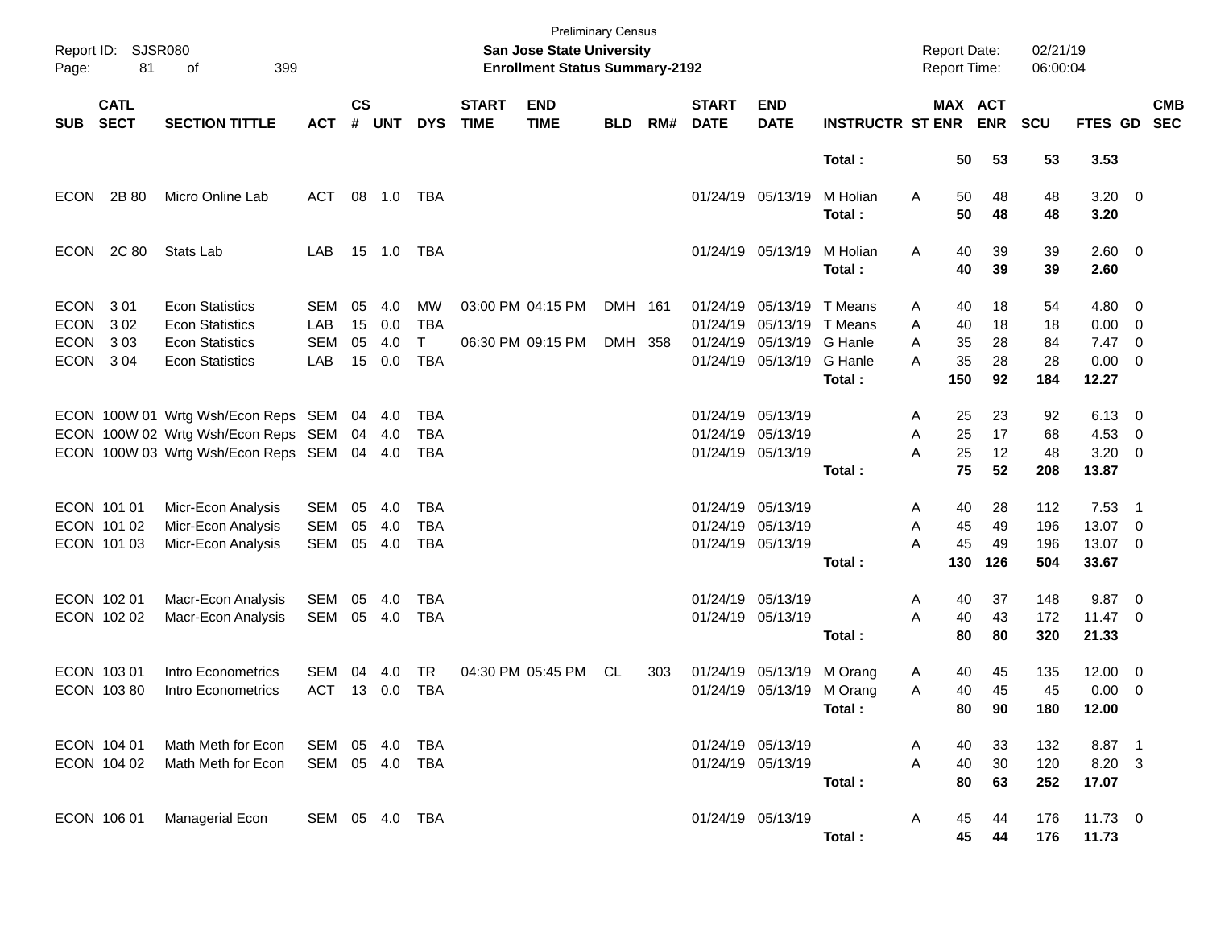Preliminary Census
**San Jose State University**
**Enrollment Status Summary-2192**

Report ID: SJSR080
Report Date: 02/21/19
Report Time: 06:00:04

| SUB | CATL SECT | SECTION TITTLE | ACT | CS # | UNT | DYS | START TIME | END TIME | BLD | RM# | START DATE | END DATE | INSTRUCTR | ST | MAX ENR | ACT ENR | SCU | FTES | GD | CMB SEC |
|---|---|---|---|---|---|---|---|---|---|---|---|---|---|---|---|---|---|---|---|---|
| | | | | | | | | | | | | | **Total :** | | **50** | **53** | **53** | **3.53** | | |
| ECON | 2B 80 | Micro Online Lab | ACT | 08 | 1.0 | TBA | | | | | 01/24/19 | 05/13/19 | M Holian | A | 50 | 48 | 48 | 3.20 | 0 | |
| | | | | | | | | | | | | | **Total :** | | **50** | **48** | **48** | **3.20** | | |
| ECON | 2C 80 | Stats Lab | LAB | 15 | 1.0 | TBA | | | | | 01/24/19 | 05/13/19 | M Holian | A | 40 | 39 | 39 | 2.60 | 0 | |
| | | | | | | | | | | | | | **Total :** | | **40** | **39** | **39** | **2.60** | | |
| ECON | 3 01 | Econ Statistics | SEM | 05 | 4.0 | MW | 03:00 PM | 04:15 PM | DMH | 161 | 01/24/19 | 05/13/19 | T Means | A | 40 | 18 | 54 | 4.80 | 0 | |
| ECON | 3 02 | Econ Statistics | LAB | 15 | 0.0 | TBA | | | | | 01/24/19 | 05/13/19 | T Means | A | 40 | 18 | 18 | 0.00 | 0 | |
| ECON | 3 03 | Econ Statistics | SEM | 05 | 4.0 | T | 06:30 PM | 09:15 PM | DMH | 358 | 01/24/19 | 05/13/19 | G Hanle | A | 35 | 28 | 84 | 7.47 | 0 | |
| ECON | 3 04 | Econ Statistics | LAB | 15 | 0.0 | TBA | | | | | 01/24/19 | 05/13/19 | G Hanle | A | 35 | 28 | 28 | 0.00 | 0 | |
| | | | | | | | | | | | | | **Total :** | | **150** | **92** | **184** | **12.27** | | |
| ECON | 100W 01 | Wrtg Wsh/Econ Reps | SEM | 04 | 4.0 | TBA | | | | | 01/24/19 | 05/13/19 | | A | 25 | 23 | 92 | 6.13 | 0 | |
| ECON | 100W 02 | Wrtg Wsh/Econ Reps | SEM | 04 | 4.0 | TBA | | | | | 01/24/19 | 05/13/19 | | A | 25 | 17 | 68 | 4.53 | 0 | |
| ECON | 100W 03 | Wrtg Wsh/Econ Reps | SEM | 04 | 4.0 | TBA | | | | | 01/24/19 | 05/13/19 | | A | 25 | 12 | 48 | 3.20 | 0 | |
| | | | | | | | | | | | | | **Total :** | | **75** | **52** | **208** | **13.87** | | |
| ECON | 101 01 | Micr-Econ Analysis | SEM | 05 | 4.0 | TBA | | | | | 01/24/19 | 05/13/19 | | A | 40 | 28 | 112 | 7.53 | 1 | |
| ECON | 101 02 | Micr-Econ Analysis | SEM | 05 | 4.0 | TBA | | | | | 01/24/19 | 05/13/19 | | A | 45 | 49 | 196 | 13.07 | 0 | |
| ECON | 101 03 | Micr-Econ Analysis | SEM | 05 | 4.0 | TBA | | | | | 01/24/19 | 05/13/19 | | A | 45 | 49 | 196 | 13.07 | 0 | |
| | | | | | | | | | | | | | **Total :** | | **130** | **126** | **504** | **33.67** | | |
| ECON | 102 01 | Macr-Econ Analysis | SEM | 05 | 4.0 | TBA | | | | | 01/24/19 | 05/13/19 | | A | 40 | 37 | 148 | 9.87 | 0 | |
| ECON | 102 02 | Macr-Econ Analysis | SEM | 05 | 4.0 | TBA | | | | | 01/24/19 | 05/13/19 | | A | 40 | 43 | 172 | 11.47 | 0 | |
| | | | | | | | | | | | | | **Total :** | | **80** | **80** | **320** | **21.33** | | |
| ECON | 103 01 | Intro Econometrics | SEM | 04 | 4.0 | TR | 04:30 PM | 05:45 PM | CL | 303 | 01/24/19 | 05/13/19 | M Orang | A | 40 | 45 | 135 | 12.00 | 0 | |
| ECON | 103 80 | Intro Econometrics | ACT | 13 | 0.0 | TBA | | | | | 01/24/19 | 05/13/19 | M Orang | A | 40 | 45 | 45 | 0.00 | 0 | |
| | | | | | | | | | | | | | **Total :** | | **80** | **90** | **180** | **12.00** | | |
| ECON | 104 01 | Math Meth for Econ | SEM | 05 | 4.0 | TBA | | | | | 01/24/19 | 05/13/19 | | A | 40 | 33 | 132 | 8.87 | 1 | |
| ECON | 104 02 | Math Meth for Econ | SEM | 05 | 4.0 | TBA | | | | | 01/24/19 | 05/13/19 | | A | 40 | 30 | 120 | 8.20 | 3 | |
| | | | | | | | | | | | | | **Total :** | | **80** | **63** | **252** | **17.07** | | |
| ECON | 106 01 | Managerial Econ | SEM | 05 | 4.0 | TBA | | | | | 01/24/19 | 05/13/19 | | A | 45 | 44 | 176 | 11.73 | 0 | |
| | | | | | | | | | | | | | **Total :** | | **45** | **44** | **176** | **11.73** | | |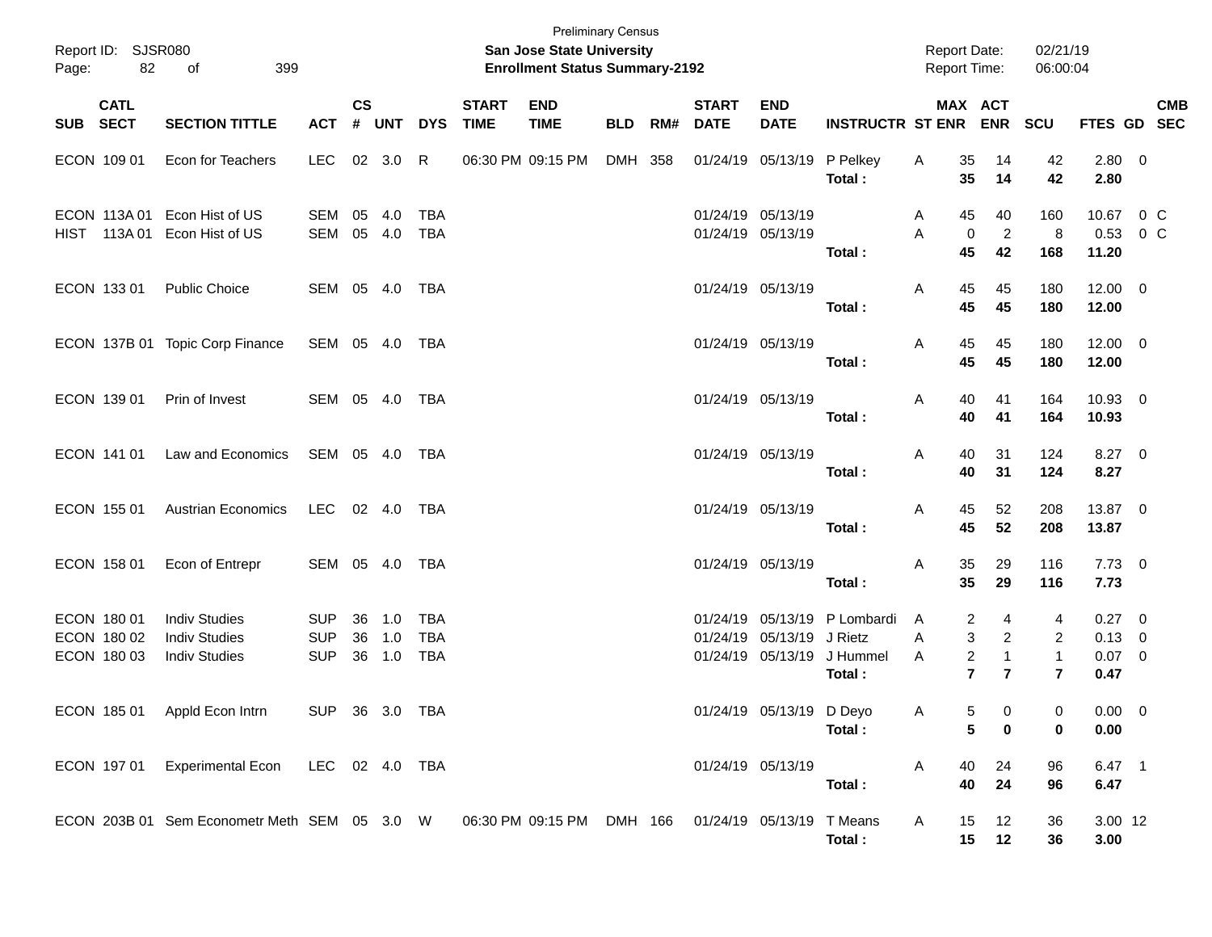Preliminary Census

**San Jose State University**

**Enrollment Status Summary-2192**

Report ID: SJSR080

Report Date: 02/21/19

Report Time: 06:00:04

| SUB | CATL SECT | SECTION TITTLE | ACT | CS # | UNT | DYS | START TIME | END TIME | BLD | RM# | START DATE | END DATE | INSTRUCTR | ST | MAX ENR | ACT ENR | SCU | FTES | GD | CMB SEC |
|---|---|---|---|---|---|---|---|---|---|---|---|---|---|---|---|---|---|---|---|---|
| ECON | 109 01 | Econ for Teachers | LEC | 02 | 3.0 | R | 06:30 PM | 09:15 PM | DMH | 358 | 01/24/19 | 05/13/19 | P Pelkey | A | 35 | 14 | 42 | 2.80 | 0 | |
| | | | | | | | | | | | | | **Total :** | | **35** | **14** | **42** | **2.80** | | |
| ECON | 113A 01 | Econ Hist of US | SEM | 05 | 4.0 | TBA | | | | | 01/24/19 | 05/13/19 | | A | 45 | 40 | 160 | 10.67 | 0 | C |
| HIST | 113A 01 | Econ Hist of US | SEM | 05 | 4.0 | TBA | | | | | 01/24/19 | 05/13/19 | | A | 0 | 2 | 8 | 0.53 | 0 | C |
| | | | | | | | | | | | | | **Total :** | | **45** | **42** | **168** | **11.20** | | |
| ECON | 133 01 | Public Choice | SEM | 05 | 4.0 | TBA | | | | | 01/24/19 | 05/13/19 | | A | 45 | 45 | 180 | 12.00 | 0 | |
| | | | | | | | | | | | | | **Total :** | | **45** | **45** | **180** | **12.00** | | |
| ECON | 137B 01 | Topic Corp Finance | SEM | 05 | 4.0 | TBA | | | | | 01/24/19 | 05/13/19 | | A | 45 | 45 | 180 | 12.00 | 0 | |
| | | | | | | | | | | | | | **Total :** | | **45** | **45** | **180** | **12.00** | | |
| ECON | 139 01 | Prin of Invest | SEM | 05 | 4.0 | TBA | | | | | 01/24/19 | 05/13/19 | | A | 40 | 41 | 164 | 10.93 | 0 | |
| | | | | | | | | | | | | | **Total :** | | **40** | **41** | **164** | **10.93** | | |
| ECON | 141 01 | Law and Economics | SEM | 05 | 4.0 | TBA | | | | | 01/24/19 | 05/13/19 | | A | 40 | 31 | 124 | 8.27 | 0 | |
| | | | | | | | | | | | | | **Total :** | | **40** | **31** | **124** | **8.27** | | |
| ECON | 155 01 | Austrian Economics | LEC | 02 | 4.0 | TBA | | | | | 01/24/19 | 05/13/19 | | A | 45 | 52 | 208 | 13.87 | 0 | |
| | | | | | | | | | | | | | **Total :** | | **45** | **52** | **208** | **13.87** | | |
| ECON | 158 01 | Econ of Entrepr | SEM | 05 | 4.0 | TBA | | | | | 01/24/19 | 05/13/19 | | A | 35 | 29 | 116 | 7.73 | 0 | |
| | | | | | | | | | | | | | **Total :** | | **35** | **29** | **116** | **7.73** | | |
| ECON | 180 01 | Indiv Studies | SUP | 36 | 1.0 | TBA | | | | | 01/24/19 | 05/13/19 | P Lombardi | A | 2 | 4 | 4 | 0.27 | 0 | |
| ECON | 180 02 | Indiv Studies | SUP | 36 | 1.0 | TBA | | | | | 01/24/19 | 05/13/19 | J Rietz | A | 3 | 2 | 2 | 0.13 | 0 | |
| ECON | 180 03 | Indiv Studies | SUP | 36 | 1.0 | TBA | | | | | 01/24/19 | 05/13/19 | J Hummel | A | 2 | 1 | 1 | 0.07 | 0 | |
| | | | | | | | | | | | | | **Total :** | | **7** | **7** | **7** | **0.47** | | |
| ECON | 185 01 | Appld Econ Intrn | SUP | 36 | 3.0 | TBA | | | | | 01/24/19 | 05/13/19 | D Deyo | A | 5 | 0 | 0 | 0.00 | 0 | |
| | | | | | | | | | | | | | **Total :** | | **5** | **0** | **0** | **0.00** | | |
| ECON | 197 01 | Experimental Econ | LEC | 02 | 4.0 | TBA | | | | | 01/24/19 | 05/13/19 | | A | 40 | 24 | 96 | 6.47 | 1 | |
| | | | | | | | | | | | | | **Total :** | | **40** | **24** | **96** | **6.47** | | |
| ECON | 203B 01 | Sem Econometr Meth | SEM | 05 | 3.0 | W | 06:30 PM | 09:15 PM | DMH | 166 | 01/24/19 | 05/13/19 | T Means | A | 15 | 12 | 36 | 3.00 | 12 | |
| | | | | | | | | | | | | | **Total :** | | **15** | **12** | **36** | **3.00** | | |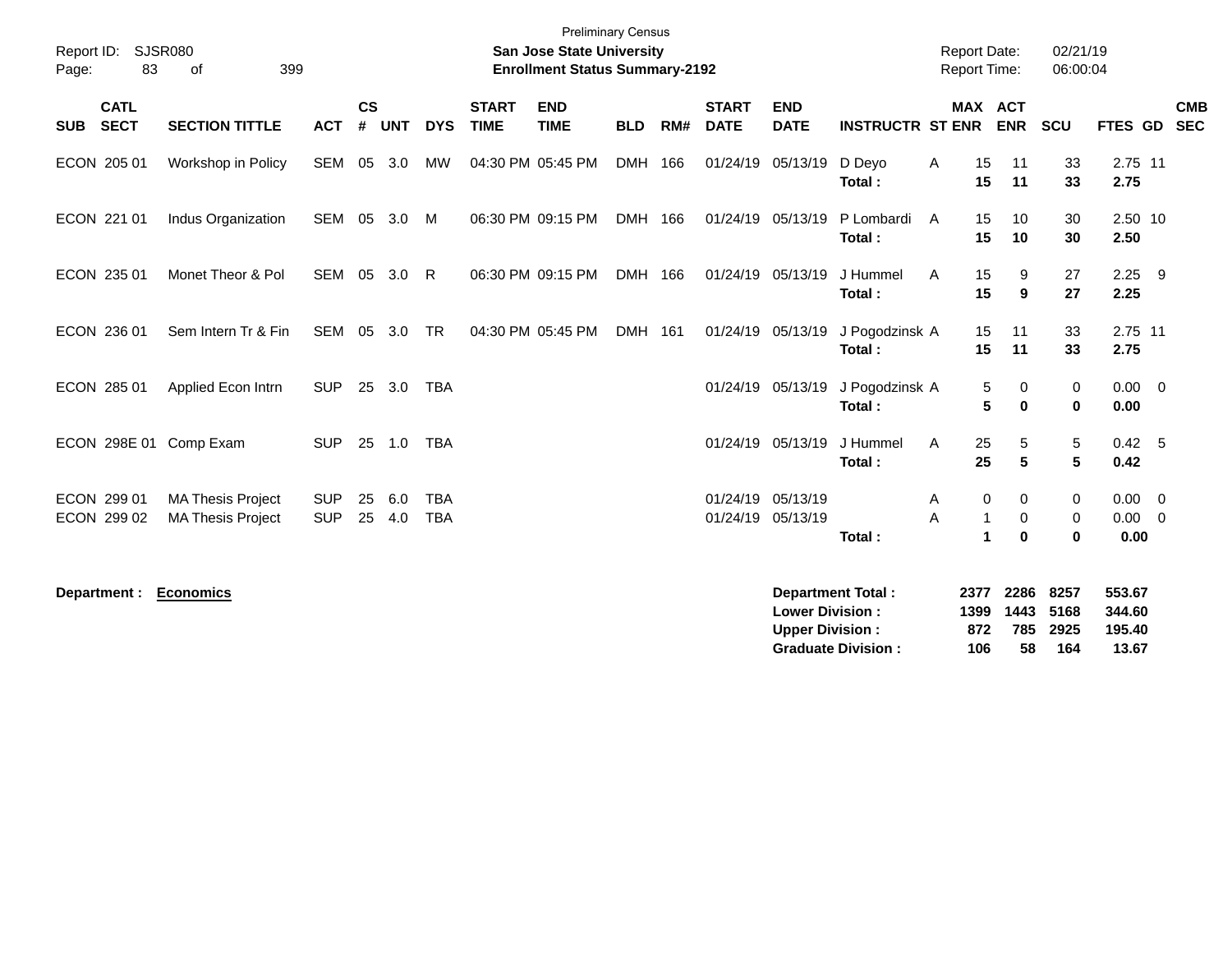Preliminary Census

**San Jose State University**
**Enrollment Status Summary-2192**

Report ID: SJSR080
Page: 83 of 399

Report Date: 02/21/19
Report Time: 06:00:04

| SUB | CATL SECT | SECTION TITTLE | ACT | CS # | UNT | DYS | START TIME | END TIME | BLD | RM# | START DATE | END DATE | INSTRUCTR | ST | MAX ENR | ACT ENR | SCU | FTES | GD | CMB SEC |
|---|---|---|---|---|---|---|---|---|---|---|---|---|---|---|---|---|---|---|---|---|
| ECON | 205 01 | Workshop in Policy | SEM | 05 | 3.0 | MW | 04:30 PM | 05:45 PM | DMH | 166 | 01/24/19 | 05/13/19 | D Deyo | A | 15 | 11 | 33 | 2.75 | 11 | |
| | | | | | | | | | | | | | **Total :** | | **15** | **11** | **33** | **2.75** | | |
| ECON | 221 01 | Indus Organization | SEM | 05 | 3.0 | M | 06:30 PM | 09:15 PM | DMH | 166 | 01/24/19 | 05/13/19 | P Lombardi | A | 15 | 10 | 30 | 2.50 | 10 | |
| | | | | | | | | | | | | | **Total :** | | **15** | **10** | **30** | **2.50** | | |
| ECON | 235 01 | Monet Theor & Pol | SEM | 05 | 3.0 | R | 06:30 PM | 09:15 PM | DMH | 166 | 01/24/19 | 05/13/19 | J Hummel | A | 15 | 9 | 27 | 2.25 | 9 | |
| | | | | | | | | | | | | | **Total :** | | **15** | **9** | **27** | **2.25** | | |
| ECON | 236 01 | Sem Intern Tr & Fin | SEM | 05 | 3.0 | TR | 04:30 PM | 05:45 PM | DMH | 161 | 01/24/19 | 05/13/19 | J Pogodzinsk | A | 15 | 11 | 33 | 2.75 | 11 | |
| | | | | | | | | | | | | | **Total :** | | **15** | **11** | **33** | **2.75** | | |
| ECON | 285 01 | Applied Econ Intrn | SUP | 25 | 3.0 | TBA | | | | | 01/24/19 | 05/13/19 | J Pogodzinsk | A | 5 | 0 | 0 | 0.00 | 0 | |
| | | | | | | | | | | | | | **Total :** | | **5** | **0** | **0** | **0.00** | | |
| ECON | 298E 01 | Comp Exam | SUP | 25 | 1.0 | TBA | | | | | 01/24/19 | 05/13/19 | J Hummel | A | 25 | 5 | 5 | 0.42 | 5 | |
| | | | | | | | | | | | | | **Total :** | | **25** | **5** | **5** | **0.42** | | |
| ECON | 299 01 | MA Thesis Project | SUP | 25 | 6.0 | TBA | | | | | 01/24/19 | 05/13/19 | | A | 0 | 0 | 0 | 0.00 | 0 | |
| ECON | 299 02 | MA Thesis Project | SUP | 25 | 4.0 | TBA | | | | | 01/24/19 | 05/13/19 | | A | 1 | 0 | 0 | 0.00 | 0 | |
| | | | | | | | | | | | | | **Total :** | | **1** | **0** | **0** | **0.00** | | |

**Department :** **Economics**

| | MAX ENR | ACT ENR | SCU | FTES |
|---|---|---|---|---|
| **Department Total :** | **2377** | **2286** | **8257** | **553.67** |
| **Lower Division :** | **1399** | **1443** | **5168** | **344.60** |
| **Upper Division :** | **872** | **785** | **2925** | **195.40** |
| **Graduate Division :** | **106** | **58** | **164** | **13.67** |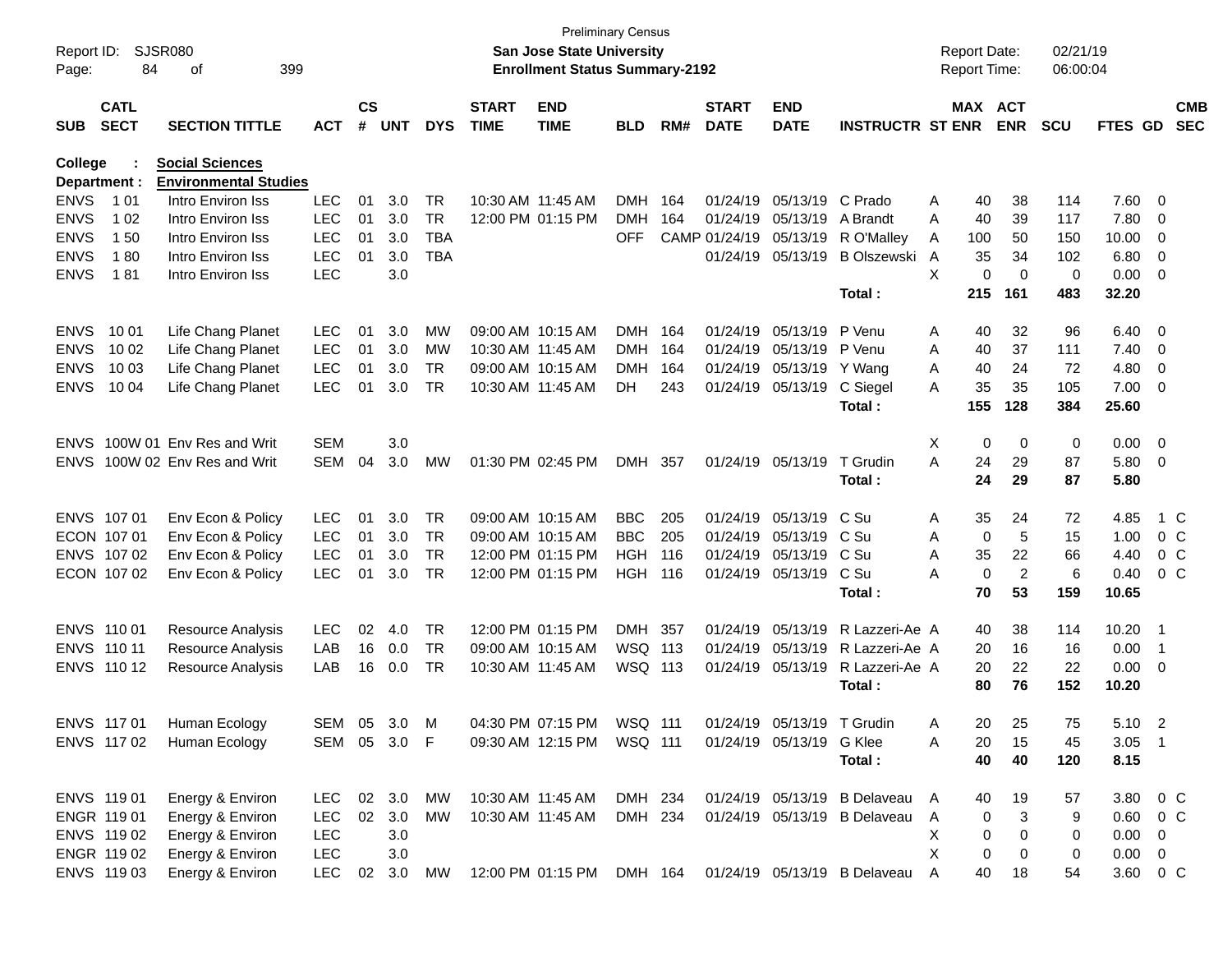Preliminary Census

**San Jose State University**

**Enrollment Status Summary-2192**

Report ID: SJSR080
Report Date: 02/21/19
Report Time: 06:00:04

**College : Social Sciences**
**Department : Environmental Studies**

| SUB | CATL SECT | SECTION TITTLE | ACT | CS # | UNT | DYS | START TIME | END TIME | BLD | RM# | START DATE | END DATE | INSTRUCTR | ST | MAX ENR | ACT ENR | SCU | FTES | GD | CMB SEC |
|---|---|---|---|---|---|---|---|---|---|---|---|---|---|---|---|---|---|---|---|---|
| ENVS | 1 01 | Intro Environ Iss | LEC | 01 | 3.0 | TR | 10:30 AM | 11:45 AM | DMH | 164 | 01/24/19 | 05/13/19 | C Prado | A | 40 | 38 | 114 | 7.60 | 0 | |
| ENVS | 1 02 | Intro Environ Iss | LEC | 01 | 3.0 | TR | 12:00 PM | 01:15 PM | DMH | 164 | 01/24/19 | 05/13/19 | A Brandt | A | 40 | 39 | 117 | 7.80 | 0 | |
| ENVS | 1 50 | Intro Environ Iss | LEC | 01 | 3.0 | TBA | | | OFF | CAMP | 01/24/19 | 05/13/19 | R O'Malley | A | 100 | 50 | 150 | 10.00 | 0 | |
| ENVS | 1 80 | Intro Environ Iss | LEC | 01 | 3.0 | TBA | | | | | 01/24/19 | 05/13/19 | B Olszewski | A | 35 | 34 | 102 | 6.80 | 0 | |
| ENVS | 1 81 | Intro Environ Iss | LEC | | 3.0 | | | | | | | | | X | 0 | 0 | 0 | 0.00 | 0 | |
| | | | | | | | | | | | | | **Total :** | | **215** | **161** | **483** | **32.20** | | |
| ENVS | 10 01 | Life Chang Planet | LEC | 01 | 3.0 | MW | 09:00 AM | 10:15 AM | DMH | 164 | 01/24/19 | 05/13/19 | P Venu | A | 40 | 32 | 96 | 6.40 | 0 | |
| ENVS | 10 02 | Life Chang Planet | LEC | 01 | 3.0 | MW | 10:30 AM | 11:45 AM | DMH | 164 | 01/24/19 | 05/13/19 | P Venu | A | 40 | 37 | 111 | 7.40 | 0 | |
| ENVS | 10 03 | Life Chang Planet | LEC | 01 | 3.0 | TR | 09:00 AM | 10:15 AM | DMH | 164 | 01/24/19 | 05/13/19 | Y Wang | A | 40 | 24 | 72 | 4.80 | 0 | |
| ENVS | 10 04 | Life Chang Planet | LEC | 01 | 3.0 | TR | 10:30 AM | 11:45 AM | DH | 243 | 01/24/19 | 05/13/19 | C Siegel | A | 35 | 35 | 105 | 7.00 | 0 | |
| | | | | | | | | | | | | | **Total :** | | **155** | **128** | **384** | **25.60** | | |
| ENVS | 100W 01 | Env Res and Writ | SEM | | 3.0 | | | | | | | | | X | 0 | 0 | 0 | 0.00 | 0 | |
| ENVS | 100W 02 | Env Res and Writ | SEM | 04 | 3.0 | MW | 01:30 PM | 02:45 PM | DMH | 357 | 01/24/19 | 05/13/19 | T Grudin | A | 24 | 29 | 87 | 5.80 | 0 | |
| | | | | | | | | | | | | | **Total :** | | **24** | **29** | **87** | **5.80** | | |
| ENVS | 107 01 | Env Econ & Policy | LEC | 01 | 3.0 | TR | 09:00 AM | 10:15 AM | BBC | 205 | 01/24/19 | 05/13/19 | C Su | A | 35 | 24 | 72 | 4.85 | 1 | C |
| ECON | 107 01 | Env Econ & Policy | LEC | 01 | 3.0 | TR | 09:00 AM | 10:15 AM | BBC | 205 | 01/24/19 | 05/13/19 | C Su | A | 0 | 5 | 15 | 1.00 | 0 | C |
| ENVS | 107 02 | Env Econ & Policy | LEC | 01 | 3.0 | TR | 12:00 PM | 01:15 PM | HGH | 116 | 01/24/19 | 05/13/19 | C Su | A | 35 | 22 | 66 | 4.40 | 0 | C |
| ECON | 107 02 | Env Econ & Policy | LEC | 01 | 3.0 | TR | 12:00 PM | 01:15 PM | HGH | 116 | 01/24/19 | 05/13/19 | C Su | A | 0 | 2 | 6 | 0.40 | 0 | C |
| | | | | | | | | | | | | | **Total :** | | **70** | **53** | **159** | **10.65** | | |
| ENVS | 110 01 | Resource Analysis | LEC | 02 | 4.0 | TR | 12:00 PM | 01:15 PM | DMH | 357 | 01/24/19 | 05/13/19 | R Lazzeri-Ae | A | 40 | 38 | 114 | 10.20 | 1 | |
| ENVS | 110 11 | Resource Analysis | LAB | 16 | 0.0 | TR | 09:00 AM | 10:15 AM | WSQ | 113 | 01/24/19 | 05/13/19 | R Lazzeri-Ae | A | 20 | 16 | 16 | 0.00 | 1 | |
| ENVS | 110 12 | Resource Analysis | LAB | 16 | 0.0 | TR | 10:30 AM | 11:45 AM | WSQ | 113 | 01/24/19 | 05/13/19 | R Lazzeri-Ae | A | 20 | 22 | 22 | 0.00 | 0 | |
| | | | | | | | | | | | | | **Total :** | | **80** | **76** | **152** | **10.20** | | |
| ENVS | 117 01 | Human Ecology | SEM | 05 | 3.0 | M | 04:30 PM | 07:15 PM | WSQ | 111 | 01/24/19 | 05/13/19 | T Grudin | A | 20 | 25 | 75 | 5.10 | 2 | |
| ENVS | 117 02 | Human Ecology | SEM | 05 | 3.0 | F | 09:30 AM | 12:15 PM | WSQ | 111 | 01/24/19 | 05/13/19 | G Klee | A | 20 | 15 | 45 | 3.05 | 1 | |
| | | | | | | | | | | | | | **Total :** | | **40** | **40** | **120** | **8.15** | | |
| ENVS | 119 01 | Energy & Environ | LEC | 02 | 3.0 | MW | 10:30 AM | 11:45 AM | DMH | 234 | 01/24/19 | 05/13/19 | B Delaveau | A | 40 | 19 | 57 | 3.80 | 0 | C |
| ENGR | 119 01 | Energy & Environ | LEC | 02 | 3.0 | MW | 10:30 AM | 11:45 AM | DMH | 234 | 01/24/19 | 05/13/19 | B Delaveau | A | 0 | 3 | 9 | 0.60 | 0 | C |
| ENVS | 119 02 | Energy & Environ | LEC | | 3.0 | | | | | | | | | X | 0 | 0 | 0 | 0.00 | 0 | |
| ENGR | 119 02 | Energy & Environ | LEC | | 3.0 | | | | | | | | | X | 0 | 0 | 0 | 0.00 | 0 | |
| ENVS | 119 03 | Energy & Environ | LEC | 02 | 3.0 | MW | 12:00 PM | 01:15 PM | DMH | 164 | 01/24/19 | 05/13/19 | B Delaveau | A | 40 | 18 | 54 | 3.60 | 0 | C |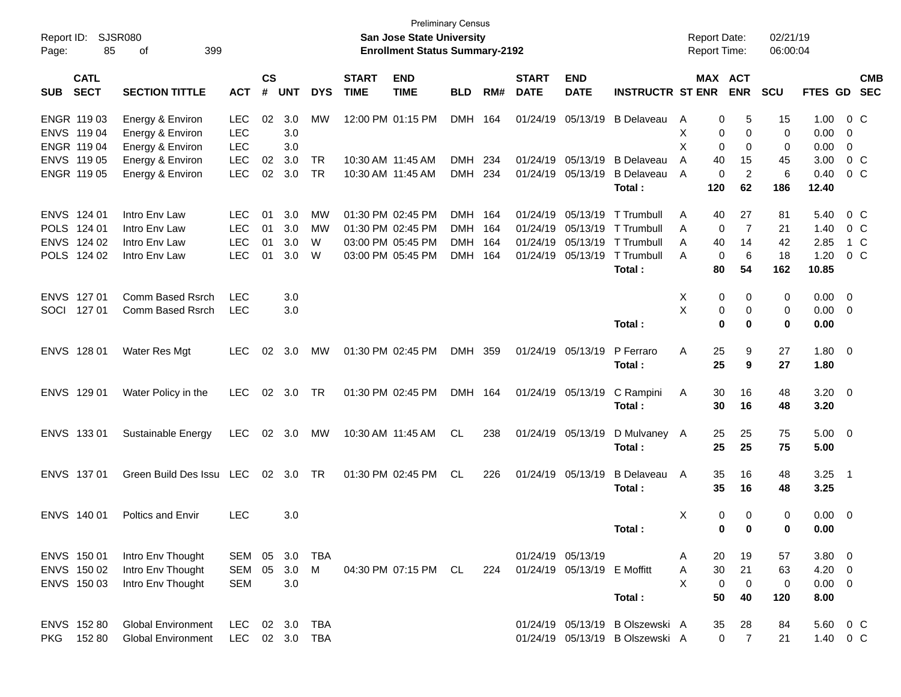Preliminary Census
**San Jose State University**
**Enrollment Status Summary-2192**

Report ID: SJSR080
Report Date: 02/21/19
Report Time: 06:00:04

| SUB | CATL SECT | SECTION TITTLE | ACT | CS # | UNT | DYS | START TIME | END TIME | BLD | RM# | START DATE | END DATE | INSTRUCTR | ST | MAX ENR | ACT ENR | SCU | FTES | GD | CMB SEC |
|---|---|---|---|---|---|---|---|---|---|---|---|---|---|---|---|---|---|---|---|---|
| ENGR | 119 03 | Energy & Environ | LEC | 02 | 3.0 | MW | 12:00 PM | 01:15 PM | DMH | 164 | 01/24/19 | 05/13/19 | B Delaveau | A | 0 | 5 | 15 | 1.00 | 0 | C |
| ENVS | 119 04 | Energy & Environ | LEC | | 3.0 | | | | | | | | | X | 0 | 0 | 0 | 0.00 | 0 | |
| ENGR | 119 04 | Energy & Environ | LEC | | 3.0 | | | | | | | | | X | 0 | 0 | 0 | 0.00 | 0 | |
| ENVS | 119 05 | Energy & Environ | LEC | 02 | 3.0 | TR | 10:30 AM | 11:45 AM | DMH | 234 | 01/24/19 | 05/13/19 | B Delaveau | A | 40 | 15 | 45 | 3.00 | 0 | C |
| ENGR | 119 05 | Energy & Environ | LEC | 02 | 3.0 | TR | 10:30 AM | 11:45 AM | DMH | 234 | 01/24/19 | 05/13/19 | B Delaveau | A | 0 | 2 | 6 | 0.40 | 0 | C |
| | | | | | | | | | | | | | **Total :** | | **120** | **62** | **186** | **12.40** | | |
| ENVS | 124 01 | Intro Env Law | LEC | 01 | 3.0 | MW | 01:30 PM | 02:45 PM | DMH | 164 | 01/24/19 | 05/13/19 | T Trumbull | A | 40 | 27 | 81 | 5.40 | 0 | C |
| POLS | 124 01 | Intro Env Law | LEC | 01 | 3.0 | MW | 01:30 PM | 02:45 PM | DMH | 164 | 01/24/19 | 05/13/19 | T Trumbull | A | 0 | 7 | 21 | 1.40 | 0 | C |
| ENVS | 124 02 | Intro Env Law | LEC | 01 | 3.0 | W | 03:00 PM | 05:45 PM | DMH | 164 | 01/24/19 | 05/13/19 | T Trumbull | A | 40 | 14 | 42 | 2.85 | 1 | C |
| POLS | 124 02 | Intro Env Law | LEC | 01 | 3.0 | W | 03:00 PM | 05:45 PM | DMH | 164 | 01/24/19 | 05/13/19 | T Trumbull | A | 0 | 6 | 18 | 1.20 | 0 | C |
| | | | | | | | | | | | | | **Total :** | | **80** | **54** | **162** | **10.85** | | |
| ENVS | 127 01 | Comm Based Rsrch | LEC | | 3.0 | | | | | | | | | X | 0 | 0 | 0 | 0.00 | 0 | |
| SOCI | 127 01 | Comm Based Rsrch | LEC | | 3.0 | | | | | | | | | X | 0 | 0 | 0 | 0.00 | 0 | |
| | | | | | | | | | | | | | **Total :** | | **0** | **0** | **0** | **0.00** | | |
| ENVS | 128 01 | Water Res Mgt | LEC | 02 | 3.0 | MW | 01:30 PM | 02:45 PM | DMH | 359 | 01/24/19 | 05/13/19 | P Ferraro | A | 25 | 9 | 27 | 1.80 | 0 | |
| | | | | | | | | | | | | | **Total :** | | **25** | **9** | **27** | **1.80** | | |
| ENVS | 129 01 | Water Policy in the | LEC | 02 | 3.0 | TR | 01:30 PM | 02:45 PM | DMH | 164 | 01/24/19 | 05/13/19 | C Rampini | A | 30 | 16 | 48 | 3.20 | 0 | |
| | | | | | | | | | | | | | **Total :** | | **30** | **16** | **48** | **3.20** | | |
| ENVS | 133 01 | Sustainable Energy | LEC | 02 | 3.0 | MW | 10:30 AM | 11:45 AM | CL | 238 | 01/24/19 | 05/13/19 | D Mulvaney | A | 25 | 25 | 75 | 5.00 | 0 | |
| | | | | | | | | | | | | | **Total :** | | **25** | **25** | **75** | **5.00** | | |
| ENVS | 137 01 | Green Build Des Issu | LEC | 02 | 3.0 | TR | 01:30 PM | 02:45 PM | CL | 226 | 01/24/19 | 05/13/19 | B Delaveau | A | 35 | 16 | 48 | 3.25 | 1 | |
| | | | | | | | | | | | | | **Total :** | | **35** | **16** | **48** | **3.25** | | |
| ENVS | 140 01 | Poltics and Envir | LEC | | 3.0 | | | | | | | | | X | 0 | 0 | 0 | 0.00 | 0 | |
| | | | | | | | | | | | | | **Total :** | | **0** | **0** | **0** | **0.00** | | |
| ENVS | 150 01 | Intro Env Thought | SEM | 05 | 3.0 | TBA | | | | | 01/24/19 | 05/13/19 | | A | 20 | 19 | 57 | 3.80 | 0 | |
| ENVS | 150 02 | Intro Env Thought | SEM | 05 | 3.0 | M | 04:30 PM | 07:15 PM | CL | 224 | 01/24/19 | 05/13/19 | E Moffitt | A | 30 | 21 | 63 | 4.20 | 0 | |
| ENVS | 150 03 | Intro Env Thought | SEM | | 3.0 | | | | | | | | | X | 0 | 0 | 0 | 0.00 | 0 | |
| | | | | | | | | | | | | | **Total :** | | **50** | **40** | **120** | **8.00** | | |
| ENVS | 152 80 | Global Environment | LEC | 02 | 3.0 | TBA | | | | | 01/24/19 | 05/13/19 | B Olszewski | A | 35 | 28 | 84 | 5.60 | 0 | C |
| PKG | 152 80 | Global Environment | LEC | 02 | 3.0 | TBA | | | | | 01/24/19 | 05/13/19 | B Olszewski | A | 0 | 7 | 21 | 1.40 | 0 | C |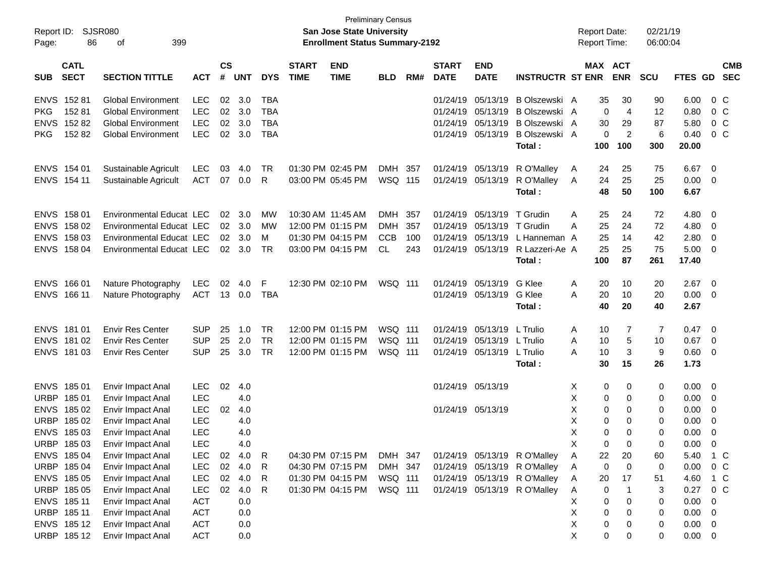Preliminary Census
**San Jose State University**
**Enrollment Status Summary-2192**

Report ID: SJSR080
Report Date: 02/21/19
Report Time: 06:00:04

| SUB | CATL SECT | SECTION TITTLE | ACT | CS # | UNT | DYS | START TIME | END TIME | BLD | RM# | START DATE | END DATE | INSTRUCTR | ST | MAX ENR | ACT ENR | SCU | FTES | GD | CMB SEC |
|---|---|---|---|---|---|---|---|---|---|---|---|---|---|---|---|---|---|---|---|---|
| ENVS | 152 81 | Global Environment | LEC | 02 | 3.0 | TBA | | | | | 01/24/19 | 05/13/19 | B Olszewski | A | 35 | 30 | 90 | 6.00 | 0 | C |
| PKG | 152 81 | Global Environment | LEC | 02 | 3.0 | TBA | | | | | 01/24/19 | 05/13/19 | B Olszewski | A | 0 | 4 | 12 | 0.80 | 0 | C |
| ENVS | 152 82 | Global Environment | LEC | 02 | 3.0 | TBA | | | | | 01/24/19 | 05/13/19 | B Olszewski | A | 30 | 29 | 87 | 5.80 | 0 | C |
| PKG | 152 82 | Global Environment | LEC | 02 | 3.0 | TBA | | | | | 01/24/19 | 05/13/19 | B Olszewski | A | 0 | 2 | 6 | 0.40 | 0 | C |
| | | | | | | | | | | | | | **Total :** | | **100** | **100** | **300** | **20.00** | | |
| ENVS | 154 01 | Sustainable Agricult | LEC | 03 | 4.0 | TR | 01:30 PM | 02:45 PM | DMH | 357 | 01/24/19 | 05/13/19 | R O'Malley | A | 24 | 25 | 75 | 6.67 | 0 | |
| ENVS | 154 11 | Sustainable Agricult | ACT | 07 | 0.0 | R | 03:00 PM | 05:45 PM | WSQ | 115 | 01/24/19 | 05/13/19 | R O'Malley | A | 24 | 25 | 25 | 0.00 | 0 | |
| | | | | | | | | | | | | | **Total :** | | **48** | **50** | **100** | **6.67** | | |
| ENVS | 158 01 | Environmental Educat | LEC | 02 | 3.0 | MW | 10:30 AM | 11:45 AM | DMH | 357 | 01/24/19 | 05/13/19 | T Grudin | A | 25 | 24 | 72 | 4.80 | 0 | |
| ENVS | 158 02 | Environmental Educat | LEC | 02 | 3.0 | MW | 12:00 PM | 01:15 PM | DMH | 357 | 01/24/19 | 05/13/19 | T Grudin | A | 25 | 24 | 72 | 4.80 | 0 | |
| ENVS | 158 03 | Environmental Educat | LEC | 02 | 3.0 | M | 01:30 PM | 04:15 PM | CCB | 100 | 01/24/19 | 05/13/19 | L Hanneman | A | 25 | 14 | 42 | 2.80 | 0 | |
| ENVS | 158 04 | Environmental Educat | LEC | 02 | 3.0 | TR | 03:00 PM | 04:15 PM | CL | 243 | 01/24/19 | 05/13/19 | R Lazzeri-Ae | A | 25 | 25 | 75 | 5.00 | 0 | |
| | | | | | | | | | | | | | **Total :** | | **100** | **87** | **261** | **17.40** | | |
| ENVS | 166 01 | Nature Photography | LEC | 02 | 4.0 | F | 12:30 PM | 02:10 PM | WSQ | 111 | 01/24/19 | 05/13/19 | G Klee | A | 20 | 10 | 20 | 2.67 | 0 | |
| ENVS | 166 11 | Nature Photography | ACT | 13 | 0.0 | TBA | | | | | 01/24/19 | 05/13/19 | G Klee | A | 20 | 10 | 20 | 0.00 | 0 | |
| | | | | | | | | | | | | | **Total :** | | **40** | **20** | **40** | **2.67** | | |
| ENVS | 181 01 | Envir Res Center | SUP | 25 | 1.0 | TR | 12:00 PM | 01:15 PM | WSQ | 111 | 01/24/19 | 05/13/19 | L Trulio | A | 10 | 7 | 7 | 0.47 | 0 | |
| ENVS | 181 02 | Envir Res Center | SUP | 25 | 2.0 | TR | 12:00 PM | 01:15 PM | WSQ | 111 | 01/24/19 | 05/13/19 | L Trulio | A | 10 | 5 | 10 | 0.67 | 0 | |
| ENVS | 181 03 | Envir Res Center | SUP | 25 | 3.0 | TR | 12:00 PM | 01:15 PM | WSQ | 111 | 01/24/19 | 05/13/19 | L Trulio | A | 10 | 3 | 9 | 0.60 | 0 | |
| | | | | | | | | | | | | | **Total :** | | **30** | **15** | **26** | **1.73** | | |
| ENVS | 185 01 | Envir Impact Anal | LEC | 02 | 4.0 | | | | | | 01/24/19 | 05/13/19 | | X | 0 | 0 | 0 | 0.00 | 0 | |
| URBP | 185 01 | Envir Impact Anal | LEC | | 4.0 | | | | | | | | | X | 0 | 0 | 0 | 0.00 | 0 | |
| ENVS | 185 02 | Envir Impact Anal | LEC | 02 | 4.0 | | | | | | 01/24/19 | 05/13/19 | | X | 0 | 0 | 0 | 0.00 | 0 | |
| URBP | 185 02 | Envir Impact Anal | LEC | | 4.0 | | | | | | | | | X | 0 | 0 | 0 | 0.00 | 0 | |
| ENVS | 185 03 | Envir Impact Anal | LEC | | 4.0 | | | | | | | | | X | 0 | 0 | 0 | 0.00 | 0 | |
| URBP | 185 03 | Envir Impact Anal | LEC | | 4.0 | | | | | | | | | X | 0 | 0 | 0 | 0.00 | 0 | |
| ENVS | 185 04 | Envir Impact Anal | LEC | 02 | 4.0 | R | 04:30 PM | 07:15 PM | DMH | 347 | 01/24/19 | 05/13/19 | R O'Malley | A | 22 | 20 | 60 | 5.40 | 1 | C |
| URBP | 185 04 | Envir Impact Anal | LEC | 02 | 4.0 | R | 04:30 PM | 07:15 PM | DMH | 347 | 01/24/19 | 05/13/19 | R O'Malley | A | 0 | 0 | 0 | 0.00 | 0 | C |
| ENVS | 185 05 | Envir Impact Anal | LEC | 02 | 4.0 | R | 01:30 PM | 04:15 PM | WSQ | 111 | 01/24/19 | 05/13/19 | R O'Malley | A | 20 | 17 | 51 | 4.60 | 1 | C |
| URBP | 185 05 | Envir Impact Anal | LEC | 02 | 4.0 | R | 01:30 PM | 04:15 PM | WSQ | 111 | 01/24/19 | 05/13/19 | R O'Malley | A | 0 | 1 | 3 | 0.27 | 0 | C |
| ENVS | 185 11 | Envir Impact Anal | ACT | | 0.0 | | | | | | | | | X | 0 | 0 | 0 | 0.00 | 0 | |
| URBP | 185 11 | Envir Impact Anal | ACT | | 0.0 | | | | | | | | | X | 0 | 0 | 0 | 0.00 | 0 | |
| ENVS | 185 12 | Envir Impact Anal | ACT | | 0.0 | | | | | | | | | X | 0 | 0 | 0 | 0.00 | 0 | |
| URBP | 185 12 | Envir Impact Anal | ACT | | 0.0 | | | | | | | | | X | 0 | 0 | 0 | 0.00 | 0 | |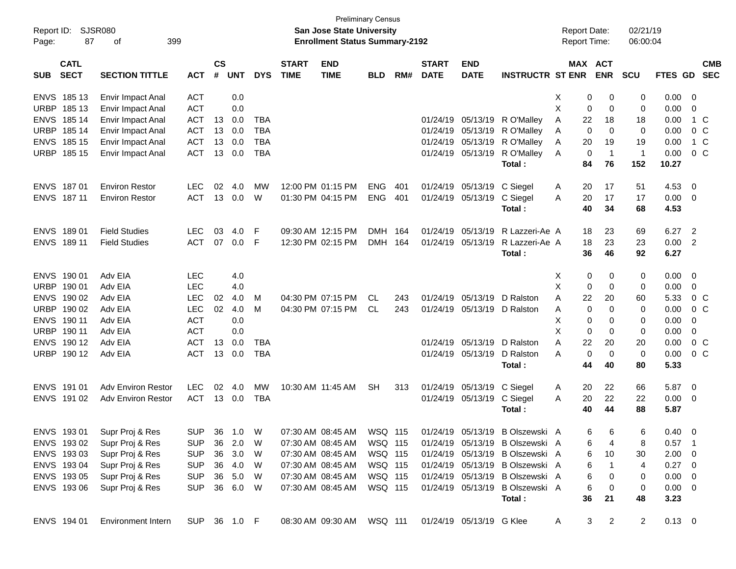Preliminary Census

**San Jose State University**

**Enrollment Status Summary-2192**

Report ID: SJSR080

Report Date: 02/21/19

Report Time: 06:00:04

| SUB | CATL SECT | SECTION TITTLE | ACT | CS # | UNT | DYS | START TIME | END TIME | BLD | RM# | START DATE | END DATE | INSTRUCTR | ST | MAX ENR | ACT ENR | SCU | FTES | GD | CMB SEC |
|---|---|---|---|---|---|---|---|---|---|---|---|---|---|---|---|---|---|---|---|---|
| ENVS | 185 13 | Envir Impact Anal | ACT | | 0.0 | | | | | | | | | X | 0 | 0 | 0 | 0.00 | 0 | |
| URBP | 185 13 | Envir Impact Anal | ACT | | 0.0 | | | | | | | | | X | 0 | 0 | 0 | 0.00 | 0 | |
| ENVS | 185 14 | Envir Impact Anal | ACT | 13 | 0.0 | TBA | | | | | 01/24/19 | 05/13/19 | R O'Malley | A | 22 | 18 | 18 | 0.00 | 1 | C |
| URBP | 185 14 | Envir Impact Anal | ACT | 13 | 0.0 | TBA | | | | | 01/24/19 | 05/13/19 | R O'Malley | A | 0 | 0 | 0 | 0.00 | 0 | C |
| ENVS | 185 15 | Envir Impact Anal | ACT | 13 | 0.0 | TBA | | | | | 01/24/19 | 05/13/19 | R O'Malley | A | 20 | 19 | 19 | 0.00 | 1 | C |
| URBP | 185 15 | Envir Impact Anal | ACT | 13 | 0.0 | TBA | | | | | 01/24/19 | 05/13/19 | R O'Malley | A | 0 | 1 | 1 | 0.00 | 0 | C |
| | | | | | | | | | | | | | **Total :** | | **84** | **76** | **152** | **10.27** | | |
| ENVS | 187 01 | Environ Restor | LEC | 02 | 4.0 | MW | 12:00 PM | 01:15 PM | ENG | 401 | 01/24/19 | 05/13/19 | C Siegel | A | 20 | 17 | 51 | 4.53 | 0 | |
| ENVS | 187 11 | Environ Restor | ACT | 13 | 0.0 | W | 01:30 PM | 04:15 PM | ENG | 401 | 01/24/19 | 05/13/19 | C Siegel | A | 20 | 17 | 17 | 0.00 | 0 | |
| | | | | | | | | | | | | | **Total :** | | **40** | **34** | **68** | **4.53** | | |
| ENVS | 189 01 | Field Studies | LEC | 03 | 4.0 | F | 09:30 AM | 12:15 PM | DMH | 164 | 01/24/19 | 05/13/19 | R Lazzeri-Ae | A | 18 | 23 | 69 | 6.27 | 2 | |
| ENVS | 189 11 | Field Studies | ACT | 07 | 0.0 | F | 12:30 PM | 02:15 PM | DMH | 164 | 01/24/19 | 05/13/19 | R Lazzeri-Ae | A | 18 | 23 | 23 | 0.00 | 2 | |
| | | | | | | | | | | | | | **Total :** | | **36** | **46** | **92** | **6.27** | | |
| ENVS | 190 01 | Adv EIA | LEC | | 4.0 | | | | | | | | | X | 0 | 0 | 0 | 0.00 | 0 | |
| URBP | 190 01 | Adv EIA | LEC | | 4.0 | | | | | | | | | X | 0 | 0 | 0 | 0.00 | 0 | |
| ENVS | 190 02 | Adv EIA | LEC | 02 | 4.0 | M | 04:30 PM | 07:15 PM | CL | 243 | 01/24/19 | 05/13/19 | D Ralston | A | 22 | 20 | 60 | 5.33 | 0 | C |
| URBP | 190 02 | Adv EIA | LEC | 02 | 4.0 | M | 04:30 PM | 07:15 PM | CL | 243 | 01/24/19 | 05/13/19 | D Ralston | A | 0 | 0 | 0 | 0.00 | 0 | C |
| ENVS | 190 11 | Adv EIA | ACT | | 0.0 | | | | | | | | | X | 0 | 0 | 0 | 0.00 | 0 | |
| URBP | 190 11 | Adv EIA | ACT | | 0.0 | | | | | | | | | X | 0 | 0 | 0 | 0.00 | 0 | |
| ENVS | 190 12 | Adv EIA | ACT | 13 | 0.0 | TBA | | | | | 01/24/19 | 05/13/19 | D Ralston | A | 22 | 20 | 20 | 0.00 | 0 | C |
| URBP | 190 12 | Adv EIA | ACT | 13 | 0.0 | TBA | | | | | 01/24/19 | 05/13/19 | D Ralston | A | 0 | 0 | 0 | 0.00 | 0 | C |
| | | | | | | | | | | | | | **Total :** | | **44** | **40** | **80** | **5.33** | | |
| ENVS | 191 01 | Adv Environ Restor | LEC | 02 | 4.0 | MW | 10:30 AM | 11:45 AM | SH | 313 | 01/24/19 | 05/13/19 | C Siegel | A | 20 | 22 | 66 | 5.87 | 0 | |
| ENVS | 191 02 | Adv Environ Restor | ACT | 13 | 0.0 | TBA | | | | | 01/24/19 | 05/13/19 | C Siegel | A | 20 | 22 | 22 | 0.00 | 0 | |
| | | | | | | | | | | | | | **Total :** | | **40** | **44** | **88** | **5.87** | | |
| ENVS | 193 01 | Supr Proj & Res | SUP | 36 | 1.0 | W | 07:30 AM | 08:45 AM | WSQ | 115 | 01/24/19 | 05/13/19 | B Olszewski | A | 6 | 6 | 6 | 0.40 | 0 | |
| ENVS | 193 02 | Supr Proj & Res | SUP | 36 | 2.0 | W | 07:30 AM | 08:45 AM | WSQ | 115 | 01/24/19 | 05/13/19 | B Olszewski | A | 6 | 4 | 8 | 0.57 | 1 | |
| ENVS | 193 03 | Supr Proj & Res | SUP | 36 | 3.0 | W | 07:30 AM | 08:45 AM | WSQ | 115 | 01/24/19 | 05/13/19 | B Olszewski | A | 6 | 10 | 30 | 2.00 | 0 | |
| ENVS | 193 04 | Supr Proj & Res | SUP | 36 | 4.0 | W | 07:30 AM | 08:45 AM | WSQ | 115 | 01/24/19 | 05/13/19 | B Olszewski | A | 6 | 1 | 4 | 0.27 | 0 | |
| ENVS | 193 05 | Supr Proj & Res | SUP | 36 | 5.0 | W | 07:30 AM | 08:45 AM | WSQ | 115 | 01/24/19 | 05/13/19 | B Olszewski | A | 6 | 0 | 0 | 0.00 | 0 | |
| ENVS | 193 06 | Supr Proj & Res | SUP | 36 | 6.0 | W | 07:30 AM | 08:45 AM | WSQ | 115 | 01/24/19 | 05/13/19 | B Olszewski | A | 6 | 0 | 0 | 0.00 | 0 | |
| | | | | | | | | | | | | | **Total :** | | **36** | **21** | **48** | **3.23** | | |
| ENVS | 194 01 | Environment Intern | SUP | 36 | 1.0 | F | 08:30 AM | 09:30 AM | WSQ | 111 | 01/24/19 | 05/13/19 | G Klee | A | 3 | 2 | 2 | 0.13 | 0 | |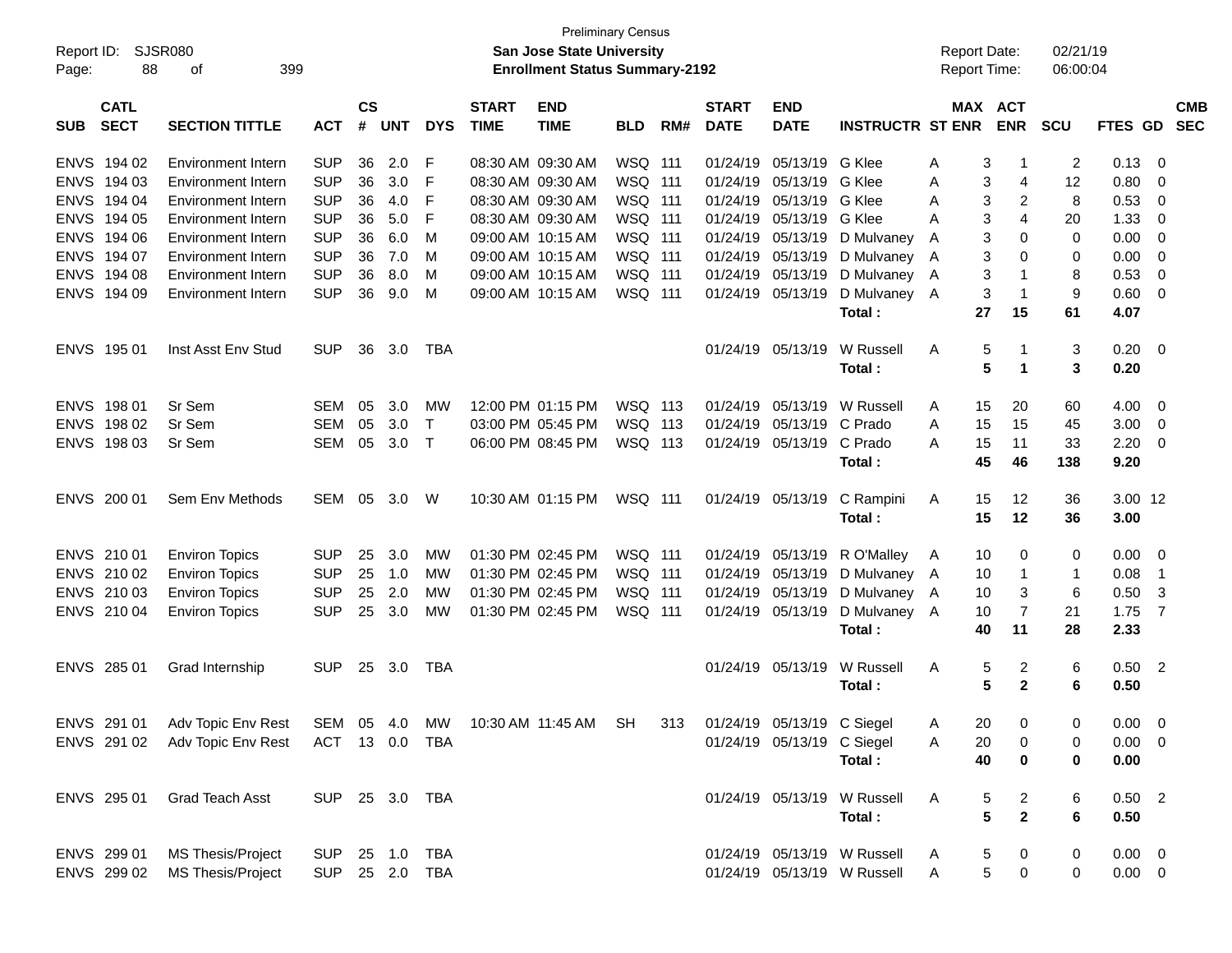| SUB | CATL SECT | SECTION TITTLE | ACT | CS # | UNT | DYS | START TIME | END TIME | BLD | RM# | START DATE | END DATE | INSTRUCTR | ST | MAX ENR | ACT ENR | SCU | FTES | GD | CMB SEC |
|---|---|---|---|---|---|---|---|---|---|---|---|---|---|---|---|---|---|---|---|---|
| ENVS | 194 02 | Environment Intern | SUP | 36 | 2.0 | F | 08:30 AM | 09:30 AM | WSQ | 111 | 01/24/19 | 05/13/19 | G Klee | A | 3 | 1 | 2 | 0.13 | 0 | |
| ENVS | 194 03 | Environment Intern | SUP | 36 | 3.0 | F | 08:30 AM | 09:30 AM | WSQ | 111 | 01/24/19 | 05/13/19 | G Klee | A | 3 | 4 | 12 | 0.80 | 0 | |
| ENVS | 194 04 | Environment Intern | SUP | 36 | 4.0 | F | 08:30 AM | 09:30 AM | WSQ | 111 | 01/24/19 | 05/13/19 | G Klee | A | 3 | 2 | 8 | 0.53 | 0 | |
| ENVS | 194 05 | Environment Intern | SUP | 36 | 5.0 | F | 08:30 AM | 09:30 AM | WSQ | 111 | 01/24/19 | 05/13/19 | G Klee | A | 3 | 4 | 20 | 1.33 | 0 | |
| ENVS | 194 06 | Environment Intern | SUP | 36 | 6.0 | M | 09:00 AM | 10:15 AM | WSQ | 111 | 01/24/19 | 05/13/19 | D Mulvaney | A | 3 | 0 | 0 | 0.00 | 0 | |
| ENVS | 194 07 | Environment Intern | SUP | 36 | 7.0 | M | 09:00 AM | 10:15 AM | WSQ | 111 | 01/24/19 | 05/13/19 | D Mulvaney | A | 3 | 0 | 0 | 0.00 | 0 | |
| ENVS | 194 08 | Environment Intern | SUP | 36 | 8.0 | M | 09:00 AM | 10:15 AM | WSQ | 111 | 01/24/19 | 05/13/19 | D Mulvaney | A | 3 | 1 | 8 | 0.53 | 0 | |
| ENVS | 194 09 | Environment Intern | SUP | 36 | 9.0 | M | 09:00 AM | 10:15 AM | WSQ | 111 | 01/24/19 | 05/13/19 | D Mulvaney | A | 3 | 1 | 9 | 0.60 | 0 | |
| | | | | | | | | | | | | | **Total :** | | **27** | **15** | **61** | **4.07** | | |
| ENVS | 195 01 | Inst Asst Env Stud | SUP | 36 | 3.0 | TBA | | | | | 01/24/19 | 05/13/19 | W Russell | A | 5 | 1 | 3 | 0.20 | 0 | |
| | | | | | | | | | | | | | **Total :** | | **5** | **1** | **3** | **0.20** | | |
| ENVS | 198 01 | Sr Sem | SEM | 05 | 3.0 | MW | 12:00 PM | 01:15 PM | WSQ | 113 | 01/24/19 | 05/13/19 | W Russell | A | 15 | 20 | 60 | 4.00 | 0 | |
| ENVS | 198 02 | Sr Sem | SEM | 05 | 3.0 | T | 03:00 PM | 05:45 PM | WSQ | 113 | 01/24/19 | 05/13/19 | C Prado | A | 15 | 15 | 45 | 3.00 | 0 | |
| ENVS | 198 03 | Sr Sem | SEM | 05 | 3.0 | T | 06:00 PM | 08:45 PM | WSQ | 113 | 01/24/19 | 05/13/19 | C Prado | A | 15 | 11 | 33 | 2.20 | 0 | |
| | | | | | | | | | | | | | **Total :** | | **45** | **46** | **138** | **9.20** | | |
| ENVS | 200 01 | Sem Env Methods | SEM | 05 | 3.0 | W | 10:30 AM | 01:15 PM | WSQ | 111 | 01/24/19 | 05/13/19 | C Rampini | A | 15 | 12 | 36 | 3.00 | 12 | |
| | | | | | | | | | | | | | **Total :** | | **15** | **12** | **36** | **3.00** | | |
| ENVS | 210 01 | Environ Topics | SUP | 25 | 3.0 | MW | 01:30 PM | 02:45 PM | WSQ | 111 | 01/24/19 | 05/13/19 | R O'Malley | A | 10 | 0 | 0 | 0.00 | 0 | |
| ENVS | 210 02 | Environ Topics | SUP | 25 | 1.0 | MW | 01:30 PM | 02:45 PM | WSQ | 111 | 01/24/19 | 05/13/19 | D Mulvaney | A | 10 | 1 | 1 | 0.08 | 1 | |
| ENVS | 210 03 | Environ Topics | SUP | 25 | 2.0 | MW | 01:30 PM | 02:45 PM | WSQ | 111 | 01/24/19 | 05/13/19 | D Mulvaney | A | 10 | 3 | 6 | 0.50 | 3 | |
| ENVS | 210 04 | Environ Topics | SUP | 25 | 3.0 | MW | 01:30 PM | 02:45 PM | WSQ | 111 | 01/24/19 | 05/13/19 | D Mulvaney | A | 10 | 7 | 21 | 1.75 | 7 | |
| | | | | | | | | | | | | | **Total :** | | **40** | **11** | **28** | **2.33** | | |
| ENVS | 285 01 | Grad Internship | SUP | 25 | 3.0 | TBA | | | | | 01/24/19 | 05/13/19 | W Russell | A | 5 | 2 | 6 | 0.50 | 2 | |
| | | | | | | | | | | | | | **Total :** | | **5** | **2** | **6** | **0.50** | | |
| ENVS | 291 01 | Adv Topic Env Rest | SEM | 05 | 4.0 | MW | 10:30 AM | 11:45 AM | SH | 313 | 01/24/19 | 05/13/19 | C Siegel | A | 20 | 0 | 0 | 0.00 | 0 | |
| ENVS | 291 02 | Adv Topic Env Rest | ACT | 13 | 0.0 | TBA | | | | | 01/24/19 | 05/13/19 | C Siegel | A | 20 | 0 | 0 | 0.00 | 0 | |
| | | | | | | | | | | | | | **Total :** | | **40** | **0** | **0** | **0.00** | | |
| ENVS | 295 01 | Grad Teach Asst | SUP | 25 | 3.0 | TBA | | | | | 01/24/19 | 05/13/19 | W Russell | A | 5 | 2 | 6 | 0.50 | 2 | |
| | | | | | | | | | | | | | **Total :** | | **5** | **2** | **6** | **0.50** | | |
| ENVS | 299 01 | MS Thesis/Project | SUP | 25 | 1.0 | TBA | | | | | 01/24/19 | 05/13/19 | W Russell | A | 5 | 0 | 0 | 0.00 | 0 | |
| ENVS | 299 02 | MS Thesis/Project | SUP | 25 | 2.0 | TBA | | | | | 01/24/19 | 05/13/19 | W Russell | A | 5 | 0 | 0 | 0.00 | 0 | |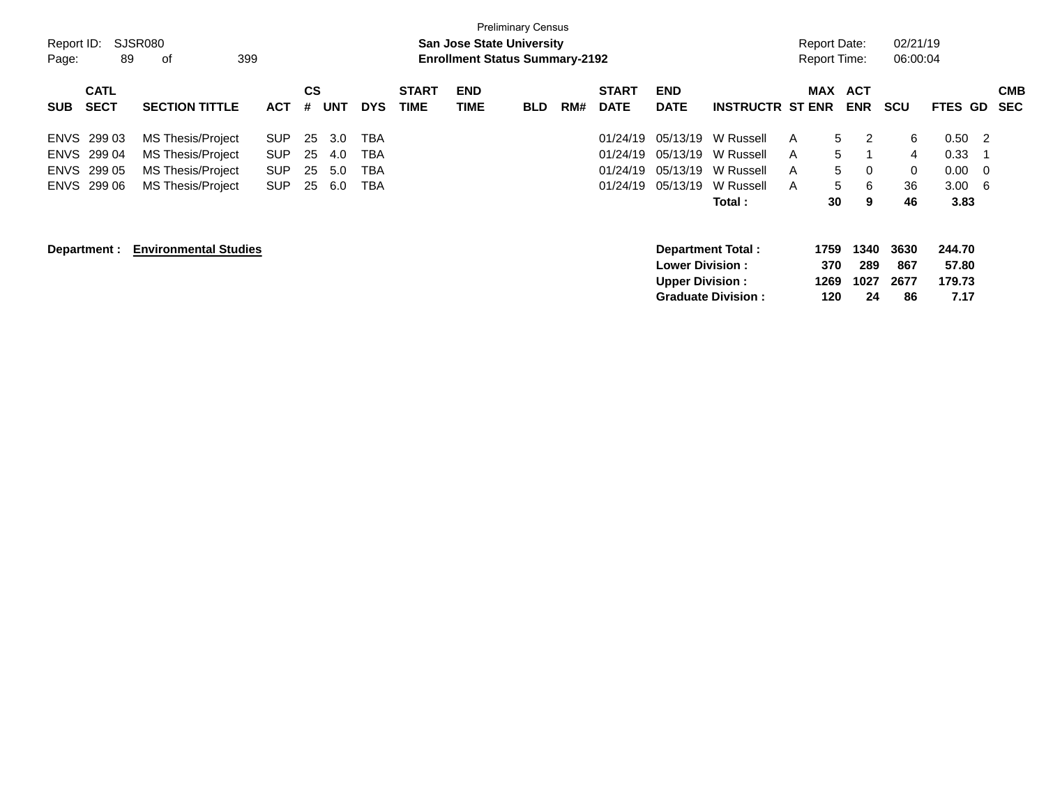Preliminary Census

**San Jose State University**

**Enrollment Status Summary-2192**

Report ID: SJSR080
Report Date: 02/21/19
Report Time: 06:00:04

| SUB | CATL SECT | SECTION TITTLE | ACT | CS # | UNT | DYS | START TIME | END TIME | BLD | RM# | START DATE | END DATE | INSTRUCTR | ST | MAX ENR | ACT ENR | SCU | FTES | GD | CMB SEC |
|---|---|---|---|---|---|---|---|---|---|---|---|---|---|---|---|---|---|---|---|---|
| ENVS | 299 03 | MS Thesis/Project | SUP | 25 | 3.0 | TBA | | | | | 01/24/19 | 05/13/19 | W Russell | A | 5 | 2 | 6 | 0.50 | 2 | |
| ENVS | 299 04 | MS Thesis/Project | SUP | 25 | 4.0 | TBA | | | | | 01/24/19 | 05/13/19 | W Russell | A | 5 | 1 | 4 | 0.33 | 1 | |
| ENVS | 299 05 | MS Thesis/Project | SUP | 25 | 5.0 | TBA | | | | | 01/24/19 | 05/13/19 | W Russell | A | 5 | 0 | 0 | 0.00 | 0 | |
| ENVS | 299 06 | MS Thesis/Project | SUP | 25 | 6.0 | TBA | | | | | 01/24/19 | 05/13/19 | W Russell | A | 5 | 6 | 36 | 3.00 | 6 | |
| | | | | | | | | | | | | | **Total :** | | **30** | **9** | **46** | **3.83** | | |

**Department : Environmental Studies**

| | MAX ENR | ACT ENR | SCU | FTES |
|---|---|---|---|---|
| **Department Total :** | **1759** | **1340** | **3630** | **244.70** |
| **Lower Division :** | **370** | **289** | **867** | **57.80** |
| **Upper Division :** | **1269** | **1027** | **2677** | **179.73** |
| **Graduate Division :** | **120** | **24** | **86** | **7.17** |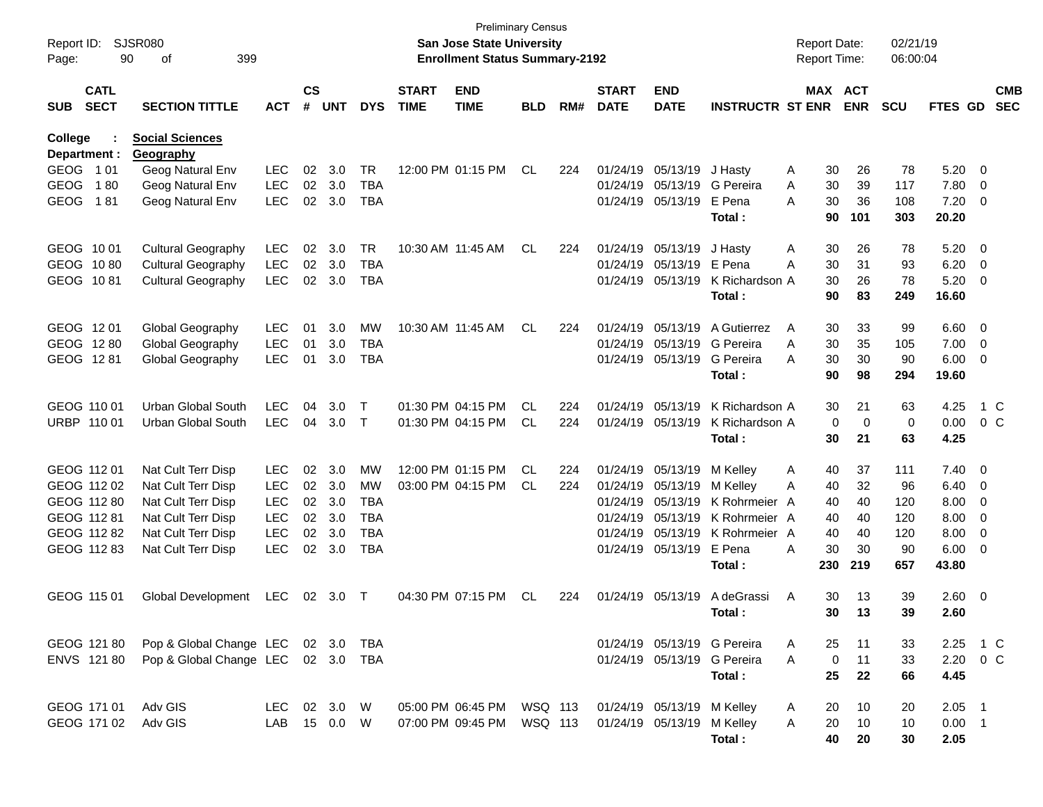Preliminary Census

Report ID: SJSR080 | San Jose State University | Report Date: 02/21/19
Page: 90 of 399 | Enrollment Status Summary-2192 | Report Time: 06:00:04

**College : Social Sciences**
**Department : Geography**

| SUB | CATL SECT | SECTION TITTLE | ACT | CS # | UNT | DYS | START TIME | END TIME | BLD | RM# | START DATE | END DATE | INSTRUCTR | ST | MAX ENR | ACT ENR | SCU | FTES | GD | CMB SEC |
|---|---|---|---|---|---|---|---|---|---|---|---|---|---|---|---|---|---|---|---|---|
| GEOG | 1 01 | Geog Natural Env | LEC | 02 | 3.0 | TR | 12:00 PM | 01:15 PM | CL | 224 | 01/24/19 | 05/13/19 | J Hasty | A | 30 | 26 | 78 | 5.20 | 0 | |
| GEOG | 1 80 | Geog Natural Env | LEC | 02 | 3.0 | TBA | | | | | 01/24/19 | 05/13/19 | G Pereira | A | 30 | 39 | 117 | 7.80 | 0 | |
| GEOG | 1 81 | Geog Natural Env | LEC | 02 | 3.0 | TBA | | | | | 01/24/19 | 05/13/19 | E Pena | A | 30 | 36 | 108 | 7.20 | 0 | |
| | | | | | | | | | | | | | **Total :** | | **90** | **101** | **303** | **20.20** | | |
| GEOG | 10 01 | Cultural Geography | LEC | 02 | 3.0 | TR | 10:30 AM | 11:45 AM | CL | 224 | 01/24/19 | 05/13/19 | J Hasty | A | 30 | 26 | 78 | 5.20 | 0 | |
| GEOG | 10 80 | Cultural Geography | LEC | 02 | 3.0 | TBA | | | | | 01/24/19 | 05/13/19 | E Pena | A | 30 | 31 | 93 | 6.20 | 0 | |
| GEOG | 10 81 | Cultural Geography | LEC | 02 | 3.0 | TBA | | | | | 01/24/19 | 05/13/19 | K Richardson | A | 30 | 26 | 78 | 5.20 | 0 | |
| | | | | | | | | | | | | | **Total :** | | **90** | **83** | **249** | **16.60** | | |
| GEOG | 12 01 | Global Geography | LEC | 01 | 3.0 | MW | 10:30 AM | 11:45 AM | CL | 224 | 01/24/19 | 05/13/19 | A Gutierrez | A | 30 | 33 | 99 | 6.60 | 0 | |
| GEOG | 12 80 | Global Geography | LEC | 01 | 3.0 | TBA | | | | | 01/24/19 | 05/13/19 | G Pereira | A | 30 | 35 | 105 | 7.00 | 0 | |
| GEOG | 12 81 | Global Geography | LEC | 01 | 3.0 | TBA | | | | | 01/24/19 | 05/13/19 | G Pereira | A | 30 | 30 | 90 | 6.00 | 0 | |
| | | | | | | | | | | | | | **Total :** | | **90** | **98** | **294** | **19.60** | | |
| GEOG | 110 01 | Urban Global South | LEC | 04 | 3.0 | T | 01:30 PM | 04:15 PM | CL | 224 | 01/24/19 | 05/13/19 | K Richardson | A | 30 | 21 | 63 | 4.25 | 1 | C |
| URBP | 110 01 | Urban Global South | LEC | 04 | 3.0 | T | 01:30 PM | 04:15 PM | CL | 224 | 01/24/19 | 05/13/19 | K Richardson | A | 0 | 0 | 0 | 0.00 | 0 | C |
| | | | | | | | | | | | | | **Total :** | | **30** | **21** | **63** | **4.25** | | |
| GEOG | 112 01 | Nat Cult Terr Disp | LEC | 02 | 3.0 | MW | 12:00 PM | 01:15 PM | CL | 224 | 01/24/19 | 05/13/19 | M Kelley | A | 40 | 37 | 111 | 7.40 | 0 | |
| GEOG | 112 02 | Nat Cult Terr Disp | LEC | 02 | 3.0 | MW | 03:00 PM | 04:15 PM | CL | 224 | 01/24/19 | 05/13/19 | M Kelley | A | 40 | 32 | 96 | 6.40 | 0 | |
| GEOG | 112 80 | Nat Cult Terr Disp | LEC | 02 | 3.0 | TBA | | | | | 01/24/19 | 05/13/19 | K Rohrmeier | A | 40 | 40 | 120 | 8.00 | 0 | |
| GEOG | 112 81 | Nat Cult Terr Disp | LEC | 02 | 3.0 | TBA | | | | | 01/24/19 | 05/13/19 | K Rohrmeier | A | 40 | 40 | 120 | 8.00 | 0 | |
| GEOG | 112 82 | Nat Cult Terr Disp | LEC | 02 | 3.0 | TBA | | | | | 01/24/19 | 05/13/19 | K Rohrmeier | A | 40 | 40 | 120 | 8.00 | 0 | |
| GEOG | 112 83 | Nat Cult Terr Disp | LEC | 02 | 3.0 | TBA | | | | | 01/24/19 | 05/13/19 | E Pena | A | 30 | 30 | 90 | 6.00 | 0 | |
| | | | | | | | | | | | | | **Total :** | | **230** | **219** | **657** | **43.80** | | |
| GEOG | 115 01 | Global Development | LEC | 02 | 3.0 | T | 04:30 PM | 07:15 PM | CL | 224 | 01/24/19 | 05/13/19 | A deGrassi | A | 30 | 13 | 39 | 2.60 | 0 | |
| | | | | | | | | | | | | | **Total :** | | **30** | **13** | **39** | **2.60** | | |
| GEOG | 121 80 | Pop & Global Change | LEC | 02 | 3.0 | TBA | | | | | 01/24/19 | 05/13/19 | G Pereira | A | 25 | 11 | 33 | 2.25 | 1 | C |
| ENVS | 121 80 | Pop & Global Change | LEC | 02 | 3.0 | TBA | | | | | 01/24/19 | 05/13/19 | G Pereira | A | 0 | 11 | 33 | 2.20 | 0 | C |
| | | | | | | | | | | | | | **Total :** | | **25** | **22** | **66** | **4.45** | | |
| GEOG | 171 01 | Adv GIS | LEC | 02 | 3.0 | W | 05:00 PM | 06:45 PM | WSQ | 113 | 01/24/19 | 05/13/19 | M Kelley | A | 20 | 10 | 20 | 2.05 | 1 | |
| GEOG | 171 02 | Adv GIS | LAB | 15 | 0.0 | W | 07:00 PM | 09:45 PM | WSQ | 113 | 01/24/19 | 05/13/19 | M Kelley | A | 20 | 10 | 10 | 0.00 | 1 | |
| | | | | | | | | | | | | | **Total :** | | **40** | **20** | **30** | **2.05** | | |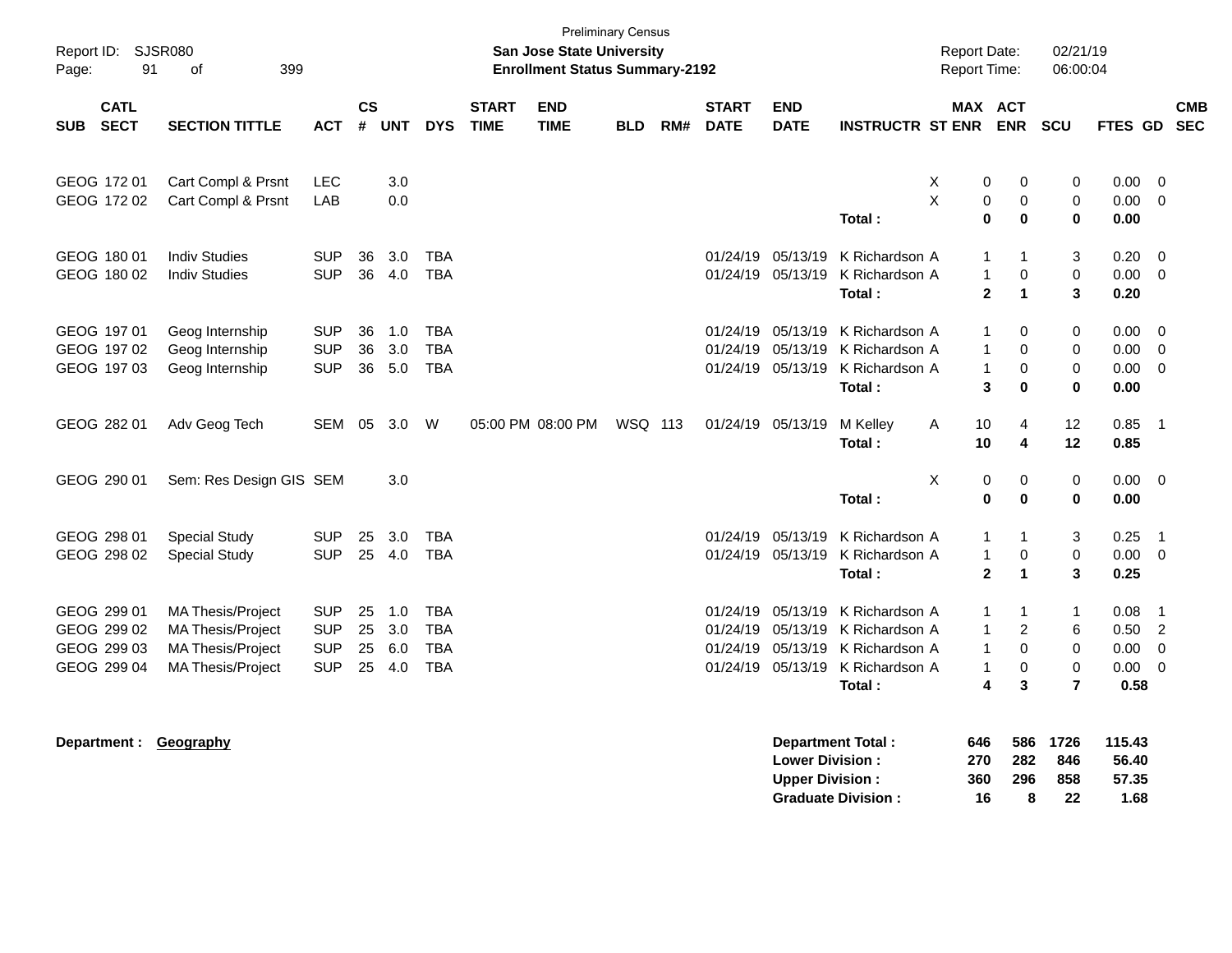Preliminary Census

**San Jose State University**

**Enrollment Status Summary-2192**

Report ID: SJSR080

Report Date: 02/21/19

Report Time: 06:00:04

| SUB | CATL SECT | SECTION TITTLE | ACT | CS # | UNT | DYS | START TIME | END TIME | BLD | RM# | START DATE | END DATE | INSTRUCTR | ST | MAX ENR | ACT ENR | SCU | FTES | GD | CMB SEC |
|---|---|---|---|---|---|---|---|---|---|---|---|---|---|---|---|---|---|---|---|---|
| GEOG | 172 01 | Cart Compl & Prsnt | LEC | | 3.0 | | | | | | | | | X | 0 | 0 | 0 | 0.00 | 0 | |
| GEOG | 172 02 | Cart Compl & Prsnt | LAB | | 0.0 | | | | | | | | | X | 0 | 0 | 0 | 0.00 | 0 | |
| | | | | | | | | | | | | | **Total :** | | **0** | **0** | **0** | **0.00** | | |
| GEOG | 180 01 | Indiv Studies | SUP | 36 | 3.0 | TBA | | | | | 01/24/19 | 05/13/19 | K Richardson | A | 1 | 1 | 3 | 0.20 | 0 | |
| GEOG | 180 02 | Indiv Studies | SUP | 36 | 4.0 | TBA | | | | | 01/24/19 | 05/13/19 | K Richardson | A | 1 | 0 | 0 | 0.00 | 0 | |
| | | | | | | | | | | | | | **Total :** | | **2** | **1** | **3** | **0.20** | | |
| GEOG | 197 01 | Geog Internship | SUP | 36 | 1.0 | TBA | | | | | 01/24/19 | 05/13/19 | K Richardson | A | 1 | 0 | 0 | 0.00 | 0 | |
| GEOG | 197 02 | Geog Internship | SUP | 36 | 3.0 | TBA | | | | | 01/24/19 | 05/13/19 | K Richardson | A | 1 | 0 | 0 | 0.00 | 0 | |
| GEOG | 197 03 | Geog Internship | SUP | 36 | 5.0 | TBA | | | | | 01/24/19 | 05/13/19 | K Richardson | A | 1 | 0 | 0 | 0.00 | 0 | |
| | | | | | | | | | | | | | **Total :** | | **3** | **0** | **0** | **0.00** | | |
| GEOG | 282 01 | Adv Geog Tech | SEM | 05 | 3.0 | W | 05:00 PM | 08:00 PM | WSQ | 113 | 01/24/19 | 05/13/19 | M Kelley | A | 10 | 4 | 12 | 0.85 | 1 | |
| | | | | | | | | | | | | | **Total :** | | **10** | **4** | **12** | **0.85** | | |
| GEOG | 290 01 | Sem: Res Design GIS | SEM | | 3.0 | | | | | | | | | X | 0 | 0 | 0 | 0.00 | 0 | |
| | | | | | | | | | | | | | **Total :** | | **0** | **0** | **0** | **0.00** | | |
| GEOG | 298 01 | Special Study | SUP | 25 | 3.0 | TBA | | | | | 01/24/19 | 05/13/19 | K Richardson | A | 1 | 1 | 3 | 0.25 | 1 | |
| GEOG | 298 02 | Special Study | SUP | 25 | 4.0 | TBA | | | | | 01/24/19 | 05/13/19 | K Richardson | A | 1 | 0 | 0 | 0.00 | 0 | |
| | | | | | | | | | | | | | **Total :** | | **2** | **1** | **3** | **0.25** | | |
| GEOG | 299 01 | MA Thesis/Project | SUP | 25 | 1.0 | TBA | | | | | 01/24/19 | 05/13/19 | K Richardson | A | 1 | 1 | 1 | 0.08 | 1 | |
| GEOG | 299 02 | MA Thesis/Project | SUP | 25 | 3.0 | TBA | | | | | 01/24/19 | 05/13/19 | K Richardson | A | 1 | 2 | 6 | 0.50 | 2 | |
| GEOG | 299 03 | MA Thesis/Project | SUP | 25 | 6.0 | TBA | | | | | 01/24/19 | 05/13/19 | K Richardson | A | 1 | 0 | 0 | 0.00 | 0 | |
| GEOG | 299 04 | MA Thesis/Project | SUP | 25 | 4.0 | TBA | | | | | 01/24/19 | 05/13/19 | K Richardson | A | 1 | 0 | 0 | 0.00 | 0 | |
| | | | | | | | | | | | | | **Total :** | | **4** | **3** | **7** | **0.58** | | |

**Department :** **Geography**

| | MAX ENR | ACT ENR | SCU | FTES |
|---|---|---|---|---|
| **Department Total :** | **646** | **586** | **1726** | **115.43** |
| **Lower Division :** | **270** | **282** | **846** | **56.40** |
| **Upper Division :** | **360** | **296** | **858** | **57.35** |
| **Graduate Division :** | **16** | **8** | **22** | **1.68** |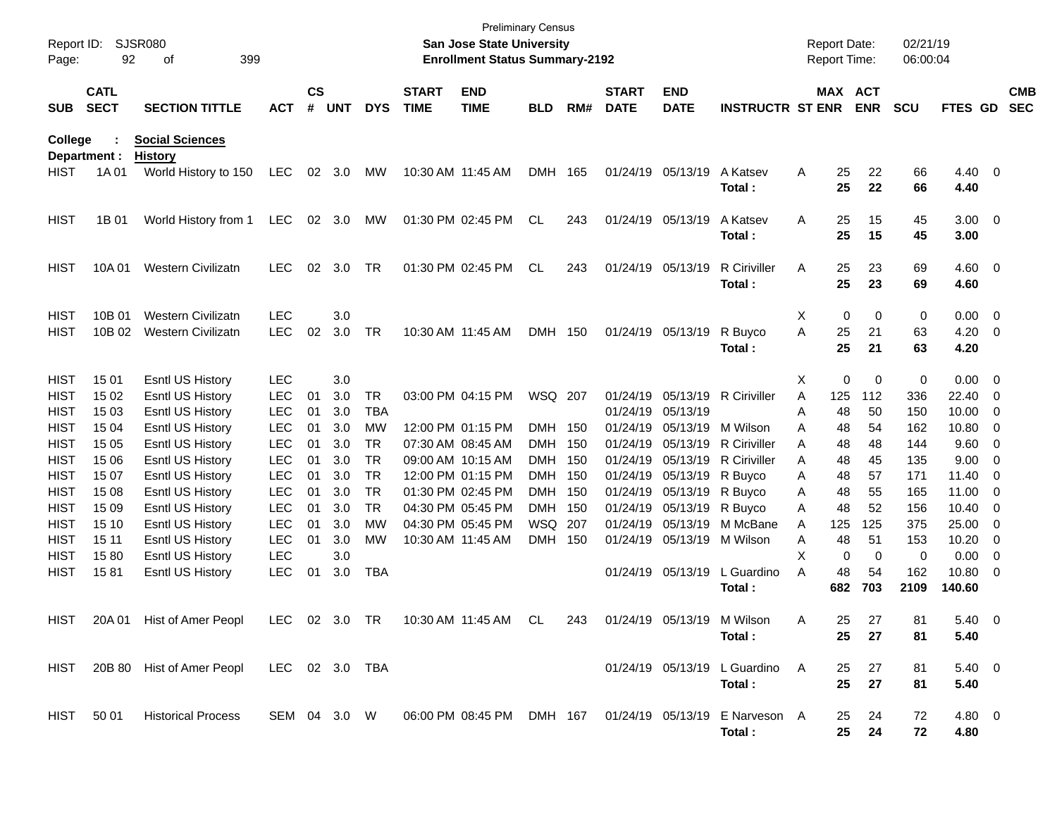Preliminary Census

**San Jose State University**

**Enrollment Status Summary-2192**

Report ID: SJSR080

Report Date: 02/21/19

Report Time: 06:00:04

**College : Social Sciences**

**Department : History**

| SUB | CATL SECT | SECTION TITTLE | ACT | CS # | UNT | DYS | START TIME | END TIME | BLD | RM# | START DATE | END DATE | INSTRUCTR | ST | MAX ENR | ACT ENR | SCU | FTES | GD | CMB SEC |
|---|---|---|---|---|---|---|---|---|---|---|---|---|---|---|---|---|---|---|---|---|
| HIST | 1A 01 | World History to 150 | LEC | 02 | 3.0 | MW | 10:30 AM | 11:45 AM | DMH | 165 | 01/24/19 | 05/13/19 | A Katsev | A | 25 | 22 | 66 | 4.40 | 0 | |
| | | | | | | | | | | | | | **Total :** | | **25** | **22** | **66** | **4.40** | | |
| HIST | 1B 01 | World History from 1 | LEC | 02 | 3.0 | MW | 01:30 PM | 02:45 PM | CL | 243 | 01/24/19 | 05/13/19 | A Katsev | A | 25 | 15 | 45 | 3.00 | 0 | |
| | | | | | | | | | | | | | **Total :** | | **25** | **15** | **45** | **3.00** | | |
| HIST | 10A 01 | Western Civilizatn | LEC | 02 | 3.0 | TR | 01:30 PM | 02:45 PM | CL | 243 | 01/24/19 | 05/13/19 | R Ciriviller | A | 25 | 23 | 69 | 4.60 | 0 | |
| | | | | | | | | | | | | | **Total :** | | **25** | **23** | **69** | **4.60** | | |
| HIST | 10B 01 | Western Civilizatn | LEC | | 3.0 | | | | | | | | | X | 0 | 0 | 0 | 0.00 | 0 | |
| HIST | 10B 02 | Western Civilizatn | LEC | 02 | 3.0 | TR | 10:30 AM | 11:45 AM | DMH | 150 | 01/24/19 | 05/13/19 | R Buyco | A | 25 | 21 | 63 | 4.20 | 0 | |
| | | | | | | | | | | | | | **Total :** | | **25** | **21** | **63** | **4.20** | | |
| HIST | 15 01 | Esntl US History | LEC | | 3.0 | | | | | | | | | X | 0 | 0 | 0 | 0.00 | 0 | |
| HIST | 15 02 | Esntl US History | LEC | 01 | 3.0 | TR | 03:00 PM | 04:15 PM | WSQ | 207 | 01/24/19 | 05/13/19 | R Ciriviller | A | 125 | 112 | 336 | 22.40 | 0 | |
| HIST | 15 03 | Esntl US History | LEC | 01 | 3.0 | TBA | | | | | 01/24/19 | 05/13/19 | | A | 48 | 50 | 150 | 10.00 | 0 | |
| HIST | 15 04 | Esntl US History | LEC | 01 | 3.0 | MW | 12:00 PM | 01:15 PM | DMH | 150 | 01/24/19 | 05/13/19 | M Wilson | A | 48 | 54 | 162 | 10.80 | 0 | |
| HIST | 15 05 | Esntl US History | LEC | 01 | 3.0 | TR | 07:30 AM | 08:45 AM | DMH | 150 | 01/24/19 | 05/13/19 | R Ciriviller | A | 48 | 48 | 144 | 9.60 | 0 | |
| HIST | 15 06 | Esntl US History | LEC | 01 | 3.0 | TR | 09:00 AM | 10:15 AM | DMH | 150 | 01/24/19 | 05/13/19 | R Ciriviller | A | 48 | 45 | 135 | 9.00 | 0 | |
| HIST | 15 07 | Esntl US History | LEC | 01 | 3.0 | TR | 12:00 PM | 01:15 PM | DMH | 150 | 01/24/19 | 05/13/19 | R Buyco | A | 48 | 57 | 171 | 11.40 | 0 | |
| HIST | 15 08 | Esntl US History | LEC | 01 | 3.0 | TR | 01:30 PM | 02:45 PM | DMH | 150 | 01/24/19 | 05/13/19 | R Buyco | A | 48 | 55 | 165 | 11.00 | 0 | |
| HIST | 15 09 | Esntl US History | LEC | 01 | 3.0 | TR | 04:30 PM | 05:45 PM | DMH | 150 | 01/24/19 | 05/13/19 | R Buyco | A | 48 | 52 | 156 | 10.40 | 0 | |
| HIST | 15 10 | Esntl US History | LEC | 01 | 3.0 | MW | 04:30 PM | 05:45 PM | WSQ | 207 | 01/24/19 | 05/13/19 | M McBane | A | 125 | 125 | 375 | 25.00 | 0 | |
| HIST | 15 11 | Esntl US History | LEC | 01 | 3.0 | MW | 10:30 AM | 11:45 AM | DMH | 150 | 01/24/19 | 05/13/19 | M Wilson | A | 48 | 51 | 153 | 10.20 | 0 | |
| HIST | 15 80 | Esntl US History | LEC | | 3.0 | | | | | | | | | X | 0 | 0 | 0 | 0.00 | 0 | |
| HIST | 15 81 | Esntl US History | LEC | 01 | 3.0 | TBA | | | | | 01/24/19 | 05/13/19 | L Guardino | A | 48 | 54 | 162 | 10.80 | 0 | |
| | | | | | | | | | | | | | **Total :** | | **682** | **703** | **2109** | **140.60** | | |
| HIST | 20A 01 | Hist of Amer Peopl | LEC | 02 | 3.0 | TR | 10:30 AM | 11:45 AM | CL | 243 | 01/24/19 | 05/13/19 | M Wilson | A | 25 | 27 | 81 | 5.40 | 0 | |
| | | | | | | | | | | | | | **Total :** | | **25** | **27** | **81** | **5.40** | | |
| HIST | 20B 80 | Hist of Amer Peopl | LEC | 02 | 3.0 | TBA | | | | | 01/24/19 | 05/13/19 | L Guardino | A | 25 | 27 | 81 | 5.40 | 0 | |
| | | | | | | | | | | | | | **Total :** | | **25** | **27** | **81** | **5.40** | | |
| HIST | 50 01 | Historical Process | SEM | 04 | 3.0 | W | 06:00 PM | 08:45 PM | DMH | 167 | 01/24/19 | 05/13/19 | E Narveson | A | 25 | 24 | 72 | 4.80 | 0 | |
| | | | | | | | | | | | | | **Total :** | | **25** | **24** | **72** | **4.80** | | |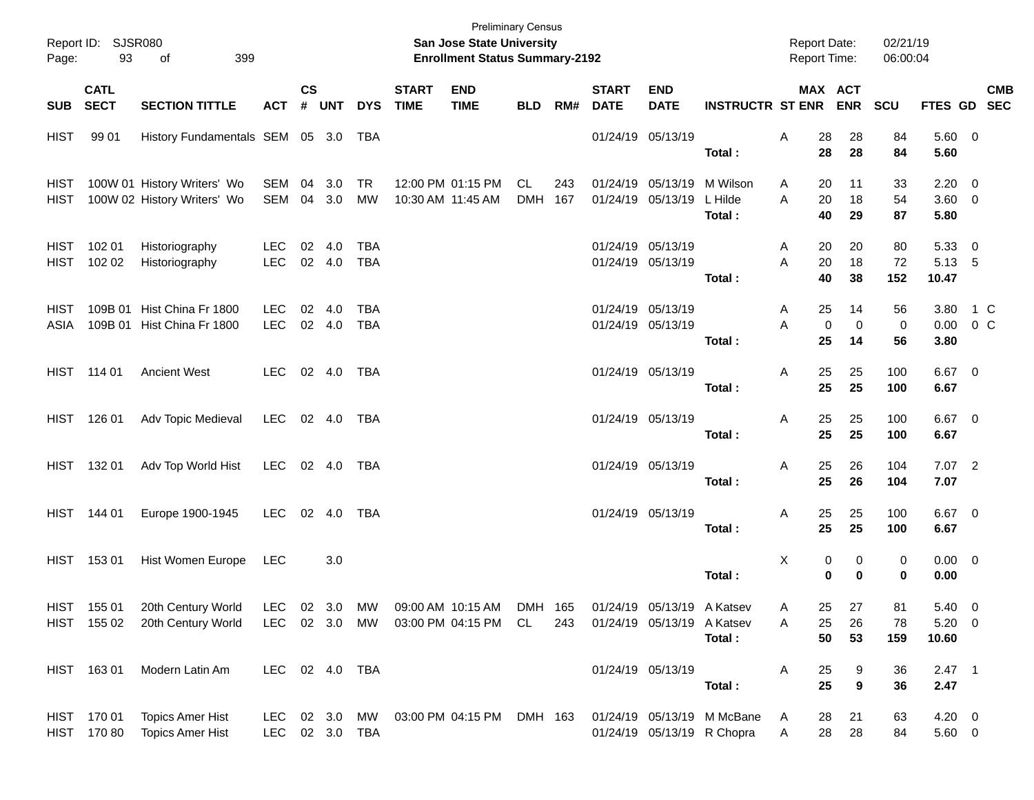Preliminary Census

**San Jose State University**

**Enrollment Status Summary-2192**

Report ID: SJSR080

Report Date: 02/21/19

Report Time: 06:00:04

| SUB | CATL SECT | SECTION TITTLE | ACT | CS # | UNT | DYS | START TIME | END TIME | BLD | RM# | START DATE | END DATE | INSTRUCTR | ST | MAX ENR | ACT ENR | SCU | FTES | GD | CMB SEC |
|---|---|---|---|---|---|---|---|---|---|---|---|---|---|---|---|---|---|---|---|---|
| HIST | 99 01 | History Fundamentals | SEM | 05 | 3.0 | TBA | | | | | 01/24/19 | 05/13/19 | | A | 28 | 28 | 84 | 5.60 | 0 | |
| | | | | | | | | | | | | | **Total :** | | **28** | **28** | **84** | **5.60** | | |
| HIST | 100W 01 | History Writers' Wo | SEM | 04 | 3.0 | TR | 12:00 PM | 01:15 PM | CL | 243 | 01/24/19 | 05/13/19 | M Wilson | A | 20 | 11 | 33 | 2.20 | 0 | |
| HIST | 100W 02 | History Writers' Wo | SEM | 04 | 3.0 | MW | 10:30 AM | 11:45 AM | DMH | 167 | 01/24/19 | 05/13/19 | L Hilde | A | 20 | 18 | 54 | 3.60 | 0 | |
| | | | | | | | | | | | | | **Total :** | | **40** | **29** | **87** | **5.80** | | |
| HIST | 102 01 | Historiography | LEC | 02 | 4.0 | TBA | | | | | 01/24/19 | 05/13/19 | | A | 20 | 20 | 80 | 5.33 | 0 | |
| HIST | 102 02 | Historiography | LEC | 02 | 4.0 | TBA | | | | | 01/24/19 | 05/13/19 | | A | 20 | 18 | 72 | 5.13 | 5 | |
| | | | | | | | | | | | | | **Total :** | | **40** | **38** | **152** | **10.47** | | |
| HIST | 109B 01 | Hist China Fr 1800 | LEC | 02 | 4.0 | TBA | | | | | 01/24/19 | 05/13/19 | | A | 25 | 14 | 56 | 3.80 | 1 | C |
| ASIA | 109B 01 | Hist China Fr 1800 | LEC | 02 | 4.0 | TBA | | | | | 01/24/19 | 05/13/19 | | A | 0 | 0 | 0 | 0.00 | 0 | C |
| | | | | | | | | | | | | | **Total :** | | **25** | **14** | **56** | **3.80** | | |
| HIST | 114 01 | Ancient West | LEC | 02 | 4.0 | TBA | | | | | 01/24/19 | 05/13/19 | | A | 25 | 25 | 100 | 6.67 | 0 | |
| | | | | | | | | | | | | | **Total :** | | **25** | **25** | **100** | **6.67** | | |
| HIST | 126 01 | Adv Topic Medieval | LEC | 02 | 4.0 | TBA | | | | | 01/24/19 | 05/13/19 | | A | 25 | 25 | 100 | 6.67 | 0 | |
| | | | | | | | | | | | | | **Total :** | | **25** | **25** | **100** | **6.67** | | |
| HIST | 132 01 | Adv Top World Hist | LEC | 02 | 4.0 | TBA | | | | | 01/24/19 | 05/13/19 | | A | 25 | 26 | 104 | 7.07 | 2 | |
| | | | | | | | | | | | | | **Total :** | | **25** | **26** | **104** | **7.07** | | |
| HIST | 144 01 | Europe 1900-1945 | LEC | 02 | 4.0 | TBA | | | | | 01/24/19 | 05/13/19 | | A | 25 | 25 | 100 | 6.67 | 0 | |
| | | | | | | | | | | | | | **Total :** | | **25** | **25** | **100** | **6.67** | | |
| HIST | 153 01 | Hist Women Europe | LEC | | 3.0 | | | | | | | | | X | 0 | 0 | 0 | 0.00 | 0 | |
| | | | | | | | | | | | | | **Total :** | | **0** | **0** | **0** | **0.00** | | |
| HIST | 155 01 | 20th Century World | LEC | 02 | 3.0 | MW | 09:00 AM | 10:15 AM | DMH | 165 | 01/24/19 | 05/13/19 | A Katsev | A | 25 | 27 | 81 | 5.40 | 0 | |
| HIST | 155 02 | 20th Century World | LEC | 02 | 3.0 | MW | 03:00 PM | 04:15 PM | CL | 243 | 01/24/19 | 05/13/19 | A Katsev | A | 25 | 26 | 78 | 5.20 | 0 | |
| | | | | | | | | | | | | | **Total :** | | **50** | **53** | **159** | **10.60** | | |
| HIST | 163 01 | Modern Latin Am | LEC | 02 | 4.0 | TBA | | | | | 01/24/19 | 05/13/19 | | A | 25 | 9 | 36 | 2.47 | 1 | |
| | | | | | | | | | | | | | **Total :** | | **25** | **9** | **36** | **2.47** | | |
| HIST | 170 01 | Topics Amer Hist | LEC | 02 | 3.0 | MW | 03:00 PM | 04:15 PM | DMH | 163 | 01/24/19 | 05/13/19 | M McBane | A | 28 | 21 | 63 | 4.20 | 0 | |
| HIST | 170 80 | Topics Amer Hist | LEC | 02 | 3.0 | TBA | | | | | 01/24/19 | 05/13/19 | R Chopra | A | 28 | 28 | 84 | 5.60 | 0 | |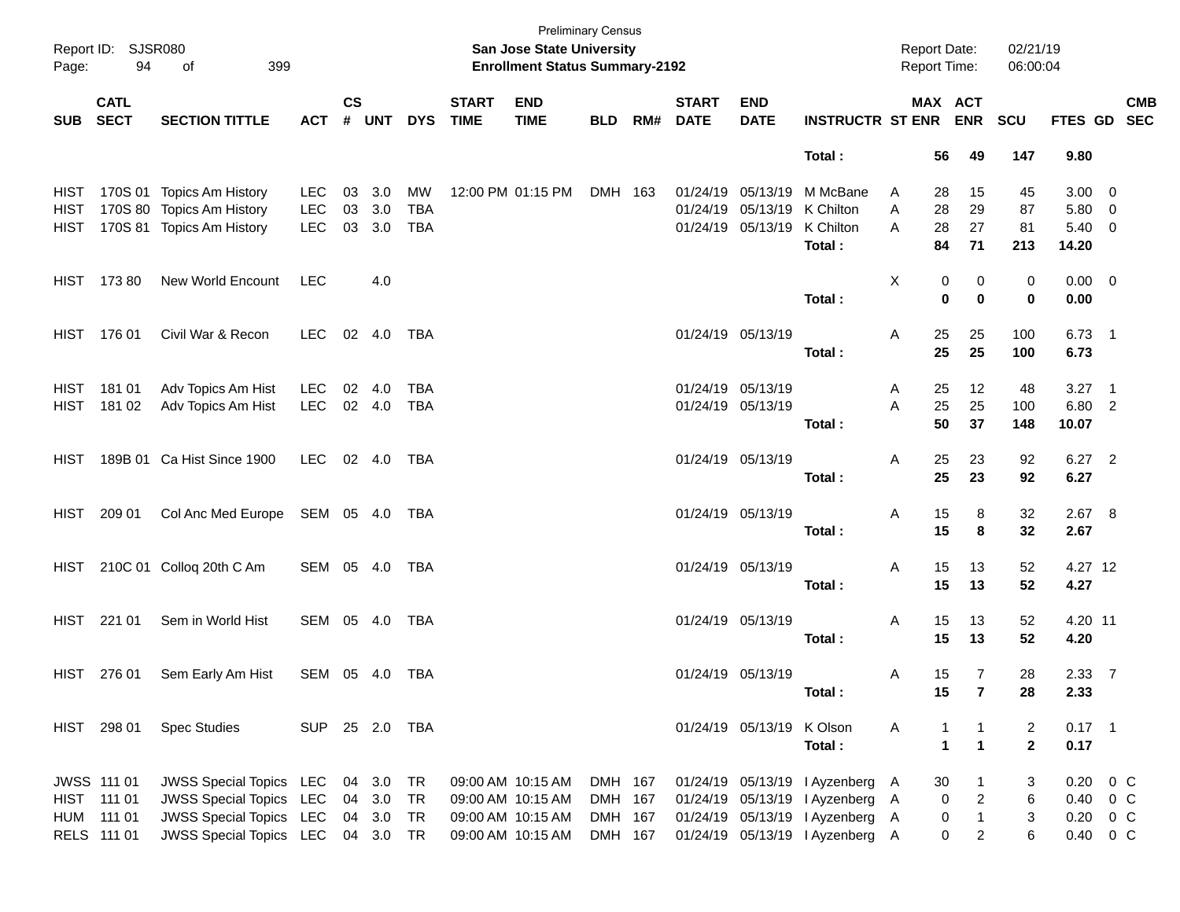Preliminary Census

**San Jose State University**

**Enrollment Status Summary-2192**

Report ID: SJSR080

Report Date: 02/21/19

Report Time: 06:00:04

| SUB | CATL SECT | SECTION TITTLE | ACT | CS # | UNT | DYS | START TIME | END TIME | BLD | RM# | START DATE | END DATE | INSTRUCTR | ST | MAX ENR | ACT ENR | SCU | FTES | GD | CMB SEC |
|---|---|---|---|---|---|---|---|---|---|---|---|---|---|---|---|---|---|---|---|---|
| | | | | | | | | | | | | | **Total :** | | **56** | **49** | **147** | **9.80** | | |
| HIST | 170S 01 | Topics Am History | LEC | 03 | 3.0 | MW | 12:00 PM | 01:15 PM | DMH | 163 | 01/24/19 | 05/13/19 | M McBane | A | 28 | 15 | 45 | 3.00 | 0 | |
| HIST | 170S 80 | Topics Am History | LEC | 03 | 3.0 | TBA | | | | | 01/24/19 | 05/13/19 | K Chilton | A | 28 | 29 | 87 | 5.80 | 0 | |
| HIST | 170S 81 | Topics Am History | LEC | 03 | 3.0 | TBA | | | | | 01/24/19 | 05/13/19 | K Chilton | A | 28 | 27 | 81 | 5.40 | 0 | |
| | | | | | | | | | | | | | **Total :** | | **84** | **71** | **213** | **14.20** | | |
| HIST | 173 80 | New World Encount | LEC | | 4.0 | | | | | | | | | X | 0 | 0 | 0 | 0.00 | 0 | |
| | | | | | | | | | | | | | **Total :** | | **0** | **0** | **0** | **0.00** | | |
| HIST | 176 01 | Civil War & Recon | LEC | 02 | 4.0 | TBA | | | | | 01/24/19 | 05/13/19 | | A | 25 | 25 | 100 | 6.73 | 1 | |
| | | | | | | | | | | | | | **Total :** | | **25** | **25** | **100** | **6.73** | | |
| HIST | 181 01 | Adv Topics Am Hist | LEC | 02 | 4.0 | TBA | | | | | 01/24/19 | 05/13/19 | | A | 25 | 12 | 48 | 3.27 | 1 | |
| HIST | 181 02 | Adv Topics Am Hist | LEC | 02 | 4.0 | TBA | | | | | 01/24/19 | 05/13/19 | | A | 25 | 25 | 100 | 6.80 | 2 | |
| | | | | | | | | | | | | | **Total :** | | **50** | **37** | **148** | **10.07** | | |
| HIST | 189B 01 | Ca Hist Since 1900 | LEC | 02 | 4.0 | TBA | | | | | 01/24/19 | 05/13/19 | | A | 25 | 23 | 92 | 6.27 | 2 | |
| | | | | | | | | | | | | | **Total :** | | **25** | **23** | **92** | **6.27** | | |
| HIST | 209 01 | Col Anc Med Europe | SEM | 05 | 4.0 | TBA | | | | | 01/24/19 | 05/13/19 | | A | 15 | 8 | 32 | 2.67 | 8 | |
| | | | | | | | | | | | | | **Total :** | | **15** | **8** | **32** | **2.67** | | |
| HIST | 210C 01 | Colloq 20th C Am | SEM | 05 | 4.0 | TBA | | | | | 01/24/19 | 05/13/19 | | A | 15 | 13 | 52 | 4.27 | 12 | |
| | | | | | | | | | | | | | **Total :** | | **15** | **13** | **52** | **4.27** | | |
| HIST | 221 01 | Sem in World Hist | SEM | 05 | 4.0 | TBA | | | | | 01/24/19 | 05/13/19 | | A | 15 | 13 | 52 | 4.20 | 11 | |
| | | | | | | | | | | | | | **Total :** | | **15** | **13** | **52** | **4.20** | | |
| HIST | 276 01 | Sem Early Am Hist | SEM | 05 | 4.0 | TBA | | | | | 01/24/19 | 05/13/19 | | A | 15 | 7 | 28 | 2.33 | 7 | |
| | | | | | | | | | | | | | **Total :** | | **15** | **7** | **28** | **2.33** | | |
| HIST | 298 01 | Spec Studies | SUP | 25 | 2.0 | TBA | | | | | 01/24/19 | 05/13/19 | K Olson | A | 1 | 1 | 2 | 0.17 | 1 | |
| | | | | | | | | | | | | | **Total :** | | **1** | **1** | **2** | **0.17** | | |
| JWSS | 111 01 | JWSS Special Topics | LEC | 04 | 3.0 | TR | 09:00 AM | 10:15 AM | DMH | 167 | 01/24/19 | 05/13/19 | I Ayzenberg | A | 30 | 1 | 3 | 0.20 | 0 | C |
| HIST | 111 01 | JWSS Special Topics | LEC | 04 | 3.0 | TR | 09:00 AM | 10:15 AM | DMH | 167 | 01/24/19 | 05/13/19 | I Ayzenberg | A | 0 | 2 | 6 | 0.40 | 0 | C |
| HUM | 111 01 | JWSS Special Topics | LEC | 04 | 3.0 | TR | 09:00 AM | 10:15 AM | DMH | 167 | 01/24/19 | 05/13/19 | I Ayzenberg | A | 0 | 1 | 3 | 0.20 | 0 | C |
| RELS | 111 01 | JWSS Special Topics | LEC | 04 | 3.0 | TR | 09:00 AM | 10:15 AM | DMH | 167 | 01/24/19 | 05/13/19 | I Ayzenberg | A | 0 | 2 | 6 | 0.40 | 0 | C |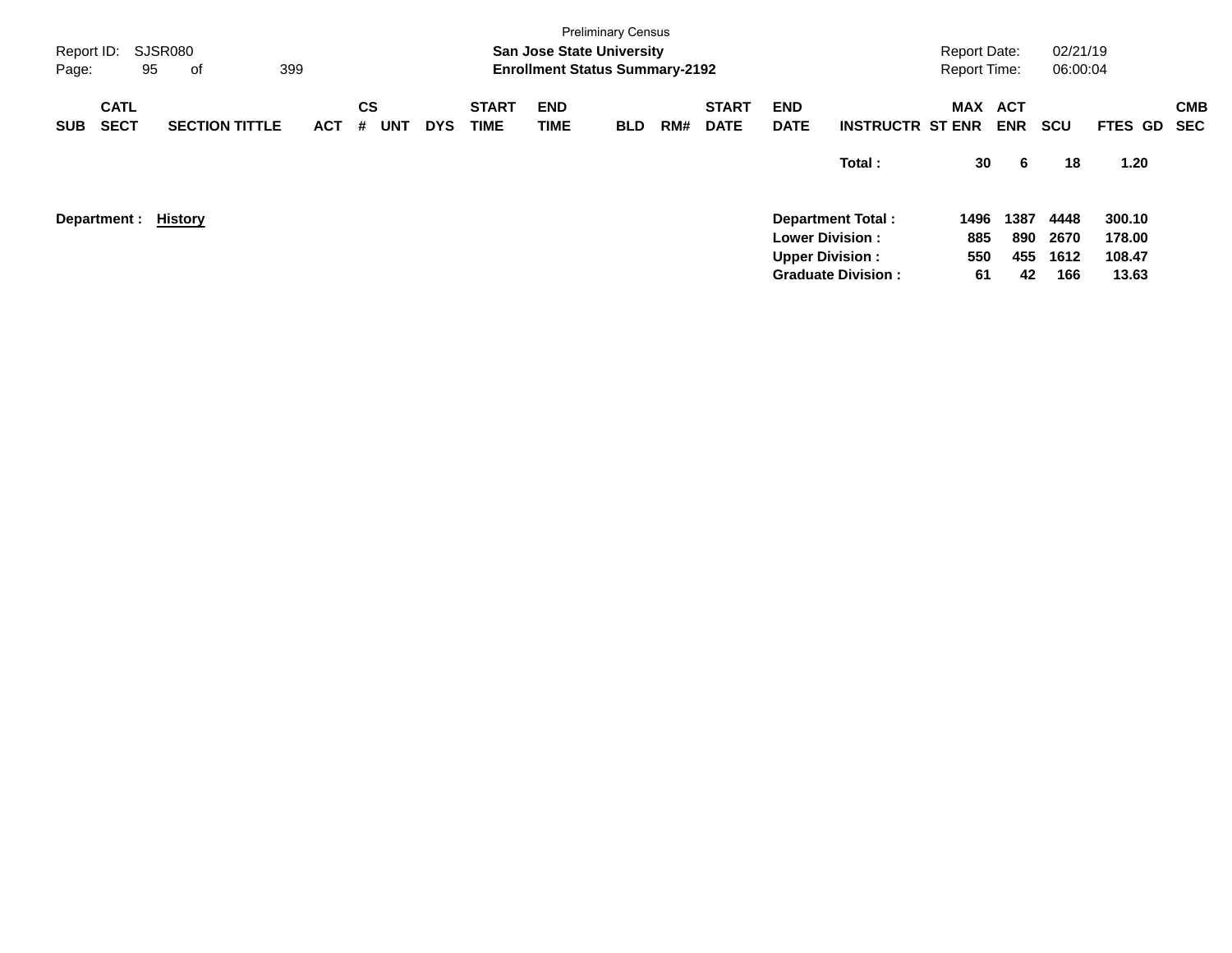Preliminary Census

**San Jose State University**
**Enrollment Status Summary-2192**

Report ID: SJSR080 | Report Date: 02/21/19 | Report Time: 06:00:04

| SUB | CATL SECT | SECTION TITTLE | ACT | CS # | UNT | DYS | START TIME | END TIME | BLD | RM# | START DATE | END DATE | INSTRUCTR | MAX ST ENR | ACT ENR | SCU | FTES | GD | CMB SEC |
|---|---|---|---|---|---|---|---|---|---|---|---|---|---|---|---|---|---|---|---|
| | | | | | | | | | | | | | **Total :** | **30** | **6** | **18** | **1.20** | | |

**Department :** **History**

| | MAX ST ENR | ACT ENR | SCU | FTES |
|---|---|---|---|---|
| **Department Total :** | **1496** | **1387** | **4448** | **300.10** |
| **Lower Division :** | **885** | **890** | **2670** | **178.00** |
| **Upper Division :** | **550** | **455** | **1612** | **108.47** |
| **Graduate Division :** | **61** | **42** | **166** | **13.63** |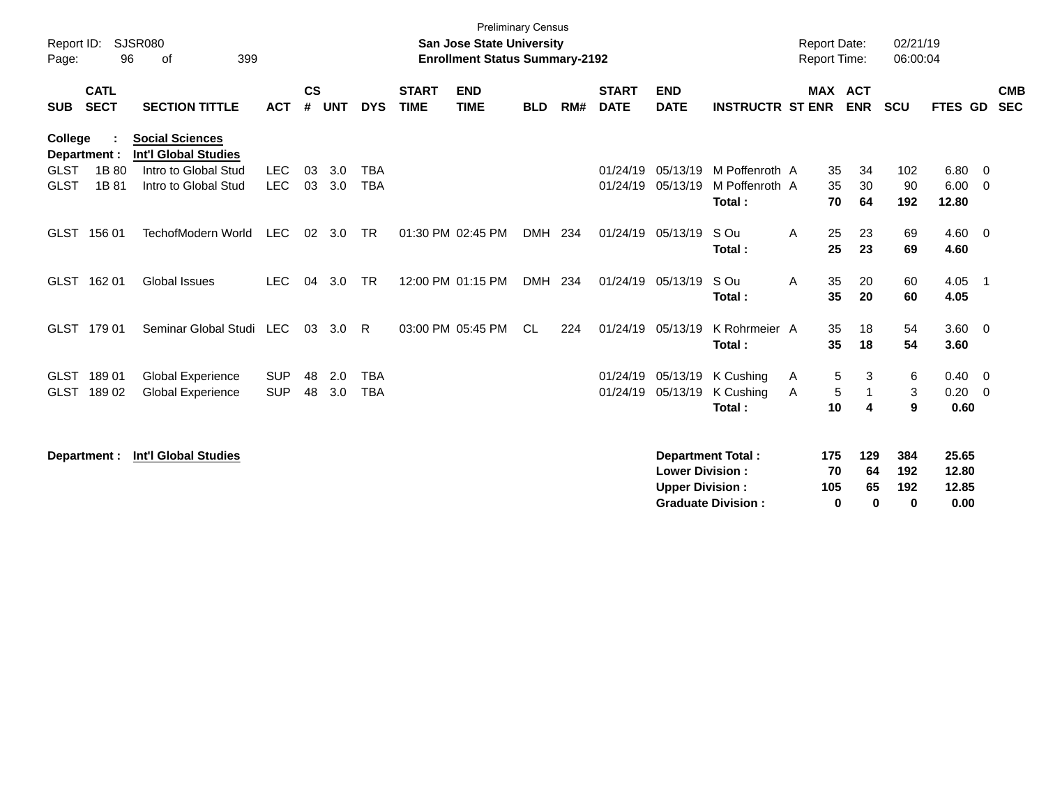Preliminary Census

**San Jose State University**
**Enrollment Status Summary-2192**

Report ID: SJSR080
Report Date: 02/21/19
Report Time: 06:00:04

**College : Social Sciences**
**Department : Int'l Global Studies**

| SUB | CATL SECT | SECTION TITTLE | ACT | CS # | UNT | DYS | START TIME | END TIME | BLD | RM# | START DATE | END DATE | INSTRUCTR | ST | MAX ENR | ACT ENR | SCU | FTES | GD | CMB SEC |
|---|---|---|---|---|---|---|---|---|---|---|---|---|---|---|---|---|---|---|---|---|
| GLST | 1B 80 | Intro to Global Stud | LEC | 03 | 3.0 | TBA | | | | | 01/24/19 | 05/13/19 | M Poffenroth | A | 35 | 34 | 102 | 6.80 | 0 | |
| GLST | 1B 81 | Intro to Global Stud | LEC | 03 | 3.0 | TBA | | | | | 01/24/19 | 05/13/19 | M Poffenroth | A | 35 | 30 | 90 | 6.00 | 0 | |
| | | | | | | | | | | | | | **Total :** | | **70** | **64** | **192** | **12.80** | | |
| GLST | 156 01 | TechofModern World | LEC | 02 | 3.0 | TR | 01:30 PM | 02:45 PM | DMH | 234 | 01/24/19 | 05/13/19 | S Ou | A | 25 | 23 | 69 | 4.60 | 0 | |
| | | | | | | | | | | | | | **Total :** | | **25** | **23** | **69** | **4.60** | | |
| GLST | 162 01 | Global Issues | LEC | 04 | 3.0 | TR | 12:00 PM | 01:15 PM | DMH | 234 | 01/24/19 | 05/13/19 | S Ou | A | 35 | 20 | 60 | 4.05 | 1 | |
| | | | | | | | | | | | | | **Total :** | | **35** | **20** | **60** | **4.05** | | |
| GLST | 179 01 | Seminar Global Studi | LEC | 03 | 3.0 | R | 03:00 PM | 05:45 PM | CL | 224 | 01/24/19 | 05/13/19 | K Rohrmeier | A | 35 | 18 | 54 | 3.60 | 0 | |
| | | | | | | | | | | | | | **Total :** | | **35** | **18** | **54** | **3.60** | | |
| GLST | 189 01 | Global Experience | SUP | 48 | 2.0 | TBA | | | | | 01/24/19 | 05/13/19 | K Cushing | A | 5 | 3 | 6 | 0.40 | 0 | |
| GLST | 189 02 | Global Experience | SUP | 48 | 3.0 | TBA | | | | | 01/24/19 | 05/13/19 | K Cushing | A | 5 | 1 | 3 | 0.20 | 0 | |
| | | | | | | | | | | | | | **Total :** | | **10** | **4** | **9** | **0.60** | | |

**Department : Int'l Global Studies**

| | MAX ENR | ACT ENR | SCU | FTES |
|---|---|---|---|---|
| **Department Total :** | **175** | **129** | **384** | **25.65** |
| **Lower Division :** | **70** | **64** | **192** | **12.80** |
| **Upper Division :** | **105** | **65** | **192** | **12.85** |
| **Graduate Division :** | **0** | **0** | **0** | **0.00** |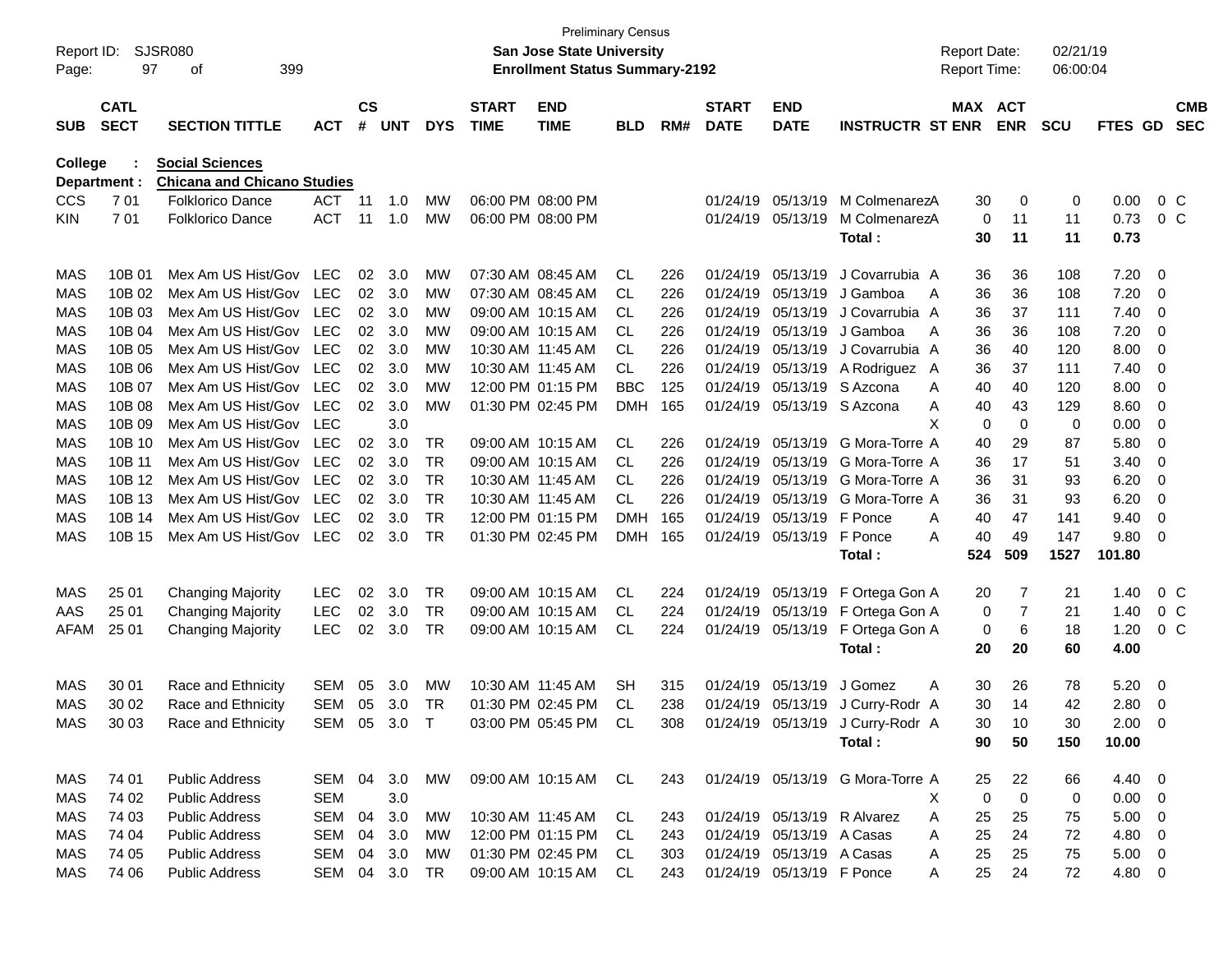Preliminary Census

**San Jose State University**

**Enrollment Status Summary-2192**

Report ID: SJSR080

Report Date: 02/21/19

Report Time: 06:00:04

**College : Social Sciences**

**Department : Chicana and Chicano Studies**

| SUB | CATL SECT | SECTION TITTLE | ACT | CS # | UNT | DYS | START TIME | END TIME | BLD | RM# | START DATE | END DATE | INSTRUCTR | ST | MAX ENR | ACT ENR | SCU | FTES | GD | CMB SEC |
|---|---|---|---|---|---|---|---|---|---|---|---|---|---|---|---|---|---|---|---|---|
| CCS | 7 01 | Folklorico Dance | ACT | 11 | 1.0 | MW | 06:00 PM | 08:00 PM | | | 01/24/19 | 05/13/19 | M Colmenarez | A | 30 | 0 | 0 | 0.00 | 0 | C |
| KIN | 7 01 | Folklorico Dance | ACT | 11 | 1.0 | MW | 06:00 PM | 08:00 PM | | | 01/24/19 | 05/13/19 | M Colmenarez | A | 0 | 11 | 11 | 0.73 | 0 | C |
| | | | | | | | | | | | | | **Total :** | | **30** | **11** | **11** | **0.73** | | |
| MAS | 10B 01 | Mex Am US Hist/Gov | LEC | 02 | 3.0 | MW | 07:30 AM | 08:45 AM | CL | 226 | 01/24/19 | 05/13/19 | J Covarrubia | A | 36 | 36 | 108 | 7.20 | 0 | |
| MAS | 10B 02 | Mex Am US Hist/Gov | LEC | 02 | 3.0 | MW | 07:30 AM | 08:45 AM | CL | 226 | 01/24/19 | 05/13/19 | J Gamboa | A | 36 | 36 | 108 | 7.20 | 0 | |
| MAS | 10B 03 | Mex Am US Hist/Gov | LEC | 02 | 3.0 | MW | 09:00 AM | 10:15 AM | CL | 226 | 01/24/19 | 05/13/19 | J Covarrubia | A | 36 | 37 | 111 | 7.40 | 0 | |
| MAS | 10B 04 | Mex Am US Hist/Gov | LEC | 02 | 3.0 | MW | 09:00 AM | 10:15 AM | CL | 226 | 01/24/19 | 05/13/19 | J Gamboa | A | 36 | 36 | 108 | 7.20 | 0 | |
| MAS | 10B 05 | Mex Am US Hist/Gov | LEC | 02 | 3.0 | MW | 10:30 AM | 11:45 AM | CL | 226 | 01/24/19 | 05/13/19 | J Covarrubia | A | 36 | 40 | 120 | 8.00 | 0 | |
| MAS | 10B 06 | Mex Am US Hist/Gov | LEC | 02 | 3.0 | MW | 10:30 AM | 11:45 AM | CL | 226 | 01/24/19 | 05/13/19 | A Rodriguez | A | 36 | 37 | 111 | 7.40 | 0 | |
| MAS | 10B 07 | Mex Am US Hist/Gov | LEC | 02 | 3.0 | MW | 12:00 PM | 01:15 PM | BBC | 125 | 01/24/19 | 05/13/19 | S Azcona | A | 40 | 40 | 120 | 8.00 | 0 | |
| MAS | 10B 08 | Mex Am US Hist/Gov | LEC | 02 | 3.0 | MW | 01:30 PM | 02:45 PM | DMH | 165 | 01/24/19 | 05/13/19 | S Azcona | A | 40 | 43 | 129 | 8.60 | 0 | |
| MAS | 10B 09 | Mex Am US Hist/Gov | LEC | | 3.0 | | | | | | | | | X | 0 | 0 | 0 | 0.00 | 0 | |
| MAS | 10B 10 | Mex Am US Hist/Gov | LEC | 02 | 3.0 | TR | 09:00 AM | 10:15 AM | CL | 226 | 01/24/19 | 05/13/19 | G Mora-Torre | A | 40 | 29 | 87 | 5.80 | 0 | |
| MAS | 10B 11 | Mex Am US Hist/Gov | LEC | 02 | 3.0 | TR | 09:00 AM | 10:15 AM | CL | 226 | 01/24/19 | 05/13/19 | G Mora-Torre | A | 36 | 17 | 51 | 3.40 | 0 | |
| MAS | 10B 12 | Mex Am US Hist/Gov | LEC | 02 | 3.0 | TR | 10:30 AM | 11:45 AM | CL | 226 | 01/24/19 | 05/13/19 | G Mora-Torre | A | 36 | 31 | 93 | 6.20 | 0 | |
| MAS | 10B 13 | Mex Am US Hist/Gov | LEC | 02 | 3.0 | TR | 10:30 AM | 11:45 AM | CL | 226 | 01/24/19 | 05/13/19 | G Mora-Torre | A | 36 | 31 | 93 | 6.20 | 0 | |
| MAS | 10B 14 | Mex Am US Hist/Gov | LEC | 02 | 3.0 | TR | 12:00 PM | 01:15 PM | DMH | 165 | 01/24/19 | 05/13/19 | F Ponce | A | 40 | 47 | 141 | 9.40 | 0 | |
| MAS | 10B 15 | Mex Am US Hist/Gov | LEC | 02 | 3.0 | TR | 01:30 PM | 02:45 PM | DMH | 165 | 01/24/19 | 05/13/19 | F Ponce | A | 40 | 49 | 147 | 9.80 | 0 | |
| | | | | | | | | | | | | | **Total :** | | **524** | **509** | **1527** | **101.80** | | |
| MAS | 25 01 | Changing Majority | LEC | 02 | 3.0 | TR | 09:00 AM | 10:15 AM | CL | 224 | 01/24/19 | 05/13/19 | F Ortega Gon | A | 20 | 7 | 21 | 1.40 | 0 | C |
| AAS | 25 01 | Changing Majority | LEC | 02 | 3.0 | TR | 09:00 AM | 10:15 AM | CL | 224 | 01/24/19 | 05/13/19 | F Ortega Gon | A | 0 | 7 | 21 | 1.40 | 0 | C |
| AFAM | 25 01 | Changing Majority | LEC | 02 | 3.0 | TR | 09:00 AM | 10:15 AM | CL | 224 | 01/24/19 | 05/13/19 | F Ortega Gon | A | 0 | 6 | 18 | 1.20 | 0 | C |
| | | | | | | | | | | | | | **Total :** | | **20** | **20** | **60** | **4.00** | | |
| MAS | 30 01 | Race and Ethnicity | SEM | 05 | 3.0 | MW | 10:30 AM | 11:45 AM | SH | 315 | 01/24/19 | 05/13/19 | J Gomez | A | 30 | 26 | 78 | 5.20 | 0 | |
| MAS | 30 02 | Race and Ethnicity | SEM | 05 | 3.0 | TR | 01:30 PM | 02:45 PM | CL | 238 | 01/24/19 | 05/13/19 | J Curry-Rodr | A | 30 | 14 | 42 | 2.80 | 0 | |
| MAS | 30 03 | Race and Ethnicity | SEM | 05 | 3.0 | T | 03:00 PM | 05:45 PM | CL | 308 | 01/24/19 | 05/13/19 | J Curry-Rodr | A | 30 | 10 | 30 | 2.00 | 0 | |
| | | | | | | | | | | | | | **Total :** | | **90** | **50** | **150** | **10.00** | | |
| MAS | 74 01 | Public Address | SEM | 04 | 3.0 | MW | 09:00 AM | 10:15 AM | CL | 243 | 01/24/19 | 05/13/19 | G Mora-Torre | A | 25 | 22 | 66 | 4.40 | 0 | |
| MAS | 74 02 | Public Address | SEM | | 3.0 | | | | | | | | | X | 0 | 0 | 0 | 0.00 | 0 | |
| MAS | 74 03 | Public Address | SEM | 04 | 3.0 | MW | 10:30 AM | 11:45 AM | CL | 243 | 01/24/19 | 05/13/19 | R Alvarez | A | 25 | 25 | 75 | 5.00 | 0 | |
| MAS | 74 04 | Public Address | SEM | 04 | 3.0 | MW | 12:00 PM | 01:15 PM | CL | 243 | 01/24/19 | 05/13/19 | A Casas | A | 25 | 24 | 72 | 4.80 | 0 | |
| MAS | 74 05 | Public Address | SEM | 04 | 3.0 | MW | 01:30 PM | 02:45 PM | CL | 303 | 01/24/19 | 05/13/19 | A Casas | A | 25 | 25 | 75 | 5.00 | 0 | |
| MAS | 74 06 | Public Address | SEM | 04 | 3.0 | TR | 09:00 AM | 10:15 AM | CL | 243 | 01/24/19 | 05/13/19 | F Ponce | A | 25 | 24 | 72 | 4.80 | 0 | |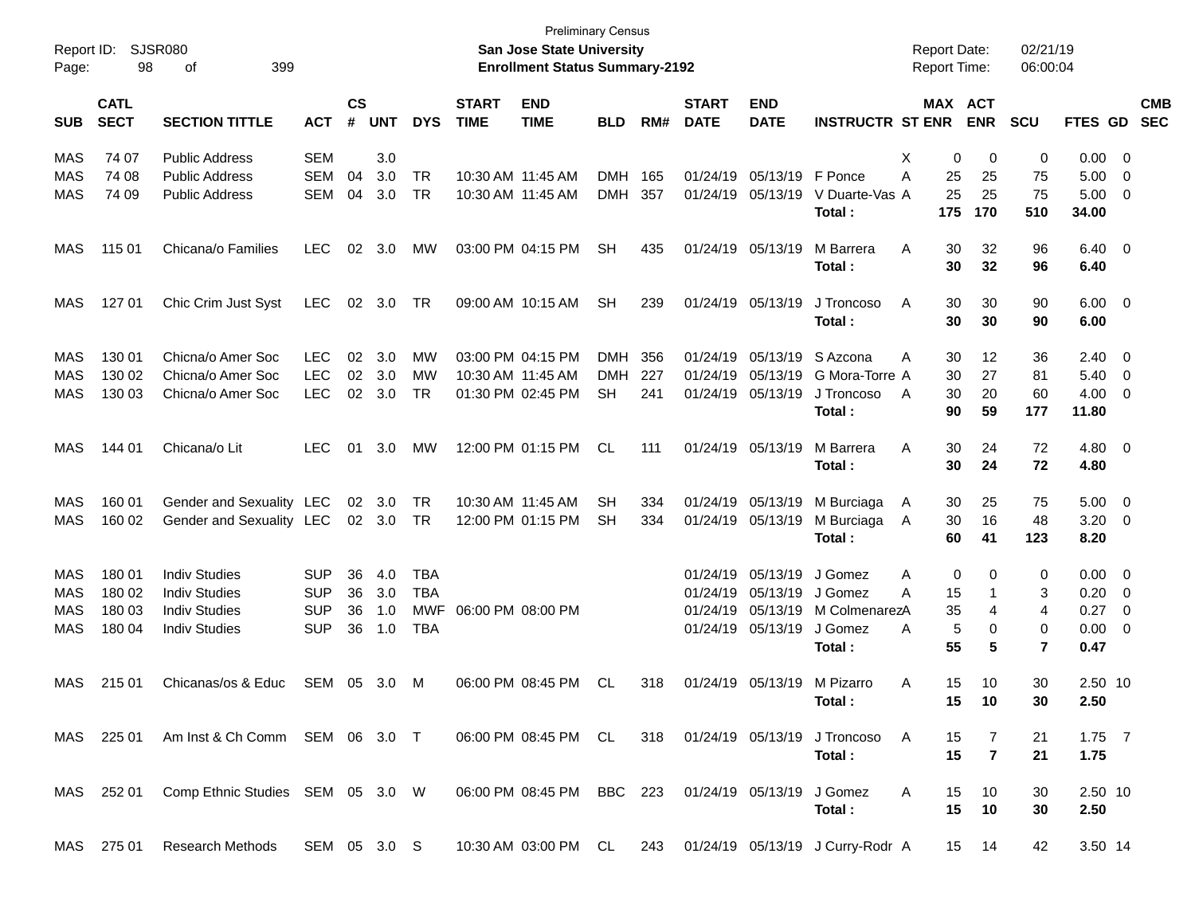Preliminary Census

Report ID: SJSR080

**San Jose State University**

**Enrollment Status Summary-2192**

Report Date: 02/21/19

Report Time: 06:00:04

| SUB | CATL SECT | SECTION TITTLE | ACT | CS # | UNT | DYS | START TIME | END TIME | BLD | RM# | START DATE | END DATE | INSTRUCTR | ST | MAX ENR | ACT ENR | SCU | FTES | GD | CMB SEC |
|---|---|---|---|---|---|---|---|---|---|---|---|---|---|---|---|---|---|---|---|---|
| MAS | 74 07 | Public Address | SEM | | 3.0 | | | | | | | | | X | 0 | 0 | 0 | 0.00 | 0 | |
| MAS | 74 08 | Public Address | SEM | 04 | 3.0 | TR | 10:30 AM | 11:45 AM | DMH | 165 | 01/24/19 | 05/13/19 | F Ponce | A | 25 | 25 | 75 | 5.00 | 0 | |
| MAS | 74 09 | Public Address | SEM | 04 | 3.0 | TR | 10:30 AM | 11:45 AM | DMH | 357 | 01/24/19 | 05/13/19 | V Duarte-Vas | A | 25 | 25 | 75 | 5.00 | 0 | |
| | | | | | | | | | | | | | **Total :** | | **175** | **170** | **510** | **34.00** | | |
| MAS | 115 01 | Chicana/o Families | LEC | 02 | 3.0 | MW | 03:00 PM | 04:15 PM | SH | 435 | 01/24/19 | 05/13/19 | M Barrera | A | 30 | 32 | 96 | 6.40 | 0 | |
| | | | | | | | | | | | | | **Total :** | | **30** | **32** | **96** | **6.40** | | |
| MAS | 127 01 | Chic Crim Just Syst | LEC | 02 | 3.0 | TR | 09:00 AM | 10:15 AM | SH | 239 | 01/24/19 | 05/13/19 | J Troncoso | A | 30 | 30 | 90 | 6.00 | 0 | |
| | | | | | | | | | | | | | **Total :** | | **30** | **30** | **90** | **6.00** | | |
| MAS | 130 01 | Chicna/o Amer Soc | LEC | 02 | 3.0 | MW | 03:00 PM | 04:15 PM | DMH | 356 | 01/24/19 | 05/13/19 | S Azcona | A | 30 | 12 | 36 | 2.40 | 0 | |
| MAS | 130 02 | Chicna/o Amer Soc | LEC | 02 | 3.0 | MW | 10:30 AM | 11:45 AM | DMH | 227 | 01/24/19 | 05/13/19 | G Mora-Torre | A | 30 | 27 | 81 | 5.40 | 0 | |
| MAS | 130 03 | Chicna/o Amer Soc | LEC | 02 | 3.0 | TR | 01:30 PM | 02:45 PM | SH | 241 | 01/24/19 | 05/13/19 | J Troncoso | A | 30 | 20 | 60 | 4.00 | 0 | |
| | | | | | | | | | | | | | **Total :** | | **90** | **59** | **177** | **11.80** | | |
| MAS | 144 01 | Chicana/o Lit | LEC | 01 | 3.0 | MW | 12:00 PM | 01:15 PM | CL | 111 | 01/24/19 | 05/13/19 | M Barrera | A | 30 | 24 | 72 | 4.80 | 0 | |
| | | | | | | | | | | | | | **Total :** | | **30** | **24** | **72** | **4.80** | | |
| MAS | 160 01 | Gender and Sexuality | LEC | 02 | 3.0 | TR | 10:30 AM | 11:45 AM | SH | 334 | 01/24/19 | 05/13/19 | M Burciaga | A | 30 | 25 | 75 | 5.00 | 0 | |
| MAS | 160 02 | Gender and Sexuality | LEC | 02 | 3.0 | TR | 12:00 PM | 01:15 PM | SH | 334 | 01/24/19 | 05/13/19 | M Burciaga | A | 30 | 16 | 48 | 3.20 | 0 | |
| | | | | | | | | | | | | | **Total :** | | **60** | **41** | **123** | **8.20** | | |
| MAS | 180 01 | Indiv Studies | SUP | 36 | 4.0 | TBA | | | | | 01/24/19 | 05/13/19 | J Gomez | A | 0 | 0 | 0 | 0.00 | 0 | |
| MAS | 180 02 | Indiv Studies | SUP | 36 | 3.0 | TBA | | | | | 01/24/19 | 05/13/19 | J Gomez | A | 15 | 1 | 3 | 0.20 | 0 | |
| MAS | 180 03 | Indiv Studies | SUP | 36 | 1.0 | MWF | 06:00 PM | 08:00 PM | | | 01/24/19 | 05/13/19 | M Colmenarez | A | 35 | 4 | 4 | 0.27 | 0 | |
| MAS | 180 04 | Indiv Studies | SUP | 36 | 1.0 | TBA | | | | | 01/24/19 | 05/13/19 | J Gomez | A | 5 | 0 | 0 | 0.00 | 0 | |
| | | | | | | | | | | | | | **Total :** | | **55** | **5** | **7** | **0.47** | | |
| MAS | 215 01 | Chicanas/os & Educ | SEM | 05 | 3.0 | M | 06:00 PM | 08:45 PM | CL | 318 | 01/24/19 | 05/13/19 | M Pizarro | A | 15 | 10 | 30 | 2.50 | 10 | |
| | | | | | | | | | | | | | **Total :** | | **15** | **10** | **30** | **2.50** | | |
| MAS | 225 01 | Am Inst & Ch Comm | SEM | 06 | 3.0 | T | 06:00 PM | 08:45 PM | CL | 318 | 01/24/19 | 05/13/19 | J Troncoso | A | 15 | 7 | 21 | 1.75 | 7 | |
| | | | | | | | | | | | | | **Total :** | | **15** | **7** | **21** | **1.75** | | |
| MAS | 252 01 | Comp Ethnic Studies | SEM | 05 | 3.0 | W | 06:00 PM | 08:45 PM | BBC | 223 | 01/24/19 | 05/13/19 | J Gomez | A | 15 | 10 | 30 | 2.50 | 10 | |
| | | | | | | | | | | | | | **Total :** | | **15** | **10** | **30** | **2.50** | | |
| MAS | 275 01 | Research Methods | SEM | 05 | 3.0 | S | 10:30 AM | 03:00 PM | CL | 243 | 01/24/19 | 05/13/19 | J Curry-Rodr | A | 15 | 14 | 42 | 3.50 | 14 | |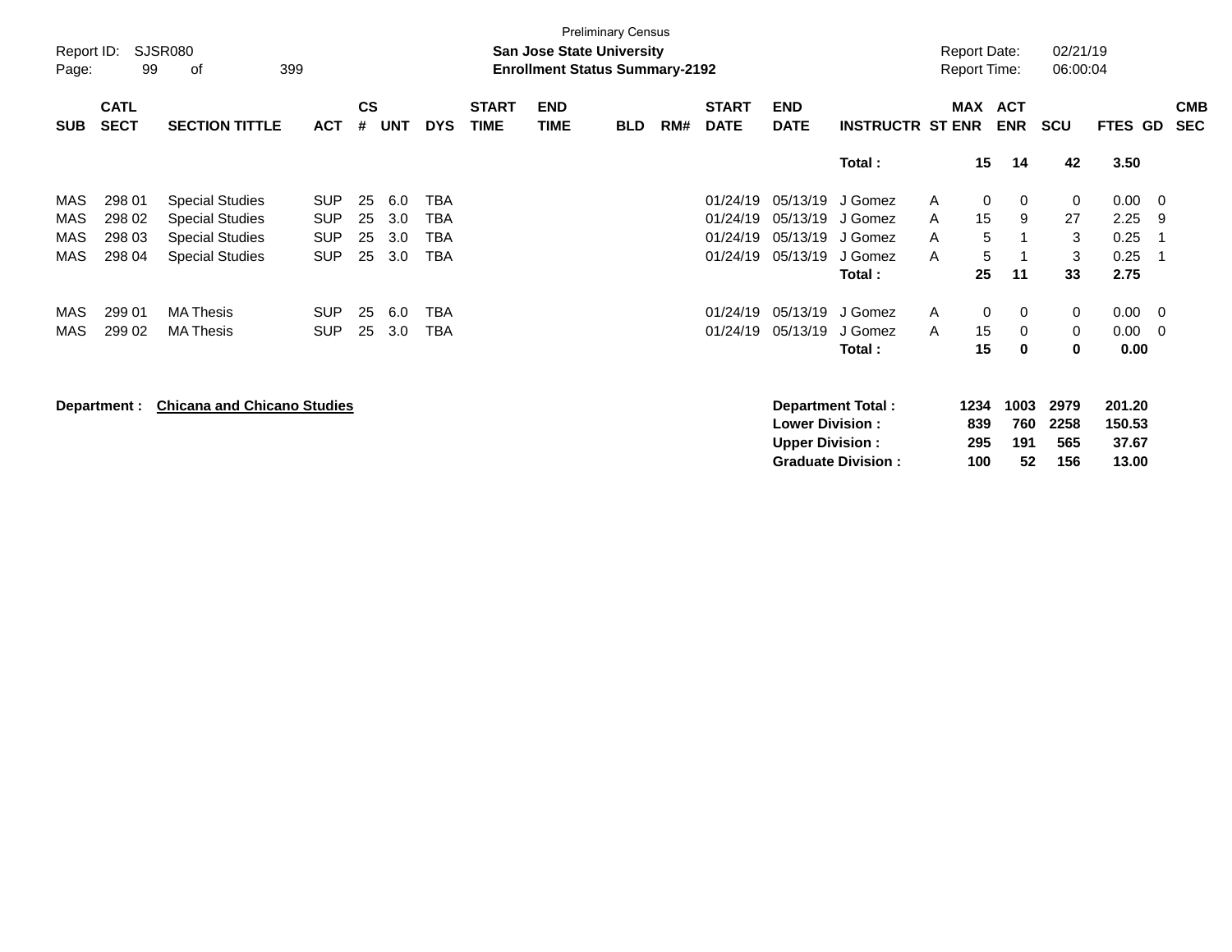Preliminary Census

**San Jose State University**
**Enrollment Status Summary-2192**

Report ID: SJSR080
Report Date: 02/21/19
Report Time: 06:00:04

| SUB | CATL SECT | SECTION TITTLE | ACT | CS # | UNT | DYS | START TIME | END TIME | BLD | RM# | START DATE | END DATE | INSTRUCTR | ST | MAX ENR | ACT ENR | SCU | FTES | GD | CMB SEC |
|---|---|---|---|---|---|---|---|---|---|---|---|---|---|---|---|---|---|---|---|---|
| | | | | | | | | | | | | | **Total :** | | **15** | **14** | **42** | **3.50** | | |
| MAS | 298 01 | Special Studies | SUP | 25 | 6.0 | TBA | | | | | 01/24/19 | 05/13/19 | J Gomez | A | 0 | 0 | 0 | 0.00 | 0 | |
| MAS | 298 02 | Special Studies | SUP | 25 | 3.0 | TBA | | | | | 01/24/19 | 05/13/19 | J Gomez | A | 15 | 9 | 27 | 2.25 | 9 | |
| MAS | 298 03 | Special Studies | SUP | 25 | 3.0 | TBA | | | | | 01/24/19 | 05/13/19 | J Gomez | A | 5 | 1 | 3 | 0.25 | 1 | |
| MAS | 298 04 | Special Studies | SUP | 25 | 3.0 | TBA | | | | | 01/24/19 | 05/13/19 | J Gomez | A | 5 | 1 | 3 | 0.25 | 1 | |
| | | | | | | | | | | | | | **Total :** | | **25** | **11** | **33** | **2.75** | | |
| MAS | 299 01 | MA Thesis | SUP | 25 | 6.0 | TBA | | | | | 01/24/19 | 05/13/19 | J Gomez | A | 0 | 0 | 0 | 0.00 | 0 | |
| MAS | 299 02 | MA Thesis | SUP | 25 | 3.0 | TBA | | | | | 01/24/19 | 05/13/19 | J Gomez | A | 15 | 0 | 0 | 0.00 | 0 | |
| | | | | | | | | | | | | | **Total :** | | **15** | **0** | **0** | **0.00** | | |

**Department :** **Chicana and Chicano Studies**

| | MAX ENR | ACT ENR | SCU | FTES |
|---|---|---|---|---|
| **Department Total :** | **1234** | **1003** | **2979** | **201.20** |
| **Lower Division :** | **839** | **760** | **2258** | **150.53** |
| **Upper Division :** | **295** | **191** | **565** | **37.67** |
| **Graduate Division :** | **100** | **52** | **156** | **13.00** |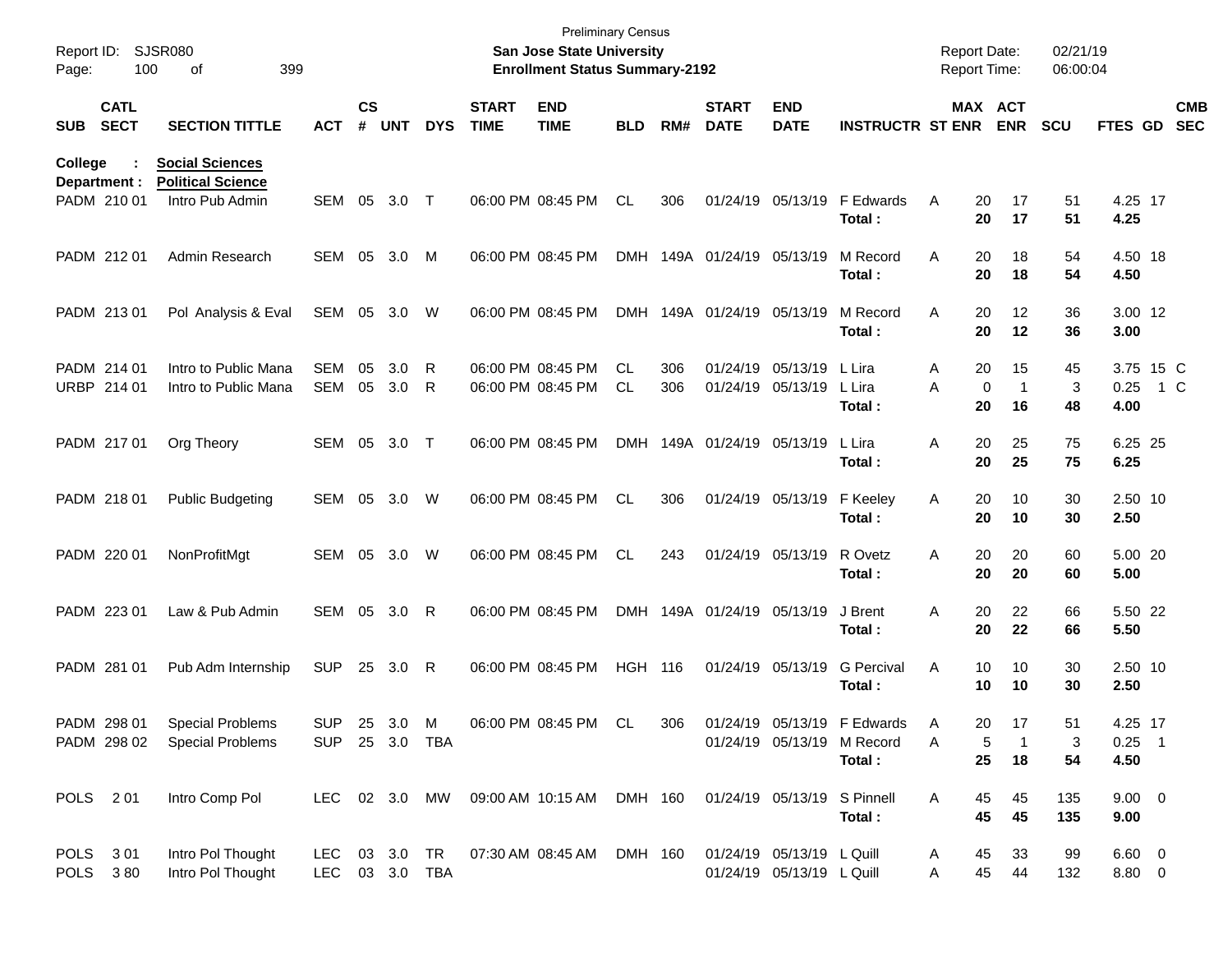Preliminary Census
**San Jose State University**
**Enrollment Status Summary-2192**

Report ID: SJSR080
Report Date: 02/21/19
Report Time: 06:00:04

| SUB | CATL SECT | SECTION TITTLE | ACT | CS # | UNT | DYS | START TIME | END TIME | BLD | RM# | START DATE | END DATE | INSTRUCTR | ST | MAX ENR | ACT ENR | SCU | FTES | GD | CMB SEC |
|---|---|---|---|---|---|---|---|---|---|---|---|---|---|---|---|---|---|---|---|---|
| **College : Social Sciences** | | | | | | | | | | | | | | | | | | | | |
| **Department : Political Science** | | | | | | | | | | | | | | | | | | | | |
| PADM | 210 01 | Intro Pub Admin | SEM | 05 | 3.0 | T | 06:00 PM | 08:45 PM | CL | 306 | 01/24/19 | 05/13/19 | F Edwards | A | 20 | 17 | 51 | 4.25 | 17 | |
| | | | | | | | | | | | | | **Total :** | | **20** | **17** | **51** | **4.25** | | |
| PADM | 212 01 | Admin Research | SEM | 05 | 3.0 | M | 06:00 PM | 08:45 PM | DMH | 149A | 01/24/19 | 05/13/19 | M Record | A | 20 | 18 | 54 | 4.50 | 18 | |
| | | | | | | | | | | | | | **Total :** | | **20** | **18** | **54** | **4.50** | | |
| PADM | 213 01 | Pol Analysis & Eval | SEM | 05 | 3.0 | W | 06:00 PM | 08:45 PM | DMH | 149A | 01/24/19 | 05/13/19 | M Record | A | 20 | 12 | 36 | 3.00 | 12 | |
| | | | | | | | | | | | | | **Total :** | | **20** | **12** | **36** | **3.00** | | |
| PADM | 214 01 | Intro to Public Mana | SEM | 05 | 3.0 | R | 06:00 PM | 08:45 PM | CL | 306 | 01/24/19 | 05/13/19 | L Lira | A | 20 | 15 | 45 | 3.75 | 15 | C |
| URBP | 214 01 | Intro to Public Mana | SEM | 05 | 3.0 | R | 06:00 PM | 08:45 PM | CL | 306 | 01/24/19 | 05/13/19 | L Lira | A | 0 | 1 | 3 | 0.25 | 1 | C |
| | | | | | | | | | | | | | **Total :** | | **20** | **16** | **48** | **4.00** | | |
| PADM | 217 01 | Org Theory | SEM | 05 | 3.0 | T | 06:00 PM | 08:45 PM | DMH | 149A | 01/24/19 | 05/13/19 | L Lira | A | 20 | 25 | 75 | 6.25 | 25 | |
| | | | | | | | | | | | | | **Total :** | | **20** | **25** | **75** | **6.25** | | |
| PADM | 218 01 | Public Budgeting | SEM | 05 | 3.0 | W | 06:00 PM | 08:45 PM | CL | 306 | 01/24/19 | 05/13/19 | F Keeley | A | 20 | 10 | 30 | 2.50 | 10 | |
| | | | | | | | | | | | | | **Total :** | | **20** | **10** | **30** | **2.50** | | |
| PADM | 220 01 | NonProfitMgt | SEM | 05 | 3.0 | W | 06:00 PM | 08:45 PM | CL | 243 | 01/24/19 | 05/13/19 | R Ovetz | A | 20 | 20 | 60 | 5.00 | 20 | |
| | | | | | | | | | | | | | **Total :** | | **20** | **20** | **60** | **5.00** | | |
| PADM | 223 01 | Law & Pub Admin | SEM | 05 | 3.0 | R | 06:00 PM | 08:45 PM | DMH | 149A | 01/24/19 | 05/13/19 | J Brent | A | 20 | 22 | 66 | 5.50 | 22 | |
| | | | | | | | | | | | | | **Total :** | | **20** | **22** | **66** | **5.50** | | |
| PADM | 281 01 | Pub Adm Internship | SUP | 25 | 3.0 | R | 06:00 PM | 08:45 PM | HGH | 116 | 01/24/19 | 05/13/19 | G Percival | A | 10 | 10 | 30 | 2.50 | 10 | |
| | | | | | | | | | | | | | **Total :** | | **10** | **10** | **30** | **2.50** | | |
| PADM | 298 01 | Special Problems | SUP | 25 | 3.0 | M | 06:00 PM | 08:45 PM | CL | 306 | 01/24/19 | 05/13/19 | F Edwards | A | 20 | 17 | 51 | 4.25 | 17 | |
| PADM | 298 02 | Special Problems | SUP | 25 | 3.0 | TBA | | | | | 01/24/19 | 05/13/19 | M Record | A | 5 | 1 | 3 | 0.25 | 1 | |
| | | | | | | | | | | | | | **Total :** | | **25** | **18** | **54** | **4.50** | | |
| POLS | 2 01 | Intro Comp Pol | LEC | 02 | 3.0 | MW | 09:00 AM | 10:15 AM | DMH | 160 | 01/24/19 | 05/13/19 | S Pinnell | A | 45 | 45 | 135 | 9.00 | 0 | |
| | | | | | | | | | | | | | **Total :** | | **45** | **45** | **135** | **9.00** | | |
| POLS | 3 01 | Intro Pol Thought | LEC | 03 | 3.0 | TR | 07:30 AM | 08:45 AM | DMH | 160 | 01/24/19 | 05/13/19 | L Quill | A | 45 | 33 | 99 | 6.60 | 0 | |
| POLS | 3 80 | Intro Pol Thought | LEC | 03 | 3.0 | TBA | | | | | 01/24/19 | 05/13/19 | L Quill | A | 45 | 44 | 132 | 8.80 | 0 | |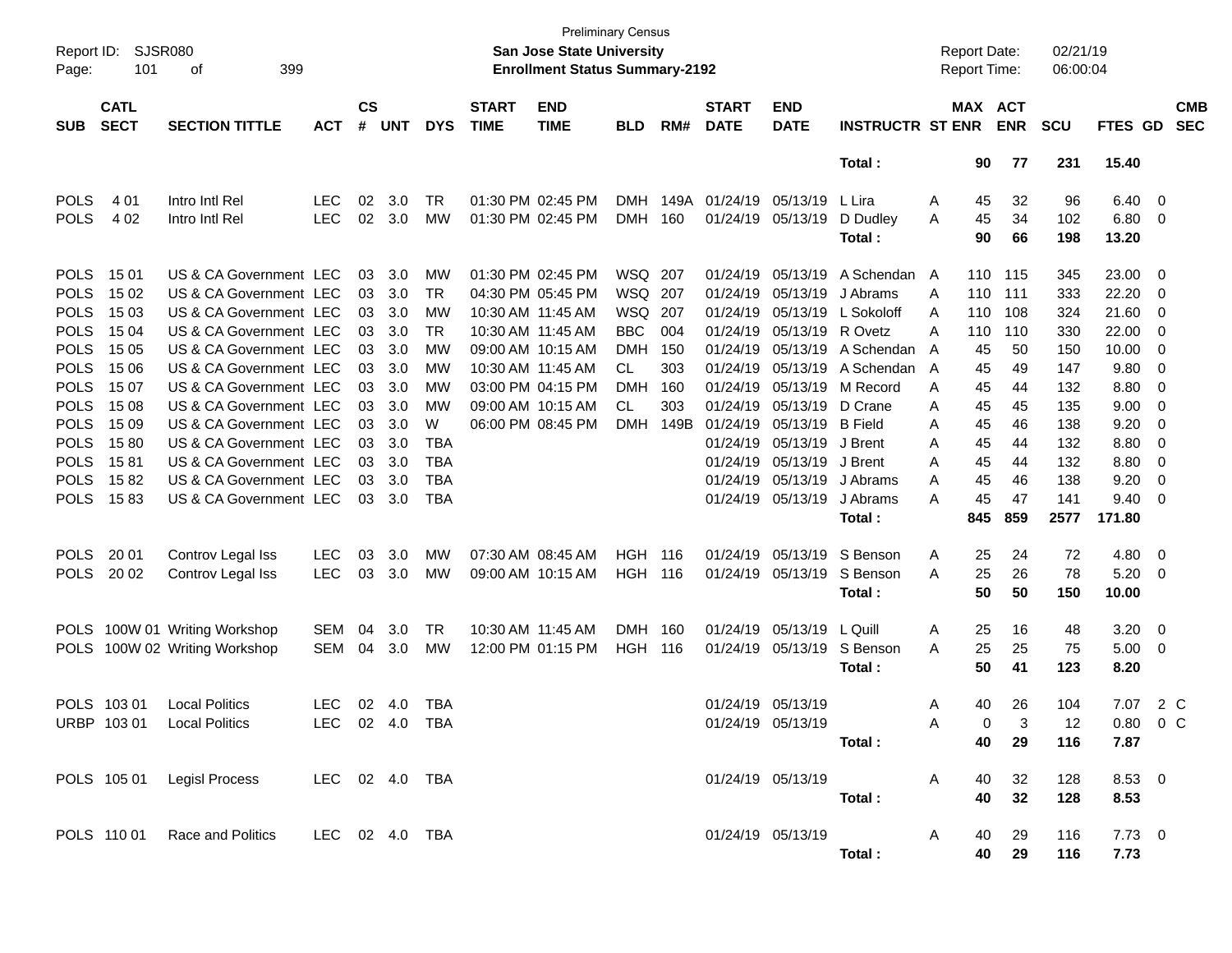Preliminary Census

**San Jose State University**

**Enrollment Status Summary-2192**

Report ID: SJSR080

Report Date: 02/21/19

Report Time: 06:00:04

| SUB | CATL SECT | SECTION TITTLE | ACT | CS # | UNT | DYS | START TIME | END TIME | BLD | RM# | START DATE | END DATE | INSTRUCTR | ST | MAX ENR | ACT ENR | SCU | FTES | GD | CMB SEC |
|---|---|---|---|---|---|---|---|---|---|---|---|---|---|---|---|---|---|---|---|---|
| | | | | | | | | | | | | | **Total :** | | **90** | **77** | **231** | **15.40** | | |
| POLS | 4 01 | Intro Intl Rel | LEC | 02 | 3.0 | TR | 01:30 PM | 02:45 PM | DMH | 149A | 01/24/19 | 05/13/19 | L Lira | A | 45 | 32 | 96 | 6.40 | 0 | |
| POLS | 4 02 | Intro Intl Rel | LEC | 02 | 3.0 | MW | 01:30 PM | 02:45 PM | DMH | 160 | 01/24/19 | 05/13/19 | D Dudley | A | 45 | 34 | 102 | 6.80 | 0 | |
| | | | | | | | | | | | | | **Total :** | | **90** | **66** | **198** | **13.20** | | |
| POLS | 15 01 | US & CA Government | LEC | 03 | 3.0 | MW | 01:30 PM | 02:45 PM | WSQ | 207 | 01/24/19 | 05/13/19 | A Schendan | A | 110 | 115 | 345 | 23.00 | 0 | |
| POLS | 15 02 | US & CA Government | LEC | 03 | 3.0 | TR | 04:30 PM | 05:45 PM | WSQ | 207 | 01/24/19 | 05/13/19 | J Abrams | A | 110 | 111 | 333 | 22.20 | 0 | |
| POLS | 15 03 | US & CA Government | LEC | 03 | 3.0 | MW | 10:30 AM | 11:45 AM | WSQ | 207 | 01/24/19 | 05/13/19 | L Sokoloff | A | 110 | 108 | 324 | 21.60 | 0 | |
| POLS | 15 04 | US & CA Government | LEC | 03 | 3.0 | TR | 10:30 AM | 11:45 AM | BBC | 004 | 01/24/19 | 05/13/19 | R Ovetz | A | 110 | 110 | 330 | 22.00 | 0 | |
| POLS | 15 05 | US & CA Government | LEC | 03 | 3.0 | MW | 09:00 AM | 10:15 AM | DMH | 150 | 01/24/19 | 05/13/19 | A Schendan | A | 45 | 50 | 150 | 10.00 | 0 | |
| POLS | 15 06 | US & CA Government | LEC | 03 | 3.0 | MW | 10:30 AM | 11:45 AM | CL | 303 | 01/24/19 | 05/13/19 | A Schendan | A | 45 | 49 | 147 | 9.80 | 0 | |
| POLS | 15 07 | US & CA Government | LEC | 03 | 3.0 | MW | 03:00 PM | 04:15 PM | DMH | 160 | 01/24/19 | 05/13/19 | M Record | A | 45 | 44 | 132 | 8.80 | 0 | |
| POLS | 15 08 | US & CA Government | LEC | 03 | 3.0 | MW | 09:00 AM | 10:15 AM | CL | 303 | 01/24/19 | 05/13/19 | D Crane | A | 45 | 45 | 135 | 9.00 | 0 | |
| POLS | 15 09 | US & CA Government | LEC | 03 | 3.0 | W | 06:00 PM | 08:45 PM | DMH | 149B | 01/24/19 | 05/13/19 | B Field | A | 45 | 46 | 138 | 9.20 | 0 | |
| POLS | 15 80 | US & CA Government | LEC | 03 | 3.0 | TBA | | | | | 01/24/19 | 05/13/19 | J Brent | A | 45 | 44 | 132 | 8.80 | 0 | |
| POLS | 15 81 | US & CA Government | LEC | 03 | 3.0 | TBA | | | | | 01/24/19 | 05/13/19 | J Brent | A | 45 | 44 | 132 | 8.80 | 0 | |
| POLS | 15 82 | US & CA Government | LEC | 03 | 3.0 | TBA | | | | | 01/24/19 | 05/13/19 | J Abrams | A | 45 | 46 | 138 | 9.20 | 0 | |
| POLS | 15 83 | US & CA Government | LEC | 03 | 3.0 | TBA | | | | | 01/24/19 | 05/13/19 | J Abrams | A | 45 | 47 | 141 | 9.40 | 0 | |
| | | | | | | | | | | | | | **Total :** | | **845** | **859** | **2577** | **171.80** | | |
| POLS | 20 01 | Controv Legal Iss | LEC | 03 | 3.0 | MW | 07:30 AM | 08:45 AM | HGH | 116 | 01/24/19 | 05/13/19 | S Benson | A | 25 | 24 | 72 | 4.80 | 0 | |
| POLS | 20 02 | Controv Legal Iss | LEC | 03 | 3.0 | MW | 09:00 AM | 10:15 AM | HGH | 116 | 01/24/19 | 05/13/19 | S Benson | A | 25 | 26 | 78 | 5.20 | 0 | |
| | | | | | | | | | | | | | **Total :** | | **50** | **50** | **150** | **10.00** | | |
| POLS | 100W 01 | Writing Workshop | SEM | 04 | 3.0 | TR | 10:30 AM | 11:45 AM | DMH | 160 | 01/24/19 | 05/13/19 | L Quill | A | 25 | 16 | 48 | 3.20 | 0 | |
| POLS | 100W 02 | Writing Workshop | SEM | 04 | 3.0 | MW | 12:00 PM | 01:15 PM | HGH | 116 | 01/24/19 | 05/13/19 | S Benson | A | 25 | 25 | 75 | 5.00 | 0 | |
| | | | | | | | | | | | | | **Total :** | | **50** | **41** | **123** | **8.20** | | |
| POLS | 103 01 | Local Politics | LEC | 02 | 4.0 | TBA | | | | | 01/24/19 | 05/13/19 | | A | 40 | 26 | 104 | 7.07 | 2 | C |
| URBP | 103 01 | Local Politics | LEC | 02 | 4.0 | TBA | | | | | 01/24/19 | 05/13/19 | | A | 0 | 3 | 12 | 0.80 | 0 | C |
| | | | | | | | | | | | | | **Total :** | | **40** | **29** | **116** | **7.87** | | |
| POLS | 105 01 | Legisl Process | LEC | 02 | 4.0 | TBA | | | | | 01/24/19 | 05/13/19 | | A | 40 | 32 | 128 | 8.53 | 0 | |
| | | | | | | | | | | | | | **Total :** | | **40** | **32** | **128** | **8.53** | | |
| POLS | 110 01 | Race and Politics | LEC | 02 | 4.0 | TBA | | | | | 01/24/19 | 05/13/19 | | A | 40 | 29 | 116 | 7.73 | 0 | |
| | | | | | | | | | | | | | **Total :** | | **40** | **29** | **116** | **7.73** | | |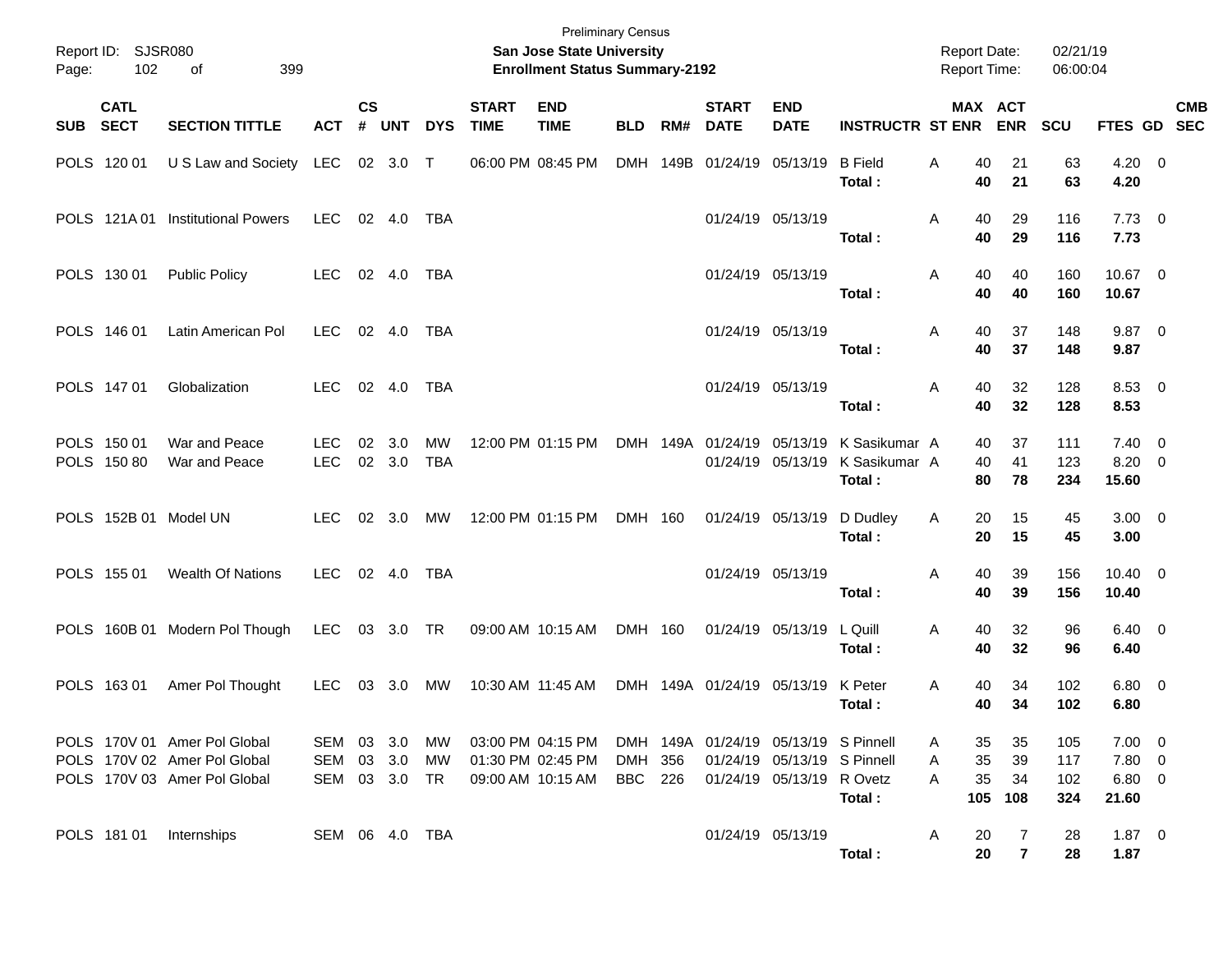Preliminary Census

**San Jose State University**

**Enrollment Status Summary-2192**

Report ID: SJSR080

Report Date: 02/21/19

Report Time: 06:00:04

| SUB | CATL SECT | SECTION TITTLE | ACT | CS # | UNT | DYS | START TIME | END TIME | BLD | RM# | START DATE | END DATE | INSTRUCTR | ST | MAX ENR | ACT ENR | SCU | FTES | GD | CMB SEC |
|---|---|---|---|---|---|---|---|---|---|---|---|---|---|---|---|---|---|---|---|---|
| POLS | 120 01 | U S Law and Society | LEC | 02 | 3.0 | T | 06:00 PM | 08:45 PM | DMH | 149B | 01/24/19 | 05/13/19 | B Field | A | 40 | 21 | 63 | 4.20 | 0 | |
| | | | | | | | | | | | | | **Total :** | | **40** | **21** | **63** | **4.20** | | |
| POLS | 121A 01 | Institutional Powers | LEC | 02 | 4.0 | TBA | | | | | 01/24/19 | 05/13/19 | | A | 40 | 29 | 116 | 7.73 | 0 | |
| | | | | | | | | | | | | | **Total :** | | **40** | **29** | **116** | **7.73** | | |
| POLS | 130 01 | Public Policy | LEC | 02 | 4.0 | TBA | | | | | 01/24/19 | 05/13/19 | | A | 40 | 40 | 160 | 10.67 | 0 | |
| | | | | | | | | | | | | | **Total :** | | **40** | **40** | **160** | **10.67** | | |
| POLS | 146 01 | Latin American Pol | LEC | 02 | 4.0 | TBA | | | | | 01/24/19 | 05/13/19 | | A | 40 | 37 | 148 | 9.87 | 0 | |
| | | | | | | | | | | | | | **Total :** | | **40** | **37** | **148** | **9.87** | | |
| POLS | 147 01 | Globalization | LEC | 02 | 4.0 | TBA | | | | | 01/24/19 | 05/13/19 | | A | 40 | 32 | 128 | 8.53 | 0 | |
| | | | | | | | | | | | | | **Total :** | | **40** | **32** | **128** | **8.53** | | |
| POLS | 150 01 | War and Peace | LEC | 02 | 3.0 | MW | 12:00 PM | 01:15 PM | DMH | 149A | 01/24/19 | 05/13/19 | K Sasikumar | A | 40 | 37 | 111 | 7.40 | 0 | |
| POLS | 150 80 | War and Peace | LEC | 02 | 3.0 | TBA | | | | | 01/24/19 | 05/13/19 | K Sasikumar | A | 40 | 41 | 123 | 8.20 | 0 | |
| | | | | | | | | | | | | | **Total :** | | **80** | **78** | **234** | **15.60** | | |
| POLS | 152B 01 | Model UN | LEC | 02 | 3.0 | MW | 12:00 PM | 01:15 PM | DMH | 160 | 01/24/19 | 05/13/19 | D Dudley | A | 20 | 15 | 45 | 3.00 | 0 | |
| | | | | | | | | | | | | | **Total :** | | **20** | **15** | **45** | **3.00** | | |
| POLS | 155 01 | Wealth Of Nations | LEC | 02 | 4.0 | TBA | | | | | 01/24/19 | 05/13/19 | | A | 40 | 39 | 156 | 10.40 | 0 | |
| | | | | | | | | | | | | | **Total :** | | **40** | **39** | **156** | **10.40** | | |
| POLS | 160B 01 | Modern Pol Though | LEC | 03 | 3.0 | TR | 09:00 AM | 10:15 AM | DMH | 160 | 01/24/19 | 05/13/19 | L Quill | A | 40 | 32 | 96 | 6.40 | 0 | |
| | | | | | | | | | | | | | **Total :** | | **40** | **32** | **96** | **6.40** | | |
| POLS | 163 01 | Amer Pol Thought | LEC | 03 | 3.0 | MW | 10:30 AM | 11:45 AM | DMH | 149A | 01/24/19 | 05/13/19 | K Peter | A | 40 | 34 | 102 | 6.80 | 0 | |
| | | | | | | | | | | | | | **Total :** | | **40** | **34** | **102** | **6.80** | | |
| POLS | 170V 01 | Amer Pol Global | SEM | 03 | 3.0 | MW | 03:00 PM | 04:15 PM | DMH | 149A | 01/24/19 | 05/13/19 | S Pinnell | A | 35 | 35 | 105 | 7.00 | 0 | |
| POLS | 170V 02 | Amer Pol Global | SEM | 03 | 3.0 | MW | 01:30 PM | 02:45 PM | DMH | 356 | 01/24/19 | 05/13/19 | S Pinnell | A | 35 | 39 | 117 | 7.80 | 0 | |
| POLS | 170V 03 | Amer Pol Global | SEM | 03 | 3.0 | TR | 09:00 AM | 10:15 AM | BBC | 226 | 01/24/19 | 05/13/19 | R Ovetz | A | 35 | 34 | 102 | 6.80 | 0 | |
| | | | | | | | | | | | | | **Total :** | | **105** | **108** | **324** | **21.60** | | |
| POLS | 181 01 | Internships | SEM | 06 | 4.0 | TBA | | | | | 01/24/19 | 05/13/19 | | A | 20 | 7 | 28 | 1.87 | 0 | |
| | | | | | | | | | | | | | **Total :** | | **20** | **7** | **28** | **1.87** | | |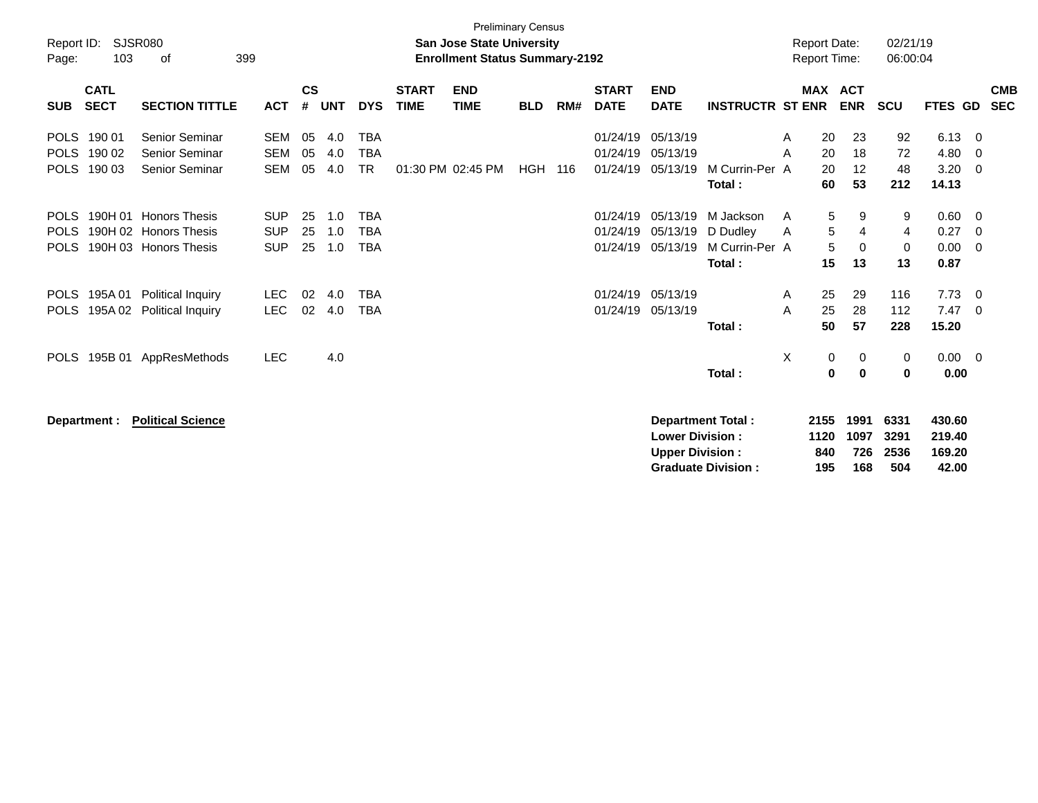Preliminary Census

Report ID: SJSR080
Page: 103 of 399

**San Jose State University**
**Enrollment Status Summary-2192**

Report Date: 02/21/19
Report Time: 06:00:04

| SUB | CATL SECT | SECTION TITTLE | ACT | CS # | UNT | DYS | START TIME | END TIME | BLD | RM# | START DATE | END DATE | INSTRUCTR | ST | MAX ENR | ACT ENR | SCU | FTES | GD | CMB SEC |
|---|---|---|---|---|---|---|---|---|---|---|---|---|---|---|---|---|---|---|---|---|
| POLS | 190 01 | Senior Seminar | SEM | 05 | 4.0 | TBA | | | | | 01/24/19 | 05/13/19 | | A | 20 | 23 | 92 | 6.13 | 0 | |
| POLS | 190 02 | Senior Seminar | SEM | 05 | 4.0 | TBA | | | | | 01/24/19 | 05/13/19 | | A | 20 | 18 | 72 | 4.80 | 0 | |
| POLS | 190 03 | Senior Seminar | SEM | 05 | 4.0 | TR | 01:30 PM | 02:45 PM | HGH | 116 | 01/24/19 | 05/13/19 | M Currin-Per | A | 20 | 12 | 48 | 3.20 | 0 | |
| | | | | | | | | | | | | | **Total :** | | **60** | **53** | **212** | **14.13** | | |
| POLS | 190H 01 | Honors Thesis | SUP | 25 | 1.0 | TBA | | | | | 01/24/19 | 05/13/19 | M Jackson | A | 5 | 9 | 9 | 0.60 | 0 | |
| POLS | 190H 02 | Honors Thesis | SUP | 25 | 1.0 | TBA | | | | | 01/24/19 | 05/13/19 | D Dudley | A | 5 | 4 | 4 | 0.27 | 0 | |
| POLS | 190H 03 | Honors Thesis | SUP | 25 | 1.0 | TBA | | | | | 01/24/19 | 05/13/19 | M Currin-Per | A | 5 | 0 | 0 | 0.00 | 0 | |
| | | | | | | | | | | | | | **Total :** | | **15** | **13** | **13** | **0.87** | | |
| POLS | 195A 01 | Political Inquiry | LEC | 02 | 4.0 | TBA | | | | | 01/24/19 | 05/13/19 | | A | 25 | 29 | 116 | 7.73 | 0 | |
| POLS | 195A 02 | Political Inquiry | LEC | 02 | 4.0 | TBA | | | | | 01/24/19 | 05/13/19 | | A | 25 | 28 | 112 | 7.47 | 0 | |
| | | | | | | | | | | | | | **Total :** | | **50** | **57** | **228** | **15.20** | | |
| POLS | 195B 01 | AppResMethods | LEC | | 4.0 | | | | | | | | | X | 0 | 0 | 0 | 0.00 | 0 | |
| | | | | | | | | | | | | | **Total :** | | **0** | **0** | **0** | **0.00** | | |

**Department : Political Science**

| | MAX ENR | ACT ENR | SCU | FTES |
|---|---|---|---|---|
| **Department Total :** | **2155** | **1991** | **6331** | **430.60** |
| **Lower Division :** | **1120** | **1097** | **3291** | **219.40** |
| **Upper Division :** | **840** | **726** | **2536** | **169.20** |
| **Graduate Division :** | **195** | **168** | **504** | **42.00** |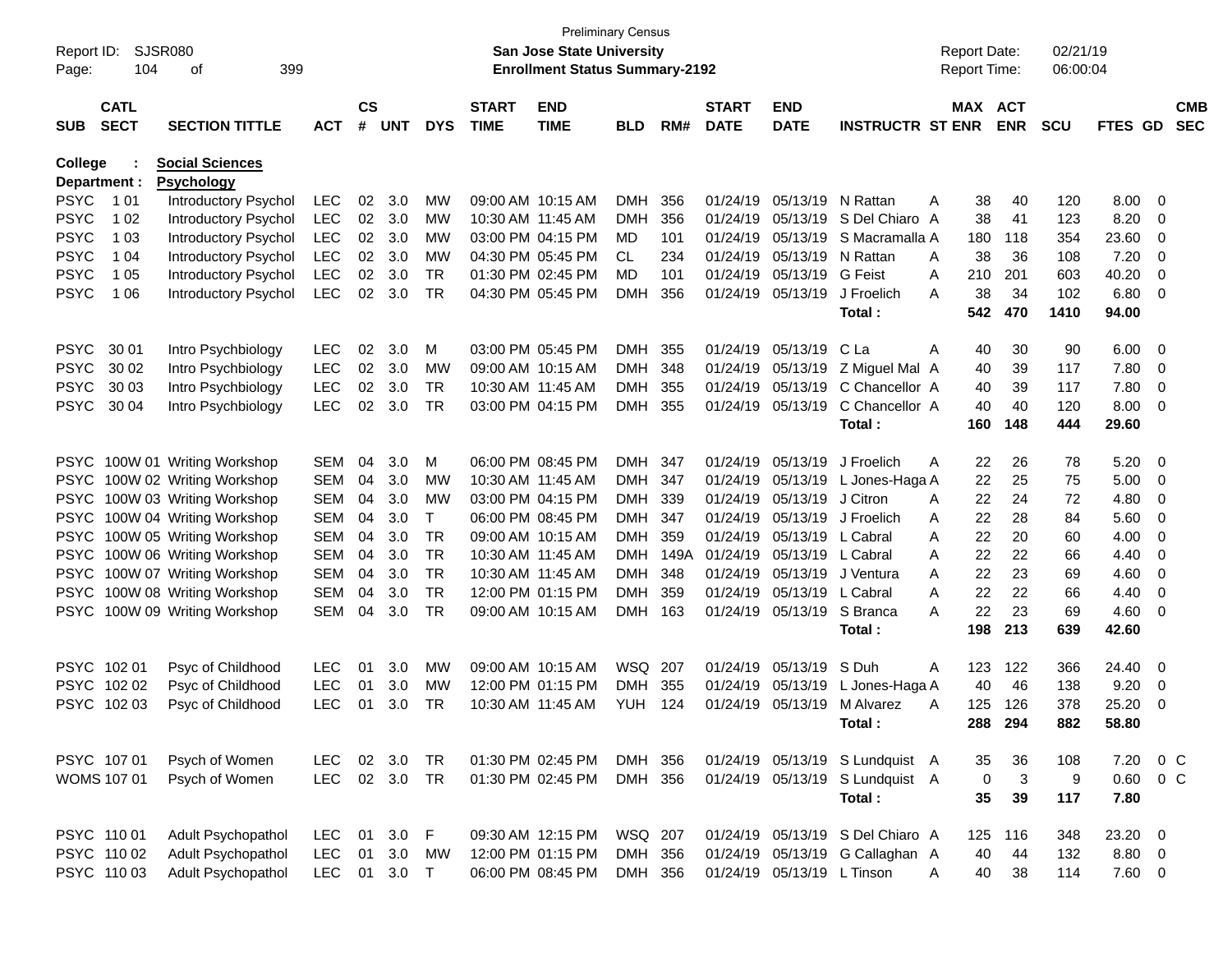Preliminary Census

**San Jose State University**

**Enrollment Status Summary-2192**

Report ID: SJSR080
Report Date: 02/21/19
Report Time: 06:00:04

| SUB | CATL SECT | SECTION TITTLE | ACT | CS # | UNT | DYS | START TIME | END TIME | BLD | RM# | START DATE | END DATE | INSTRUCTR | ST | MAX ENR | ACT ENR | SCU | FTES | GD | CMB SEC |
|---|---|---|---|---|---|---|---|---|---|---|---|---|---|---|---|---|---|---|---|---|
| **College :** | | **Social Sciences** | | | | | | | | | | | | | | | | | | |
| **Department :** | | **Psychology** | | | | | | | | | | | | | | | | | | |
| PSYC | 1 01 | Introductory Psychol | LEC | 02 | 3.0 | MW | 09:00 AM | 10:15 AM | DMH | 356 | 01/24/19 | 05/13/19 | N Rattan | A | 38 | 40 | 120 | 8.00 | 0 | |
| PSYC | 1 02 | Introductory Psychol | LEC | 02 | 3.0 | MW | 10:30 AM | 11:45 AM | DMH | 356 | 01/24/19 | 05/13/19 | S Del Chiaro | A | 38 | 41 | 123 | 8.20 | 0 | |
| PSYC | 1 03 | Introductory Psychol | LEC | 02 | 3.0 | MW | 03:00 PM | 04:15 PM | MD | 101 | 01/24/19 | 05/13/19 | S Macramalla | A | 180 | 118 | 354 | 23.60 | 0 | |
| PSYC | 1 04 | Introductory Psychol | LEC | 02 | 3.0 | MW | 04:30 PM | 05:45 PM | CL | 234 | 01/24/19 | 05/13/19 | N Rattan | A | 38 | 36 | 108 | 7.20 | 0 | |
| PSYC | 1 05 | Introductory Psychol | LEC | 02 | 3.0 | TR | 01:30 PM | 02:45 PM | MD | 101 | 01/24/19 | 05/13/19 | G Feist | A | 210 | 201 | 603 | 40.20 | 0 | |
| PSYC | 1 06 | Introductory Psychol | LEC | 02 | 3.0 | TR | 04:30 PM | 05:45 PM | DMH | 356 | 01/24/19 | 05/13/19 | J Froelich | A | 38 | 34 | 102 | 6.80 | 0 | |
| | | | | | | | | | | | | | **Total :** | | **542** | **470** | **1410** | **94.00** | | |
| PSYC | 30 01 | Intro Psychbiology | LEC | 02 | 3.0 | M | 03:00 PM | 05:45 PM | DMH | 355 | 01/24/19 | 05/13/19 | C La | A | 40 | 30 | 90 | 6.00 | 0 | |
| PSYC | 30 02 | Intro Psychbiology | LEC | 02 | 3.0 | MW | 09:00 AM | 10:15 AM | DMH | 348 | 01/24/19 | 05/13/19 | Z Miguel Mal | A | 40 | 39 | 117 | 7.80 | 0 | |
| PSYC | 30 03 | Intro Psychbiology | LEC | 02 | 3.0 | TR | 10:30 AM | 11:45 AM | DMH | 355 | 01/24/19 | 05/13/19 | C Chancellor | A | 40 | 39 | 117 | 7.80 | 0 | |
| PSYC | 30 04 | Intro Psychbiology | LEC | 02 | 3.0 | TR | 03:00 PM | 04:15 PM | DMH | 355 | 01/24/19 | 05/13/19 | C Chancellor | A | 40 | 40 | 120 | 8.00 | 0 | |
| | | | | | | | | | | | | | **Total :** | | **160** | **148** | **444** | **29.60** | | |
| PSYC | 100W 01 | Writing Workshop | SEM | 04 | 3.0 | M | 06:00 PM | 08:45 PM | DMH | 347 | 01/24/19 | 05/13/19 | J Froelich | A | 22 | 26 | 78 | 5.20 | 0 | |
| PSYC | 100W 02 | Writing Workshop | SEM | 04 | 3.0 | MW | 10:30 AM | 11:45 AM | DMH | 347 | 01/24/19 | 05/13/19 | L Jones-Haga | A | 22 | 25 | 75 | 5.00 | 0 | |
| PSYC | 100W 03 | Writing Workshop | SEM | 04 | 3.0 | MW | 03:00 PM | 04:15 PM | DMH | 339 | 01/24/19 | 05/13/19 | J Citron | A | 22 | 24 | 72 | 4.80 | 0 | |
| PSYC | 100W 04 | Writing Workshop | SEM | 04 | 3.0 | T | 06:00 PM | 08:45 PM | DMH | 347 | 01/24/19 | 05/13/19 | J Froelich | A | 22 | 28 | 84 | 5.60 | 0 | |
| PSYC | 100W 05 | Writing Workshop | SEM | 04 | 3.0 | TR | 09:00 AM | 10:15 AM | DMH | 359 | 01/24/19 | 05/13/19 | L Cabral | A | 22 | 20 | 60 | 4.00 | 0 | |
| PSYC | 100W 06 | Writing Workshop | SEM | 04 | 3.0 | TR | 10:30 AM | 11:45 AM | DMH | 149A | 01/24/19 | 05/13/19 | L Cabral | A | 22 | 22 | 66 | 4.40 | 0 | |
| PSYC | 100W 07 | Writing Workshop | SEM | 04 | 3.0 | TR | 10:30 AM | 11:45 AM | DMH | 348 | 01/24/19 | 05/13/19 | J Ventura | A | 22 | 23 | 69 | 4.60 | 0 | |
| PSYC | 100W 08 | Writing Workshop | SEM | 04 | 3.0 | TR | 12:00 PM | 01:15 PM | DMH | 359 | 01/24/19 | 05/13/19 | L Cabral | A | 22 | 22 | 66 | 4.40 | 0 | |
| PSYC | 100W 09 | Writing Workshop | SEM | 04 | 3.0 | TR | 09:00 AM | 10:15 AM | DMH | 163 | 01/24/19 | 05/13/19 | S Branca | A | 22 | 23 | 69 | 4.60 | 0 | |
| | | | | | | | | | | | | | **Total :** | | **198** | **213** | **639** | **42.60** | | |
| PSYC | 102 01 | Psyc of Childhood | LEC | 01 | 3.0 | MW | 09:00 AM | 10:15 AM | WSQ | 207 | 01/24/19 | 05/13/19 | S Duh | A | 123 | 122 | 366 | 24.40 | 0 | |
| PSYC | 102 02 | Psyc of Childhood | LEC | 01 | 3.0 | MW | 12:00 PM | 01:15 PM | DMH | 355 | 01/24/19 | 05/13/19 | L Jones-Haga | A | 40 | 46 | 138 | 9.20 | 0 | |
| PSYC | 102 03 | Psyc of Childhood | LEC | 01 | 3.0 | TR | 10:30 AM | 11:45 AM | YUH | 124 | 01/24/19 | 05/13/19 | M Alvarez | A | 125 | 126 | 378 | 25.20 | 0 | |
| | | | | | | | | | | | | | **Total :** | | **288** | **294** | **882** | **58.80** | | |
| PSYC | 107 01 | Psych of Women | LEC | 02 | 3.0 | TR | 01:30 PM | 02:45 PM | DMH | 356 | 01/24/19 | 05/13/19 | S Lundquist | A | 35 | 36 | 108 | 7.20 | 0 | C |
| WOMS | 107 01 | Psych of Women | LEC | 02 | 3.0 | TR | 01:30 PM | 02:45 PM | DMH | 356 | 01/24/19 | 05/13/19 | S Lundquist | A | 0 | 3 | 9 | 0.60 | 0 | C |
| | | | | | | | | | | | | | **Total :** | | **35** | **39** | **117** | **7.80** | | |
| PSYC | 110 01 | Adult Psychopathol | LEC | 01 | 3.0 | F | 09:30 AM | 12:15 PM | WSQ | 207 | 01/24/19 | 05/13/19 | S Del Chiaro | A | 125 | 116 | 348 | 23.20 | 0 | |
| PSYC | 110 02 | Adult Psychopathol | LEC | 01 | 3.0 | MW | 12:00 PM | 01:15 PM | DMH | 356 | 01/24/19 | 05/13/19 | G Callaghan | A | 40 | 44 | 132 | 8.80 | 0 | |
| PSYC | 110 03 | Adult Psychopathol | LEC | 01 | 3.0 | T | 06:00 PM | 08:45 PM | DMH | 356 | 01/24/19 | 05/13/19 | L Tinson | A | 40 | 38 | 114 | 7.60 | 0 | |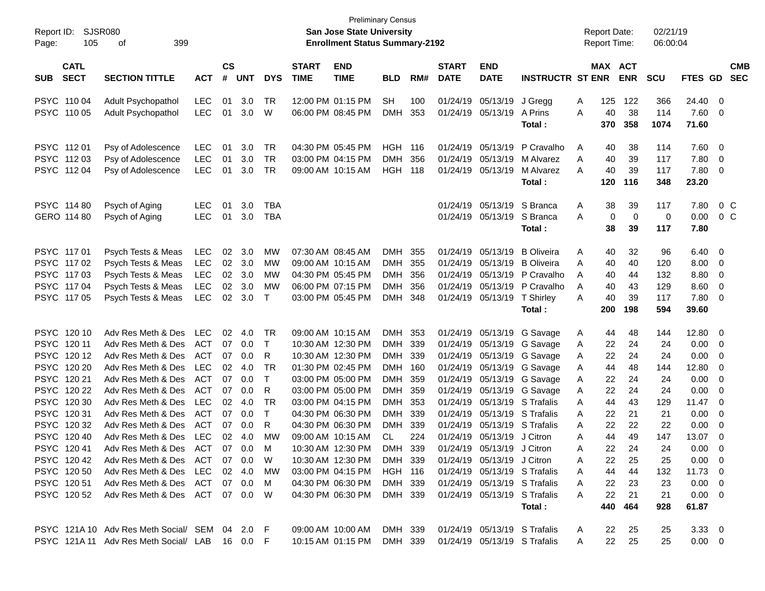Preliminary Census

**San Jose State University**

**Enrollment Status Summary-2192**

Report ID: SJSR080
Report Date: 02/21/19
Report Time: 06:00:04

| SUB | CATL SECT | SECTION TITTLE | ACT | CS # | UNT | DYS | START TIME | END TIME | BLD | RM# | START DATE | END DATE | INSTRUCTR | ST | MAX ENR | ACT ENR | SCU | FTES | GD | CMB SEC |
|---|---|---|---|---|---|---|---|---|---|---|---|---|---|---|---|---|---|---|---|---|
| PSYC | 110 04 | Adult Psychopathol | LEC | 01 | 3.0 | TR | 12:00 PM | 01:15 PM | SH | 100 | 01/24/19 | 05/13/19 | J Gregg | A | 125 | 122 | 366 | 24.40 | 0 | |
| PSYC | 110 05 | Adult Psychopathol | LEC | 01 | 3.0 | W | 06:00 PM | 08:45 PM | DMH | 353 | 01/24/19 | 05/13/19 | A Prins | A | 40 | 38 | 114 | 7.60 | 0 | |
| | | | | | | | | | | | | | **Total :** | | **370** | **358** | **1074** | **71.60** | | |
| PSYC | 112 01 | Psy of Adolescence | LEC | 01 | 3.0 | TR | 04:30 PM | 05:45 PM | HGH | 116 | 01/24/19 | 05/13/19 | P Cravalho | A | 40 | 38 | 114 | 7.60 | 0 | |
| PSYC | 112 03 | Psy of Adolescence | LEC | 01 | 3.0 | TR | 03:00 PM | 04:15 PM | DMH | 356 | 01/24/19 | 05/13/19 | M Alvarez | A | 40 | 39 | 117 | 7.80 | 0 | |
| PSYC | 112 04 | Psy of Adolescence | LEC | 01 | 3.0 | TR | 09:00 AM | 10:15 AM | HGH | 118 | 01/24/19 | 05/13/19 | M Alvarez | A | 40 | 39 | 117 | 7.80 | 0 | |
| | | | | | | | | | | | | | **Total :** | | **120** | **116** | **348** | **23.20** | | |
| PSYC | 114 80 | Psych of Aging | LEC | 01 | 3.0 | TBA | | | | | 01/24/19 | 05/13/19 | S Branca | A | 38 | 39 | 117 | 7.80 | 0 | C |
| GERO | 114 80 | Psych of Aging | LEC | 01 | 3.0 | TBA | | | | | 01/24/19 | 05/13/19 | S Branca | A | 0 | 0 | 0 | 0.00 | 0 | C |
| | | | | | | | | | | | | | **Total :** | | **38** | **39** | **117** | **7.80** | | |
| PSYC | 117 01 | Psych Tests & Meas | LEC | 02 | 3.0 | MW | 07:30 AM | 08:45 AM | DMH | 355 | 01/24/19 | 05/13/19 | B Oliveira | A | 40 | 32 | 96 | 6.40 | 0 | |
| PSYC | 117 02 | Psych Tests & Meas | LEC | 02 | 3.0 | MW | 09:00 AM | 10:15 AM | DMH | 355 | 01/24/19 | 05/13/19 | B Oliveira | A | 40 | 40 | 120 | 8.00 | 0 | |
| PSYC | 117 03 | Psych Tests & Meas | LEC | 02 | 3.0 | MW | 04:30 PM | 05:45 PM | DMH | 356 | 01/24/19 | 05/13/19 | P Cravalho | A | 40 | 44 | 132 | 8.80 | 0 | |
| PSYC | 117 04 | Psych Tests & Meas | LEC | 02 | 3.0 | MW | 06:00 PM | 07:15 PM | DMH | 356 | 01/24/19 | 05/13/19 | P Cravalho | A | 40 | 43 | 129 | 8.60 | 0 | |
| PSYC | 117 05 | Psych Tests & Meas | LEC | 02 | 3.0 | T | 03:00 PM | 05:45 PM | DMH | 348 | 01/24/19 | 05/13/19 | T Shirley | A | 40 | 39 | 117 | 7.80 | 0 | |
| | | | | | | | | | | | | | **Total :** | | **200** | **198** | **594** | **39.60** | | |
| PSYC | 120 10 | Adv Res Meth & Des | LEC | 02 | 4.0 | TR | 09:00 AM | 10:15 AM | DMH | 353 | 01/24/19 | 05/13/19 | G Savage | A | 44 | 48 | 144 | 12.80 | 0 | |
| PSYC | 120 11 | Adv Res Meth & Des | ACT | 07 | 0.0 | T | 10:30 AM | 12:30 PM | DMH | 339 | 01/24/19 | 05/13/19 | G Savage | A | 22 | 24 | 24 | 0.00 | 0 | |
| PSYC | 120 12 | Adv Res Meth & Des | ACT | 07 | 0.0 | R | 10:30 AM | 12:30 PM | DMH | 339 | 01/24/19 | 05/13/19 | G Savage | A | 22 | 24 | 24 | 0.00 | 0 | |
| PSYC | 120 20 | Adv Res Meth & Des | LEC | 02 | 4.0 | TR | 01:30 PM | 02:45 PM | DMH | 160 | 01/24/19 | 05/13/19 | G Savage | A | 44 | 48 | 144 | 12.80 | 0 | |
| PSYC | 120 21 | Adv Res Meth & Des | ACT | 07 | 0.0 | T | 03:00 PM | 05:00 PM | DMH | 359 | 01/24/19 | 05/13/19 | G Savage | A | 22 | 24 | 24 | 0.00 | 0 | |
| PSYC | 120 22 | Adv Res Meth & Des | ACT | 07 | 0.0 | R | 03:00 PM | 05:00 PM | DMH | 359 | 01/24/19 | 05/13/19 | G Savage | A | 22 | 24 | 24 | 0.00 | 0 | |
| PSYC | 120 30 | Adv Res Meth & Des | LEC | 02 | 4.0 | TR | 03:00 PM | 04:15 PM | DMH | 353 | 01/24/19 | 05/13/19 | S Trafalis | A | 44 | 43 | 129 | 11.47 | 0 | |
| PSYC | 120 31 | Adv Res Meth & Des | ACT | 07 | 0.0 | T | 04:30 PM | 06:30 PM | DMH | 339 | 01/24/19 | 05/13/19 | S Trafalis | A | 22 | 21 | 21 | 0.00 | 0 | |
| PSYC | 120 32 | Adv Res Meth & Des | ACT | 07 | 0.0 | R | 04:30 PM | 06:30 PM | DMH | 339 | 01/24/19 | 05/13/19 | S Trafalis | A | 22 | 22 | 22 | 0.00 | 0 | |
| PSYC | 120 40 | Adv Res Meth & Des | LEC | 02 | 4.0 | MW | 09:00 AM | 10:15 AM | CL | 224 | 01/24/19 | 05/13/19 | J Citron | A | 44 | 49 | 147 | 13.07 | 0 | |
| PSYC | 120 41 | Adv Res Meth & Des | ACT | 07 | 0.0 | M | 10:30 AM | 12:30 PM | DMH | 339 | 01/24/19 | 05/13/19 | J Citron | A | 22 | 24 | 24 | 0.00 | 0 | |
| PSYC | 120 42 | Adv Res Meth & Des | ACT | 07 | 0.0 | W | 10:30 AM | 12:30 PM | DMH | 339 | 01/24/19 | 05/13/19 | J Citron | A | 22 | 25 | 25 | 0.00 | 0 | |
| PSYC | 120 50 | Adv Res Meth & Des | LEC | 02 | 4.0 | MW | 03:00 PM | 04:15 PM | HGH | 116 | 01/24/19 | 05/13/19 | S Trafalis | A | 44 | 44 | 132 | 11.73 | 0 | |
| PSYC | 120 51 | Adv Res Meth & Des | ACT | 07 | 0.0 | M | 04:30 PM | 06:30 PM | DMH | 339 | 01/24/19 | 05/13/19 | S Trafalis | A | 22 | 23 | 23 | 0.00 | 0 | |
| PSYC | 120 52 | Adv Res Meth & Des | ACT | 07 | 0.0 | W | 04:30 PM | 06:30 PM | DMH | 339 | 01/24/19 | 05/13/19 | S Trafalis | A | 22 | 21 | 21 | 0.00 | 0 | |
| | | | | | | | | | | | | | **Total :** | | **440** | **464** | **928** | **61.87** | | |
| PSYC | 121A 10 | Adv Res Meth Social/ | SEM | 04 | 2.0 | F | 09:00 AM | 10:00 AM | DMH | 339 | 01/24/19 | 05/13/19 | S Trafalis | A | 22 | 25 | 25 | 3.33 | 0 | |
| PSYC | 121A 11 | Adv Res Meth Social/ | LAB | 16 | 0.0 | F | 10:15 AM | 01:15 PM | DMH | 339 | 01/24/19 | 05/13/19 | S Trafalis | A | 22 | 25 | 25 | 0.00 | 0 | |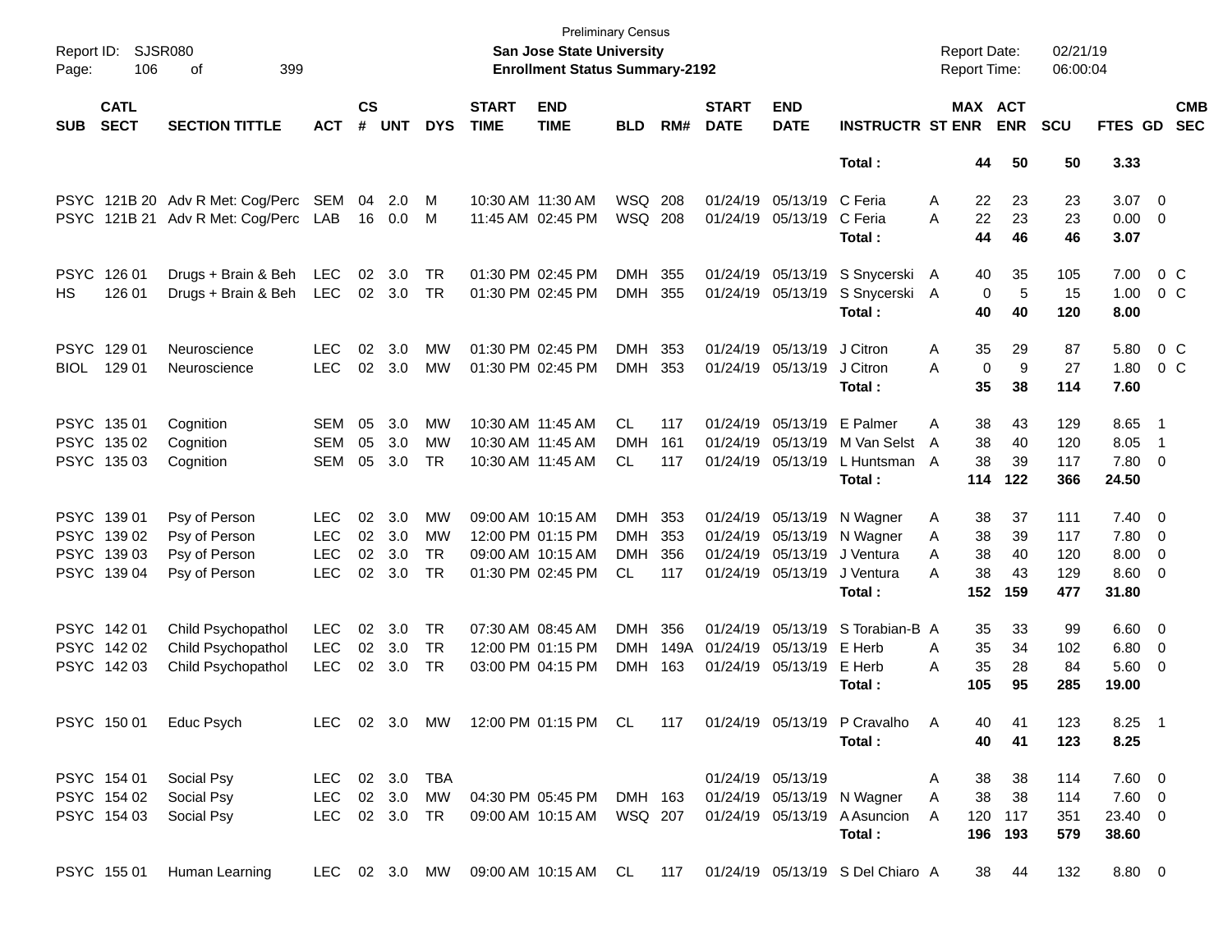Preliminary Census

**San Jose State University**

**Enrollment Status Summary-2192**

Report ID: SJSR080

Report Date: 02/21/19

Report Time: 06:00:04

| SUB | CATL SECT | SECTION TITTLE | ACT | CS # | UNT | DYS | START TIME | END TIME | BLD | RM# | START DATE | END DATE | INSTRUCTR | ST | MAX ENR | ACT ENR | SCU | FTES | GD | CMB SEC |
|---|---|---|---|---|---|---|---|---|---|---|---|---|---|---|---|---|---|---|---|---|
| | | | | | | | | | | | | | **Total :** | | **44** | **50** | **50** | **3.33** | | |
| PSYC | 121B 20 | Adv R Met: Cog/Perc | SEM | 04 | 2.0 | M | 10:30 AM | 11:30 AM | WSQ | 208 | 01/24/19 | 05/13/19 | C Feria | A | 22 | 23 | 23 | 3.07 | 0 | |
| PSYC | 121B 21 | Adv R Met: Cog/Perc | LAB | 16 | 0.0 | M | 11:45 AM | 02:45 PM | WSQ | 208 | 01/24/19 | 05/13/19 | C Feria | A | 22 | 23 | 23 | 0.00 | 0 | |
| | | | | | | | | | | | | | **Total :** | | **44** | **46** | **46** | **3.07** | | |
| PSYC | 126 01 | Drugs + Brain & Beh | LEC | 02 | 3.0 | TR | 01:30 PM | 02:45 PM | DMH | 355 | 01/24/19 | 05/13/19 | S Snycerski | A | 40 | 35 | 105 | 7.00 | 0 | C |
| HS | 126 01 | Drugs + Brain & Beh | LEC | 02 | 3.0 | TR | 01:30 PM | 02:45 PM | DMH | 355 | 01/24/19 | 05/13/19 | S Snycerski | A | 0 | 5 | 15 | 1.00 | 0 | C |
| | | | | | | | | | | | | | **Total :** | | **40** | **40** | **120** | **8.00** | | |
| PSYC | 129 01 | Neuroscience | LEC | 02 | 3.0 | MW | 01:30 PM | 02:45 PM | DMH | 353 | 01/24/19 | 05/13/19 | J Citron | A | 35 | 29 | 87 | 5.80 | 0 | C |
| BIOL | 129 01 | Neuroscience | LEC | 02 | 3.0 | MW | 01:30 PM | 02:45 PM | DMH | 353 | 01/24/19 | 05/13/19 | J Citron | A | 0 | 9 | 27 | 1.80 | 0 | C |
| | | | | | | | | | | | | | **Total :** | | **35** | **38** | **114** | **7.60** | | |
| PSYC | 135 01 | Cognition | SEM | 05 | 3.0 | MW | 10:30 AM | 11:45 AM | CL | 117 | 01/24/19 | 05/13/19 | E Palmer | A | 38 | 43 | 129 | 8.65 | 1 | |
| PSYC | 135 02 | Cognition | SEM | 05 | 3.0 | MW | 10:30 AM | 11:45 AM | DMH | 161 | 01/24/19 | 05/13/19 | M Van Selst | A | 38 | 40 | 120 | 8.05 | 1 | |
| PSYC | 135 03 | Cognition | SEM | 05 | 3.0 | TR | 10:30 AM | 11:45 AM | CL | 117 | 01/24/19 | 05/13/19 | L Huntsman | A | 38 | 39 | 117 | 7.80 | 0 | |
| | | | | | | | | | | | | | **Total :** | | **114** | **122** | **366** | **24.50** | | |
| PSYC | 139 01 | Psy of Person | LEC | 02 | 3.0 | MW | 09:00 AM | 10:15 AM | DMH | 353 | 01/24/19 | 05/13/19 | N Wagner | A | 38 | 37 | 111 | 7.40 | 0 | |
| PSYC | 139 02 | Psy of Person | LEC | 02 | 3.0 | MW | 12:00 PM | 01:15 PM | DMH | 353 | 01/24/19 | 05/13/19 | N Wagner | A | 38 | 39 | 117 | 7.80 | 0 | |
| PSYC | 139 03 | Psy of Person | LEC | 02 | 3.0 | TR | 09:00 AM | 10:15 AM | DMH | 356 | 01/24/19 | 05/13/19 | J Ventura | A | 38 | 40 | 120 | 8.00 | 0 | |
| PSYC | 139 04 | Psy of Person | LEC | 02 | 3.0 | TR | 01:30 PM | 02:45 PM | CL | 117 | 01/24/19 | 05/13/19 | J Ventura | A | 38 | 43 | 129 | 8.60 | 0 | |
| | | | | | | | | | | | | | **Total :** | | **152** | **159** | **477** | **31.80** | | |
| PSYC | 142 01 | Child Psychopathol | LEC | 02 | 3.0 | TR | 07:30 AM | 08:45 AM | DMH | 356 | 01/24/19 | 05/13/19 | S Torabian-B | A | 35 | 33 | 99 | 6.60 | 0 | |
| PSYC | 142 02 | Child Psychopathol | LEC | 02 | 3.0 | TR | 12:00 PM | 01:15 PM | DMH | 149A | 01/24/19 | 05/13/19 | E Herb | A | 35 | 34 | 102 | 6.80 | 0 | |
| PSYC | 142 03 | Child Psychopathol | LEC | 02 | 3.0 | TR | 03:00 PM | 04:15 PM | DMH | 163 | 01/24/19 | 05/13/19 | E Herb | A | 35 | 28 | 84 | 5.60 | 0 | |
| | | | | | | | | | | | | | **Total :** | | **105** | **95** | **285** | **19.00** | | |
| PSYC | 150 01 | Educ Psych | LEC | 02 | 3.0 | MW | 12:00 PM | 01:15 PM | CL | 117 | 01/24/19 | 05/13/19 | P Cravalho | A | 40 | 41 | 123 | 8.25 | 1 | |
| | | | | | | | | | | | | | **Total :** | | **40** | **41** | **123** | **8.25** | | |
| PSYC | 154 01 | Social Psy | LEC | 02 | 3.0 | TBA | | | | | 01/24/19 | 05/13/19 | | A | 38 | 38 | 114 | 7.60 | 0 | |
| PSYC | 154 02 | Social Psy | LEC | 02 | 3.0 | MW | 04:30 PM | 05:45 PM | DMH | 163 | 01/24/19 | 05/13/19 | N Wagner | A | 38 | 38 | 114 | 7.60 | 0 | |
| PSYC | 154 03 | Social Psy | LEC | 02 | 3.0 | TR | 09:00 AM | 10:15 AM | WSQ | 207 | 01/24/19 | 05/13/19 | A Asuncion | A | 120 | 117 | 351 | 23.40 | 0 | |
| | | | | | | | | | | | | | **Total :** | | **196** | **193** | **579** | **38.60** | | |
| PSYC | 155 01 | Human Learning | LEC | 02 | 3.0 | MW | 09:00 AM | 10:15 AM | CL | 117 | 01/24/19 | 05/13/19 | S Del Chiaro | A | 38 | 44 | 132 | 8.80 | 0 | |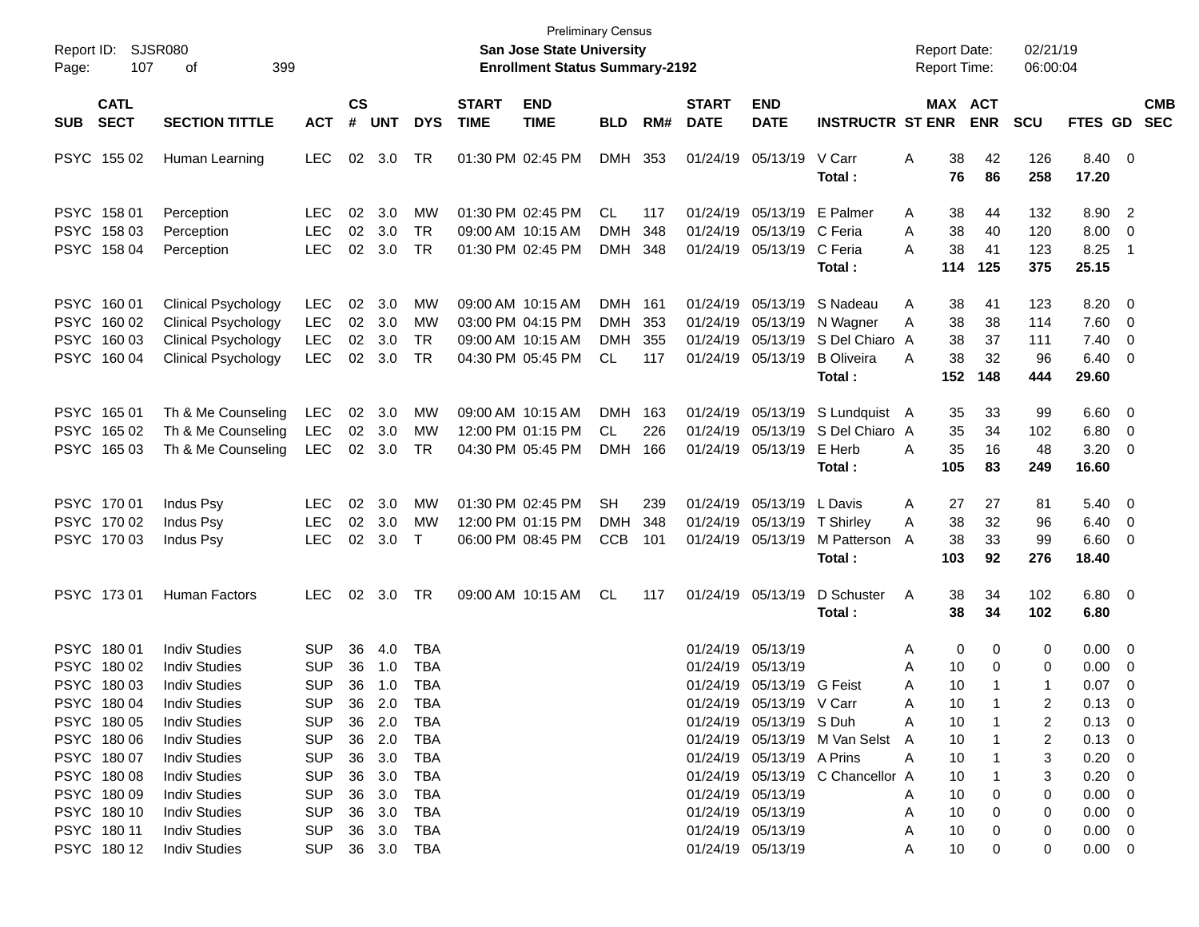Preliminary Census
**San Jose State University**
**Enrollment Status Summary-2192**

Report ID: SJSR080
Report Date: 02/21/19
Report Time: 06:00:04

| SUB | CATL SECT | SECTION TITTLE | ACT | CS # | UNT | DYS | START TIME | END TIME | BLD | RM# | START DATE | END DATE | INSTRUCTR | ST | MAX ENR | ACT ENR | SCU | FTES | GD | CMB SEC |
|---|---|---|---|---|---|---|---|---|---|---|---|---|---|---|---|---|---|---|---|---|
| PSYC | 155 02 | Human Learning | LEC | 02 | 3.0 | TR | 01:30 PM | 02:45 PM | DMH | 353 | 01/24/19 | 05/13/19 | V Carr | A | 38 | 42 | 126 | 8.40 | 0 | |
| | | | | | | | | | | | | | **Total :** | | **76** | **86** | **258** | **17.20** | | |
| PSYC | 158 01 | Perception | LEC | 02 | 3.0 | MW | 01:30 PM | 02:45 PM | CL | 117 | 01/24/19 | 05/13/19 | E Palmer | A | 38 | 44 | 132 | 8.90 | 2 | |
| PSYC | 158 03 | Perception | LEC | 02 | 3.0 | TR | 09:00 AM | 10:15 AM | DMH | 348 | 01/24/19 | 05/13/19 | C Feria | A | 38 | 40 | 120 | 8.00 | 0 | |
| PSYC | 158 04 | Perception | LEC | 02 | 3.0 | TR | 01:30 PM | 02:45 PM | DMH | 348 | 01/24/19 | 05/13/19 | C Feria | A | 38 | 41 | 123 | 8.25 | 1 | |
| | | | | | | | | | | | | | **Total :** | | **114** | **125** | **375** | **25.15** | | |
| PSYC | 160 01 | Clinical Psychology | LEC | 02 | 3.0 | MW | 09:00 AM | 10:15 AM | DMH | 161 | 01/24/19 | 05/13/19 | S Nadeau | A | 38 | 41 | 123 | 8.20 | 0 | |
| PSYC | 160 02 | Clinical Psychology | LEC | 02 | 3.0 | MW | 03:00 PM | 04:15 PM | DMH | 353 | 01/24/19 | 05/13/19 | N Wagner | A | 38 | 38 | 114 | 7.60 | 0 | |
| PSYC | 160 03 | Clinical Psychology | LEC | 02 | 3.0 | TR | 09:00 AM | 10:15 AM | DMH | 355 | 01/24/19 | 05/13/19 | S Del Chiaro | A | 38 | 37 | 111 | 7.40 | 0 | |
| PSYC | 160 04 | Clinical Psychology | LEC | 02 | 3.0 | TR | 04:30 PM | 05:45 PM | CL | 117 | 01/24/19 | 05/13/19 | B Oliveira | A | 38 | 32 | 96 | 6.40 | 0 | |
| | | | | | | | | | | | | | **Total :** | | **152** | **148** | **444** | **29.60** | | |
| PSYC | 165 01 | Th & Me Counseling | LEC | 02 | 3.0 | MW | 09:00 AM | 10:15 AM | DMH | 163 | 01/24/19 | 05/13/19 | S Lundquist | A | 35 | 33 | 99 | 6.60 | 0 | |
| PSYC | 165 02 | Th & Me Counseling | LEC | 02 | 3.0 | MW | 12:00 PM | 01:15 PM | CL | 226 | 01/24/19 | 05/13/19 | S Del Chiaro | A | 35 | 34 | 102 | 6.80 | 0 | |
| PSYC | 165 03 | Th & Me Counseling | LEC | 02 | 3.0 | TR | 04:30 PM | 05:45 PM | DMH | 166 | 01/24/19 | 05/13/19 | E Herb | A | 35 | 16 | 48 | 3.20 | 0 | |
| | | | | | | | | | | | | | **Total :** | | **105** | **83** | **249** | **16.60** | | |
| PSYC | 170 01 | Indus Psy | LEC | 02 | 3.0 | MW | 01:30 PM | 02:45 PM | SH | 239 | 01/24/19 | 05/13/19 | L Davis | A | 27 | 27 | 81 | 5.40 | 0 | |
| PSYC | 170 02 | Indus Psy | LEC | 02 | 3.0 | MW | 12:00 PM | 01:15 PM | DMH | 348 | 01/24/19 | 05/13/19 | T Shirley | A | 38 | 32 | 96 | 6.40 | 0 | |
| PSYC | 170 03 | Indus Psy | LEC | 02 | 3.0 | T | 06:00 PM | 08:45 PM | CCB | 101 | 01/24/19 | 05/13/19 | M Patterson | A | 38 | 33 | 99 | 6.60 | 0 | |
| | | | | | | | | | | | | | **Total :** | | **103** | **92** | **276** | **18.40** | | |
| PSYC | 173 01 | Human Factors | LEC | 02 | 3.0 | TR | 09:00 AM | 10:15 AM | CL | 117 | 01/24/19 | 05/13/19 | D Schuster | A | 38 | 34 | 102 | 6.80 | 0 | |
| | | | | | | | | | | | | | **Total :** | | **38** | **34** | **102** | **6.80** | | |
| PSYC | 180 01 | Indiv Studies | SUP | 36 | 4.0 | TBA | | | | | 01/24/19 | 05/13/19 | | A | 0 | 0 | 0 | 0.00 | 0 | |
| PSYC | 180 02 | Indiv Studies | SUP | 36 | 1.0 | TBA | | | | | 01/24/19 | 05/13/19 | | A | 10 | 0 | 0 | 0.00 | 0 | |
| PSYC | 180 03 | Indiv Studies | SUP | 36 | 1.0 | TBA | | | | | 01/24/19 | 05/13/19 | G Feist | A | 10 | 1 | 1 | 0.07 | 0 | |
| PSYC | 180 04 | Indiv Studies | SUP | 36 | 2.0 | TBA | | | | | 01/24/19 | 05/13/19 | V Carr | A | 10 | 1 | 2 | 0.13 | 0 | |
| PSYC | 180 05 | Indiv Studies | SUP | 36 | 2.0 | TBA | | | | | 01/24/19 | 05/13/19 | S Duh | A | 10 | 1 | 2 | 0.13 | 0 | |
| PSYC | 180 06 | Indiv Studies | SUP | 36 | 2.0 | TBA | | | | | 01/24/19 | 05/13/19 | M Van Selst | A | 10 | 1 | 2 | 0.13 | 0 | |
| PSYC | 180 07 | Indiv Studies | SUP | 36 | 3.0 | TBA | | | | | 01/24/19 | 05/13/19 | A Prins | A | 10 | 1 | 3 | 0.20 | 0 | |
| PSYC | 180 08 | Indiv Studies | SUP | 36 | 3.0 | TBA | | | | | 01/24/19 | 05/13/19 | C Chancellor | A | 10 | 1 | 3 | 0.20 | 0 | |
| PSYC | 180 09 | Indiv Studies | SUP | 36 | 3.0 | TBA | | | | | 01/24/19 | 05/13/19 | | A | 10 | 0 | 0 | 0.00 | 0 | |
| PSYC | 180 10 | Indiv Studies | SUP | 36 | 3.0 | TBA | | | | | 01/24/19 | 05/13/19 | | A | 10 | 0 | 0 | 0.00 | 0 | |
| PSYC | 180 11 | Indiv Studies | SUP | 36 | 3.0 | TBA | | | | | 01/24/19 | 05/13/19 | | A | 10 | 0 | 0 | 0.00 | 0 | |
| PSYC | 180 12 | Indiv Studies | SUP | 36 | 3.0 | TBA | | | | | 01/24/19 | 05/13/19 | | A | 10 | 0 | 0 | 0.00 | 0 | |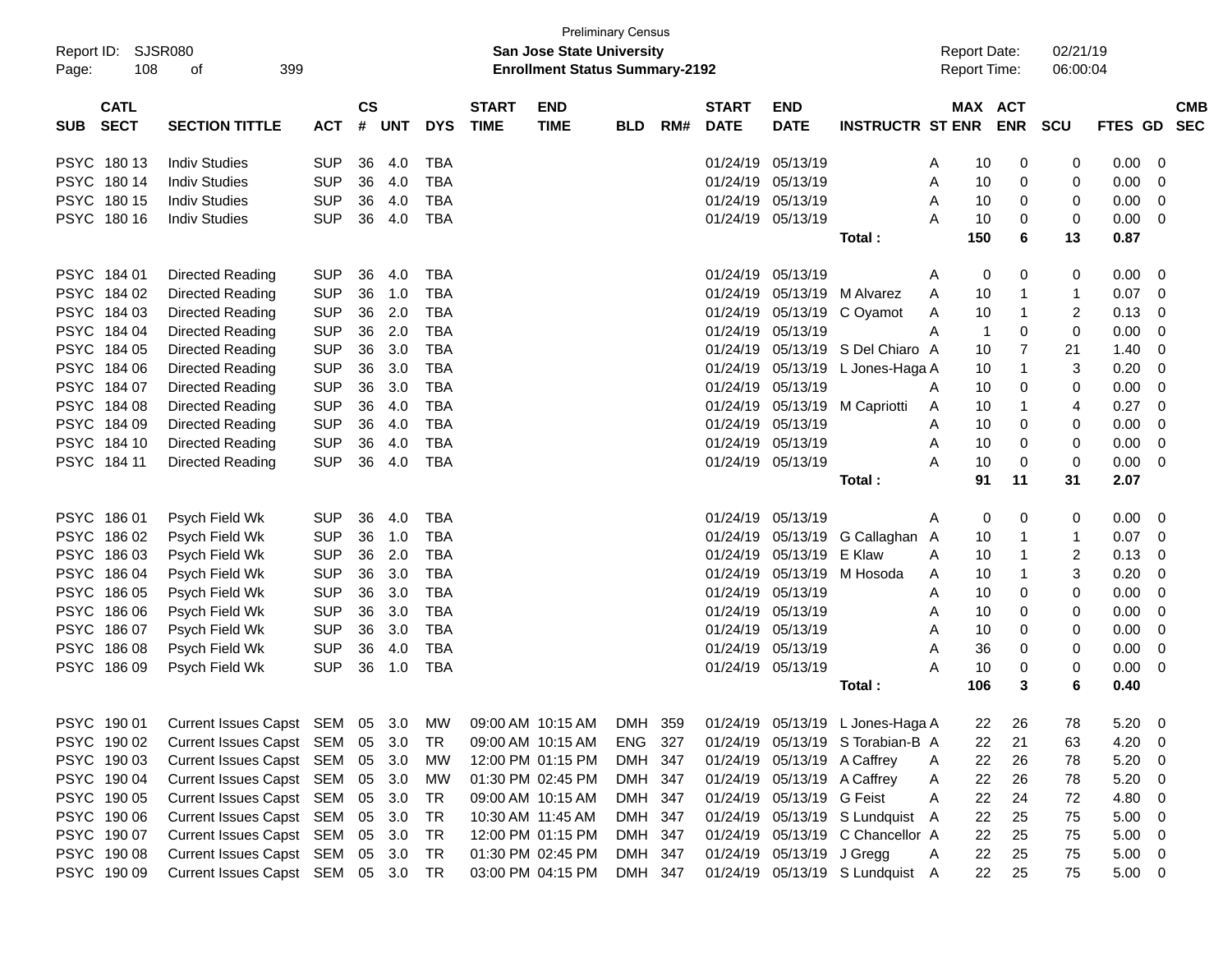Preliminary Census

Report ID: SJSR080

**San Jose State University**

**Enrollment Status Summary-2192**

Report Date: 02/21/19

Report Time: 06:00:04

| SUB | CATL SECT | SECTION TITTLE | ACT | CS # | UNT | DYS | START TIME | END TIME | BLD | RM# | START DATE | END DATE | INSTRUCTR | ST | MAX ENR | ACT ENR | SCU | FTES | GD | CMB SEC |
|---|---|---|---|---|---|---|---|---|---|---|---|---|---|---|---|---|---|---|---|---|
| PSYC | 180 13 | Indiv Studies | SUP | 36 | 4.0 | TBA | | | | | 01/24/19 | 05/13/19 | | A | 10 | 0 | 0 | 0.00 | 0 | |
| PSYC | 180 14 | Indiv Studies | SUP | 36 | 4.0 | TBA | | | | | 01/24/19 | 05/13/19 | | A | 10 | 0 | 0 | 0.00 | 0 | |
| PSYC | 180 15 | Indiv Studies | SUP | 36 | 4.0 | TBA | | | | | 01/24/19 | 05/13/19 | | A | 10 | 0 | 0 | 0.00 | 0 | |
| PSYC | 180 16 | Indiv Studies | SUP | 36 | 4.0 | TBA | | | | | 01/24/19 | 05/13/19 | | A | 10 | 0 | 0 | 0.00 | 0 | |
| | | | | | | | | | | | | | **Total :** | | **150** | **6** | **13** | **0.87** | | |
| PSYC | 184 01 | Directed Reading | SUP | 36 | 4.0 | TBA | | | | | 01/24/19 | 05/13/19 | | A | 0 | 0 | 0 | 0.00 | 0 | |
| PSYC | 184 02 | Directed Reading | SUP | 36 | 1.0 | TBA | | | | | 01/24/19 | 05/13/19 | M Alvarez | A | 10 | 1 | 1 | 0.07 | 0 | |
| PSYC | 184 03 | Directed Reading | SUP | 36 | 2.0 | TBA | | | | | 01/24/19 | 05/13/19 | C Oyamot | A | 10 | 1 | 2 | 0.13 | 0 | |
| PSYC | 184 04 | Directed Reading | SUP | 36 | 2.0 | TBA | | | | | 01/24/19 | 05/13/19 | | A | 1 | 0 | 0 | 0.00 | 0 | |
| PSYC | 184 05 | Directed Reading | SUP | 36 | 3.0 | TBA | | | | | 01/24/19 | 05/13/19 | S Del Chiaro | A | 10 | 7 | 21 | 1.40 | 0 | |
| PSYC | 184 06 | Directed Reading | SUP | 36 | 3.0 | TBA | | | | | 01/24/19 | 05/13/19 | L Jones-Haga | A | 10 | 1 | 3 | 0.20 | 0 | |
| PSYC | 184 07 | Directed Reading | SUP | 36 | 3.0 | TBA | | | | | 01/24/19 | 05/13/19 | | A | 10 | 0 | 0 | 0.00 | 0 | |
| PSYC | 184 08 | Directed Reading | SUP | 36 | 4.0 | TBA | | | | | 01/24/19 | 05/13/19 | M Capriotti | A | 10 | 1 | 4 | 0.27 | 0 | |
| PSYC | 184 09 | Directed Reading | SUP | 36 | 4.0 | TBA | | | | | 01/24/19 | 05/13/19 | | A | 10 | 0 | 0 | 0.00 | 0 | |
| PSYC | 184 10 | Directed Reading | SUP | 36 | 4.0 | TBA | | | | | 01/24/19 | 05/13/19 | | A | 10 | 0 | 0 | 0.00 | 0 | |
| PSYC | 184 11 | Directed Reading | SUP | 36 | 4.0 | TBA | | | | | 01/24/19 | 05/13/19 | | A | 10 | 0 | 0 | 0.00 | 0 | |
| | | | | | | | | | | | | | **Total :** | | **91** | **11** | **31** | **2.07** | | |
| PSYC | 186 01 | Psych Field Wk | SUP | 36 | 4.0 | TBA | | | | | 01/24/19 | 05/13/19 | | A | 0 | 0 | 0 | 0.00 | 0 | |
| PSYC | 186 02 | Psych Field Wk | SUP | 36 | 1.0 | TBA | | | | | 01/24/19 | 05/13/19 | G Callaghan | A | 10 | 1 | 1 | 0.07 | 0 | |
| PSYC | 186 03 | Psych Field Wk | SUP | 36 | 2.0 | TBA | | | | | 01/24/19 | 05/13/19 | E Klaw | A | 10 | 1 | 2 | 0.13 | 0 | |
| PSYC | 186 04 | Psych Field Wk | SUP | 36 | 3.0 | TBA | | | | | 01/24/19 | 05/13/19 | M Hosoda | A | 10 | 1 | 3 | 0.20 | 0 | |
| PSYC | 186 05 | Psych Field Wk | SUP | 36 | 3.0 | TBA | | | | | 01/24/19 | 05/13/19 | | A | 10 | 0 | 0 | 0.00 | 0 | |
| PSYC | 186 06 | Psych Field Wk | SUP | 36 | 3.0 | TBA | | | | | 01/24/19 | 05/13/19 | | A | 10 | 0 | 0 | 0.00 | 0 | |
| PSYC | 186 07 | Psych Field Wk | SUP | 36 | 3.0 | TBA | | | | | 01/24/19 | 05/13/19 | | A | 10 | 0 | 0 | 0.00 | 0 | |
| PSYC | 186 08 | Psych Field Wk | SUP | 36 | 4.0 | TBA | | | | | 01/24/19 | 05/13/19 | | A | 36 | 0 | 0 | 0.00 | 0 | |
| PSYC | 186 09 | Psych Field Wk | SUP | 36 | 1.0 | TBA | | | | | 01/24/19 | 05/13/19 | | A | 10 | 0 | 0 | 0.00 | 0 | |
| | | | | | | | | | | | | | **Total :** | | **106** | **3** | **6** | **0.40** | | |
| PSYC | 190 01 | Current Issues Capst | SEM | 05 | 3.0 | MW | 09:00 AM | 10:15 AM | DMH | 359 | 01/24/19 | 05/13/19 | L Jones-Haga | A | 22 | 26 | 78 | 5.20 | 0 | |
| PSYC | 190 02 | Current Issues Capst | SEM | 05 | 3.0 | TR | 09:00 AM | 10:15 AM | ENG | 327 | 01/24/19 | 05/13/19 | S Torabian-B | A | 22 | 21 | 63 | 4.20 | 0 | |
| PSYC | 190 03 | Current Issues Capst | SEM | 05 | 3.0 | MW | 12:00 PM | 01:15 PM | DMH | 347 | 01/24/19 | 05/13/19 | A Caffrey | A | 22 | 26 | 78 | 5.20 | 0 | |
| PSYC | 190 04 | Current Issues Capst | SEM | 05 | 3.0 | MW | 01:30 PM | 02:45 PM | DMH | 347 | 01/24/19 | 05/13/19 | A Caffrey | A | 22 | 26 | 78 | 5.20 | 0 | |
| PSYC | 190 05 | Current Issues Capst | SEM | 05 | 3.0 | TR | 09:00 AM | 10:15 AM | DMH | 347 | 01/24/19 | 05/13/19 | G Feist | A | 22 | 24 | 72 | 4.80 | 0 | |
| PSYC | 190 06 | Current Issues Capst | SEM | 05 | 3.0 | TR | 10:30 AM | 11:45 AM | DMH | 347 | 01/24/19 | 05/13/19 | S Lundquist | A | 22 | 25 | 75 | 5.00 | 0 | |
| PSYC | 190 07 | Current Issues Capst | SEM | 05 | 3.0 | TR | 12:00 PM | 01:15 PM | DMH | 347 | 01/24/19 | 05/13/19 | C Chancellor | A | 22 | 25 | 75 | 5.00 | 0 | |
| PSYC | 190 08 | Current Issues Capst | SEM | 05 | 3.0 | TR | 01:30 PM | 02:45 PM | DMH | 347 | 01/24/19 | 05/13/19 | J Gregg | A | 22 | 25 | 75 | 5.00 | 0 | |
| PSYC | 190 09 | Current Issues Capst | SEM | 05 | 3.0 | TR | 03:00 PM | 04:15 PM | DMH | 347 | 01/24/19 | 05/13/19 | S Lundquist | A | 22 | 25 | 75 | 5.00 | 0 | |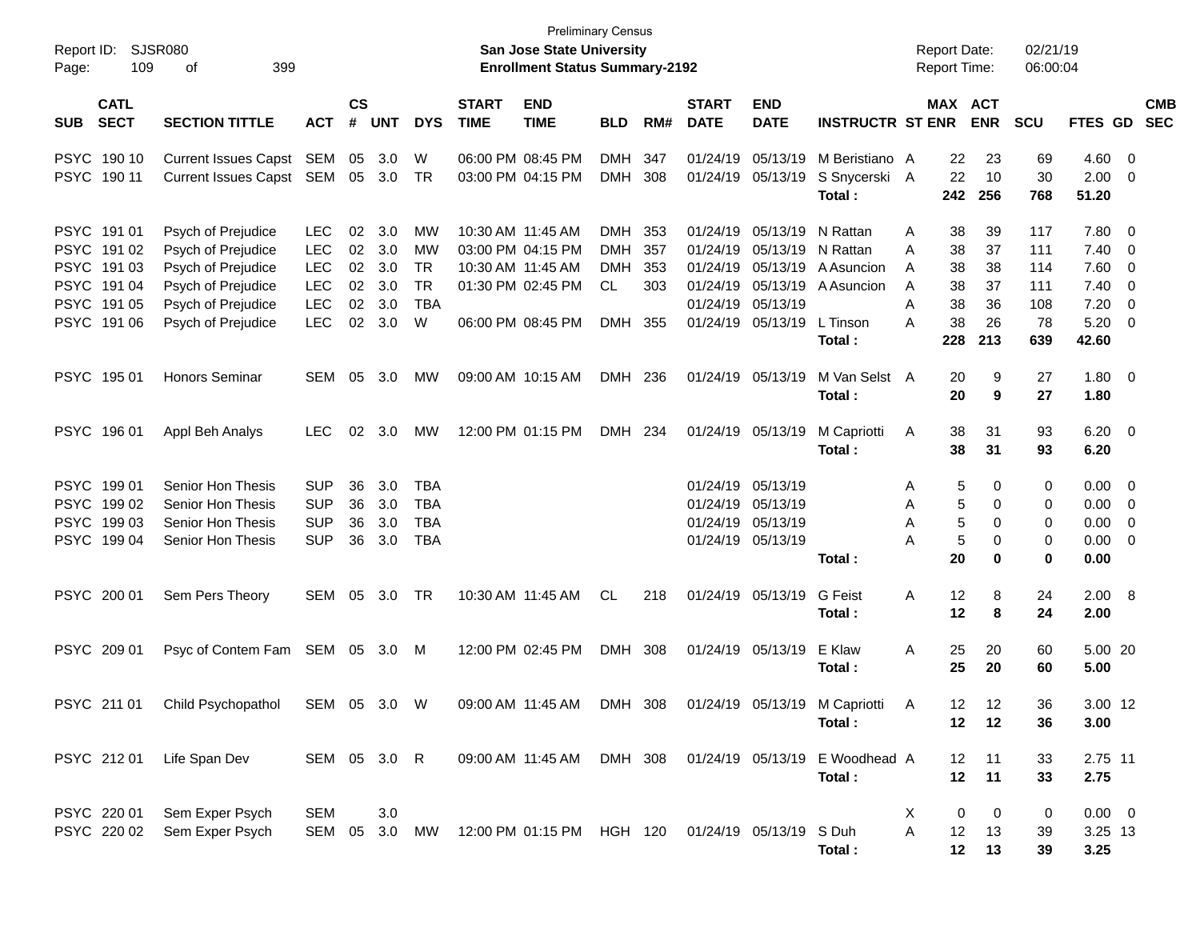Preliminary Census

**San Jose State University**

**Enrollment Status Summary-2192**

Report ID: SJSR080
Report Date: 02/21/19
Report Time: 06:00:04

| SUB | CATL SECT | SECTION TITTLE | ACT | CS # | UNT | DYS | START TIME | END TIME | BLD | RM# | START DATE | END DATE | INSTRUCTR | ST | MAX ENR | ACT ENR | SCU | FTES | GD | CMB SEC |
|---|---|---|---|---|---|---|---|---|---|---|---|---|---|---|---|---|---|---|---|---|
| PSYC | 190 10 | Current Issues Capst | SEM | 05 | 3.0 | W | 06:00 PM | 08:45 PM | DMH | 347 | 01/24/19 | 05/13/19 | M Beristiano | A | 22 | 23 | 69 | 4.60 | 0 | |
| PSYC | 190 11 | Current Issues Capst | SEM | 05 | 3.0 | TR | 03:00 PM | 04:15 PM | DMH | 308 | 01/24/19 | 05/13/19 | S Snycerski | A | 22 | 10 | 30 | 2.00 | 0 | |
| | | | | | | | | | | | | | **Total :** | | **242** | **256** | **768** | **51.20** | | |
| PSYC | 191 01 | Psych of Prejudice | LEC | 02 | 3.0 | MW | 10:30 AM | 11:45 AM | DMH | 353 | 01/24/19 | 05/13/19 | N Rattan | A | 38 | 39 | 117 | 7.80 | 0 | |
| PSYC | 191 02 | Psych of Prejudice | LEC | 02 | 3.0 | MW | 03:00 PM | 04:15 PM | DMH | 357 | 01/24/19 | 05/13/19 | N Rattan | A | 38 | 37 | 111 | 7.40 | 0 | |
| PSYC | 191 03 | Psych of Prejudice | LEC | 02 | 3.0 | TR | 10:30 AM | 11:45 AM | DMH | 353 | 01/24/19 | 05/13/19 | A Asuncion | A | 38 | 38 | 114 | 7.60 | 0 | |
| PSYC | 191 04 | Psych of Prejudice | LEC | 02 | 3.0 | TR | 01:30 PM | 02:45 PM | CL | 303 | 01/24/19 | 05/13/19 | A Asuncion | A | 38 | 37 | 111 | 7.40 | 0 | |
| PSYC | 191 05 | Psych of Prejudice | LEC | 02 | 3.0 | TBA | | | | | 01/24/19 | 05/13/19 | | A | 38 | 36 | 108 | 7.20 | 0 | |
| PSYC | 191 06 | Psych of Prejudice | LEC | 02 | 3.0 | W | 06:00 PM | 08:45 PM | DMH | 355 | 01/24/19 | 05/13/19 | L Tinson | A | 38 | 26 | 78 | 5.20 | 0 | |
| | | | | | | | | | | | | | **Total :** | | **228** | **213** | **639** | **42.60** | | |
| PSYC | 195 01 | Honors Seminar | SEM | 05 | 3.0 | MW | 09:00 AM | 10:15 AM | DMH | 236 | 01/24/19 | 05/13/19 | M Van Selst | A | 20 | 9 | 27 | 1.80 | 0 | |
| | | | | | | | | | | | | | **Total :** | | **20** | **9** | **27** | **1.80** | | |
| PSYC | 196 01 | Appl Beh Analys | LEC | 02 | 3.0 | MW | 12:00 PM | 01:15 PM | DMH | 234 | 01/24/19 | 05/13/19 | M Capriotti | A | 38 | 31 | 93 | 6.20 | 0 | |
| | | | | | | | | | | | | | **Total :** | | **38** | **31** | **93** | **6.20** | | |
| PSYC | 199 01 | Senior Hon Thesis | SUP | 36 | 3.0 | TBA | | | | | 01/24/19 | 05/13/19 | | A | 5 | 0 | 0 | 0.00 | 0 | |
| PSYC | 199 02 | Senior Hon Thesis | SUP | 36 | 3.0 | TBA | | | | | 01/24/19 | 05/13/19 | | A | 5 | 0 | 0 | 0.00 | 0 | |
| PSYC | 199 03 | Senior Hon Thesis | SUP | 36 | 3.0 | TBA | | | | | 01/24/19 | 05/13/19 | | A | 5 | 0 | 0 | 0.00 | 0 | |
| PSYC | 199 04 | Senior Hon Thesis | SUP | 36 | 3.0 | TBA | | | | | 01/24/19 | 05/13/19 | | A | 5 | 0 | 0 | 0.00 | 0 | |
| | | | | | | | | | | | | | **Total :** | | **20** | **0** | **0** | **0.00** | | |
| PSYC | 200 01 | Sem Pers Theory | SEM | 05 | 3.0 | TR | 10:30 AM | 11:45 AM | CL | 218 | 01/24/19 | 05/13/19 | G Feist | A | 12 | 8 | 24 | 2.00 | 8 | |
| | | | | | | | | | | | | | **Total :** | | **12** | **8** | **24** | **2.00** | | |
| PSYC | 209 01 | Psyc of Contem Fam | SEM | 05 | 3.0 | M | 12:00 PM | 02:45 PM | DMH | 308 | 01/24/19 | 05/13/19 | E Klaw | A | 25 | 20 | 60 | 5.00 | 20 | |
| | | | | | | | | | | | | | **Total :** | | **25** | **20** | **60** | **5.00** | | |
| PSYC | 211 01 | Child Psychopathol | SEM | 05 | 3.0 | W | 09:00 AM | 11:45 AM | DMH | 308 | 01/24/19 | 05/13/19 | M Capriotti | A | 12 | 12 | 36 | 3.00 | 12 | |
| | | | | | | | | | | | | | **Total :** | | **12** | **12** | **36** | **3.00** | | |
| PSYC | 212 01 | Life Span Dev | SEM | 05 | 3.0 | R | 09:00 AM | 11:45 AM | DMH | 308 | 01/24/19 | 05/13/19 | E Woodhead | A | 12 | 11 | 33 | 2.75 | 11 | |
| | | | | | | | | | | | | | **Total :** | | **12** | **11** | **33** | **2.75** | | |
| PSYC | 220 01 | Sem Exper Psych | SEM | | 3.0 | | | | | | | | | X | 0 | 0 | 0 | 0.00 | 0 | |
| PSYC | 220 02 | Sem Exper Psych | SEM | 05 | 3.0 | MW | 12:00 PM | 01:15 PM | HGH | 120 | 01/24/19 | 05/13/19 | S Duh | A | 12 | 13 | 39 | 3.25 | 13 | |
| | | | | | | | | | | | | | **Total :** | | **12** | **13** | **39** | **3.25** | | |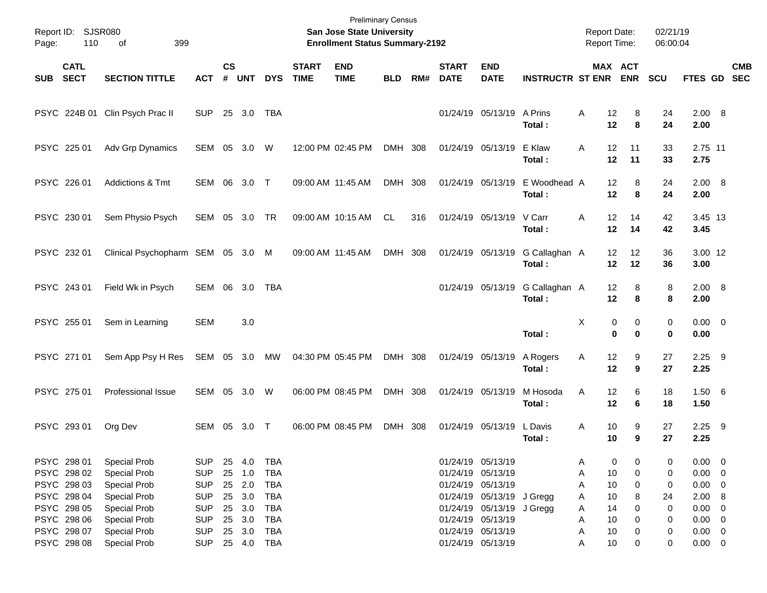Preliminary Census

Report ID: SJSR080

**San Jose State University**

**Enrollment Status Summary-2192**

Report Date: 02/21/19
Report Time: 06:00:04

| SUB | CATL SECT | SECTION TITTLE | ACT | CS # | UNT | DYS | START TIME | END TIME | BLD | RM# | START DATE | END DATE | INSTRUCTR | ST | MAX ENR | ACT ENR | SCU | FTES | GD | CMB SEC |
|---|---|---|---|---|---|---|---|---|---|---|---|---|---|---|---|---|---|---|---|---|
| PSYC | 224B 01 | Clin Psych Prac II | SUP | 25 | 3.0 | TBA | | | | | 01/24/19 | 05/13/19 | A Prins | A | 12 | 8 | 24 | 2.00 | 8 | |
| | | | | | | | | | | | | | **Total :** | | **12** | **8** | **24** | **2.00** | | |
| PSYC | 225 01 | Adv Grp Dynamics | SEM | 05 | 3.0 | W | 12:00 PM | 02:45 PM | DMH | 308 | 01/24/19 | 05/13/19 | E Klaw | A | 12 | 11 | 33 | 2.75 | 11 | |
| | | | | | | | | | | | | | **Total :** | | **12** | **11** | **33** | **2.75** | | |
| PSYC | 226 01 | Addictions & Tmt | SEM | 06 | 3.0 | T | 09:00 AM | 11:45 AM | DMH | 308 | 01/24/19 | 05/13/19 | E Woodhead | A | 12 | 8 | 24 | 2.00 | 8 | |
| | | | | | | | | | | | | | **Total :** | | **12** | **8** | **24** | **2.00** | | |
| PSYC | 230 01 | Sem Physio Psych | SEM | 05 | 3.0 | TR | 09:00 AM | 10:15 AM | CL | 316 | 01/24/19 | 05/13/19 | V Carr | A | 12 | 14 | 42 | 3.45 | 13 | |
| | | | | | | | | | | | | | **Total :** | | **12** | **14** | **42** | **3.45** | | |
| PSYC | 232 01 | Clinical Psychopharm | SEM | 05 | 3.0 | M | 09:00 AM | 11:45 AM | DMH | 308 | 01/24/19 | 05/13/19 | G Callaghan | A | 12 | 12 | 36 | 3.00 | 12 | |
| | | | | | | | | | | | | | **Total :** | | **12** | **12** | **36** | **3.00** | | |
| PSYC | 243 01 | Field Wk in Psych | SEM | 06 | 3.0 | TBA | | | | | 01/24/19 | 05/13/19 | G Callaghan | A | 12 | 8 | 8 | 2.00 | 8 | |
| | | | | | | | | | | | | | **Total :** | | **12** | **8** | **8** | **2.00** | | |
| PSYC | 255 01 | Sem in Learning | SEM | | 3.0 | | | | | | | | | X | 0 | 0 | 0 | 0.00 | 0 | |
| | | | | | | | | | | | | | **Total :** | | **0** | **0** | **0** | **0.00** | | |
| PSYC | 271 01 | Sem App Psy H Res | SEM | 05 | 3.0 | MW | 04:30 PM | 05:45 PM | DMH | 308 | 01/24/19 | 05/13/19 | A Rogers | A | 12 | 9 | 27 | 2.25 | 9 | |
| | | | | | | | | | | | | | **Total :** | | **12** | **9** | **27** | **2.25** | | |
| PSYC | 275 01 | Professional Issue | SEM | 05 | 3.0 | W | 06:00 PM | 08:45 PM | DMH | 308 | 01/24/19 | 05/13/19 | M Hosoda | A | 12 | 6 | 18 | 1.50 | 6 | |
| | | | | | | | | | | | | | **Total :** | | **12** | **6** | **18** | **1.50** | | |
| PSYC | 293 01 | Org Dev | SEM | 05 | 3.0 | T | 06:00 PM | 08:45 PM | DMH | 308 | 01/24/19 | 05/13/19 | L Davis | A | 10 | 9 | 27 | 2.25 | 9 | |
| | | | | | | | | | | | | | **Total :** | | **10** | **9** | **27** | **2.25** | | |
| PSYC | 298 01 | Special Prob | SUP | 25 | 4.0 | TBA | | | | | 01/24/19 | 05/13/19 | | A | 0 | 0 | 0 | 0.00 | 0 | |
| PSYC | 298 02 | Special Prob | SUP | 25 | 1.0 | TBA | | | | | 01/24/19 | 05/13/19 | | A | 10 | 0 | 0 | 0.00 | 0 | |
| PSYC | 298 03 | Special Prob | SUP | 25 | 2.0 | TBA | | | | | 01/24/19 | 05/13/19 | | A | 10 | 0 | 0 | 0.00 | 0 | |
| PSYC | 298 04 | Special Prob | SUP | 25 | 3.0 | TBA | | | | | 01/24/19 | 05/13/19 | J Gregg | A | 10 | 8 | 24 | 2.00 | 8 | |
| PSYC | 298 05 | Special Prob | SUP | 25 | 3.0 | TBA | | | | | 01/24/19 | 05/13/19 | J Gregg | A | 14 | 0 | 0 | 0.00 | 0 | |
| PSYC | 298 06 | Special Prob | SUP | 25 | 3.0 | TBA | | | | | 01/24/19 | 05/13/19 | | A | 10 | 0 | 0 | 0.00 | 0 | |
| PSYC | 298 07 | Special Prob | SUP | 25 | 3.0 | TBA | | | | | 01/24/19 | 05/13/19 | | A | 10 | 0 | 0 | 0.00 | 0 | |
| PSYC | 298 08 | Special Prob | SUP | 25 | 4.0 | TBA | | | | | 01/24/19 | 05/13/19 | | A | 10 | 0 | 0 | 0.00 | 0 | |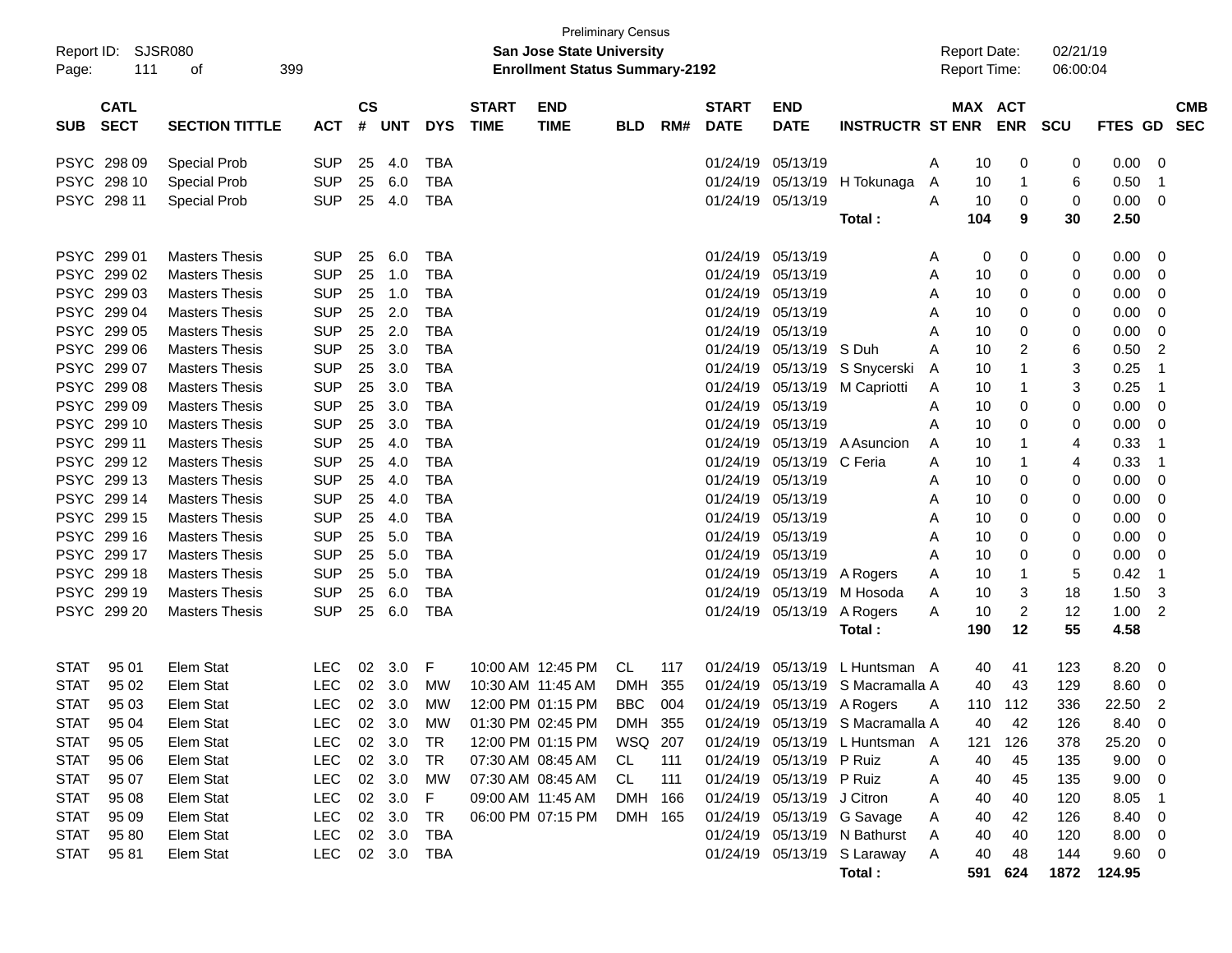Preliminary Census

Report ID: SJSR080 | **San Jose State University** | Report Date: 02/21/19
Page: 111 of 399 | **Enrollment Status Summary-2192** | Report Time: 06:00:04

| SUB | CATL SECT | SECTION TITTLE | ACT | CS # | UNT | DYS | START TIME | END TIME | BLD | RM# | START DATE | END DATE | INSTRUCTR | ST | MAX ENR | ACT ENR | SCU | FTES | GD | CMB SEC |
|---|---|---|---|---|---|---|---|---|---|---|---|---|---|---|---|---|---|---|---|---|
| PSYC | 298 09 | Special Prob | SUP | 25 | 4.0 | TBA | | | | | 01/24/19 | 05/13/19 | | A | 10 | 0 | 0 | 0.00 | 0 | |
| PSYC | 298 10 | Special Prob | SUP | 25 | 6.0 | TBA | | | | | 01/24/19 | 05/13/19 | H Tokunaga | A | 10 | 1 | 6 | 0.50 | 1 | |
| PSYC | 298 11 | Special Prob | SUP | 25 | 4.0 | TBA | | | | | 01/24/19 | 05/13/19 | | A | 10 | 0 | 0 | 0.00 | 0 | |
| | | | | | | | | | | | | | **Total :** | | **104** | **9** | **30** | **2.50** | | |
| PSYC | 299 01 | Masters Thesis | SUP | 25 | 6.0 | TBA | | | | | 01/24/19 | 05/13/19 | | A | 0 | 0 | 0 | 0.00 | 0 | |
| PSYC | 299 02 | Masters Thesis | SUP | 25 | 1.0 | TBA | | | | | 01/24/19 | 05/13/19 | | A | 10 | 0 | 0 | 0.00 | 0 | |
| PSYC | 299 03 | Masters Thesis | SUP | 25 | 1.0 | TBA | | | | | 01/24/19 | 05/13/19 | | A | 10 | 0 | 0 | 0.00 | 0 | |
| PSYC | 299 04 | Masters Thesis | SUP | 25 | 2.0 | TBA | | | | | 01/24/19 | 05/13/19 | | A | 10 | 0 | 0 | 0.00 | 0 | |
| PSYC | 299 05 | Masters Thesis | SUP | 25 | 2.0 | TBA | | | | | 01/24/19 | 05/13/19 | | A | 10 | 0 | 0 | 0.00 | 0 | |
| PSYC | 299 06 | Masters Thesis | SUP | 25 | 3.0 | TBA | | | | | 01/24/19 | 05/13/19 | S Duh | A | 10 | 2 | 6 | 0.50 | 2 | |
| PSYC | 299 07 | Masters Thesis | SUP | 25 | 3.0 | TBA | | | | | 01/24/19 | 05/13/19 | S Snycerski | A | 10 | 1 | 3 | 0.25 | 1 | |
| PSYC | 299 08 | Masters Thesis | SUP | 25 | 3.0 | TBA | | | | | 01/24/19 | 05/13/19 | M Capriotti | A | 10 | 1 | 3 | 0.25 | 1 | |
| PSYC | 299 09 | Masters Thesis | SUP | 25 | 3.0 | TBA | | | | | 01/24/19 | 05/13/19 | | A | 10 | 0 | 0 | 0.00 | 0 | |
| PSYC | 299 10 | Masters Thesis | SUP | 25 | 3.0 | TBA | | | | | 01/24/19 | 05/13/19 | | A | 10 | 0 | 0 | 0.00 | 0 | |
| PSYC | 299 11 | Masters Thesis | SUP | 25 | 4.0 | TBA | | | | | 01/24/19 | 05/13/19 | A Asuncion | A | 10 | 1 | 4 | 0.33 | 1 | |
| PSYC | 299 12 | Masters Thesis | SUP | 25 | 4.0 | TBA | | | | | 01/24/19 | 05/13/19 | C Feria | A | 10 | 1 | 4 | 0.33 | 1 | |
| PSYC | 299 13 | Masters Thesis | SUP | 25 | 4.0 | TBA | | | | | 01/24/19 | 05/13/19 | | A | 10 | 0 | 0 | 0.00 | 0 | |
| PSYC | 299 14 | Masters Thesis | SUP | 25 | 4.0 | TBA | | | | | 01/24/19 | 05/13/19 | | A | 10 | 0 | 0 | 0.00 | 0 | |
| PSYC | 299 15 | Masters Thesis | SUP | 25 | 4.0 | TBA | | | | | 01/24/19 | 05/13/19 | | A | 10 | 0 | 0 | 0.00 | 0 | |
| PSYC | 299 16 | Masters Thesis | SUP | 25 | 5.0 | TBA | | | | | 01/24/19 | 05/13/19 | | A | 10 | 0 | 0 | 0.00 | 0 | |
| PSYC | 299 17 | Masters Thesis | SUP | 25 | 5.0 | TBA | | | | | 01/24/19 | 05/13/19 | | A | 10 | 0 | 0 | 0.00 | 0 | |
| PSYC | 299 18 | Masters Thesis | SUP | 25 | 5.0 | TBA | | | | | 01/24/19 | 05/13/19 | A Rogers | A | 10 | 1 | 5 | 0.42 | 1 | |
| PSYC | 299 19 | Masters Thesis | SUP | 25 | 6.0 | TBA | | | | | 01/24/19 | 05/13/19 | M Hosoda | A | 10 | 3 | 18 | 1.50 | 3 | |
| PSYC | 299 20 | Masters Thesis | SUP | 25 | 6.0 | TBA | | | | | 01/24/19 | 05/13/19 | A Rogers | A | 10 | 2 | 12 | 1.00 | 2 | |
| | | | | | | | | | | | | | **Total :** | | **190** | **12** | **55** | **4.58** | | |
| STAT | 95 01 | Elem Stat | LEC | 02 | 3.0 | F | 10:00 AM | 12:45 PM | CL | 117 | 01/24/19 | 05/13/19 | L Huntsman | A | 40 | 41 | 123 | 8.20 | 0 | |
| STAT | 95 02 | Elem Stat | LEC | 02 | 3.0 | MW | 10:30 AM | 11:45 AM | DMH | 355 | 01/24/19 | 05/13/19 | S Macramalla | A | 40 | 43 | 129 | 8.60 | 0 | |
| STAT | 95 03 | Elem Stat | LEC | 02 | 3.0 | MW | 12:00 PM | 01:15 PM | BBC | 004 | 01/24/19 | 05/13/19 | A Rogers | A | 110 | 112 | 336 | 22.50 | 2 | |
| STAT | 95 04 | Elem Stat | LEC | 02 | 3.0 | MW | 01:30 PM | 02:45 PM | DMH | 355 | 01/24/19 | 05/13/19 | S Macramalla | A | 40 | 42 | 126 | 8.40 | 0 | |
| STAT | 95 05 | Elem Stat | LEC | 02 | 3.0 | TR | 12:00 PM | 01:15 PM | WSQ | 207 | 01/24/19 | 05/13/19 | L Huntsman | A | 121 | 126 | 378 | 25.20 | 0 | |
| STAT | 95 06 | Elem Stat | LEC | 02 | 3.0 | TR | 07:30 AM | 08:45 AM | CL | 111 | 01/24/19 | 05/13/19 | P Ruiz | A | 40 | 45 | 135 | 9.00 | 0 | |
| STAT | 95 07 | Elem Stat | LEC | 02 | 3.0 | MW | 07:30 AM | 08:45 AM | CL | 111 | 01/24/19 | 05/13/19 | P Ruiz | A | 40 | 45 | 135 | 9.00 | 0 | |
| STAT | 95 08 | Elem Stat | LEC | 02 | 3.0 | F | 09:00 AM | 11:45 AM | DMH | 166 | 01/24/19 | 05/13/19 | J Citron | A | 40 | 40 | 120 | 8.05 | 1 | |
| STAT | 95 09 | Elem Stat | LEC | 02 | 3.0 | TR | 06:00 PM | 07:15 PM | DMH | 165 | 01/24/19 | 05/13/19 | G Savage | A | 40 | 42 | 126 | 8.40 | 0 | |
| STAT | 95 80 | Elem Stat | LEC | 02 | 3.0 | TBA | | | | | 01/24/19 | 05/13/19 | N Bathurst | A | 40 | 40 | 120 | 8.00 | 0 | |
| STAT | 95 81 | Elem Stat | LEC | 02 | 3.0 | TBA | | | | | 01/24/19 | 05/13/19 | S Laraway | A | 40 | 48 | 144 | 9.60 | 0 | |
| | | | | | | | | | | | | | **Total :** | | **591** | **624** | **1872** | **124.95** | | |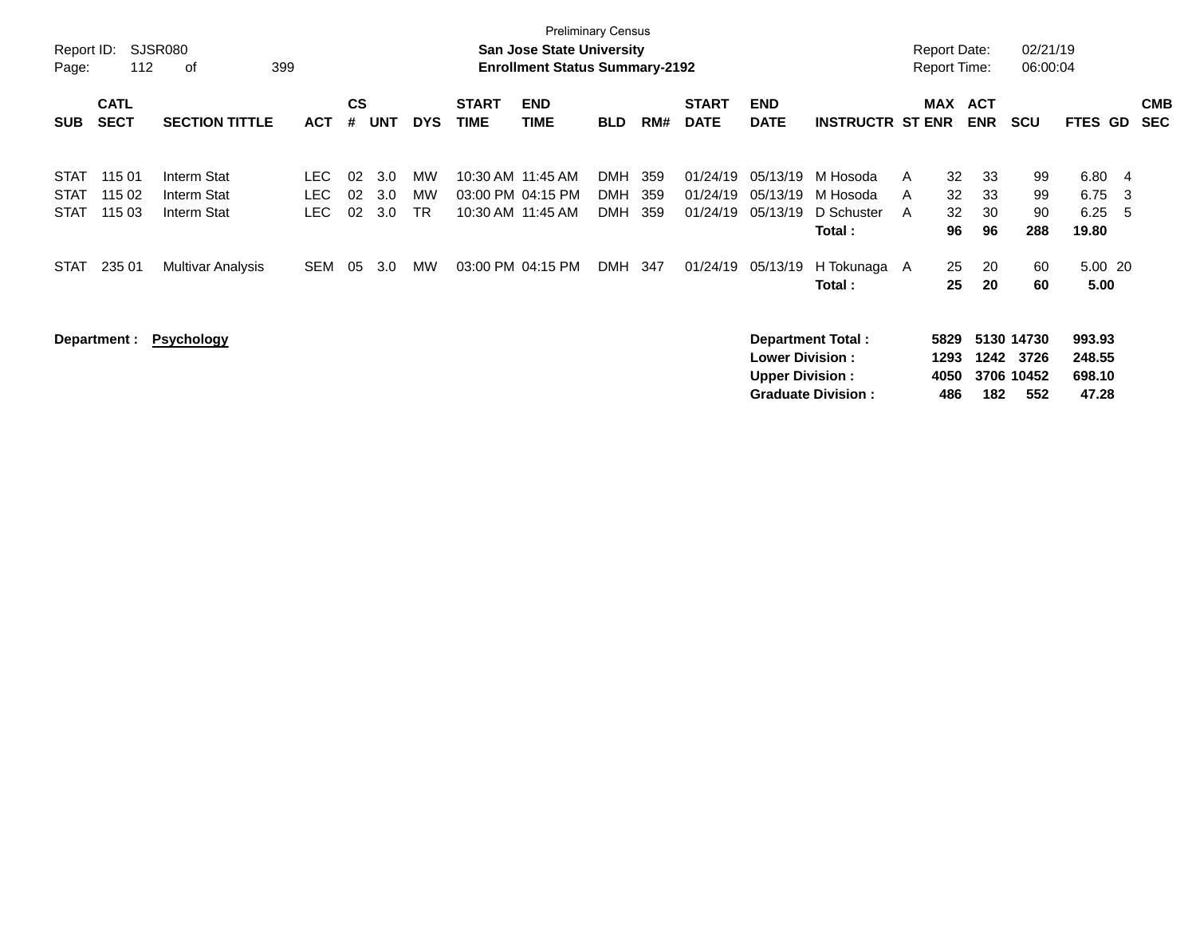Preliminary Census

**San Jose State University**
**Enrollment Status Summary-2192**

Report ID: SJSR080
Report Date: 02/21/19
Report Time: 06:00:04

| SUB | CATL SECT | SECTION TITTLE | ACT | CS # | UNT | DYS | START TIME | END TIME | BLD | RM# | START DATE | END DATE | INSTRUCTR | ST | MAX ENR | ACT ENR | SCU | FTES | GD | CMB SEC |
|---|---|---|---|---|---|---|---|---|---|---|---|---|---|---|---|---|---|---|---|---|
| STAT | 115 01 | Interm Stat | LEC | 02 | 3.0 | MW | 10:30 AM | 11:45 AM | DMH | 359 | 01/24/19 | 05/13/19 | M Hosoda | A | 32 | 33 | 99 | 6.80 | 4 | |
| STAT | 115 02 | Interm Stat | LEC | 02 | 3.0 | MW | 03:00 PM | 04:15 PM | DMH | 359 | 01/24/19 | 05/13/19 | M Hosoda | A | 32 | 33 | 99 | 6.75 | 3 | |
| STAT | 115 03 | Interm Stat | LEC | 02 | 3.0 | TR | 10:30 AM | 11:45 AM | DMH | 359 | 01/24/19 | 05/13/19 | D Schuster | A | 32 | 30 | 90 | 6.25 | 5 | |
| | | | | | | | | | | | | | **Total :** | | **96** | **96** | **288** | **19.80** | | |
| STAT | 235 01 | Multivar Analysis | SEM | 05 | 3.0 | MW | 03:00 PM | 04:15 PM | DMH | 347 | 01/24/19 | 05/13/19 | H Tokunaga | A | 25 | 20 | 60 | 5.00 | 20 | |
| | | | | | | | | | | | | | **Total :** | | **25** | **20** | **60** | **5.00** | | |

**Department :** **Psychology**

| | MAX ENR | ACT ENR | SCU | FTES |
|---|---|---|---|---|
| **Department Total :** | **5829** | **5130** | **14730** | **993.93** |
| **Lower Division :** | **1293** | **1242** | **3726** | **248.55** |
| **Upper Division :** | **4050** | **3706** | **10452** | **698.10** |
| **Graduate Division :** | **486** | **182** | **552** | **47.28** |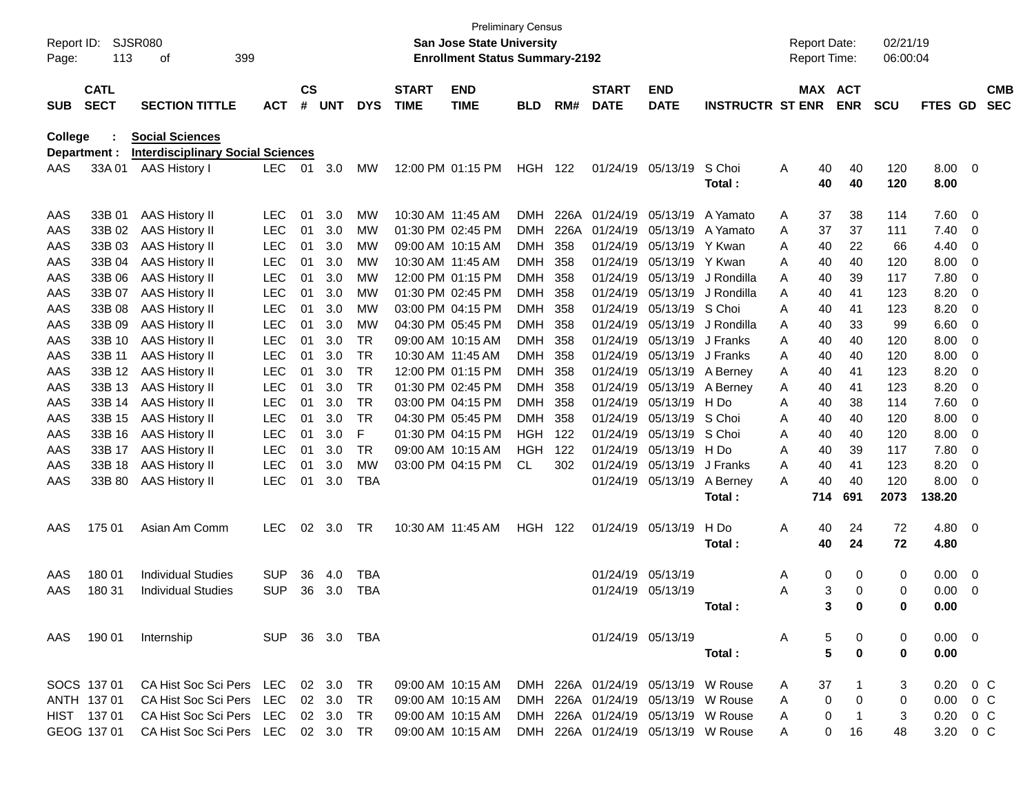Preliminary Census

**San Jose State University**

**Enrollment Status Summary-2192**

Report ID: SJSR080 | Page: 113 of 399 | Report Date: 02/21/19 | Report Time: 06:00:04

**College : Social Sciences**

**Department : Interdisciplinary Social Sciences**

| SUB | CATL SECT | SECTION TITTLE | ACT | CS # | UNT | DYS | START TIME | END TIME | BLD | RM# | START DATE | END DATE | INSTRUCTR | ST | MAX ENR | ACT ENR | SCU | FTES | GD | CMB SEC |
|---|---|---|---|---|---|---|---|---|---|---|---|---|---|---|---|---|---|---|---|---|
| AAS | 33A 01 | AAS History I | LEC | 01 | 3.0 | MW | 12:00 PM | 01:15 PM | HGH | 122 | 01/24/19 | 05/13/19 | S Choi | A | 40 | 40 | 120 | 8.00 | 0 | |
| | | | | | | | | | | | | | **Total :** | | **40** | **40** | **120** | **8.00** | | |
| AAS | 33B 01 | AAS History II | LEC | 01 | 3.0 | MW | 10:30 AM | 11:45 AM | DMH | 226A | 01/24/19 | 05/13/19 | A Yamato | A | 37 | 38 | 114 | 7.60 | 0 | |
| AAS | 33B 02 | AAS History II | LEC | 01 | 3.0 | MW | 01:30 PM | 02:45 PM | DMH | 226A | 01/24/19 | 05/13/19 | A Yamato | A | 37 | 37 | 111 | 7.40 | 0 | |
| AAS | 33B 03 | AAS History II | LEC | 01 | 3.0 | MW | 09:00 AM | 10:15 AM | DMH | 358 | 01/24/19 | 05/13/19 | Y Kwan | A | 40 | 22 | 66 | 4.40 | 0 | |
| AAS | 33B 04 | AAS History II | LEC | 01 | 3.0 | MW | 10:30 AM | 11:45 AM | DMH | 358 | 01/24/19 | 05/13/19 | Y Kwan | A | 40 | 40 | 120 | 8.00 | 0 | |
| AAS | 33B 06 | AAS History II | LEC | 01 | 3.0 | MW | 12:00 PM | 01:15 PM | DMH | 358 | 01/24/19 | 05/13/19 | J Rondilla | A | 40 | 39 | 117 | 7.80 | 0 | |
| AAS | 33B 07 | AAS History II | LEC | 01 | 3.0 | MW | 01:30 PM | 02:45 PM | DMH | 358 | 01/24/19 | 05/13/19 | J Rondilla | A | 40 | 41 | 123 | 8.20 | 0 | |
| AAS | 33B 08 | AAS History II | LEC | 01 | 3.0 | MW | 03:00 PM | 04:15 PM | DMH | 358 | 01/24/19 | 05/13/19 | S Choi | A | 40 | 41 | 123 | 8.20 | 0 | |
| AAS | 33B 09 | AAS History II | LEC | 01 | 3.0 | MW | 04:30 PM | 05:45 PM | DMH | 358 | 01/24/19 | 05/13/19 | J Rondilla | A | 40 | 33 | 99 | 6.60 | 0 | |
| AAS | 33B 10 | AAS History II | LEC | 01 | 3.0 | TR | 09:00 AM | 10:15 AM | DMH | 358 | 01/24/19 | 05/13/19 | J Franks | A | 40 | 40 | 120 | 8.00 | 0 | |
| AAS | 33B 11 | AAS History II | LEC | 01 | 3.0 | TR | 10:30 AM | 11:45 AM | DMH | 358 | 01/24/19 | 05/13/19 | J Franks | A | 40 | 40 | 120 | 8.00 | 0 | |
| AAS | 33B 12 | AAS History II | LEC | 01 | 3.0 | TR | 12:00 PM | 01:15 PM | DMH | 358 | 01/24/19 | 05/13/19 | A Berney | A | 40 | 41 | 123 | 8.20 | 0 | |
| AAS | 33B 13 | AAS History II | LEC | 01 | 3.0 | TR | 01:30 PM | 02:45 PM | DMH | 358 | 01/24/19 | 05/13/19 | A Berney | A | 40 | 41 | 123 | 8.20 | 0 | |
| AAS | 33B 14 | AAS History II | LEC | 01 | 3.0 | TR | 03:00 PM | 04:15 PM | DMH | 358 | 01/24/19 | 05/13/19 | H Do | A | 40 | 38 | 114 | 7.60 | 0 | |
| AAS | 33B 15 | AAS History II | LEC | 01 | 3.0 | TR | 04:30 PM | 05:45 PM | DMH | 358 | 01/24/19 | 05/13/19 | S Choi | A | 40 | 40 | 120 | 8.00 | 0 | |
| AAS | 33B 16 | AAS History II | LEC | 01 | 3.0 | F | 01:30 PM | 04:15 PM | HGH | 122 | 01/24/19 | 05/13/19 | S Choi | A | 40 | 40 | 120 | 8.00 | 0 | |
| AAS | 33B 17 | AAS History II | LEC | 01 | 3.0 | TR | 09:00 AM | 10:15 AM | HGH | 122 | 01/24/19 | 05/13/19 | H Do | A | 40 | 39 | 117 | 7.80 | 0 | |
| AAS | 33B 18 | AAS History II | LEC | 01 | 3.0 | MW | 03:00 PM | 04:15 PM | CL | 302 | 01/24/19 | 05/13/19 | J Franks | A | 40 | 41 | 123 | 8.20 | 0 | |
| AAS | 33B 80 | AAS History II | LEC | 01 | 3.0 | TBA | | | | | 01/24/19 | 05/13/19 | A Berney | A | 40 | 40 | 120 | 8.00 | 0 | |
| | | | | | | | | | | | | | **Total :** | | **714** | **691** | **2073** | **138.20** | | |
| AAS | 175 01 | Asian Am Comm | LEC | 02 | 3.0 | TR | 10:30 AM | 11:45 AM | HGH | 122 | 01/24/19 | 05/13/19 | H Do | A | 40 | 24 | 72 | 4.80 | 0 | |
| | | | | | | | | | | | | | **Total :** | | **40** | **24** | **72** | **4.80** | | |
| AAS | 180 01 | Individual Studies | SUP | 36 | 4.0 | TBA | | | | | 01/24/19 | 05/13/19 | | A | 0 | 0 | 0 | 0.00 | 0 | |
| AAS | 180 31 | Individual Studies | SUP | 36 | 3.0 | TBA | | | | | 01/24/19 | 05/13/19 | | A | 3 | 0 | 0 | 0.00 | 0 | |
| | | | | | | | | | | | | | **Total :** | | **3** | **0** | **0** | **0.00** | | |
| AAS | 190 01 | Internship | SUP | 36 | 3.0 | TBA | | | | | 01/24/19 | 05/13/19 | | A | 5 | 0 | 0 | 0.00 | 0 | |
| | | | | | | | | | | | | | **Total :** | | **5** | **0** | **0** | **0.00** | | |
| SOCS | 137 01 | CA Hist Soc Sci Pers | LEC | 02 | 3.0 | TR | 09:00 AM | 10:15 AM | DMH | 226A | 01/24/19 | 05/13/19 | W Rouse | A | 37 | 1 | 3 | 0.20 | 0 | C |
| ANTH | 137 01 | CA Hist Soc Sci Pers | LEC | 02 | 3.0 | TR | 09:00 AM | 10:15 AM | DMH | 226A | 01/24/19 | 05/13/19 | W Rouse | A | 0 | 0 | 0 | 0.00 | 0 | C |
| HIST | 137 01 | CA Hist Soc Sci Pers | LEC | 02 | 3.0 | TR | 09:00 AM | 10:15 AM | DMH | 226A | 01/24/19 | 05/13/19 | W Rouse | A | 0 | 1 | 3 | 0.20 | 0 | C |
| GEOG | 137 01 | CA Hist Soc Sci Pers | LEC | 02 | 3.0 | TR | 09:00 AM | 10:15 AM | DMH | 226A | 01/24/19 | 05/13/19 | W Rouse | A | 0 | 16 | 48 | 3.20 | 0 | C |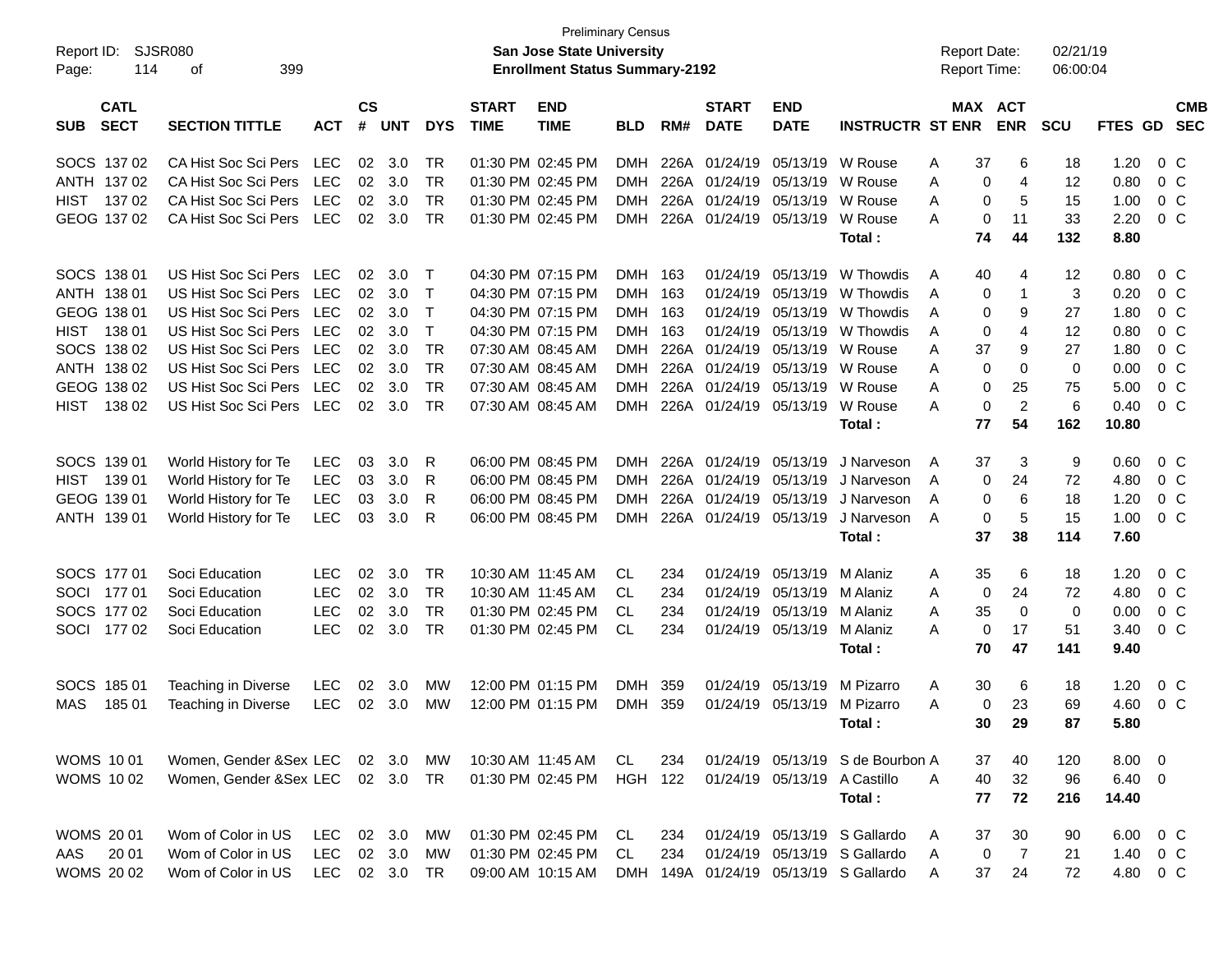| SUB | CATL SECT | SECTION TITTLE | ACT | CS # | UNT | DYS | START TIME | END TIME | BLD | RM# | START DATE | END DATE | INSTRUCTR | ST | MAX ENR | ACT ENR | SCU | FTES | GD | CMB SEC |
|---|---|---|---|---|---|---|---|---|---|---|---|---|---|---|---|---|---|---|---|---|
| SOCS | 137 02 | CA Hist Soc Sci Pers | LEC | 02 | 3.0 | TR | 01:30 PM | 02:45 PM | DMH | 226A | 01/24/19 | 05/13/19 | W Rouse | A | 37 | 6 | 18 | 1.20 | 0 | C |
| ANTH | 137 02 | CA Hist Soc Sci Pers | LEC | 02 | 3.0 | TR | 01:30 PM | 02:45 PM | DMH | 226A | 01/24/19 | 05/13/19 | W Rouse | A | 0 | 4 | 12 | 0.80 | 0 | C |
| HIST | 137 02 | CA Hist Soc Sci Pers | LEC | 02 | 3.0 | TR | 01:30 PM | 02:45 PM | DMH | 226A | 01/24/19 | 05/13/19 | W Rouse | A | 0 | 5 | 15 | 1.00 | 0 | C |
| GEOG | 137 02 | CA Hist Soc Sci Pers | LEC | 02 | 3.0 | TR | 01:30 PM | 02:45 PM | DMH | 226A | 01/24/19 | 05/13/19 | W Rouse | A | 0 | 11 | 33 | 2.20 | 0 | C |
| | | | | | | | | | | | | | **Total :** | | **74** | **44** | **132** | **8.80** | | |
| SOCS | 138 01 | US Hist Soc Sci Pers | LEC | 02 | 3.0 | T | 04:30 PM | 07:15 PM | DMH | 163 | 01/24/19 | 05/13/19 | W Thowdis | A | 40 | 4 | 12 | 0.80 | 0 | C |
| ANTH | 138 01 | US Hist Soc Sci Pers | LEC | 02 | 3.0 | T | 04:30 PM | 07:15 PM | DMH | 163 | 01/24/19 | 05/13/19 | W Thowdis | A | 0 | 1 | 3 | 0.20 | 0 | C |
| GEOG | 138 01 | US Hist Soc Sci Pers | LEC | 02 | 3.0 | T | 04:30 PM | 07:15 PM | DMH | 163 | 01/24/19 | 05/13/19 | W Thowdis | A | 0 | 9 | 27 | 1.80 | 0 | C |
| HIST | 138 01 | US Hist Soc Sci Pers | LEC | 02 | 3.0 | T | 04:30 PM | 07:15 PM | DMH | 163 | 01/24/19 | 05/13/19 | W Thowdis | A | 0 | 4 | 12 | 0.80 | 0 | C |
| SOCS | 138 02 | US Hist Soc Sci Pers | LEC | 02 | 3.0 | TR | 07:30 AM | 08:45 AM | DMH | 226A | 01/24/19 | 05/13/19 | W Rouse | A | 37 | 9 | 27 | 1.80 | 0 | C |
| ANTH | 138 02 | US Hist Soc Sci Pers | LEC | 02 | 3.0 | TR | 07:30 AM | 08:45 AM | DMH | 226A | 01/24/19 | 05/13/19 | W Rouse | A | 0 | 0 | 0 | 0.00 | 0 | C |
| GEOG | 138 02 | US Hist Soc Sci Pers | LEC | 02 | 3.0 | TR | 07:30 AM | 08:45 AM | DMH | 226A | 01/24/19 | 05/13/19 | W Rouse | A | 0 | 25 | 75 | 5.00 | 0 | C |
| HIST | 138 02 | US Hist Soc Sci Pers | LEC | 02 | 3.0 | TR | 07:30 AM | 08:45 AM | DMH | 226A | 01/24/19 | 05/13/19 | W Rouse | A | 0 | 2 | 6 | 0.40 | 0 | C |
| | | | | | | | | | | | | | **Total :** | | **77** | **54** | **162** | **10.80** | | |
| SOCS | 139 01 | World History for Te | LEC | 03 | 3.0 | R | 06:00 PM | 08:45 PM | DMH | 226A | 01/24/19 | 05/13/19 | J Narveson | A | 37 | 3 | 9 | 0.60 | 0 | C |
| HIST | 139 01 | World History for Te | LEC | 03 | 3.0 | R | 06:00 PM | 08:45 PM | DMH | 226A | 01/24/19 | 05/13/19 | J Narveson | A | 0 | 24 | 72 | 4.80 | 0 | C |
| GEOG | 139 01 | World History for Te | LEC | 03 | 3.0 | R | 06:00 PM | 08:45 PM | DMH | 226A | 01/24/19 | 05/13/19 | J Narveson | A | 0 | 6 | 18 | 1.20 | 0 | C |
| ANTH | 139 01 | World History for Te | LEC | 03 | 3.0 | R | 06:00 PM | 08:45 PM | DMH | 226A | 01/24/19 | 05/13/19 | J Narveson | A | 0 | 5 | 15 | 1.00 | 0 | C |
| | | | | | | | | | | | | | **Total :** | | **37** | **38** | **114** | **7.60** | | |
| SOCS | 177 01 | Soci Education | LEC | 02 | 3.0 | TR | 10:30 AM | 11:45 AM | CL | 234 | 01/24/19 | 05/13/19 | M Alaniz | A | 35 | 6 | 18 | 1.20 | 0 | C |
| SOCI | 177 01 | Soci Education | LEC | 02 | 3.0 | TR | 10:30 AM | 11:45 AM | CL | 234 | 01/24/19 | 05/13/19 | M Alaniz | A | 0 | 24 | 72 | 4.80 | 0 | C |
| SOCS | 177 02 | Soci Education | LEC | 02 | 3.0 | TR | 01:30 PM | 02:45 PM | CL | 234 | 01/24/19 | 05/13/19 | M Alaniz | A | 35 | 0 | 0 | 0.00 | 0 | C |
| SOCI | 177 02 | Soci Education | LEC | 02 | 3.0 | TR | 01:30 PM | 02:45 PM | CL | 234 | 01/24/19 | 05/13/19 | M Alaniz | A | 0 | 17 | 51 | 3.40 | 0 | C |
| | | | | | | | | | | | | | **Total :** | | **70** | **47** | **141** | **9.40** | | |
| SOCS | 185 01 | Teaching in Diverse | LEC | 02 | 3.0 | MW | 12:00 PM | 01:15 PM | DMH | 359 | 01/24/19 | 05/13/19 | M Pizarro | A | 30 | 6 | 18 | 1.20 | 0 | C |
| MAS | 185 01 | Teaching in Diverse | LEC | 02 | 3.0 | MW | 12:00 PM | 01:15 PM | DMH | 359 | 01/24/19 | 05/13/19 | M Pizarro | A | 0 | 23 | 69 | 4.60 | 0 | C |
| | | | | | | | | | | | | | **Total :** | | **30** | **29** | **87** | **5.80** | | |
| WOMS | 10 01 | Women, Gender &Sex | LEC | 02 | 3.0 | MW | 10:30 AM | 11:45 AM | CL | 234 | 01/24/19 | 05/13/19 | S de Bourbon | A | 37 | 40 | 120 | 8.00 | 0 | |
| WOMS | 10 02 | Women, Gender &Sex | LEC | 02 | 3.0 | TR | 01:30 PM | 02:45 PM | HGH | 122 | 01/24/19 | 05/13/19 | A Castillo | A | 40 | 32 | 96 | 6.40 | 0 | |
| | | | | | | | | | | | | | **Total :** | | **77** | **72** | **216** | **14.40** | | |
| WOMS | 20 01 | Wom of Color in US | LEC | 02 | 3.0 | MW | 01:30 PM | 02:45 PM | CL | 234 | 01/24/19 | 05/13/19 | S Gallardo | A | 37 | 30 | 90 | 6.00 | 0 | C |
| AAS | 20 01 | Wom of Color in US | LEC | 02 | 3.0 | MW | 01:30 PM | 02:45 PM | CL | 234 | 01/24/19 | 05/13/19 | S Gallardo | A | 0 | 7 | 21 | 1.40 | 0 | C |
| WOMS | 20 02 | Wom of Color in US | LEC | 02 | 3.0 | TR | 09:00 AM | 10:15 AM | DMH | 149A | 01/24/19 | 05/13/19 | S Gallardo | A | 37 | 24 | 72 | 4.80 | 0 | C |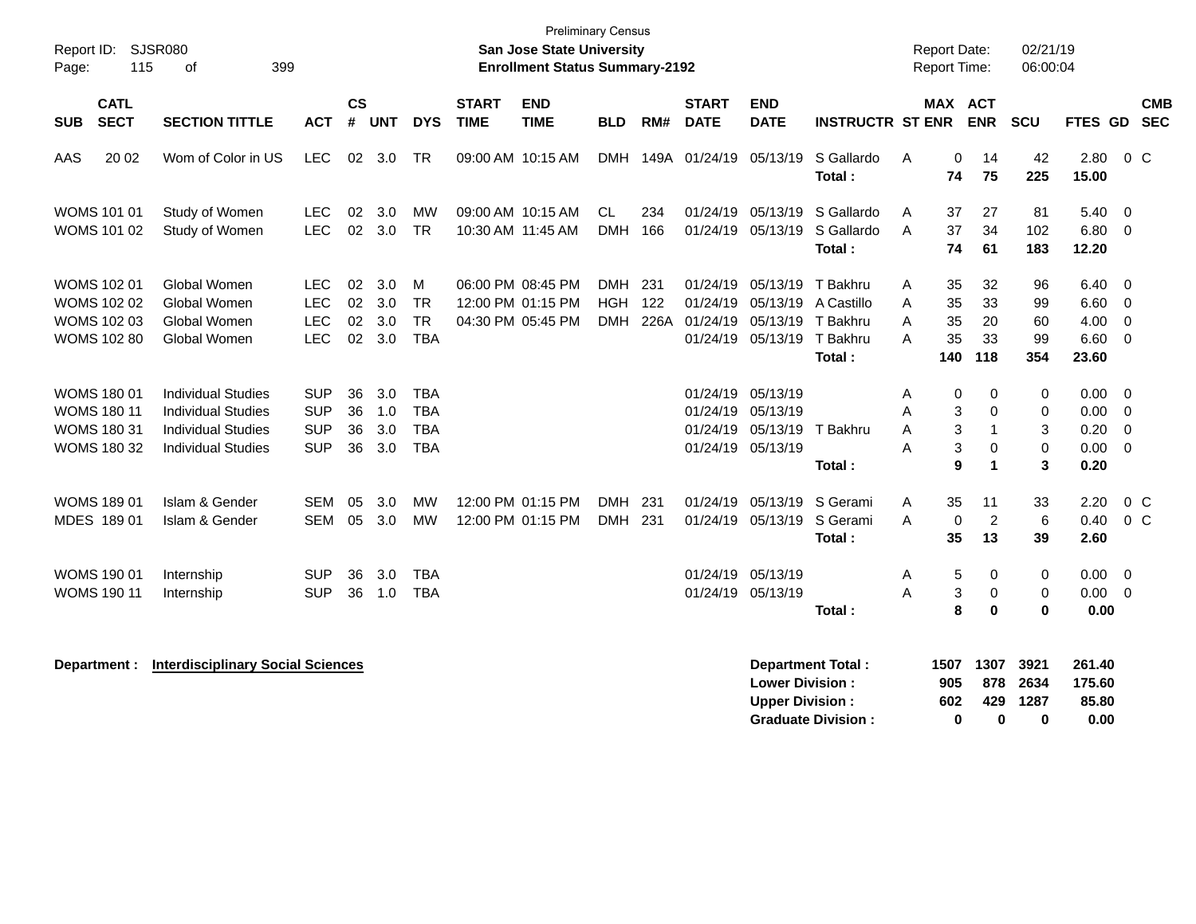Preliminary Census

**San Jose State University**

**Enrollment Status Summary-2192**

Report ID: SJSR080

Report Date: 02/21/19
Report Time: 06:00:04

| SUB | CATL SECT | SECTION TITTLE | ACT | CS # | UNT | DYS | START TIME | END TIME | BLD | RM# | START DATE | END DATE | INSTRUCTR | ST | MAX ENR | ACT ENR | SCU | FTES | GD | CMB SEC |
|---|---|---|---|---|---|---|---|---|---|---|---|---|---|---|---|---|---|---|---|---|
| AAS | 20 02 | Wom of Color in US | LEC | 02 | 3.0 | TR | 09:00 AM | 10:15 AM | DMH | 149A | 01/24/19 | 05/13/19 | S Gallardo | A | 0 | 14 | 42 | 2.80 | 0 | C |
| | | | | | | | | | | | | | **Total :** | | **74** | **75** | **225** | **15.00** | | |
| WOMS | 101 01 | Study of Women | LEC | 02 | 3.0 | MW | 09:00 AM | 10:15 AM | CL | 234 | 01/24/19 | 05/13/19 | S Gallardo | A | 37 | 27 | 81 | 5.40 | 0 | |
| WOMS | 101 02 | Study of Women | LEC | 02 | 3.0 | TR | 10:30 AM | 11:45 AM | DMH | 166 | 01/24/19 | 05/13/19 | S Gallardo | A | 37 | 34 | 102 | 6.80 | 0 | |
| | | | | | | | | | | | | | **Total :** | | **74** | **61** | **183** | **12.20** | | |
| WOMS | 102 01 | Global Women | LEC | 02 | 3.0 | M | 06:00 PM | 08:45 PM | DMH | 231 | 01/24/19 | 05/13/19 | T Bakhru | A | 35 | 32 | 96 | 6.40 | 0 | |
| WOMS | 102 02 | Global Women | LEC | 02 | 3.0 | TR | 12:00 PM | 01:15 PM | HGH | 122 | 01/24/19 | 05/13/19 | A Castillo | A | 35 | 33 | 99 | 6.60 | 0 | |
| WOMS | 102 03 | Global Women | LEC | 02 | 3.0 | TR | 04:30 PM | 05:45 PM | DMH | 226A | 01/24/19 | 05/13/19 | T Bakhru | A | 35 | 20 | 60 | 4.00 | 0 | |
| WOMS | 102 80 | Global Women | LEC | 02 | 3.0 | TBA | | | | | 01/24/19 | 05/13/19 | T Bakhru | A | 35 | 33 | 99 | 6.60 | 0 | |
| | | | | | | | | | | | | | **Total :** | | **140** | **118** | **354** | **23.60** | | |
| WOMS | 180 01 | Individual Studies | SUP | 36 | 3.0 | TBA | | | | | 01/24/19 | 05/13/19 | | A | 0 | 0 | 0 | 0.00 | 0 | |
| WOMS | 180 11 | Individual Studies | SUP | 36 | 1.0 | TBA | | | | | 01/24/19 | 05/13/19 | | A | 3 | 0 | 0 | 0.00 | 0 | |
| WOMS | 180 31 | Individual Studies | SUP | 36 | 3.0 | TBA | | | | | 01/24/19 | 05/13/19 | T Bakhru | A | 3 | 1 | 3 | 0.20 | 0 | |
| WOMS | 180 32 | Individual Studies | SUP | 36 | 3.0 | TBA | | | | | 01/24/19 | 05/13/19 | | A | 3 | 0 | 0 | 0.00 | 0 | |
| | | | | | | | | | | | | | **Total :** | | **9** | **1** | **3** | **0.20** | | |
| WOMS | 189 01 | Islam & Gender | SEM | 05 | 3.0 | MW | 12:00 PM | 01:15 PM | DMH | 231 | 01/24/19 | 05/13/19 | S Gerami | A | 35 | 11 | 33 | 2.20 | 0 | C |
| MDES | 189 01 | Islam & Gender | SEM | 05 | 3.0 | MW | 12:00 PM | 01:15 PM | DMH | 231 | 01/24/19 | 05/13/19 | S Gerami | A | 0 | 2 | 6 | 0.40 | 0 | C |
| | | | | | | | | | | | | | **Total :** | | **35** | **13** | **39** | **2.60** | | |
| WOMS | 190 01 | Internship | SUP | 36 | 3.0 | TBA | | | | | 01/24/19 | 05/13/19 | | A | 5 | 0 | 0 | 0.00 | 0 | |
| WOMS | 190 11 | Internship | SUP | 36 | 1.0 | TBA | | | | | 01/24/19 | 05/13/19 | | A | 3 | 0 | 0 | 0.00 | 0 | |
| | | | | | | | | | | | | | **Total :** | | **8** | **0** | **0** | **0.00** | | |

**Department : Interdisciplinary Social Sciences**

| | MAX ENR | ACT ENR | SCU | FTES |
|---|---|---|---|---|
| **Department Total :** | **1507** | **1307** | **3921** | **261.40** |
| **Lower Division :** | **905** | **878** | **2634** | **175.60** |
| **Upper Division :** | **602** | **429** | **1287** | **85.80** |
| **Graduate Division :** | **0** | **0** | **0** | **0.00** |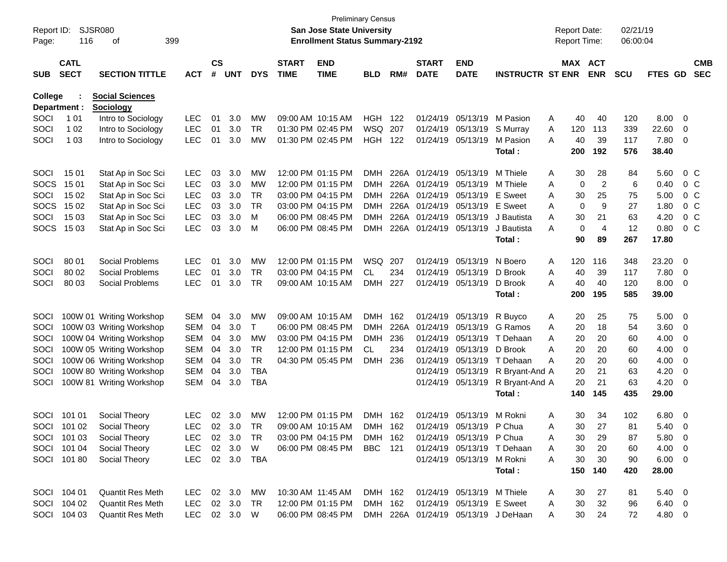Preliminary Census

Report ID: SJSR080
**San Jose State University**
**Enrollment Status Summary-2192**
Report Date: 02/21/19
Report Time: 06:00:04

| SUB | CATL SECT | SECTION TITTLE | ACT | CS # | UNT | DYS | START TIME | END TIME | BLD | RM# | START DATE | END DATE | INSTRUCTR | ST | MAX ENR | ACT ENR | SCU | FTES | GD | CMB SEC |
|---|---|---|---|---|---|---|---|---|---|---|---|---|---|---|---|---|---|---|---|---|
| **College :** | | **Social Sciences** | | | | | | | | | | | | | | | | | | |
| **Department :** | | **Sociology** | | | | | | | | | | | | | | | | | | |
| SOCI | 1 01 | Intro to Sociology | LEC | 01 | 3.0 | MW | 09:00 AM | 10:15 AM | HGH | 122 | 01/24/19 | 05/13/19 | M Pasion | A | 40 | 40 | 120 | 8.00 | 0 | |
| SOCI | 1 02 | Intro to Sociology | LEC | 01 | 3.0 | TR | 01:30 PM | 02:45 PM | WSQ | 207 | 01/24/19 | 05/13/19 | S Murray | A | 120 | 113 | 339 | 22.60 | 0 | |
| SOCI | 1 03 | Intro to Sociology | LEC | 01 | 3.0 | MW | 01:30 PM | 02:45 PM | HGH | 122 | 01/24/19 | 05/13/19 | M Pasion | A | 40 | 39 | 117 | 7.80 | 0 | |
| | | | | | | | | | | | | | **Total :** | | **200** | **192** | **576** | **38.40** | | |
| SOCI | 15 01 | Stat Ap in Soc Sci | LEC | 03 | 3.0 | MW | 12:00 PM | 01:15 PM | DMH | 226A | 01/24/19 | 05/13/19 | M Thiele | A | 30 | 28 | 84 | 5.60 | 0 | C |
| SOCS | 15 01 | Stat Ap in Soc Sci | LEC | 03 | 3.0 | MW | 12:00 PM | 01:15 PM | DMH | 226A | 01/24/19 | 05/13/19 | M Thiele | A | 0 | 2 | 6 | 0.40 | 0 | C |
| SOCI | 15 02 | Stat Ap in Soc Sci | LEC | 03 | 3.0 | TR | 03:00 PM | 04:15 PM | DMH | 226A | 01/24/19 | 05/13/19 | E Sweet | A | 30 | 25 | 75 | 5.00 | 0 | C |
| SOCS | 15 02 | Stat Ap in Soc Sci | LEC | 03 | 3.0 | TR | 03:00 PM | 04:15 PM | DMH | 226A | 01/24/19 | 05/13/19 | E Sweet | A | 0 | 9 | 27 | 1.80 | 0 | C |
| SOCI | 15 03 | Stat Ap in Soc Sci | LEC | 03 | 3.0 | M | 06:00 PM | 08:45 PM | DMH | 226A | 01/24/19 | 05/13/19 | J Bautista | A | 30 | 21 | 63 | 4.20 | 0 | C |
| SOCS | 15 03 | Stat Ap in Soc Sci | LEC | 03 | 3.0 | M | 06:00 PM | 08:45 PM | DMH | 226A | 01/24/19 | 05/13/19 | J Bautista | A | 0 | 4 | 12 | 0.80 | 0 | C |
| | | | | | | | | | | | | | **Total :** | | **90** | **89** | **267** | **17.80** | | |
| SOCI | 80 01 | Social Problems | LEC | 01 | 3.0 | MW | 12:00 PM | 01:15 PM | WSQ | 207 | 01/24/19 | 05/13/19 | N Boero | A | 120 | 116 | 348 | 23.20 | 0 | |
| SOCI | 80 02 | Social Problems | LEC | 01 | 3.0 | TR | 03:00 PM | 04:15 PM | CL | 234 | 01/24/19 | 05/13/19 | D Brook | A | 40 | 39 | 117 | 7.80 | 0 | |
| SOCI | 80 03 | Social Problems | LEC | 01 | 3.0 | TR | 09:00 AM | 10:15 AM | DMH | 227 | 01/24/19 | 05/13/19 | D Brook | A | 40 | 40 | 120 | 8.00 | 0 | |
| | | | | | | | | | | | | | **Total :** | | **200** | **195** | **585** | **39.00** | | |
| SOCI | 100W 01 | Writing Workshop | SEM | 04 | 3.0 | MW | 09:00 AM | 10:15 AM | DMH | 162 | 01/24/19 | 05/13/19 | R Buyco | A | 20 | 25 | 75 | 5.00 | 0 | |
| SOCI | 100W 03 | Writing Workshop | SEM | 04 | 3.0 | T | 06:00 PM | 08:45 PM | DMH | 226A | 01/24/19 | 05/13/19 | G Ramos | A | 20 | 18 | 54 | 3.60 | 0 | |
| SOCI | 100W 04 | Writing Workshop | SEM | 04 | 3.0 | MW | 03:00 PM | 04:15 PM | DMH | 236 | 01/24/19 | 05/13/19 | T Dehaan | A | 20 | 20 | 60 | 4.00 | 0 | |
| SOCI | 100W 05 | Writing Workshop | SEM | 04 | 3.0 | TR | 12:00 PM | 01:15 PM | CL | 234 | 01/24/19 | 05/13/19 | D Brook | A | 20 | 20 | 60 | 4.00 | 0 | |
| SOCI | 100W 06 | Writing Workshop | SEM | 04 | 3.0 | TR | 04:30 PM | 05:45 PM | DMH | 236 | 01/24/19 | 05/13/19 | T Dehaan | A | 20 | 20 | 60 | 4.00 | 0 | |
| SOCI | 100W 80 | Writing Workshop | SEM | 04 | 3.0 | TBA | | | | | 01/24/19 | 05/13/19 | R Bryant-And | A | 20 | 21 | 63 | 4.20 | 0 | |
| SOCI | 100W 81 | Writing Workshop | SEM | 04 | 3.0 | TBA | | | | | 01/24/19 | 05/13/19 | R Bryant-And | A | 20 | 21 | 63 | 4.20 | 0 | |
| | | | | | | | | | | | | | **Total :** | | **140** | **145** | **435** | **29.00** | | |
| SOCI | 101 01 | Social Theory | LEC | 02 | 3.0 | MW | 12:00 PM | 01:15 PM | DMH | 162 | 01/24/19 | 05/13/19 | M Rokni | A | 30 | 34 | 102 | 6.80 | 0 | |
| SOCI | 101 02 | Social Theory | LEC | 02 | 3.0 | TR | 09:00 AM | 10:15 AM | DMH | 162 | 01/24/19 | 05/13/19 | P Chua | A | 30 | 27 | 81 | 5.40 | 0 | |
| SOCI | 101 03 | Social Theory | LEC | 02 | 3.0 | TR | 03:00 PM | 04:15 PM | DMH | 162 | 01/24/19 | 05/13/19 | P Chua | A | 30 | 29 | 87 | 5.80 | 0 | |
| SOCI | 101 04 | Social Theory | LEC | 02 | 3.0 | W | 06:00 PM | 08:45 PM | BBC | 121 | 01/24/19 | 05/13/19 | T Dehaan | A | 30 | 20 | 60 | 4.00 | 0 | |
| SOCI | 101 80 | Social Theory | LEC | 02 | 3.0 | TBA | | | | | 01/24/19 | 05/13/19 | M Rokni | A | 30 | 30 | 90 | 6.00 | 0 | |
| | | | | | | | | | | | | | **Total :** | | **150** | **140** | **420** | **28.00** | | |
| SOCI | 104 01 | Quantit Res Meth | LEC | 02 | 3.0 | MW | 10:30 AM | 11:45 AM | DMH | 162 | 01/24/19 | 05/13/19 | M Thiele | A | 30 | 27 | 81 | 5.40 | 0 | |
| SOCI | 104 02 | Quantit Res Meth | LEC | 02 | 3.0 | TR | 12:00 PM | 01:15 PM | DMH | 162 | 01/24/19 | 05/13/19 | E Sweet | A | 30 | 32 | 96 | 6.40 | 0 | |
| SOCI | 104 03 | Quantit Res Meth | LEC | 02 | 3.0 | W | 06:00 PM | 08:45 PM | DMH | 226A | 01/24/19 | 05/13/19 | J DeHaan | A | 30 | 24 | 72 | 4.80 | 0 | |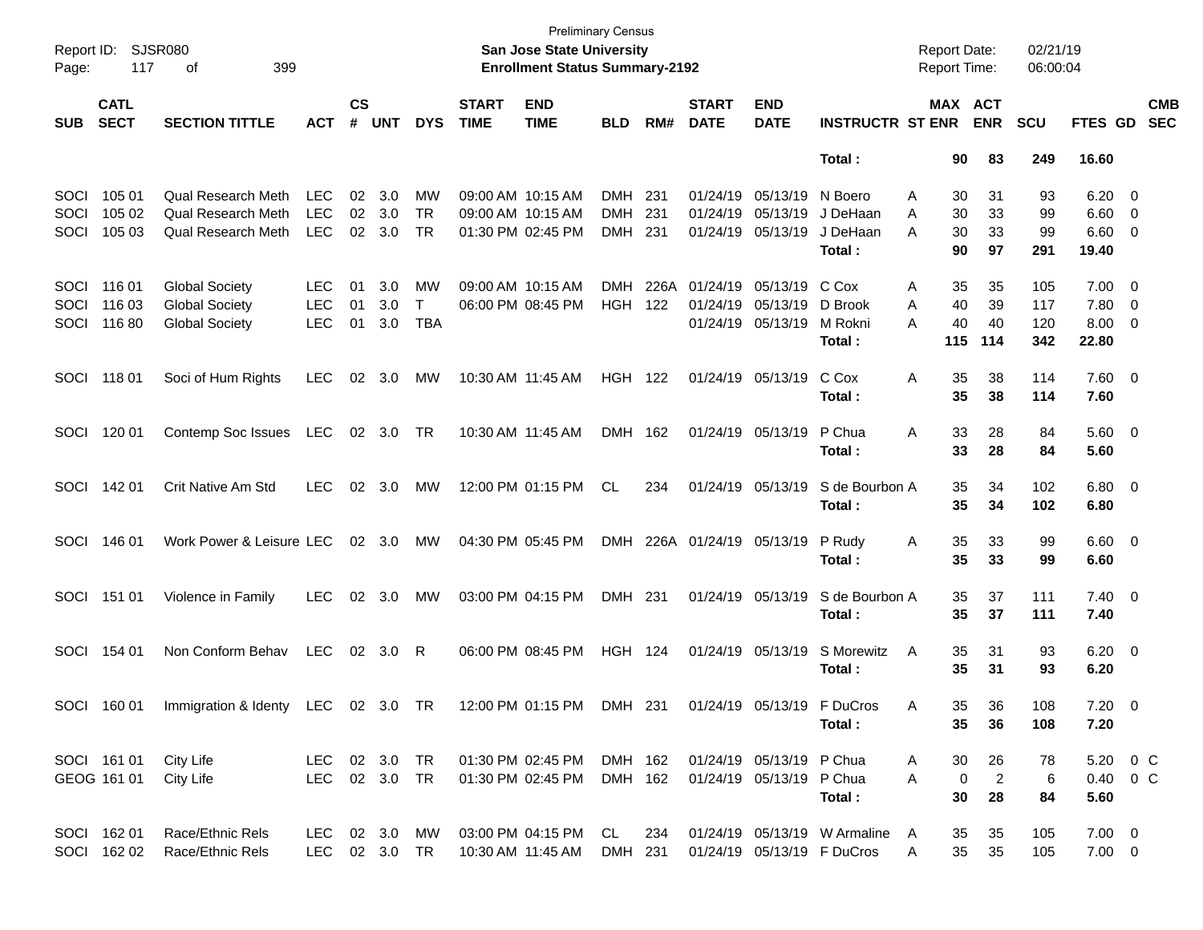Preliminary Census
**San Jose State University**
**Enrollment Status Summary-2192**

Report ID: SJSR080
Report Date: 02/21/19
Report Time: 06:00:04

| SUB | CATL SECT | SECTION TITTLE | ACT | CS # | UNT | DYS | START TIME | END TIME | BLD | RM# | START DATE | END DATE | INSTRUCTR | ST | MAX ENR | ACT ENR | SCU | FTES | GD | CMB SEC |
|---|---|---|---|---|---|---|---|---|---|---|---|---|---|---|---|---|---|---|---|---|
| | | | | | | | | | | | | | **Total :** | | **90** | **83** | **249** | **16.60** | | |
| SOCI | 105 01 | Qual Research Meth | LEC | 02 | 3.0 | MW | 09:00 AM | 10:15 AM | DMH | 231 | 01/24/19 | 05/13/19 | N Boero | A | 30 | 31 | 93 | 6.20 | 0 | |
| SOCI | 105 02 | Qual Research Meth | LEC | 02 | 3.0 | TR | 09:00 AM | 10:15 AM | DMH | 231 | 01/24/19 | 05/13/19 | J DeHaan | A | 30 | 33 | 99 | 6.60 | 0 | |
| SOCI | 105 03 | Qual Research Meth | LEC | 02 | 3.0 | TR | 01:30 PM | 02:45 PM | DMH | 231 | 01/24/19 | 05/13/19 | J DeHaan | A | 30 | 33 | 99 | 6.60 | 0 | |
| | | | | | | | | | | | | | **Total :** | | **90** | **97** | **291** | **19.40** | | |
| SOCI | 116 01 | Global Society | LEC | 01 | 3.0 | MW | 09:00 AM | 10:15 AM | DMH | 226A | 01/24/19 | 05/13/19 | C Cox | A | 35 | 35 | 105 | 7.00 | 0 | |
| SOCI | 116 03 | Global Society | LEC | 01 | 3.0 | T | 06:00 PM | 08:45 PM | HGH | 122 | 01/24/19 | 05/13/19 | D Brook | A | 40 | 39 | 117 | 7.80 | 0 | |
| SOCI | 116 80 | Global Society | LEC | 01 | 3.0 | TBA | | | | | 01/24/19 | 05/13/19 | M Rokni | A | 40 | 40 | 120 | 8.00 | 0 | |
| | | | | | | | | | | | | | **Total :** | | **115** | **114** | **342** | **22.80** | | |
| SOCI | 118 01 | Soci of Hum Rights | LEC | 02 | 3.0 | MW | 10:30 AM | 11:45 AM | HGH | 122 | 01/24/19 | 05/13/19 | C Cox | A | 35 | 38 | 114 | 7.60 | 0 | |
| | | | | | | | | | | | | | **Total :** | | **35** | **38** | **114** | **7.60** | | |
| SOCI | 120 01 | Contemp Soc Issues | LEC | 02 | 3.0 | TR | 10:30 AM | 11:45 AM | DMH | 162 | 01/24/19 | 05/13/19 | P Chua | A | 33 | 28 | 84 | 5.60 | 0 | |
| | | | | | | | | | | | | | **Total :** | | **33** | **28** | **84** | **5.60** | | |
| SOCI | 142 01 | Crit Native Am Std | LEC | 02 | 3.0 | MW | 12:00 PM | 01:15 PM | CL | 234 | 01/24/19 | 05/13/19 | S de Bourbon | A | 35 | 34 | 102 | 6.80 | 0 | |
| | | | | | | | | | | | | | **Total :** | | **35** | **34** | **102** | **6.80** | | |
| SOCI | 146 01 | Work Power & Leisure | LEC | 02 | 3.0 | MW | 04:30 PM | 05:45 PM | DMH | 226A | 01/24/19 | 05/13/19 | P Rudy | A | 35 | 33 | 99 | 6.60 | 0 | |
| | | | | | | | | | | | | | **Total :** | | **35** | **33** | **99** | **6.60** | | |
| SOCI | 151 01 | Violence in Family | LEC | 02 | 3.0 | MW | 03:00 PM | 04:15 PM | DMH | 231 | 01/24/19 | 05/13/19 | S de Bourbon | A | 35 | 37 | 111 | 7.40 | 0 | |
| | | | | | | | | | | | | | **Total :** | | **35** | **37** | **111** | **7.40** | | |
| SOCI | 154 01 | Non Conform Behav | LEC | 02 | 3.0 | R | 06:00 PM | 08:45 PM | HGH | 124 | 01/24/19 | 05/13/19 | S Morewitz | A | 35 | 31 | 93 | 6.20 | 0 | |
| | | | | | | | | | | | | | **Total :** | | **35** | **31** | **93** | **6.20** | | |
| SOCI | 160 01 | Immigration & Identy | LEC | 02 | 3.0 | TR | 12:00 PM | 01:15 PM | DMH | 231 | 01/24/19 | 05/13/19 | F DuCros | A | 35 | 36 | 108 | 7.20 | 0 | |
| | | | | | | | | | | | | | **Total :** | | **35** | **36** | **108** | **7.20** | | |
| SOCI | 161 01 | City Life | LEC | 02 | 3.0 | TR | 01:30 PM | 02:45 PM | DMH | 162 | 01/24/19 | 05/13/19 | P Chua | A | 30 | 26 | 78 | 5.20 | 0 | C |
| GEOG | 161 01 | City Life | LEC | 02 | 3.0 | TR | 01:30 PM | 02:45 PM | DMH | 162 | 01/24/19 | 05/13/19 | P Chua | A | 0 | 2 | 6 | 0.40 | 0 | C |
| | | | | | | | | | | | | | **Total :** | | **30** | **28** | **84** | **5.60** | | |
| SOCI | 162 01 | Race/Ethnic Rels | LEC | 02 | 3.0 | MW | 03:00 PM | 04:15 PM | CL | 234 | 01/24/19 | 05/13/19 | W Armaline | A | 35 | 35 | 105 | 7.00 | 0 | |
| SOCI | 162 02 | Race/Ethnic Rels | LEC | 02 | 3.0 | TR | 10:30 AM | 11:45 AM | DMH | 231 | 01/24/19 | 05/13/19 | F DuCros | A | 35 | 35 | 105 | 7.00 | 0 | |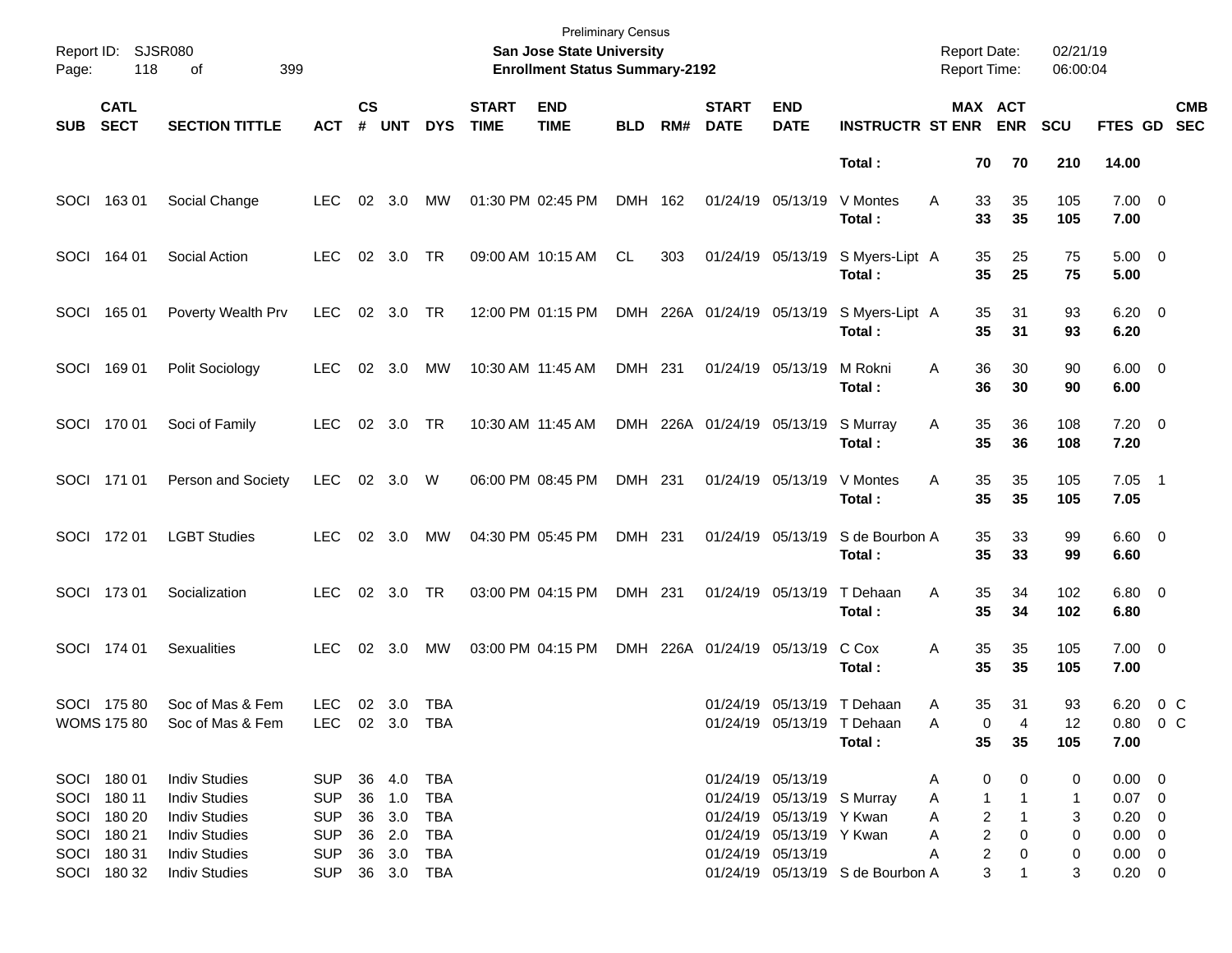Preliminary Census

**San Jose State University**

**Enrollment Status Summary-2192**

Report ID: SJSR080
Report Date: 02/21/19
Report Time: 06:00:04

| SUB | CATL SECT | SECTION TITTLE | ACT | CS # | UNT | DYS | START TIME | END TIME | BLD | RM# | START DATE | END DATE | INSTRUCTR | ST | MAX ENR | ACT ENR | SCU | FTES | GD | CMB SEC |
|---|---|---|---|---|---|---|---|---|---|---|---|---|---|---|---|---|---|---|---|---|
| | | | | | | | | | | | | | **Total :** | | **70** | **70** | **210** | **14.00** | | |
| SOCI | 163 01 | Social Change | LEC | 02 | 3.0 | MW | 01:30 PM | 02:45 PM | DMH | 162 | 01/24/19 | 05/13/19 | V Montes | A | 33 | 35 | 105 | 7.00 | 0 | |
| | | | | | | | | | | | | | **Total :** | | **33** | **35** | **105** | **7.00** | | |
| SOCI | 164 01 | Social Action | LEC | 02 | 3.0 | TR | 09:00 AM | 10:15 AM | CL | 303 | 01/24/19 | 05/13/19 | S Myers-Lipt | A | 35 | 25 | 75 | 5.00 | 0 | |
| | | | | | | | | | | | | | **Total :** | | **35** | **25** | **75** | **5.00** | | |
| SOCI | 165 01 | Poverty Wealth Prv | LEC | 02 | 3.0 | TR | 12:00 PM | 01:15 PM | DMH | 226A | 01/24/19 | 05/13/19 | S Myers-Lipt | A | 35 | 31 | 93 | 6.20 | 0 | |
| | | | | | | | | | | | | | **Total :** | | **35** | **31** | **93** | **6.20** | | |
| SOCI | 169 01 | Polit Sociology | LEC | 02 | 3.0 | MW | 10:30 AM | 11:45 AM | DMH | 231 | 01/24/19 | 05/13/19 | M Rokni | A | 36 | 30 | 90 | 6.00 | 0 | |
| | | | | | | | | | | | | | **Total :** | | **36** | **30** | **90** | **6.00** | | |
| SOCI | 170 01 | Soci of Family | LEC | 02 | 3.0 | TR | 10:30 AM | 11:45 AM | DMH | 226A | 01/24/19 | 05/13/19 | S Murray | A | 35 | 36 | 108 | 7.20 | 0 | |
| | | | | | | | | | | | | | **Total :** | | **35** | **36** | **108** | **7.20** | | |
| SOCI | 171 01 | Person and Society | LEC | 02 | 3.0 | W | 06:00 PM | 08:45 PM | DMH | 231 | 01/24/19 | 05/13/19 | V Montes | A | 35 | 35 | 105 | 7.05 | 1 | |
| | | | | | | | | | | | | | **Total :** | | **35** | **35** | **105** | **7.05** | | |
| SOCI | 172 01 | LGBT Studies | LEC | 02 | 3.0 | MW | 04:30 PM | 05:45 PM | DMH | 231 | 01/24/19 | 05/13/19 | S de Bourbon | A | 35 | 33 | 99 | 6.60 | 0 | |
| | | | | | | | | | | | | | **Total :** | | **35** | **33** | **99** | **6.60** | | |
| SOCI | 173 01 | Socialization | LEC | 02 | 3.0 | TR | 03:00 PM | 04:15 PM | DMH | 231 | 01/24/19 | 05/13/19 | T Dehaan | A | 35 | 34 | 102 | 6.80 | 0 | |
| | | | | | | | | | | | | | **Total :** | | **35** | **34** | **102** | **6.80** | | |
| SOCI | 174 01 | Sexualities | LEC | 02 | 3.0 | MW | 03:00 PM | 04:15 PM | DMH | 226A | 01/24/19 | 05/13/19 | C Cox | A | 35 | 35 | 105 | 7.00 | 0 | |
| | | | | | | | | | | | | | **Total :** | | **35** | **35** | **105** | **7.00** | | |
| SOCI | 175 80 | Soc of Mas & Fem | LEC | 02 | 3.0 | TBA | | | | | 01/24/19 | 05/13/19 | T Dehaan | A | 35 | 31 | 93 | 6.20 | 0 | C |
| WOMS | 175 80 | Soc of Mas & Fem | LEC | 02 | 3.0 | TBA | | | | | 01/24/19 | 05/13/19 | T Dehaan | A | 0 | 4 | 12 | 0.80 | 0 | C |
| | | | | | | | | | | | | | **Total :** | | **35** | **35** | **105** | **7.00** | | |
| SOCI | 180 01 | Indiv Studies | SUP | 36 | 4.0 | TBA | | | | | 01/24/19 | 05/13/19 | | A | 0 | 0 | 0 | 0.00 | 0 | |
| SOCI | 180 11 | Indiv Studies | SUP | 36 | 1.0 | TBA | | | | | 01/24/19 | 05/13/19 | S Murray | A | 1 | 1 | 1 | 0.07 | 0 | |
| SOCI | 180 20 | Indiv Studies | SUP | 36 | 3.0 | TBA | | | | | 01/24/19 | 05/13/19 | Y Kwan | A | 2 | 1 | 3 | 0.20 | 0 | |
| SOCI | 180 21 | Indiv Studies | SUP | 36 | 2.0 | TBA | | | | | 01/24/19 | 05/13/19 | Y Kwan | A | 2 | 0 | 0 | 0.00 | 0 | |
| SOCI | 180 31 | Indiv Studies | SUP | 36 | 3.0 | TBA | | | | | 01/24/19 | 05/13/19 | | A | 2 | 0 | 0 | 0.00 | 0 | |
| SOCI | 180 32 | Indiv Studies | SUP | 36 | 3.0 | TBA | | | | | 01/24/19 | 05/13/19 | S de Bourbon | A | 3 | 1 | 3 | 0.20 | 0 | |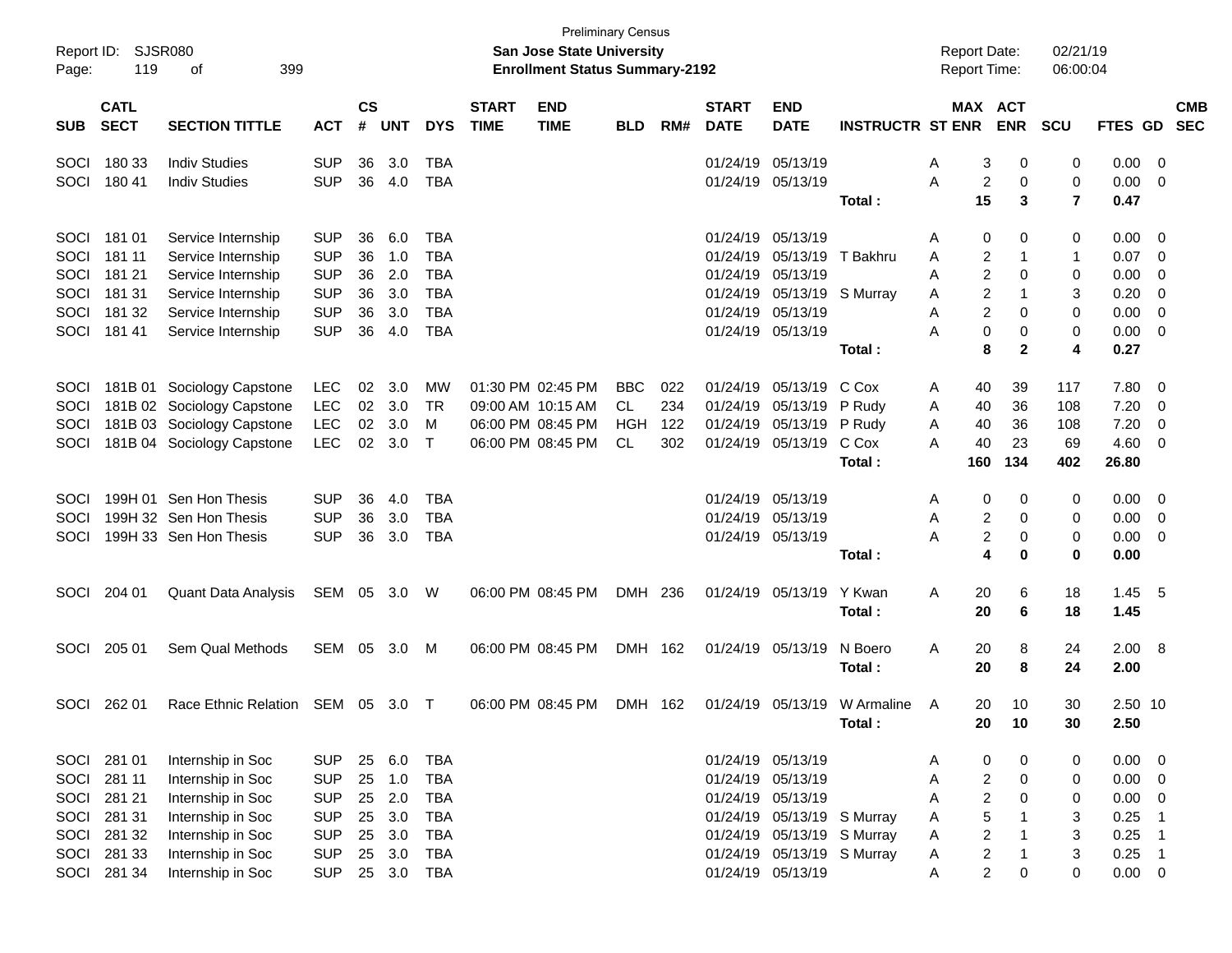Preliminary Census

Report ID: SJSR080 | **San Jose State University** | Report Date: 02/21/19
Page: 119 of 399 | **Enrollment Status Summary-2192** | Report Time: 06:00:04

| SUB | CATL SECT | SECTION TITTLE | ACT | CS # | UNT | DYS | START TIME | END TIME | BLD | RM# | START DATE | END DATE | INSTRUCTR | ST | MAX ENR | ACT ENR | SCU | FTES | GD | CMB SEC |
|---|---|---|---|---|---|---|---|---|---|---|---|---|---|---|---|---|---|---|---|---|
| SOCI | 180 33 | Indiv Studies | SUP | 36 | 3.0 | TBA | | | | | 01/24/19 | 05/13/19 | | A | 3 | 0 | 0 | 0.00 | 0 | |
| SOCI | 180 41 | Indiv Studies | SUP | 36 | 4.0 | TBA | | | | | 01/24/19 | 05/13/19 | | A | 2 | 0 | 0 | 0.00 | 0 | |
| | | | | | | | | | | | | | **Total :** | | **15** | **3** | **7** | **0.47** | | |
| SOCI | 181 01 | Service Internship | SUP | 36 | 6.0 | TBA | | | | | 01/24/19 | 05/13/19 | | A | 0 | 0 | 0 | 0.00 | 0 | |
| SOCI | 181 11 | Service Internship | SUP | 36 | 1.0 | TBA | | | | | 01/24/19 | 05/13/19 | T Bakhru | A | 2 | 1 | 1 | 0.07 | 0 | |
| SOCI | 181 21 | Service Internship | SUP | 36 | 2.0 | TBA | | | | | 01/24/19 | 05/13/19 | | A | 2 | 0 | 0 | 0.00 | 0 | |
| SOCI | 181 31 | Service Internship | SUP | 36 | 3.0 | TBA | | | | | 01/24/19 | 05/13/19 | S Murray | A | 2 | 1 | 3 | 0.20 | 0 | |
| SOCI | 181 32 | Service Internship | SUP | 36 | 3.0 | TBA | | | | | 01/24/19 | 05/13/19 | | A | 2 | 0 | 0 | 0.00 | 0 | |
| SOCI | 181 41 | Service Internship | SUP | 36 | 4.0 | TBA | | | | | 01/24/19 | 05/13/19 | | A | 0 | 0 | 0 | 0.00 | 0 | |
| | | | | | | | | | | | | | **Total :** | | **8** | **2** | **4** | **0.27** | | |
| SOCI | 181B 01 | Sociology Capstone | LEC | 02 | 3.0 | MW | 01:30 PM | 02:45 PM | BBC | 022 | 01/24/19 | 05/13/19 | C Cox | A | 40 | 39 | 117 | 7.80 | 0 | |
| SOCI | 181B 02 | Sociology Capstone | LEC | 02 | 3.0 | TR | 09:00 AM | 10:15 AM | CL | 234 | 01/24/19 | 05/13/19 | P Rudy | A | 40 | 36 | 108 | 7.20 | 0 | |
| SOCI | 181B 03 | Sociology Capstone | LEC | 02 | 3.0 | M | 06:00 PM | 08:45 PM | HGH | 122 | 01/24/19 | 05/13/19 | P Rudy | A | 40 | 36 | 108 | 7.20 | 0 | |
| SOCI | 181B 04 | Sociology Capstone | LEC | 02 | 3.0 | T | 06:00 PM | 08:45 PM | CL | 302 | 01/24/19 | 05/13/19 | C Cox | A | 40 | 23 | 69 | 4.60 | 0 | |
| | | | | | | | | | | | | | **Total :** | | **160** | **134** | **402** | **26.80** | | |
| SOCI | 199H 01 | Sen Hon Thesis | SUP | 36 | 4.0 | TBA | | | | | 01/24/19 | 05/13/19 | | A | 0 | 0 | 0 | 0.00 | 0 | |
| SOCI | 199H 32 | Sen Hon Thesis | SUP | 36 | 3.0 | TBA | | | | | 01/24/19 | 05/13/19 | | A | 2 | 0 | 0 | 0.00 | 0 | |
| SOCI | 199H 33 | Sen Hon Thesis | SUP | 36 | 3.0 | TBA | | | | | 01/24/19 | 05/13/19 | | A | 2 | 0 | 0 | 0.00 | 0 | |
| | | | | | | | | | | | | | **Total :** | | **4** | **0** | **0** | **0.00** | | |
| SOCI | 204 01 | Quant Data Analysis | SEM | 05 | 3.0 | W | 06:00 PM | 08:45 PM | DMH | 236 | 01/24/19 | 05/13/19 | Y Kwan | A | 20 | 6 | 18 | 1.45 | 5 | |
| | | | | | | | | | | | | | **Total :** | | **20** | **6** | **18** | **1.45** | | |
| SOCI | 205 01 | Sem Qual Methods | SEM | 05 | 3.0 | M | 06:00 PM | 08:45 PM | DMH | 162 | 01/24/19 | 05/13/19 | N Boero | A | 20 | 8 | 24 | 2.00 | 8 | |
| | | | | | | | | | | | | | **Total :** | | **20** | **8** | **24** | **2.00** | | |
| SOCI | 262 01 | Race Ethnic Relation | SEM | 05 | 3.0 | T | 06:00 PM | 08:45 PM | DMH | 162 | 01/24/19 | 05/13/19 | W Armaline | A | 20 | 10 | 30 | 2.50 | 10 | |
| | | | | | | | | | | | | | **Total :** | | **20** | **10** | **30** | **2.50** | | |
| SOCI | 281 01 | Internship in Soc | SUP | 25 | 6.0 | TBA | | | | | 01/24/19 | 05/13/19 | | A | 0 | 0 | 0 | 0.00 | 0 | |
| SOCI | 281 11 | Internship in Soc | SUP | 25 | 1.0 | TBA | | | | | 01/24/19 | 05/13/19 | | A | 2 | 0 | 0 | 0.00 | 0 | |
| SOCI | 281 21 | Internship in Soc | SUP | 25 | 2.0 | TBA | | | | | 01/24/19 | 05/13/19 | | A | 2 | 0 | 0 | 0.00 | 0 | |
| SOCI | 281 31 | Internship in Soc | SUP | 25 | 3.0 | TBA | | | | | 01/24/19 | 05/13/19 | S Murray | A | 5 | 1 | 3 | 0.25 | 1 | |
| SOCI | 281 32 | Internship in Soc | SUP | 25 | 3.0 | TBA | | | | | 01/24/19 | 05/13/19 | S Murray | A | 2 | 1 | 3 | 0.25 | 1 | |
| SOCI | 281 33 | Internship in Soc | SUP | 25 | 3.0 | TBA | | | | | 01/24/19 | 05/13/19 | S Murray | A | 2 | 1 | 3 | 0.25 | 1 | |
| SOCI | 281 34 | Internship in Soc | SUP | 25 | 3.0 | TBA | | | | | 01/24/19 | 05/13/19 | | A | 2 | 0 | 0 | 0.00 | 0 | |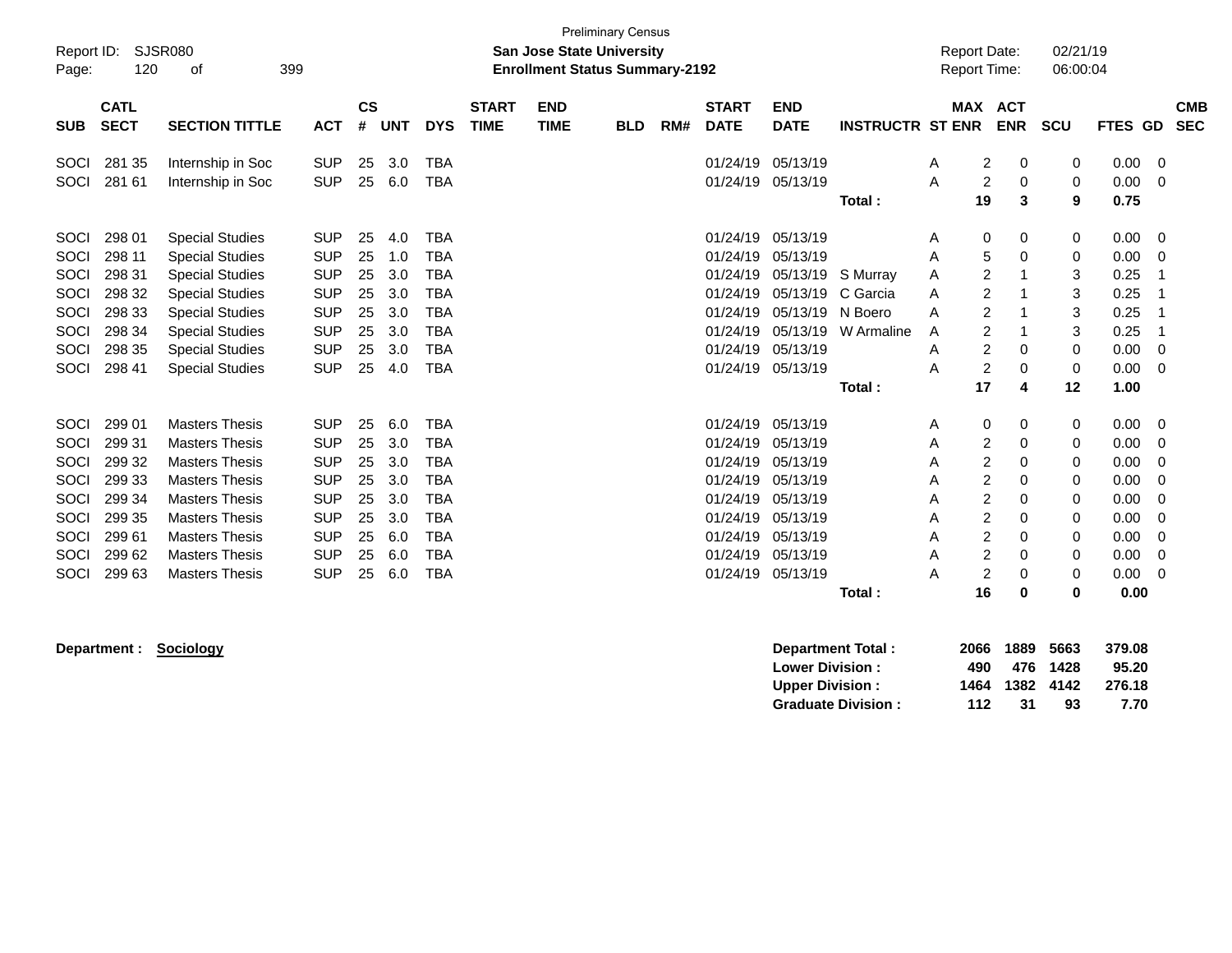Preliminary Census

Report ID: SJSR080

**San Jose State University**

**Enrollment Status Summary-2192**

Report Date: 02/21/19
Report Time: 06:00:04

| SUB | CATL SECT | SECTION TITTLE | ACT | CS # | UNT | DYS | START TIME | END TIME | BLD | RM# | START DATE | END DATE | INSTRUCTR | ST | MAX ENR | ACT ENR | SCU | FTES | GD | CMB SEC |
|---|---|---|---|---|---|---|---|---|---|---|---|---|---|---|---|---|---|---|---|---|
| SOCI | 281 35 | Internship in Soc | SUP | 25 | 3.0 | TBA | | | | | 01/24/19 | 05/13/19 | | A | 2 | 0 | 0 | 0.00 | 0 | |
| SOCI | 281 61 | Internship in Soc | SUP | 25 | 6.0 | TBA | | | | | 01/24/19 | 05/13/19 | | A | 2 | 0 | 0 | 0.00 | 0 | |
| | | | | | | | | | | | | | **Total :** | | **19** | **3** | **9** | **0.75** | | |
| SOCI | 298 01 | Special Studies | SUP | 25 | 4.0 | TBA | | | | | 01/24/19 | 05/13/19 | | A | 0 | 0 | 0 | 0.00 | 0 | |
| SOCI | 298 11 | Special Studies | SUP | 25 | 1.0 | TBA | | | | | 01/24/19 | 05/13/19 | | A | 5 | 0 | 0 | 0.00 | 0 | |
| SOCI | 298 31 | Special Studies | SUP | 25 | 3.0 | TBA | | | | | 01/24/19 | 05/13/19 | S Murray | A | 2 | 1 | 3 | 0.25 | 1 | |
| SOCI | 298 32 | Special Studies | SUP | 25 | 3.0 | TBA | | | | | 01/24/19 | 05/13/19 | C Garcia | A | 2 | 1 | 3 | 0.25 | 1 | |
| SOCI | 298 33 | Special Studies | SUP | 25 | 3.0 | TBA | | | | | 01/24/19 | 05/13/19 | N Boero | A | 2 | 1 | 3 | 0.25 | 1 | |
| SOCI | 298 34 | Special Studies | SUP | 25 | 3.0 | TBA | | | | | 01/24/19 | 05/13/19 | W Armaline | A | 2 | 1 | 3 | 0.25 | 1 | |
| SOCI | 298 35 | Special Studies | SUP | 25 | 3.0 | TBA | | | | | 01/24/19 | 05/13/19 | | A | 2 | 0 | 0 | 0.00 | 0 | |
| SOCI | 298 41 | Special Studies | SUP | 25 | 4.0 | TBA | | | | | 01/24/19 | 05/13/19 | | A | 2 | 0 | 0 | 0.00 | 0 | |
| | | | | | | | | | | | | | **Total :** | | **17** | **4** | **12** | **1.00** | | |
| SOCI | 299 01 | Masters Thesis | SUP | 25 | 6.0 | TBA | | | | | 01/24/19 | 05/13/19 | | A | 0 | 0 | 0 | 0.00 | 0 | |
| SOCI | 299 31 | Masters Thesis | SUP | 25 | 3.0 | TBA | | | | | 01/24/19 | 05/13/19 | | A | 2 | 0 | 0 | 0.00 | 0 | |
| SOCI | 299 32 | Masters Thesis | SUP | 25 | 3.0 | TBA | | | | | 01/24/19 | 05/13/19 | | A | 2 | 0 | 0 | 0.00 | 0 | |
| SOCI | 299 33 | Masters Thesis | SUP | 25 | 3.0 | TBA | | | | | 01/24/19 | 05/13/19 | | A | 2 | 0 | 0 | 0.00 | 0 | |
| SOCI | 299 34 | Masters Thesis | SUP | 25 | 3.0 | TBA | | | | | 01/24/19 | 05/13/19 | | A | 2 | 0 | 0 | 0.00 | 0 | |
| SOCI | 299 35 | Masters Thesis | SUP | 25 | 3.0 | TBA | | | | | 01/24/19 | 05/13/19 | | A | 2 | 0 | 0 | 0.00 | 0 | |
| SOCI | 299 61 | Masters Thesis | SUP | 25 | 6.0 | TBA | | | | | 01/24/19 | 05/13/19 | | A | 2 | 0 | 0 | 0.00 | 0 | |
| SOCI | 299 62 | Masters Thesis | SUP | 25 | 6.0 | TBA | | | | | 01/24/19 | 05/13/19 | | A | 2 | 0 | 0 | 0.00 | 0 | |
| SOCI | 299 63 | Masters Thesis | SUP | 25 | 6.0 | TBA | | | | | 01/24/19 | 05/13/19 | | A | 2 | 0 | 0 | 0.00 | 0 | |
| | | | | | | | | | | | | | **Total :** | | **16** | **0** | **0** | **0.00** | | |

**Department :** **Sociology**

| | MAX ENR | ACT ENR | SCU | FTES |
|---|---|---|---|---|
| **Department Total :** | **2066** | **1889** | **5663** | **379.08** |
| **Lower Division :** | **490** | **476** | **1428** | **95.20** |
| **Upper Division :** | **1464** | **1382** | **4142** | **276.18** |
| **Graduate Division :** | **112** | **31** | **93** | **7.70** |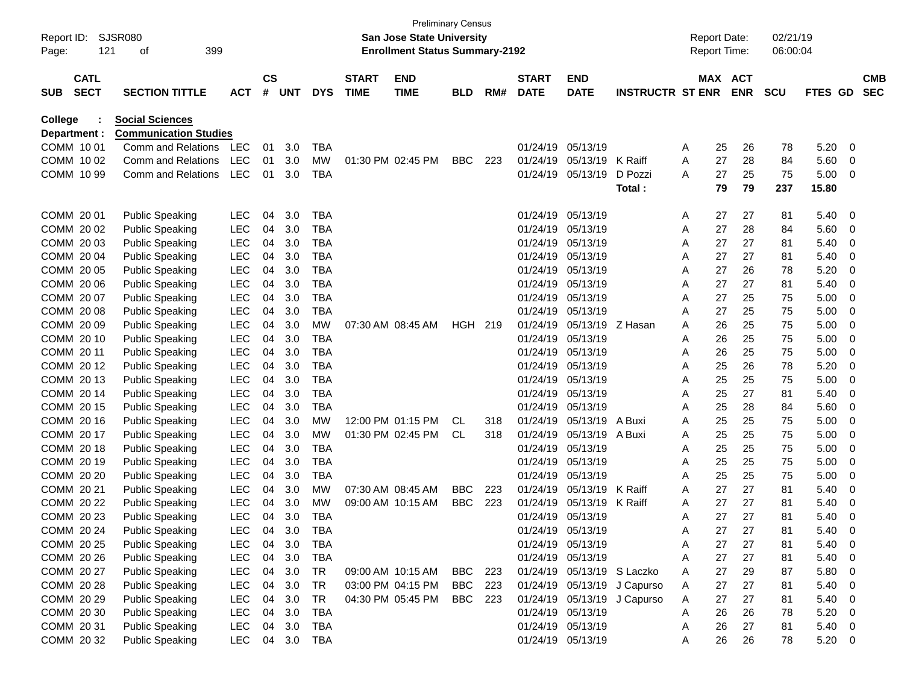Preliminary Census

Report ID: SJSR080 **San Jose State University** Report Date: 02/21/19

Page: 121 of 399 **Enrollment Status Summary-2192** Report Time: 06:00:04

**College : Social Sciences**

**Department : Communication Studies**

| SUB | CATL SECT | SECTION TITTLE | ACT | CS # | UNT | DYS | START TIME | END TIME | BLD | RM# | START DATE | END DATE | INSTRUCTR | ST | MAX ENR | ACT ENR | SCU | FTES | GD | CMB SEC |
|---|---|---|---|---|---|---|---|---|---|---|---|---|---|---|---|---|---|---|---|---|
| COMM | 10 01 | Comm and Relations | LEC | 01 | 3.0 | TBA | | | | | 01/24/19 | 05/13/19 | | A | 25 | 26 | 78 | 5.20 | 0 | |
| COMM | 10 02 | Comm and Relations | LEC | 01 | 3.0 | MW | 01:30 PM | 02:45 PM | BBC | 223 | 01/24/19 | 05/13/19 | K Raiff | A | 27 | 28 | 84 | 5.60 | 0 | |
| COMM | 10 99 | Comm and Relations | LEC | 01 | 3.0 | TBA | | | | | 01/24/19 | 05/13/19 | D Pozzi | A | 27 | 25 | 75 | 5.00 | 0 | |
| | | | | | | | | | | | | | **Total :** | | **79** | **79** | **237** | **15.80** | | |
| COMM | 20 01 | Public Speaking | LEC | 04 | 3.0 | TBA | | | | | 01/24/19 | 05/13/19 | | A | 27 | 27 | 81 | 5.40 | 0 | |
| COMM | 20 02 | Public Speaking | LEC | 04 | 3.0 | TBA | | | | | 01/24/19 | 05/13/19 | | A | 27 | 28 | 84 | 5.60 | 0 | |
| COMM | 20 03 | Public Speaking | LEC | 04 | 3.0 | TBA | | | | | 01/24/19 | 05/13/19 | | A | 27 | 27 | 81 | 5.40 | 0 | |
| COMM | 20 04 | Public Speaking | LEC | 04 | 3.0 | TBA | | | | | 01/24/19 | 05/13/19 | | A | 27 | 27 | 81 | 5.40 | 0 | |
| COMM | 20 05 | Public Speaking | LEC | 04 | 3.0 | TBA | | | | | 01/24/19 | 05/13/19 | | A | 27 | 26 | 78 | 5.20 | 0 | |
| COMM | 20 06 | Public Speaking | LEC | 04 | 3.0 | TBA | | | | | 01/24/19 | 05/13/19 | | A | 27 | 27 | 81 | 5.40 | 0 | |
| COMM | 20 07 | Public Speaking | LEC | 04 | 3.0 | TBA | | | | | 01/24/19 | 05/13/19 | | A | 27 | 25 | 75 | 5.00 | 0 | |
| COMM | 20 08 | Public Speaking | LEC | 04 | 3.0 | TBA | | | | | 01/24/19 | 05/13/19 | | A | 27 | 25 | 75 | 5.00 | 0 | |
| COMM | 20 09 | Public Speaking | LEC | 04 | 3.0 | MW | 07:30 AM | 08:45 AM | HGH | 219 | 01/24/19 | 05/13/19 | Z Hasan | A | 26 | 25 | 75 | 5.00 | 0 | |
| COMM | 20 10 | Public Speaking | LEC | 04 | 3.0 | TBA | | | | | 01/24/19 | 05/13/19 | | A | 26 | 25 | 75 | 5.00 | 0 | |
| COMM | 20 11 | Public Speaking | LEC | 04 | 3.0 | TBA | | | | | 01/24/19 | 05/13/19 | | A | 26 | 25 | 75 | 5.00 | 0 | |
| COMM | 20 12 | Public Speaking | LEC | 04 | 3.0 | TBA | | | | | 01/24/19 | 05/13/19 | | A | 25 | 26 | 78 | 5.20 | 0 | |
| COMM | 20 13 | Public Speaking | LEC | 04 | 3.0 | TBA | | | | | 01/24/19 | 05/13/19 | | A | 25 | 25 | 75 | 5.00 | 0 | |
| COMM | 20 14 | Public Speaking | LEC | 04 | 3.0 | TBA | | | | | 01/24/19 | 05/13/19 | | A | 25 | 27 | 81 | 5.40 | 0 | |
| COMM | 20 15 | Public Speaking | LEC | 04 | 3.0 | TBA | | | | | 01/24/19 | 05/13/19 | | A | 25 | 28 | 84 | 5.60 | 0 | |
| COMM | 20 16 | Public Speaking | LEC | 04 | 3.0 | MW | 12:00 PM | 01:15 PM | CL | 318 | 01/24/19 | 05/13/19 | A Buxi | A | 25 | 25 | 75 | 5.00 | 0 | |
| COMM | 20 17 | Public Speaking | LEC | 04 | 3.0 | MW | 01:30 PM | 02:45 PM | CL | 318 | 01/24/19 | 05/13/19 | A Buxi | A | 25 | 25 | 75 | 5.00 | 0 | |
| COMM | 20 18 | Public Speaking | LEC | 04 | 3.0 | TBA | | | | | 01/24/19 | 05/13/19 | | A | 25 | 25 | 75 | 5.00 | 0 | |
| COMM | 20 19 | Public Speaking | LEC | 04 | 3.0 | TBA | | | | | 01/24/19 | 05/13/19 | | A | 25 | 25 | 75 | 5.00 | 0 | |
| COMM | 20 20 | Public Speaking | LEC | 04 | 3.0 | TBA | | | | | 01/24/19 | 05/13/19 | | A | 25 | 25 | 75 | 5.00 | 0 | |
| COMM | 20 21 | Public Speaking | LEC | 04 | 3.0 | MW | 07:30 AM | 08:45 AM | BBC | 223 | 01/24/19 | 05/13/19 | K Raiff | A | 27 | 27 | 81 | 5.40 | 0 | |
| COMM | 20 22 | Public Speaking | LEC | 04 | 3.0 | MW | 09:00 AM | 10:15 AM | BBC | 223 | 01/24/19 | 05/13/19 | K Raiff | A | 27 | 27 | 81 | 5.40 | 0 | |
| COMM | 20 23 | Public Speaking | LEC | 04 | 3.0 | TBA | | | | | 01/24/19 | 05/13/19 | | A | 27 | 27 | 81 | 5.40 | 0 | |
| COMM | 20 24 | Public Speaking | LEC | 04 | 3.0 | TBA | | | | | 01/24/19 | 05/13/19 | | A | 27 | 27 | 81 | 5.40 | 0 | |
| COMM | 20 25 | Public Speaking | LEC | 04 | 3.0 | TBA | | | | | 01/24/19 | 05/13/19 | | A | 27 | 27 | 81 | 5.40 | 0 | |
| COMM | 20 26 | Public Speaking | LEC | 04 | 3.0 | TBA | | | | | 01/24/19 | 05/13/19 | | A | 27 | 27 | 81 | 5.40 | 0 | |
| COMM | 20 27 | Public Speaking | LEC | 04 | 3.0 | TR | 09:00 AM | 10:15 AM | BBC | 223 | 01/24/19 | 05/13/19 | S Laczko | A | 27 | 29 | 87 | 5.80 | 0 | |
| COMM | 20 28 | Public Speaking | LEC | 04 | 3.0 | TR | 03:00 PM | 04:15 PM | BBC | 223 | 01/24/19 | 05/13/19 | J Capurso | A | 27 | 27 | 81 | 5.40 | 0 | |
| COMM | 20 29 | Public Speaking | LEC | 04 | 3.0 | TR | 04:30 PM | 05:45 PM | BBC | 223 | 01/24/19 | 05/13/19 | J Capurso | A | 27 | 27 | 81 | 5.40 | 0 | |
| COMM | 20 30 | Public Speaking | LEC | 04 | 3.0 | TBA | | | | | 01/24/19 | 05/13/19 | | A | 26 | 26 | 78 | 5.20 | 0 | |
| COMM | 20 31 | Public Speaking | LEC | 04 | 3.0 | TBA | | | | | 01/24/19 | 05/13/19 | | A | 26 | 27 | 81 | 5.40 | 0 | |
| COMM | 20 32 | Public Speaking | LEC | 04 | 3.0 | TBA | | | | | 01/24/19 | 05/13/19 | | A | 26 | 26 | 78 | 5.20 | 0 | |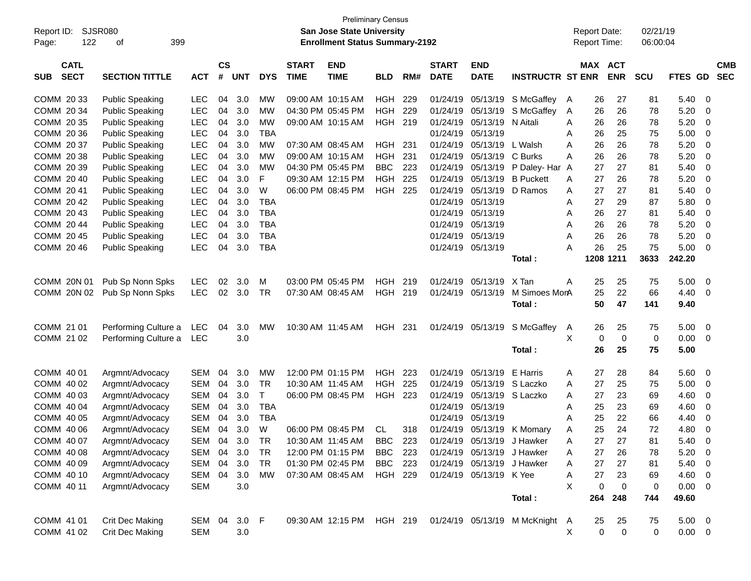Preliminary Census

Report ID: SJSR080
Page: 122 of 399

**San Jose State University**
**Enrollment Status Summary-2192**

Report Date: 02/21/19
Report Time: 06:00:04

| SUB | CATL SECT | SECTION TITTLE | ACT | CS # | UNT | DYS | START TIME | END TIME | BLD | RM# | START DATE | END DATE | INSTRUCTR | ST | MAX ENR | ACT ENR | SCU | FTES | GD | CMB SEC |
|---|---|---|---|---|---|---|---|---|---|---|---|---|---|---|---|---|---|---|---|---|
| COMM | 20 33 | Public Speaking | LEC | 04 | 3.0 | MW | 09:00 AM | 10:15 AM | HGH | 229 | 01/24/19 | 05/13/19 | S McGaffey | A | 26 | 27 | 81 | 5.40 | 0 | |
| COMM | 20 34 | Public Speaking | LEC | 04 | 3.0 | MW | 04:30 PM | 05:45 PM | HGH | 229 | 01/24/19 | 05/13/19 | S McGaffey | A | 26 | 26 | 78 | 5.20 | 0 | |
| COMM | 20 35 | Public Speaking | LEC | 04 | 3.0 | MW | 09:00 AM | 10:15 AM | HGH | 219 | 01/24/19 | 05/13/19 | N Aitali | A | 26 | 26 | 78 | 5.20 | 0 | |
| COMM | 20 36 | Public Speaking | LEC | 04 | 3.0 | TBA | | | | | 01/24/19 | 05/13/19 | | A | 26 | 25 | 75 | 5.00 | 0 | |
| COMM | 20 37 | Public Speaking | LEC | 04 | 3.0 | MW | 07:30 AM | 08:45 AM | HGH | 231 | 01/24/19 | 05/13/19 | L Walsh | A | 26 | 26 | 78 | 5.20 | 0 | |
| COMM | 20 38 | Public Speaking | LEC | 04 | 3.0 | MW | 09:00 AM | 10:15 AM | HGH | 231 | 01/24/19 | 05/13/19 | C Burks | A | 26 | 26 | 78 | 5.20 | 0 | |
| COMM | 20 39 | Public Speaking | LEC | 04 | 3.0 | MW | 04:30 PM | 05:45 PM | BBC | 223 | 01/24/19 | 05/13/19 | P Daley- Har | A | 27 | 27 | 81 | 5.40 | 0 | |
| COMM | 20 40 | Public Speaking | LEC | 04 | 3.0 | F | 09:30 AM | 12:15 PM | HGH | 225 | 01/24/19 | 05/13/19 | B Puckett | A | 27 | 26 | 78 | 5.20 | 0 | |
| COMM | 20 41 | Public Speaking | LEC | 04 | 3.0 | W | 06:00 PM | 08:45 PM | HGH | 225 | 01/24/19 | 05/13/19 | D Ramos | A | 27 | 27 | 81 | 5.40 | 0 | |
| COMM | 20 42 | Public Speaking | LEC | 04 | 3.0 | TBA | | | | | 01/24/19 | 05/13/19 | | A | 27 | 29 | 87 | 5.80 | 0 | |
| COMM | 20 43 | Public Speaking | LEC | 04 | 3.0 | TBA | | | | | 01/24/19 | 05/13/19 | | A | 26 | 27 | 81 | 5.40 | 0 | |
| COMM | 20 44 | Public Speaking | LEC | 04 | 3.0 | TBA | | | | | 01/24/19 | 05/13/19 | | A | 26 | 26 | 78 | 5.20 | 0 | |
| COMM | 20 45 | Public Speaking | LEC | 04 | 3.0 | TBA | | | | | 01/24/19 | 05/13/19 | | A | 26 | 26 | 78 | 5.20 | 0 | |
| COMM | 20 46 | Public Speaking | LEC | 04 | 3.0 | TBA | | | | | 01/24/19 | 05/13/19 | | A | 26 | 25 | 75 | 5.00 | 0 | |
| | | | | | | | | | | | | | **Total :** | | **1208** | **1211** | **3633** | **242.20** | | |
| COMM | 20N 01 | Pub Sp Nonn Spks | LEC | 02 | 3.0 | M | 03:00 PM | 05:45 PM | HGH | 219 | 01/24/19 | 05/13/19 | X Tan | A | 25 | 25 | 75 | 5.00 | 0 | |
| COMM | 20N 02 | Pub Sp Nonn Spks | LEC | 02 | 3.0 | TR | 07:30 AM | 08:45 AM | HGH | 219 | 01/24/19 | 05/13/19 | M Simoes Mon | A | 25 | 22 | 66 | 4.40 | 0 | |
| | | | | | | | | | | | | | **Total :** | | **50** | **47** | **141** | **9.40** | | |
| COMM | 21 01 | Performing Culture a | LEC | 04 | 3.0 | MW | 10:30 AM | 11:45 AM | HGH | 231 | 01/24/19 | 05/13/19 | S McGaffey | A | 26 | 25 | 75 | 5.00 | 0 | |
| COMM | 21 02 | Performing Culture a | LEC | | 3.0 | | | | | | | | | X | 0 | 0 | 0 | 0.00 | 0 | |
| | | | | | | | | | | | | | **Total :** | | **26** | **25** | **75** | **5.00** | | |
| COMM | 40 01 | Argmnt/Advocacy | SEM | 04 | 3.0 | MW | 12:00 PM | 01:15 PM | HGH | 223 | 01/24/19 | 05/13/19 | E Harris | A | 27 | 28 | 84 | 5.60 | 0 | |
| COMM | 40 02 | Argmnt/Advocacy | SEM | 04 | 3.0 | TR | 10:30 AM | 11:45 AM | HGH | 225 | 01/24/19 | 05/13/19 | S Laczko | A | 27 | 25 | 75 | 5.00 | 0 | |
| COMM | 40 03 | Argmnt/Advocacy | SEM | 04 | 3.0 | T | 06:00 PM | 08:45 PM | HGH | 223 | 01/24/19 | 05/13/19 | S Laczko | A | 27 | 23 | 69 | 4.60 | 0 | |
| COMM | 40 04 | Argmnt/Advocacy | SEM | 04 | 3.0 | TBA | | | | | 01/24/19 | 05/13/19 | | A | 25 | 23 | 69 | 4.60 | 0 | |
| COMM | 40 05 | Argmnt/Advocacy | SEM | 04 | 3.0 | TBA | | | | | 01/24/19 | 05/13/19 | | A | 25 | 22 | 66 | 4.40 | 0 | |
| COMM | 40 06 | Argmnt/Advocacy | SEM | 04 | 3.0 | W | 06:00 PM | 08:45 PM | CL | 318 | 01/24/19 | 05/13/19 | K Momary | A | 25 | 24 | 72 | 4.80 | 0 | |
| COMM | 40 07 | Argmnt/Advocacy | SEM | 04 | 3.0 | TR | 10:30 AM | 11:45 AM | BBC | 223 | 01/24/19 | 05/13/19 | J Hawker | A | 27 | 27 | 81 | 5.40 | 0 | |
| COMM | 40 08 | Argmnt/Advocacy | SEM | 04 | 3.0 | TR | 12:00 PM | 01:15 PM | BBC | 223 | 01/24/19 | 05/13/19 | J Hawker | A | 27 | 26 | 78 | 5.20 | 0 | |
| COMM | 40 09 | Argmnt/Advocacy | SEM | 04 | 3.0 | TR | 01:30 PM | 02:45 PM | BBC | 223 | 01/24/19 | 05/13/19 | J Hawker | A | 27 | 27 | 81 | 5.40 | 0 | |
| COMM | 40 10 | Argmnt/Advocacy | SEM | 04 | 3.0 | MW | 07:30 AM | 08:45 AM | HGH | 229 | 01/24/19 | 05/13/19 | K Yee | A | 27 | 23 | 69 | 4.60 | 0 | |
| COMM | 40 11 | Argmnt/Advocacy | SEM | | 3.0 | | | | | | | | | X | 0 | 0 | 0 | 0.00 | 0 | |
| | | | | | | | | | | | | | **Total :** | | **264** | **248** | **744** | **49.60** | | |
| COMM | 41 01 | Crit Dec Making | SEM | 04 | 3.0 | F | 09:30 AM | 12:15 PM | HGH | 219 | 01/24/19 | 05/13/19 | M McKnight | A | 25 | 25 | 75 | 5.00 | 0 | |
| COMM | 41 02 | Crit Dec Making | SEM | | 3.0 | | | | | | | | | X | 0 | 0 | 0 | 0.00 | 0 | |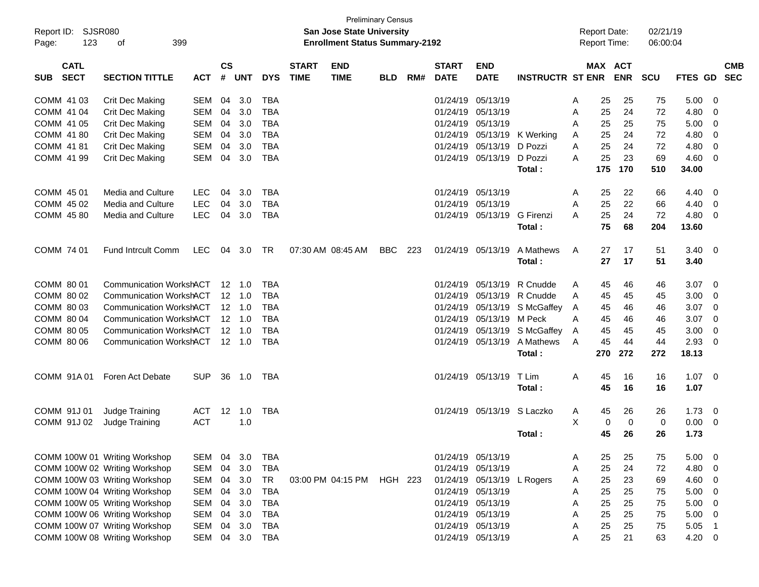Preliminary Census

**San Jose State University**

**Enrollment Status Summary-2192**

Report ID: SJSR080
Page: 123 of 399

Report Date: 02/21/19
Report Time: 06:00:04

| SUB | CATL SECT | SECTION TITTLE | ACT | CS # | UNT | DYS | START TIME | END TIME | BLD | RM# | START DATE | END DATE | INSTRUCTR | ST | MAX ENR | ACT ENR | SCU | FTES | GD | CMB SEC |
|---|---|---|---|---|---|---|---|---|---|---|---|---|---|---|---|---|---|---|---|---|
| COMM | 41 03 | Crit Dec Making | SEM | 04 | 3.0 | TBA | | | | | 01/24/19 | 05/13/19 | | A | 25 | 25 | 75 | 5.00 | 0 | |
| COMM | 41 04 | Crit Dec Making | SEM | 04 | 3.0 | TBA | | | | | 01/24/19 | 05/13/19 | | A | 25 | 24 | 72 | 4.80 | 0 | |
| COMM | 41 05 | Crit Dec Making | SEM | 04 | 3.0 | TBA | | | | | 01/24/19 | 05/13/19 | | A | 25 | 25 | 75 | 5.00 | 0 | |
| COMM | 41 80 | Crit Dec Making | SEM | 04 | 3.0 | TBA | | | | | 01/24/19 | 05/13/19 | K Werking | A | 25 | 24 | 72 | 4.80 | 0 | |
| COMM | 41 81 | Crit Dec Making | SEM | 04 | 3.0 | TBA | | | | | 01/24/19 | 05/13/19 | D Pozzi | A | 25 | 24 | 72 | 4.80 | 0 | |
| COMM | 41 99 | Crit Dec Making | SEM | 04 | 3.0 | TBA | | | | | 01/24/19 | 05/13/19 | D Pozzi | A | 25 | 23 | 69 | 4.60 | 0 | |
| | | | | | | | | | | | | | **Total :** | | **175** | **170** | **510** | **34.00** | | |
| COMM | 45 01 | Media and Culture | LEC | 04 | 3.0 | TBA | | | | | 01/24/19 | 05/13/19 | | A | 25 | 22 | 66 | 4.40 | 0 | |
| COMM | 45 02 | Media and Culture | LEC | 04 | 3.0 | TBA | | | | | 01/24/19 | 05/13/19 | | A | 25 | 22 | 66 | 4.40 | 0 | |
| COMM | 45 80 | Media and Culture | LEC | 04 | 3.0 | TBA | | | | | 01/24/19 | 05/13/19 | G Firenzi | A | 25 | 24 | 72 | 4.80 | 0 | |
| | | | | | | | | | | | | | **Total :** | | **75** | **68** | **204** | **13.60** | | |
| COMM | 74 01 | Fund Intrcult Comm | LEC | 04 | 3.0 | TR | 07:30 AM | 08:45 AM | BBC | 223 | 01/24/19 | 05/13/19 | A Mathews | A | 27 | 17 | 51 | 3.40 | 0 | |
| | | | | | | | | | | | | | **Total :** | | **27** | **17** | **51** | **3.40** | | |
| COMM | 80 01 | Communication Worksh | ACT | 12 | 1.0 | TBA | | | | | 01/24/19 | 05/13/19 | R Cnudde | A | 45 | 46 | 46 | 3.07 | 0 | |
| COMM | 80 02 | Communication Worksh | ACT | 12 | 1.0 | TBA | | | | | 01/24/19 | 05/13/19 | R Cnudde | A | 45 | 45 | 45 | 3.00 | 0 | |
| COMM | 80 03 | Communication Worksh | ACT | 12 | 1.0 | TBA | | | | | 01/24/19 | 05/13/19 | S McGaffey | A | 45 | 46 | 46 | 3.07 | 0 | |
| COMM | 80 04 | Communication Worksh | ACT | 12 | 1.0 | TBA | | | | | 01/24/19 | 05/13/19 | M Peck | A | 45 | 46 | 46 | 3.07 | 0 | |
| COMM | 80 05 | Communication Worksh | ACT | 12 | 1.0 | TBA | | | | | 01/24/19 | 05/13/19 | S McGaffey | A | 45 | 45 | 45 | 3.00 | 0 | |
| COMM | 80 06 | Communication Worksh | ACT | 12 | 1.0 | TBA | | | | | 01/24/19 | 05/13/19 | A Mathews | A | 45 | 44 | 44 | 2.93 | 0 | |
| | | | | | | | | | | | | | **Total :** | | **270** | **272** | **272** | **18.13** | | |
| COMM | 91A 01 | Foren Act Debate | SUP | 36 | 1.0 | TBA | | | | | 01/24/19 | 05/13/19 | T Lim | A | 45 | 16 | 16 | 1.07 | 0 | |
| | | | | | | | | | | | | | **Total :** | | **45** | **16** | **16** | **1.07** | | |
| COMM | 91J 01 | Judge Training | ACT | 12 | 1.0 | TBA | | | | | 01/24/19 | 05/13/19 | S Laczko | A | 45 | 26 | 26 | 1.73 | 0 | |
| COMM | 91J 02 | Judge Training | ACT | | 1.0 | | | | | | | | | X | 0 | 0 | 0 | 0.00 | 0 | |
| | | | | | | | | | | | | | **Total :** | | **45** | **26** | **26** | **1.73** | | |
| COMM | 100W 01 | Writing Workshop | SEM | 04 | 3.0 | TBA | | | | | 01/24/19 | 05/13/19 | | A | 25 | 25 | 75 | 5.00 | 0 | |
| COMM | 100W 02 | Writing Workshop | SEM | 04 | 3.0 | TBA | | | | | 01/24/19 | 05/13/19 | | A | 25 | 24 | 72 | 4.80 | 0 | |
| COMM | 100W 03 | Writing Workshop | SEM | 04 | 3.0 | TR | 03:00 PM | 04:15 PM | HGH | 223 | 01/24/19 | 05/13/19 | L Rogers | A | 25 | 23 | 69 | 4.60 | 0 | |
| COMM | 100W 04 | Writing Workshop | SEM | 04 | 3.0 | TBA | | | | | 01/24/19 | 05/13/19 | | A | 25 | 25 | 75 | 5.00 | 0 | |
| COMM | 100W 05 | Writing Workshop | SEM | 04 | 3.0 | TBA | | | | | 01/24/19 | 05/13/19 | | A | 25 | 25 | 75 | 5.00 | 0 | |
| COMM | 100W 06 | Writing Workshop | SEM | 04 | 3.0 | TBA | | | | | 01/24/19 | 05/13/19 | | A | 25 | 25 | 75 | 5.00 | 0 | |
| COMM | 100W 07 | Writing Workshop | SEM | 04 | 3.0 | TBA | | | | | 01/24/19 | 05/13/19 | | A | 25 | 25 | 75 | 5.05 | 1 | |
| COMM | 100W 08 | Writing Workshop | SEM | 04 | 3.0 | TBA | | | | | 01/24/19 | 05/13/19 | | A | 25 | 21 | 63 | 4.20 | 0 | |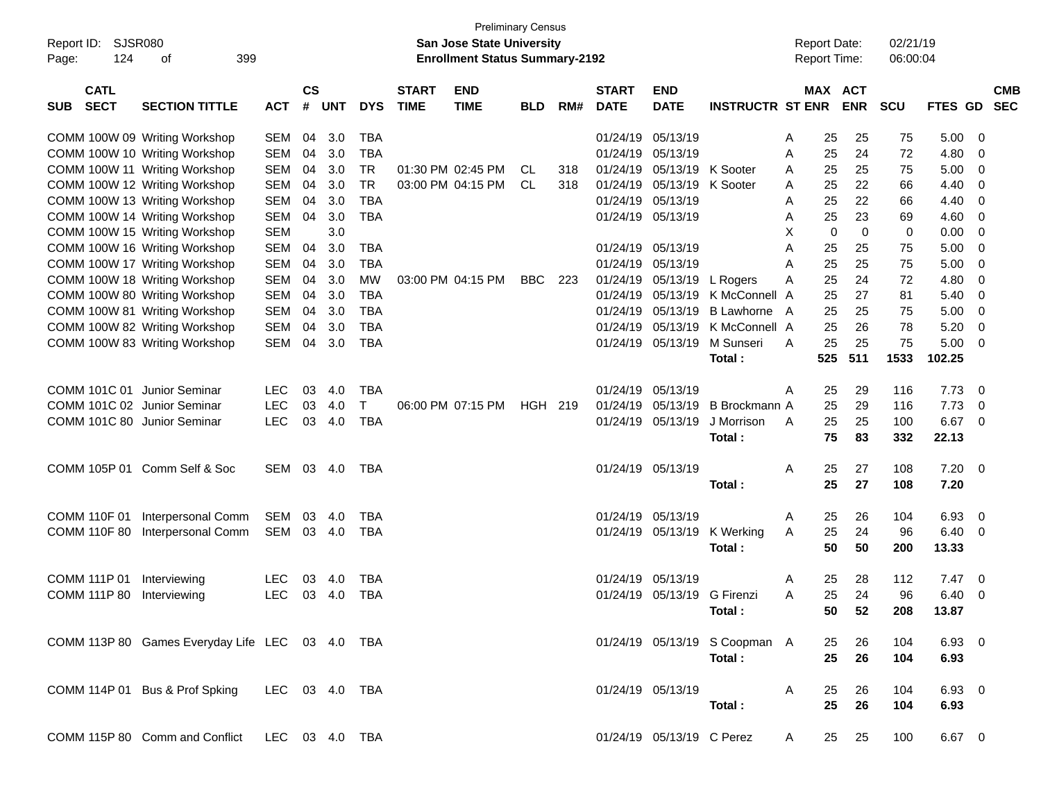Preliminary Census
**San Jose State University**
**Enrollment Status Summary-2192**

Report ID: SJSR080
Report Date: 02/21/19
Report Time: 06:00:04

| SUB | CATL SECT | SECTION TITTLE | ACT | CS # | UNT | DYS | START TIME | END TIME | BLD | RM# | START DATE | END DATE | INSTRUCTR | ST | MAX ENR | ACT ENR | SCU | FTES | GD | CMB SEC |
|---|---|---|---|---|---|---|---|---|---|---|---|---|---|---|---|---|---|---|---|---|
| COMM | 100W 09 | Writing Workshop | SEM | 04 | 3.0 | TBA | | | | | 01/24/19 | 05/13/19 | | A | 25 | 25 | 75 | 5.00 | 0 | |
| COMM | 100W 10 | Writing Workshop | SEM | 04 | 3.0 | TBA | | | | | 01/24/19 | 05/13/19 | | A | 25 | 24 | 72 | 4.80 | 0 | |
| COMM | 100W 11 | Writing Workshop | SEM | 04 | 3.0 | TR | 01:30 PM | 02:45 PM | CL | 318 | 01/24/19 | 05/13/19 | K Sooter | A | 25 | 25 | 75 | 5.00 | 0 | |
| COMM | 100W 12 | Writing Workshop | SEM | 04 | 3.0 | TR | 03:00 PM | 04:15 PM | CL | 318 | 01/24/19 | 05/13/19 | K Sooter | A | 25 | 22 | 66 | 4.40 | 0 | |
| COMM | 100W 13 | Writing Workshop | SEM | 04 | 3.0 | TBA | | | | | 01/24/19 | 05/13/19 | | A | 25 | 22 | 66 | 4.40 | 0 | |
| COMM | 100W 14 | Writing Workshop | SEM | 04 | 3.0 | TBA | | | | | 01/24/19 | 05/13/19 | | A | 25 | 23 | 69 | 4.60 | 0 | |
| COMM | 100W 15 | Writing Workshop | SEM | | 3.0 | | | | | | | | | X | 0 | 0 | 0 | 0.00 | 0 | |
| COMM | 100W 16 | Writing Workshop | SEM | 04 | 3.0 | TBA | | | | | 01/24/19 | 05/13/19 | | A | 25 | 25 | 75 | 5.00 | 0 | |
| COMM | 100W 17 | Writing Workshop | SEM | 04 | 3.0 | TBA | | | | | 01/24/19 | 05/13/19 | | A | 25 | 25 | 75 | 5.00 | 0 | |
| COMM | 100W 18 | Writing Workshop | SEM | 04 | 3.0 | MW | 03:00 PM | 04:15 PM | BBC | 223 | 01/24/19 | 05/13/19 | L Rogers | A | 25 | 24 | 72 | 4.80 | 0 | |
| COMM | 100W 80 | Writing Workshop | SEM | 04 | 3.0 | TBA | | | | | 01/24/19 | 05/13/19 | K McConnell | A | 25 | 27 | 81 | 5.40 | 0 | |
| COMM | 100W 81 | Writing Workshop | SEM | 04 | 3.0 | TBA | | | | | 01/24/19 | 05/13/19 | B Lawhorne | A | 25 | 25 | 75 | 5.00 | 0 | |
| COMM | 100W 82 | Writing Workshop | SEM | 04 | 3.0 | TBA | | | | | 01/24/19 | 05/13/19 | K McConnell | A | 25 | 26 | 78 | 5.20 | 0 | |
| COMM | 100W 83 | Writing Workshop | SEM | 04 | 3.0 | TBA | | | | | 01/24/19 | 05/13/19 | M Sunseri | A | 25 | 25 | 75 | 5.00 | 0 | |
| | | | | | | | | | | | | | **Total :** | | **525** | **511** | **1533** | **102.25** | | |
| COMM | 101C 01 | Junior Seminar | LEC | 03 | 4.0 | TBA | | | | | 01/24/19 | 05/13/19 | | A | 25 | 29 | 116 | 7.73 | 0 | |
| COMM | 101C 02 | Junior Seminar | LEC | 03 | 4.0 | T | 06:00 PM | 07:15 PM | HGH | 219 | 01/24/19 | 05/13/19 | B Brockmann | A | 25 | 29 | 116 | 7.73 | 0 | |
| COMM | 101C 80 | Junior Seminar | LEC | 03 | 4.0 | TBA | | | | | 01/24/19 | 05/13/19 | J Morrison | A | 25 | 25 | 100 | 6.67 | 0 | |
| | | | | | | | | | | | | | **Total :** | | **75** | **83** | **332** | **22.13** | | |
| COMM | 105P 01 | Comm Self & Soc | SEM | 03 | 4.0 | TBA | | | | | 01/24/19 | 05/13/19 | | A | 25 | 27 | 108 | 7.20 | 0 | |
| | | | | | | | | | | | | | **Total :** | | **25** | **27** | **108** | **7.20** | | |
| COMM | 110F 01 | Interpersonal Comm | SEM | 03 | 4.0 | TBA | | | | | 01/24/19 | 05/13/19 | | A | 25 | 26 | 104 | 6.93 | 0 | |
| COMM | 110F 80 | Interpersonal Comm | SEM | 03 | 4.0 | TBA | | | | | 01/24/19 | 05/13/19 | K Werking | A | 25 | 24 | 96 | 6.40 | 0 | |
| | | | | | | | | | | | | | **Total :** | | **50** | **50** | **200** | **13.33** | | |
| COMM | 111P 01 | Interviewing | LEC | 03 | 4.0 | TBA | | | | | 01/24/19 | 05/13/19 | | A | 25 | 28 | 112 | 7.47 | 0 | |
| COMM | 111P 80 | Interviewing | LEC | 03 | 4.0 | TBA | | | | | 01/24/19 | 05/13/19 | G Firenzi | A | 25 | 24 | 96 | 6.40 | 0 | |
| | | | | | | | | | | | | | **Total :** | | **50** | **52** | **208** | **13.87** | | |
| COMM | 113P 80 | Games Everyday Life | LEC | 03 | 4.0 | TBA | | | | | 01/24/19 | 05/13/19 | S Coopman | A | 25 | 26 | 104 | 6.93 | 0 | |
| | | | | | | | | | | | | | **Total :** | | **25** | **26** | **104** | **6.93** | | |
| COMM | 114P 01 | Bus & Prof Spking | LEC | 03 | 4.0 | TBA | | | | | 01/24/19 | 05/13/19 | | A | 25 | 26 | 104 | 6.93 | 0 | |
| | | | | | | | | | | | | | **Total :** | | **25** | **26** | **104** | **6.93** | | |
| COMM | 115P 80 | Comm and Conflict | LEC | 03 | 4.0 | TBA | | | | | 01/24/19 | 05/13/19 | C Perez | A | 25 | 25 | 100 | 6.67 | 0 | |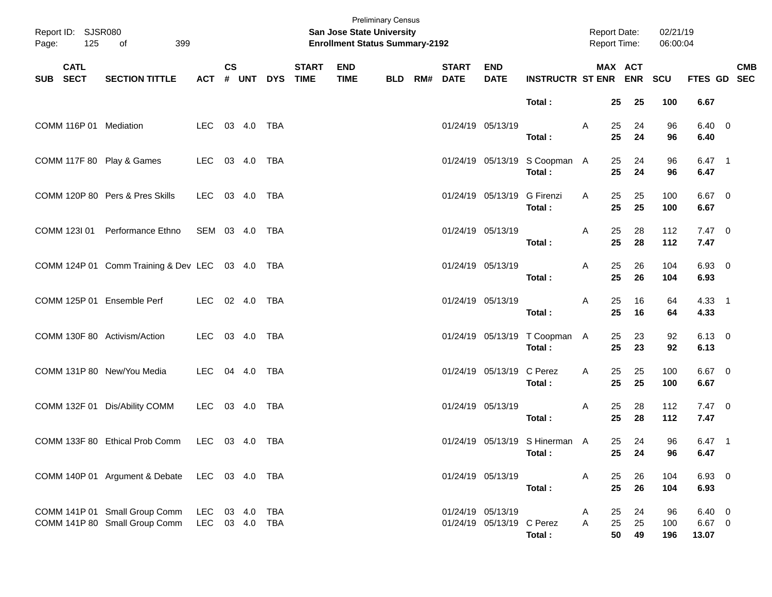Preliminary Census

**San Jose State University**
**Enrollment Status Summary-2192**

Report ID: SJSR080
Report Date: 02/21/19
Report Time: 06:00:04

| SUB | CATL SECT | SECTION TITTLE | ACT | CS # | UNT | DYS | START TIME | END TIME | BLD | RM# | START DATE | END DATE | INSTRUCTR | ST | MAX ENR | ACT ENR | SCU | FTES | GD | CMB SEC |
|---|---|---|---|---|---|---|---|---|---|---|---|---|---|---|---|---|---|---|---|---|
| | | | | | | | | | | | | | **Total :** | | **25** | **25** | **100** | **6.67** | | |
| COMM | 116P 01 | Mediation | LEC | 03 | 4.0 | TBA | | | | | 01/24/19 | 05/13/19 | | A | 25 | 24 | 96 | 6.40 | 0 | |
| | | | | | | | | | | | | | **Total :** | | **25** | **24** | **96** | **6.40** | | |
| COMM | 117F 80 | Play & Games | LEC | 03 | 4.0 | TBA | | | | | 01/24/19 | 05/13/19 | S Coopman | A | 25 | 24 | 96 | 6.47 | 1 | |
| | | | | | | | | | | | | | **Total :** | | **25** | **24** | **96** | **6.47** | | |
| COMM | 120P 80 | Pers & Pres Skills | LEC | 03 | 4.0 | TBA | | | | | 01/24/19 | 05/13/19 | G Firenzi | A | 25 | 25 | 100 | 6.67 | 0 | |
| | | | | | | | | | | | | | **Total :** | | **25** | **25** | **100** | **6.67** | | |
| COMM | 123I 01 | Performance Ethno | SEM | 03 | 4.0 | TBA | | | | | 01/24/19 | 05/13/19 | | A | 25 | 28 | 112 | 7.47 | 0 | |
| | | | | | | | | | | | | | **Total :** | | **25** | **28** | **112** | **7.47** | | |
| COMM | 124P 01 | Comm Training & Dev | LEC | 03 | 4.0 | TBA | | | | | 01/24/19 | 05/13/19 | | A | 25 | 26 | 104 | 6.93 | 0 | |
| | | | | | | | | | | | | | **Total :** | | **25** | **26** | **104** | **6.93** | | |
| COMM | 125P 01 | Ensemble Perf | LEC | 02 | 4.0 | TBA | | | | | 01/24/19 | 05/13/19 | | A | 25 | 16 | 64 | 4.33 | 1 | |
| | | | | | | | | | | | | | **Total :** | | **25** | **16** | **64** | **4.33** | | |
| COMM | 130F 80 | Activism/Action | LEC | 03 | 4.0 | TBA | | | | | 01/24/19 | 05/13/19 | T Coopman | A | 25 | 23 | 92 | 6.13 | 0 | |
| | | | | | | | | | | | | | **Total :** | | **25** | **23** | **92** | **6.13** | | |
| COMM | 131P 80 | New/You Media | LEC | 04 | 4.0 | TBA | | | | | 01/24/19 | 05/13/19 | C Perez | A | 25 | 25 | 100 | 6.67 | 0 | |
| | | | | | | | | | | | | | **Total :** | | **25** | **25** | **100** | **6.67** | | |
| COMM | 132F 01 | Dis/Ability COMM | LEC | 03 | 4.0 | TBA | | | | | 01/24/19 | 05/13/19 | | A | 25 | 28 | 112 | 7.47 | 0 | |
| | | | | | | | | | | | | | **Total :** | | **25** | **28** | **112** | **7.47** | | |
| COMM | 133F 80 | Ethical Prob Comm | LEC | 03 | 4.0 | TBA | | | | | 01/24/19 | 05/13/19 | S Hinerman | A | 25 | 24 | 96 | 6.47 | 1 | |
| | | | | | | | | | | | | | **Total :** | | **25** | **24** | **96** | **6.47** | | |
| COMM | 140P 01 | Argument & Debate | LEC | 03 | 4.0 | TBA | | | | | 01/24/19 | 05/13/19 | | A | 25 | 26 | 104 | 6.93 | 0 | |
| | | | | | | | | | | | | | **Total :** | | **25** | **26** | **104** | **6.93** | | |
| COMM | 141P 01 | Small Group Comm | LEC | 03 | 4.0 | TBA | | | | | 01/24/19 | 05/13/19 | | A | 25 | 24 | 96 | 6.40 | 0 | |
| COMM | 141P 80 | Small Group Comm | LEC | 03 | 4.0 | TBA | | | | | 01/24/19 | 05/13/19 | C Perez | A | 25 | 25 | 100 | 6.67 | 0 | |
| | | | | | | | | | | | | | **Total :** | | **50** | **49** | **196** | **13.07** | | |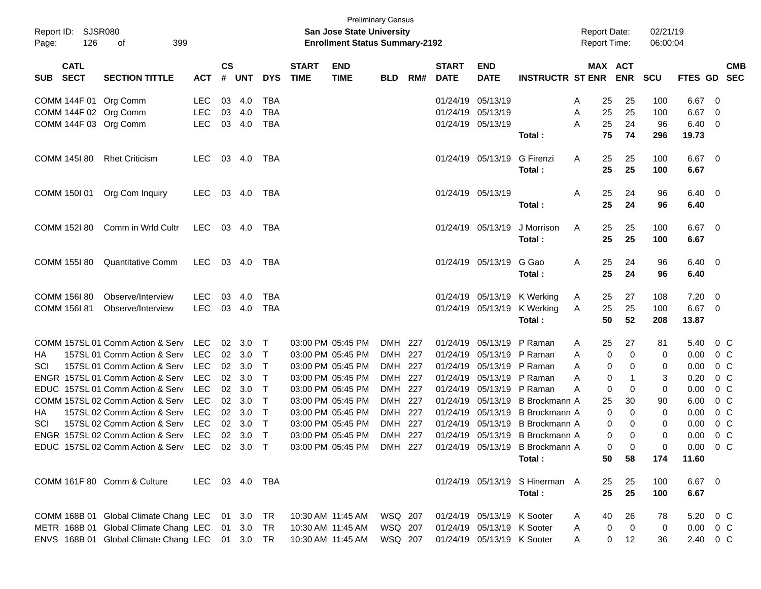Preliminary Census
**San Jose State University**
**Enrollment Status Summary-2192**

Report ID: SJSR080
Report Date: 02/21/19
Report Time: 06:00:04

| SUB | CATL SECT | SECTION TITTLE | ACT | CS # | UNT | DYS | START TIME | END TIME | BLD | RM# | START DATE | END DATE | INSTRUCTR | ST | MAX ENR | ACT ENR | SCU | FTES | GD | CMB SEC |
|---|---|---|---|---|---|---|---|---|---|---|---|---|---|---|---|---|---|---|---|---|
| COMM | 144F 01 | Org Comm | LEC | 03 | 4.0 | TBA | | | | | 01/24/19 | 05/13/19 | | A | 25 | 25 | 100 | 6.67 | 0 | |
| COMM | 144F 02 | Org Comm | LEC | 03 | 4.0 | TBA | | | | | 01/24/19 | 05/13/19 | | A | 25 | 25 | 100 | 6.67 | 0 | |
| COMM | 144F 03 | Org Comm | LEC | 03 | 4.0 | TBA | | | | | 01/24/19 | 05/13/19 | | A | 25 | 24 | 96 | 6.40 | 0 | |
| | | | | | | | | | | | | | **Total :** | | **75** | **74** | **296** | **19.73** | | |
| COMM | 145I 80 | Rhet Criticism | LEC | 03 | 4.0 | TBA | | | | | 01/24/19 | 05/13/19 | G Firenzi | A | 25 | 25 | 100 | 6.67 | 0 | |
| | | | | | | | | | | | | | **Total :** | | **25** | **25** | **100** | **6.67** | | |
| COMM | 150I 01 | Org Com Inquiry | LEC | 03 | 4.0 | TBA | | | | | 01/24/19 | 05/13/19 | | A | 25 | 24 | 96 | 6.40 | 0 | |
| | | | | | | | | | | | | | **Total :** | | **25** | **24** | **96** | **6.40** | | |
| COMM | 152I 80 | Comm in Wrld Cultr | LEC | 03 | 4.0 | TBA | | | | | 01/24/19 | 05/13/19 | J Morrison | A | 25 | 25 | 100 | 6.67 | 0 | |
| | | | | | | | | | | | | | **Total :** | | **25** | **25** | **100** | **6.67** | | |
| COMM | 155I 80 | Quantitative Comm | LEC | 03 | 4.0 | TBA | | | | | 01/24/19 | 05/13/19 | G Gao | A | 25 | 24 | 96 | 6.40 | 0 | |
| | | | | | | | | | | | | | **Total :** | | **25** | **24** | **96** | **6.40** | | |
| COMM | 156I 80 | Observe/Interview | LEC | 03 | 4.0 | TBA | | | | | 01/24/19 | 05/13/19 | K Werking | A | 25 | 27 | 108 | 7.20 | 0 | |
| COMM | 156I 81 | Observe/Interview | LEC | 03 | 4.0 | TBA | | | | | 01/24/19 | 05/13/19 | K Werking | A | 25 | 25 | 100 | 6.67 | 0 | |
| | | | | | | | | | | | | | **Total :** | | **50** | **52** | **208** | **13.87** | | |
| COMM | 157SL 01 | Comm Action & Serv | LEC | 02 | 3.0 | T | 03:00 PM | 05:45 PM | DMH | 227 | 01/24/19 | 05/13/19 | P Raman | A | 25 | 27 | 81 | 5.40 | 0 | C |
| HA | 157SL 01 | Comm Action & Serv | LEC | 02 | 3.0 | T | 03:00 PM | 05:45 PM | DMH | 227 | 01/24/19 | 05/13/19 | P Raman | A | 0 | 0 | 0 | 0.00 | 0 | C |
| SCI | 157SL 01 | Comm Action & Serv | LEC | 02 | 3.0 | T | 03:00 PM | 05:45 PM | DMH | 227 | 01/24/19 | 05/13/19 | P Raman | A | 0 | 0 | 0 | 0.00 | 0 | C |
| ENGR | 157SL 01 | Comm Action & Serv | LEC | 02 | 3.0 | T | 03:00 PM | 05:45 PM | DMH | 227 | 01/24/19 | 05/13/19 | P Raman | A | 0 | 1 | 3 | 0.20 | 0 | C |
| EDUC | 157SL 01 | Comm Action & Serv | LEC | 02 | 3.0 | T | 03:00 PM | 05:45 PM | DMH | 227 | 01/24/19 | 05/13/19 | P Raman | A | 0 | 0 | 0 | 0.00 | 0 | C |
| COMM | 157SL 02 | Comm Action & Serv | LEC | 02 | 3.0 | T | 03:00 PM | 05:45 PM | DMH | 227 | 01/24/19 | 05/13/19 | B Brockmann | A | 25 | 30 | 90 | 6.00 | 0 | C |
| HA | 157SL 02 | Comm Action & Serv | LEC | 02 | 3.0 | T | 03:00 PM | 05:45 PM | DMH | 227 | 01/24/19 | 05/13/19 | B Brockmann | A | 0 | 0 | 0 | 0.00 | 0 | C |
| SCI | 157SL 02 | Comm Action & Serv | LEC | 02 | 3.0 | T | 03:00 PM | 05:45 PM | DMH | 227 | 01/24/19 | 05/13/19 | B Brockmann | A | 0 | 0 | 0 | 0.00 | 0 | C |
| ENGR | 157SL 02 | Comm Action & Serv | LEC | 02 | 3.0 | T | 03:00 PM | 05:45 PM | DMH | 227 | 01/24/19 | 05/13/19 | B Brockmann | A | 0 | 0 | 0 | 0.00 | 0 | C |
| EDUC | 157SL 02 | Comm Action & Serv | LEC | 02 | 3.0 | T | 03:00 PM | 05:45 PM | DMH | 227 | 01/24/19 | 05/13/19 | B Brockmann | A | 0 | 0 | 0 | 0.00 | 0 | C |
| | | | | | | | | | | | | | **Total :** | | **50** | **58** | **174** | **11.60** | | |
| COMM | 161F 80 | Comm & Culture | LEC | 03 | 4.0 | TBA | | | | | 01/24/19 | 05/13/19 | S Hinerman | A | 25 | 25 | 100 | 6.67 | 0 | |
| | | | | | | | | | | | | | **Total :** | | **25** | **25** | **100** | **6.67** | | |
| COMM | 168B 01 | Global Climate Chang | LEC | 01 | 3.0 | TR | 10:30 AM | 11:45 AM | WSQ | 207 | 01/24/19 | 05/13/19 | K Sooter | A | 40 | 26 | 78 | 5.20 | 0 | C |
| METR | 168B 01 | Global Climate Chang | LEC | 01 | 3.0 | TR | 10:30 AM | 11:45 AM | WSQ | 207 | 01/24/19 | 05/13/19 | K Sooter | A | 0 | 0 | 0 | 0.00 | 0 | C |
| ENVS | 168B 01 | Global Climate Chang | LEC | 01 | 3.0 | TR | 10:30 AM | 11:45 AM | WSQ | 207 | 01/24/19 | 05/13/19 | K Sooter | A | 0 | 12 | 36 | 2.40 | 0 | C |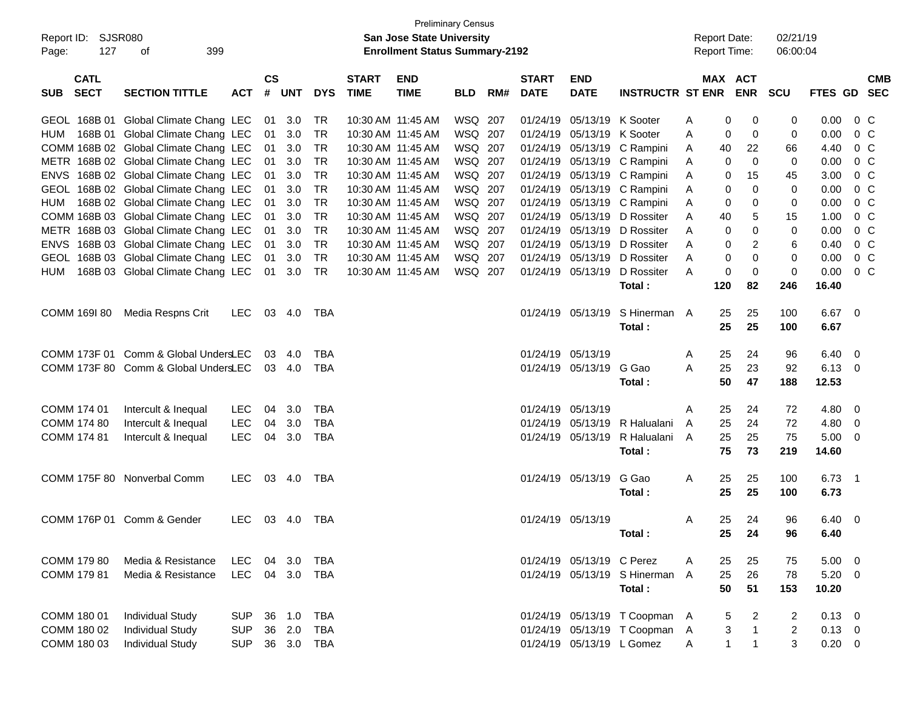Preliminary Census

**San Jose State University**

**Enrollment Status Summary-2192**

Report ID: SJSR080
Report Date: 02/21/19
Report Time: 06:00:04

| SUB | CATL SECT | SECTION TITTLE | ACT | CS # | UNT | DYS | START TIME | END TIME | BLD | RM# | START DATE | END DATE | INSTRUCTR | ST | MAX ENR | ACT ENR | SCU | FTES | GD | CMB SEC |
|---|---|---|---|---|---|---|---|---|---|---|---|---|---|---|---|---|---|---|---|---|
| GEOL | 168B 01 | Global Climate Chang | LEC | 01 | 3.0 | TR | 10:30 AM | 11:45 AM | WSQ | 207 | 01/24/19 | 05/13/19 | K Sooter | A | 0 | 0 | 0 | 0.00 | 0 | C |
| HUM | 168B 01 | Global Climate Chang | LEC | 01 | 3.0 | TR | 10:30 AM | 11:45 AM | WSQ | 207 | 01/24/19 | 05/13/19 | K Sooter | A | 0 | 0 | 0 | 0.00 | 0 | C |
| COMM | 168B 02 | Global Climate Chang | LEC | 01 | 3.0 | TR | 10:30 AM | 11:45 AM | WSQ | 207 | 01/24/19 | 05/13/19 | C Rampini | A | 40 | 22 | 66 | 4.40 | 0 | C |
| METR | 168B 02 | Global Climate Chang | LEC | 01 | 3.0 | TR | 10:30 AM | 11:45 AM | WSQ | 207 | 01/24/19 | 05/13/19 | C Rampini | A | 0 | 0 | 0 | 0.00 | 0 | C |
| ENVS | 168B 02 | Global Climate Chang | LEC | 01 | 3.0 | TR | 10:30 AM | 11:45 AM | WSQ | 207 | 01/24/19 | 05/13/19 | C Rampini | A | 0 | 15 | 45 | 3.00 | 0 | C |
| GEOL | 168B 02 | Global Climate Chang | LEC | 01 | 3.0 | TR | 10:30 AM | 11:45 AM | WSQ | 207 | 01/24/19 | 05/13/19 | C Rampini | A | 0 | 0 | 0 | 0.00 | 0 | C |
| HUM | 168B 02 | Global Climate Chang | LEC | 01 | 3.0 | TR | 10:30 AM | 11:45 AM | WSQ | 207 | 01/24/19 | 05/13/19 | C Rampini | A | 0 | 0 | 0 | 0.00 | 0 | C |
| COMM | 168B 03 | Global Climate Chang | LEC | 01 | 3.0 | TR | 10:30 AM | 11:45 AM | WSQ | 207 | 01/24/19 | 05/13/19 | D Rossiter | A | 40 | 5 | 15 | 1.00 | 0 | C |
| METR | 168B 03 | Global Climate Chang | LEC | 01 | 3.0 | TR | 10:30 AM | 11:45 AM | WSQ | 207 | 01/24/19 | 05/13/19 | D Rossiter | A | 0 | 0 | 0 | 0.00 | 0 | C |
| ENVS | 168B 03 | Global Climate Chang | LEC | 01 | 3.0 | TR | 10:30 AM | 11:45 AM | WSQ | 207 | 01/24/19 | 05/13/19 | D Rossiter | A | 0 | 2 | 6 | 0.40 | 0 | C |
| GEOL | 168B 03 | Global Climate Chang | LEC | 01 | 3.0 | TR | 10:30 AM | 11:45 AM | WSQ | 207 | 01/24/19 | 05/13/19 | D Rossiter | A | 0 | 0 | 0 | 0.00 | 0 | C |
| HUM | 168B 03 | Global Climate Chang | LEC | 01 | 3.0 | TR | 10:30 AM | 11:45 AM | WSQ | 207 | 01/24/19 | 05/13/19 | D Rossiter | A | 0 | 0 | 0 | 0.00 | 0 | C |
| | | | | | | | | | | | | | **Total :** | | **120** | **82** | **246** | **16.40** | | |
| COMM | 169I 80 | Media Respns Crit | LEC | 03 | 4.0 | TBA | | | | | 01/24/19 | 05/13/19 | S Hinerman | A | 25 | 25 | 100 | 6.67 | 0 | |
| | | | | | | | | | | | | | **Total :** | | **25** | **25** | **100** | **6.67** | | |
| COMM | 173F 01 | Comm & Global Unders | LEC | 03 | 4.0 | TBA | | | | | 01/24/19 | 05/13/19 | | A | 25 | 24 | 96 | 6.40 | 0 | |
| COMM | 173F 80 | Comm & Global Unders | LEC | 03 | 4.0 | TBA | | | | | 01/24/19 | 05/13/19 | G Gao | A | 25 | 23 | 92 | 6.13 | 0 | |
| | | | | | | | | | | | | | **Total :** | | **50** | **47** | **188** | **12.53** | | |
| COMM | 174 01 | Intercult & Inequal | LEC | 04 | 3.0 | TBA | | | | | 01/24/19 | 05/13/19 | | A | 25 | 24 | 72 | 4.80 | 0 | |
| COMM | 174 80 | Intercult & Inequal | LEC | 04 | 3.0 | TBA | | | | | 01/24/19 | 05/13/19 | R Halualani | A | 25 | 24 | 72 | 4.80 | 0 | |
| COMM | 174 81 | Intercult & Inequal | LEC | 04 | 3.0 | TBA | | | | | 01/24/19 | 05/13/19 | R Halualani | A | 25 | 25 | 75 | 5.00 | 0 | |
| | | | | | | | | | | | | | **Total :** | | **75** | **73** | **219** | **14.60** | | |
| COMM | 175F 80 | Nonverbal Comm | LEC | 03 | 4.0 | TBA | | | | | 01/24/19 | 05/13/19 | G Gao | A | 25 | 25 | 100 | 6.73 | 1 | |
| | | | | | | | | | | | | | **Total :** | | **25** | **25** | **100** | **6.73** | | |
| COMM | 176P 01 | Comm & Gender | LEC | 03 | 4.0 | TBA | | | | | 01/24/19 | 05/13/19 | | A | 25 | 24 | 96 | 6.40 | 0 | |
| | | | | | | | | | | | | | **Total :** | | **25** | **24** | **96** | **6.40** | | |
| COMM | 179 80 | Media & Resistance | LEC | 04 | 3.0 | TBA | | | | | 01/24/19 | 05/13/19 | C Perez | A | 25 | 25 | 75 | 5.00 | 0 | |
| COMM | 179 81 | Media & Resistance | LEC | 04 | 3.0 | TBA | | | | | 01/24/19 | 05/13/19 | S Hinerman | A | 25 | 26 | 78 | 5.20 | 0 | |
| | | | | | | | | | | | | | **Total :** | | **50** | **51** | **153** | **10.20** | | |
| COMM | 180 01 | Individual Study | SUP | 36 | 1.0 | TBA | | | | | 01/24/19 | 05/13/19 | T Coopman | A | 5 | 2 | 2 | 0.13 | 0 | |
| COMM | 180 02 | Individual Study | SUP | 36 | 2.0 | TBA | | | | | 01/24/19 | 05/13/19 | T Coopman | A | 3 | 1 | 2 | 0.13 | 0 | |
| COMM | 180 03 | Individual Study | SUP | 36 | 3.0 | TBA | | | | | 01/24/19 | 05/13/19 | L Gomez | A | 1 | 1 | 3 | 0.20 | 0 | |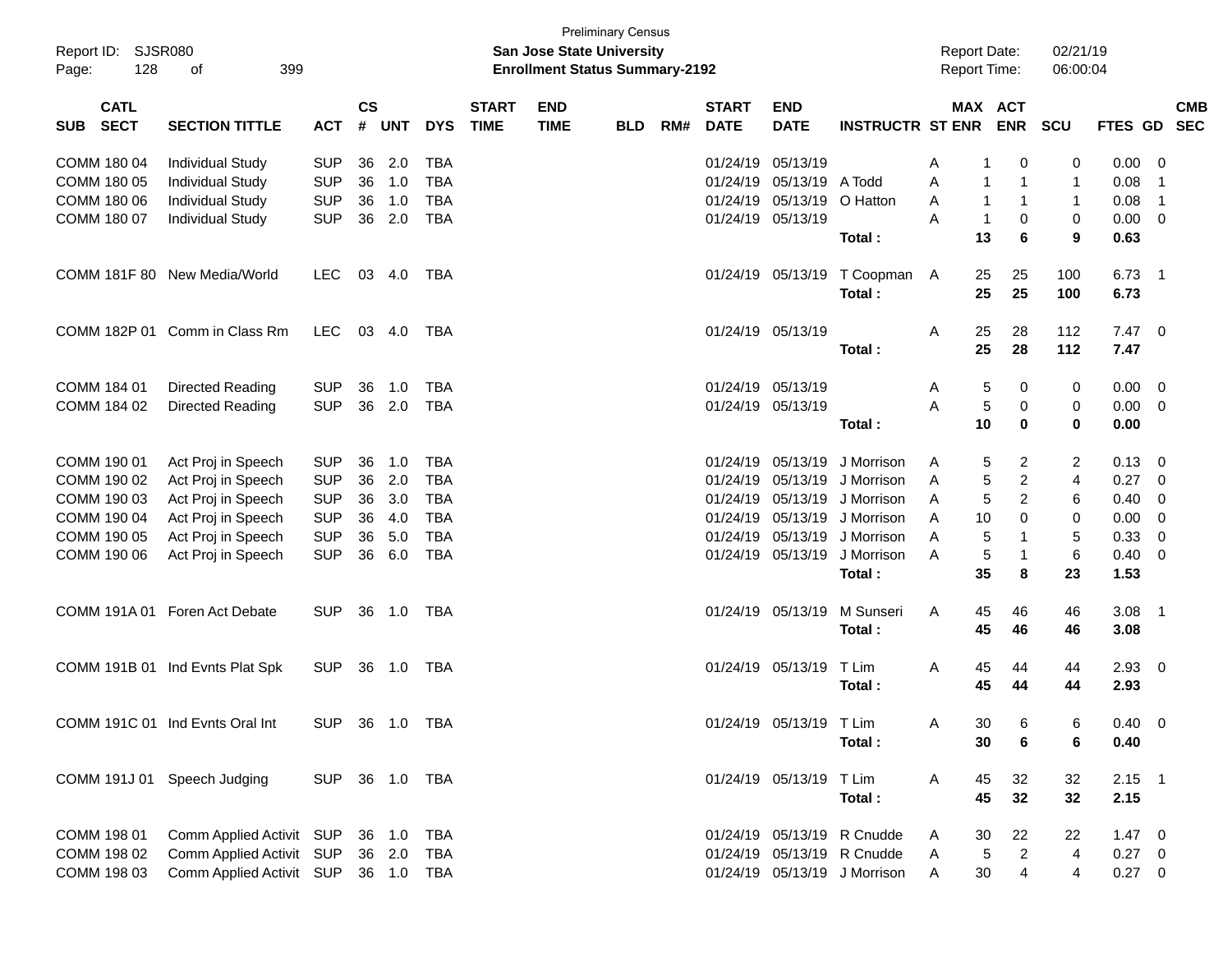Preliminary Census

**San Jose State University**

**Enrollment Status Summary-2192**

Report ID: SJSR080

Report Date: 02/21/19

Report Time: 06:00:04

| SUB | CATL SECT | SECTION TITTLE | ACT | CS # | UNT | DYS | START TIME | END TIME | BLD | RM# | START DATE | END DATE | INSTRUCTR | ST | MAX ENR | ACT ENR | SCU | FTES | GD | CMB SEC |
|---|---|---|---|---|---|---|---|---|---|---|---|---|---|---|---|---|---|---|---|---|
| COMM | 180 04 | Individual Study | SUP | 36 | 2.0 | TBA | | | | | 01/24/19 | 05/13/19 | | A | 1 | 0 | 0 | 0.00 | 0 | |
| COMM | 180 05 | Individual Study | SUP | 36 | 1.0 | TBA | | | | | 01/24/19 | 05/13/19 | A Todd | A | 1 | 1 | 1 | 0.08 | 1 | |
| COMM | 180 06 | Individual Study | SUP | 36 | 1.0 | TBA | | | | | 01/24/19 | 05/13/19 | O Hatton | A | 1 | 1 | 1 | 0.08 | 1 | |
| COMM | 180 07 | Individual Study | SUP | 36 | 2.0 | TBA | | | | | 01/24/19 | 05/13/19 | | A | 1 | 0 | 0 | 0.00 | 0 | |
| | | | | | | | | | | | | | **Total :** | | **13** | **6** | **9** | **0.63** | | |
| COMM | 181F 80 | New Media/World | LEC | 03 | 4.0 | TBA | | | | | 01/24/19 | 05/13/19 | T Coopman | A | 25 | 25 | 100 | 6.73 | 1 | |
| | | | | | | | | | | | | | **Total :** | | **25** | **25** | **100** | **6.73** | | |
| COMM | 182P 01 | Comm in Class Rm | LEC | 03 | 4.0 | TBA | | | | | 01/24/19 | 05/13/19 | | A | 25 | 28 | 112 | 7.47 | 0 | |
| | | | | | | | | | | | | | **Total :** | | **25** | **28** | **112** | **7.47** | | |
| COMM | 184 01 | Directed Reading | SUP | 36 | 1.0 | TBA | | | | | 01/24/19 | 05/13/19 | | A | 5 | 0 | 0 | 0.00 | 0 | |
| COMM | 184 02 | Directed Reading | SUP | 36 | 2.0 | TBA | | | | | 01/24/19 | 05/13/19 | | A | 5 | 0 | 0 | 0.00 | 0 | |
| | | | | | | | | | | | | | **Total :** | | **10** | **0** | **0** | **0.00** | | |
| COMM | 190 01 | Act Proj in Speech | SUP | 36 | 1.0 | TBA | | | | | 01/24/19 | 05/13/19 | J Morrison | A | 5 | 2 | 2 | 0.13 | 0 | |
| COMM | 190 02 | Act Proj in Speech | SUP | 36 | 2.0 | TBA | | | | | 01/24/19 | 05/13/19 | J Morrison | A | 5 | 2 | 4 | 0.27 | 0 | |
| COMM | 190 03 | Act Proj in Speech | SUP | 36 | 3.0 | TBA | | | | | 01/24/19 | 05/13/19 | J Morrison | A | 5 | 2 | 6 | 0.40 | 0 | |
| COMM | 190 04 | Act Proj in Speech | SUP | 36 | 4.0 | TBA | | | | | 01/24/19 | 05/13/19 | J Morrison | A | 10 | 0 | 0 | 0.00 | 0 | |
| COMM | 190 05 | Act Proj in Speech | SUP | 36 | 5.0 | TBA | | | | | 01/24/19 | 05/13/19 | J Morrison | A | 5 | 1 | 5 | 0.33 | 0 | |
| COMM | 190 06 | Act Proj in Speech | SUP | 36 | 6.0 | TBA | | | | | 01/24/19 | 05/13/19 | J Morrison | A | 5 | 1 | 6 | 0.40 | 0 | |
| | | | | | | | | | | | | | **Total :** | | **35** | **8** | **23** | **1.53** | | |
| COMM | 191A 01 | Foren Act Debate | SUP | 36 | 1.0 | TBA | | | | | 01/24/19 | 05/13/19 | M Sunseri | A | 45 | 46 | 46 | 3.08 | 1 | |
| | | | | | | | | | | | | | **Total :** | | **45** | **46** | **46** | **3.08** | | |
| COMM | 191B 01 | Ind Evnts Plat Spk | SUP | 36 | 1.0 | TBA | | | | | 01/24/19 | 05/13/19 | T Lim | A | 45 | 44 | 44 | 2.93 | 0 | |
| | | | | | | | | | | | | | **Total :** | | **45** | **44** | **44** | **2.93** | | |
| COMM | 191C 01 | Ind Evnts Oral Int | SUP | 36 | 1.0 | TBA | | | | | 01/24/19 | 05/13/19 | T Lim | A | 30 | 6 | 6 | 0.40 | 0 | |
| | | | | | | | | | | | | | **Total :** | | **30** | **6** | **6** | **0.40** | | |
| COMM | 191J 01 | Speech Judging | SUP | 36 | 1.0 | TBA | | | | | 01/24/19 | 05/13/19 | T Lim | A | 45 | 32 | 32 | 2.15 | 1 | |
| | | | | | | | | | | | | | **Total :** | | **45** | **32** | **32** | **2.15** | | |
| COMM | 198 01 | Comm Applied Activit | SUP | 36 | 1.0 | TBA | | | | | 01/24/19 | 05/13/19 | R Cnudde | A | 30 | 22 | 22 | 1.47 | 0 | |
| COMM | 198 02 | Comm Applied Activit | SUP | 36 | 2.0 | TBA | | | | | 01/24/19 | 05/13/19 | R Cnudde | A | 5 | 2 | 4 | 0.27 | 0 | |
| COMM | 198 03 | Comm Applied Activit | SUP | 36 | 1.0 | TBA | | | | | 01/24/19 | 05/13/19 | J Morrison | A | 30 | 4 | 4 | 0.27 | 0 | |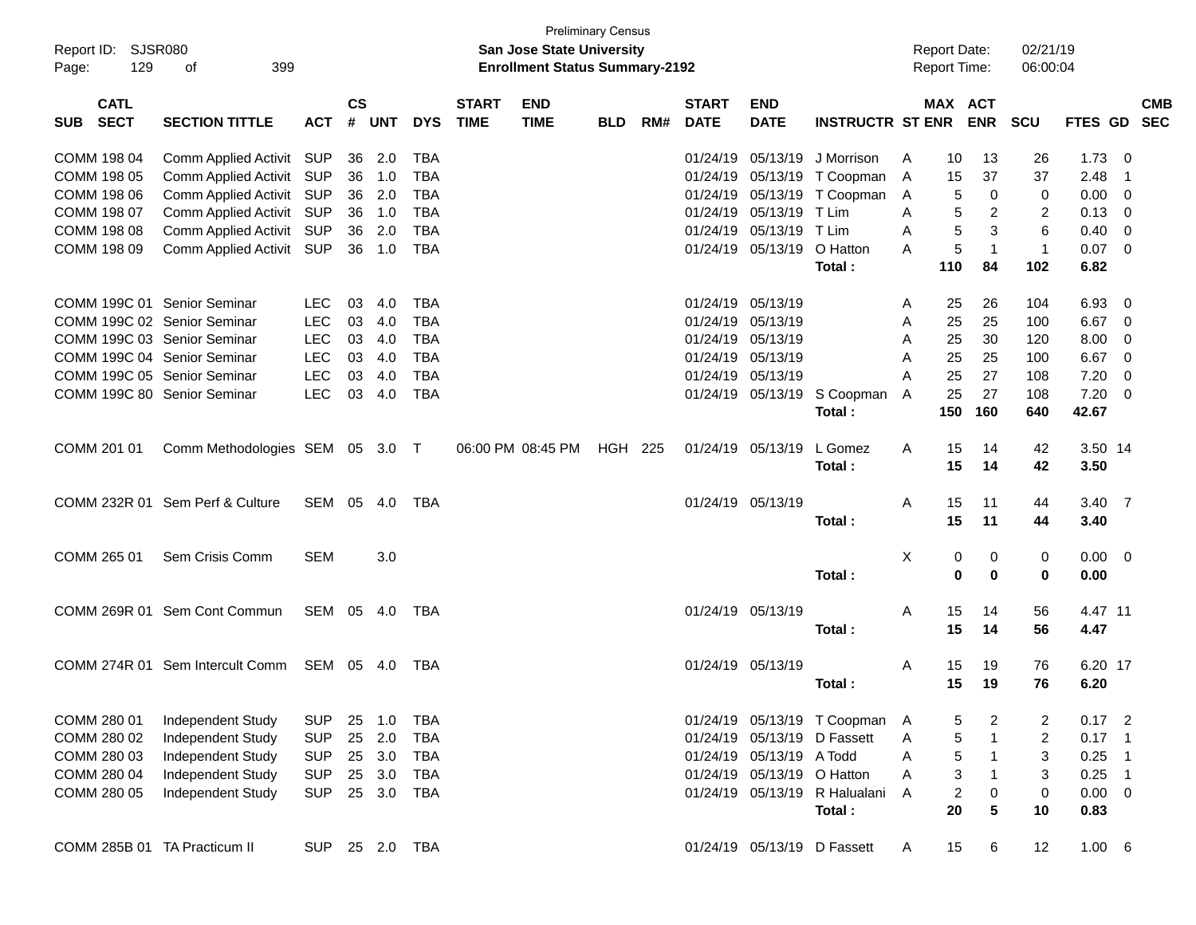Preliminary Census

**San Jose State University**
**Enrollment Status Summary-2192**

Report ID: SJSR080
Report Date: 02/21/19
Report Time: 06:00:04

| SUB | CATL SECT | SECTION TITTLE | ACT | CS # | UNT | DYS | START TIME | END TIME | BLD | RM# | START DATE | END DATE | INSTRUCTR | ST | MAX ENR | ACT ENR | SCU | FTES | GD | CMB SEC |
|---|---|---|---|---|---|---|---|---|---|---|---|---|---|---|---|---|---|---|---|---|
| COMM | 198 04 | Comm Applied Activit | SUP | 36 | 2.0 | TBA | | | | | 01/24/19 | 05/13/19 | J Morrison | A | 10 | 13 | 26 | 1.73 | 0 | |
| COMM | 198 05 | Comm Applied Activit | SUP | 36 | 1.0 | TBA | | | | | 01/24/19 | 05/13/19 | T Coopman | A | 15 | 37 | 37 | 2.48 | 1 | |
| COMM | 198 06 | Comm Applied Activit | SUP | 36 | 2.0 | TBA | | | | | 01/24/19 | 05/13/19 | T Coopman | A | 5 | 0 | 0 | 0.00 | 0 | |
| COMM | 198 07 | Comm Applied Activit | SUP | 36 | 1.0 | TBA | | | | | 01/24/19 | 05/13/19 | T Lim | A | 5 | 2 | 2 | 0.13 | 0 | |
| COMM | 198 08 | Comm Applied Activit | SUP | 36 | 2.0 | TBA | | | | | 01/24/19 | 05/13/19 | T Lim | A | 5 | 3 | 6 | 0.40 | 0 | |
| COMM | 198 09 | Comm Applied Activit | SUP | 36 | 1.0 | TBA | | | | | 01/24/19 | 05/13/19 | O Hatton | A | 5 | 1 | 1 | 0.07 | 0 | |
| | | | | | | | | | | | | | **Total :** | | **110** | **84** | **102** | **6.82** | | |
| COMM | 199C 01 | Senior Seminar | LEC | 03 | 4.0 | TBA | | | | | 01/24/19 | 05/13/19 | | A | 25 | 26 | 104 | 6.93 | 0 | |
| COMM | 199C 02 | Senior Seminar | LEC | 03 | 4.0 | TBA | | | | | 01/24/19 | 05/13/19 | | A | 25 | 25 | 100 | 6.67 | 0 | |
| COMM | 199C 03 | Senior Seminar | LEC | 03 | 4.0 | TBA | | | | | 01/24/19 | 05/13/19 | | A | 25 | 30 | 120 | 8.00 | 0 | |
| COMM | 199C 04 | Senior Seminar | LEC | 03 | 4.0 | TBA | | | | | 01/24/19 | 05/13/19 | | A | 25 | 25 | 100 | 6.67 | 0 | |
| COMM | 199C 05 | Senior Seminar | LEC | 03 | 4.0 | TBA | | | | | 01/24/19 | 05/13/19 | | A | 25 | 27 | 108 | 7.20 | 0 | |
| COMM | 199C 80 | Senior Seminar | LEC | 03 | 4.0 | TBA | | | | | 01/24/19 | 05/13/19 | S Coopman | A | 25 | 27 | 108 | 7.20 | 0 | |
| | | | | | | | | | | | | | **Total :** | | **150** | **160** | **640** | **42.67** | | |
| COMM | 201 01 | Comm Methodologies | SEM | 05 | 3.0 | T | 06:00 PM | 08:45 PM | HGH | 225 | 01/24/19 | 05/13/19 | L Gomez | A | 15 | 14 | 42 | 3.50 | 14 | |
| | | | | | | | | | | | | | **Total :** | | **15** | **14** | **42** | **3.50** | | |
| COMM | 232R 01 | Sem Perf & Culture | SEM | 05 | 4.0 | TBA | | | | | 01/24/19 | 05/13/19 | | A | 15 | 11 | 44 | 3.40 | 7 | |
| | | | | | | | | | | | | | **Total :** | | **15** | **11** | **44** | **3.40** | | |
| COMM | 265 01 | Sem Crisis Comm | SEM | | 3.0 | | | | | | | | | X | 0 | 0 | 0 | 0.00 | 0 | |
| | | | | | | | | | | | | | **Total :** | | **0** | **0** | **0** | **0.00** | | |
| COMM | 269R 01 | Sem Cont Commun | SEM | 05 | 4.0 | TBA | | | | | 01/24/19 | 05/13/19 | | A | 15 | 14 | 56 | 4.47 | 11 | |
| | | | | | | | | | | | | | **Total :** | | **15** | **14** | **56** | **4.47** | | |
| COMM | 274R 01 | Sem Intercult Comm | SEM | 05 | 4.0 | TBA | | | | | 01/24/19 | 05/13/19 | | A | 15 | 19 | 76 | 6.20 | 17 | |
| | | | | | | | | | | | | | **Total :** | | **15** | **19** | **76** | **6.20** | | |
| COMM | 280 01 | Independent Study | SUP | 25 | 1.0 | TBA | | | | | 01/24/19 | 05/13/19 | T Coopman | A | 5 | 2 | 2 | 0.17 | 2 | |
| COMM | 280 02 | Independent Study | SUP | 25 | 2.0 | TBA | | | | | 01/24/19 | 05/13/19 | D Fassett | A | 5 | 1 | 2 | 0.17 | 1 | |
| COMM | 280 03 | Independent Study | SUP | 25 | 3.0 | TBA | | | | | 01/24/19 | 05/13/19 | A Todd | A | 5 | 1 | 3 | 0.25 | 1 | |
| COMM | 280 04 | Independent Study | SUP | 25 | 3.0 | TBA | | | | | 01/24/19 | 05/13/19 | O Hatton | A | 3 | 1 | 3 | 0.25 | 1 | |
| COMM | 280 05 | Independent Study | SUP | 25 | 3.0 | TBA | | | | | 01/24/19 | 05/13/19 | R Halualani | A | 2 | 0 | 0 | 0.00 | 0 | |
| | | | | | | | | | | | | | **Total :** | | **20** | **5** | **10** | **0.83** | | |
| COMM | 285B 01 | TA Practicum II | SUP | 25 | 2.0 | TBA | | | | | 01/24/19 | 05/13/19 | D Fassett | A | 15 | 6 | 12 | 1.00 | 6 | |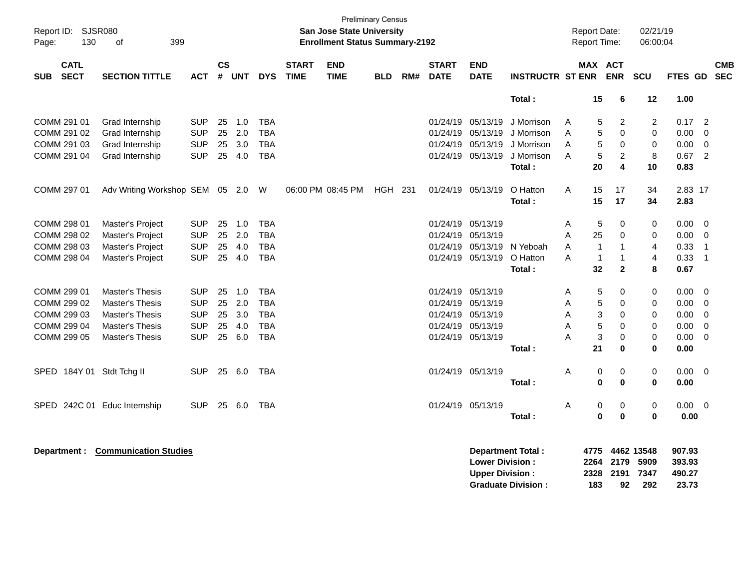Preliminary Census

**San Jose State University**

**Enrollment Status Summary-2192**

Report ID: SJSR080
Page: 130 of 399

Report Date: 02/21/19
Report Time: 06:00:04

| SUB | CATL SECT | SECTION TITTLE | ACT | CS # | UNT | DYS | START TIME | END TIME | BLD | RM# | START DATE | END DATE | INSTRUCTR | ST | MAX ENR | ACT ENR | SCU | FTES | GD | CMB SEC |
|---|---|---|---|---|---|---|---|---|---|---|---|---|---|---|---|---|---|---|---|---|
| | | | | | | | | | | | | | **Total :** | | **15** | **6** | **12** | **1.00** | | |
| COMM | 291 01 | Grad Internship | SUP | 25 | 1.0 | TBA | | | | | 01/24/19 | 05/13/19 | J Morrison | A | 5 | 2 | 2 | 0.17 | 2 | |
| COMM | 291 02 | Grad Internship | SUP | 25 | 2.0 | TBA | | | | | 01/24/19 | 05/13/19 | J Morrison | A | 5 | 0 | 0 | 0.00 | 0 | |
| COMM | 291 03 | Grad Internship | SUP | 25 | 3.0 | TBA | | | | | 01/24/19 | 05/13/19 | J Morrison | A | 5 | 0 | 0 | 0.00 | 0 | |
| COMM | 291 04 | Grad Internship | SUP | 25 | 4.0 | TBA | | | | | 01/24/19 | 05/13/19 | J Morrison | A | 5 | 2 | 8 | 0.67 | 2 | |
| | | | | | | | | | | | | | **Total :** | | **20** | **4** | **10** | **0.83** | | |
| COMM | 297 01 | Adv Writing Workshop | SEM | 05 | 2.0 | W | 06:00 PM | 08:45 PM | HGH | 231 | 01/24/19 | 05/13/19 | O Hatton | A | 15 | 17 | 34 | 2.83 | 17 | |
| | | | | | | | | | | | | | **Total :** | | **15** | **17** | **34** | **2.83** | | |
| COMM | 298 01 | Master's Project | SUP | 25 | 1.0 | TBA | | | | | 01/24/19 | 05/13/19 | | A | 5 | 0 | 0 | 0.00 | 0 | |
| COMM | 298 02 | Master's Project | SUP | 25 | 2.0 | TBA | | | | | 01/24/19 | 05/13/19 | | A | 25 | 0 | 0 | 0.00 | 0 | |
| COMM | 298 03 | Master's Project | SUP | 25 | 4.0 | TBA | | | | | 01/24/19 | 05/13/19 | N Yeboah | A | 1 | 1 | 4 | 0.33 | 1 | |
| COMM | 298 04 | Master's Project | SUP | 25 | 4.0 | TBA | | | | | 01/24/19 | 05/13/19 | O Hatton | A | 1 | 1 | 4 | 0.33 | 1 | |
| | | | | | | | | | | | | | **Total :** | | **32** | **2** | **8** | **0.67** | | |
| COMM | 299 01 | Master's Thesis | SUP | 25 | 1.0 | TBA | | | | | 01/24/19 | 05/13/19 | | A | 5 | 0 | 0 | 0.00 | 0 | |
| COMM | 299 02 | Master's Thesis | SUP | 25 | 2.0 | TBA | | | | | 01/24/19 | 05/13/19 | | A | 5 | 0 | 0 | 0.00 | 0 | |
| COMM | 299 03 | Master's Thesis | SUP | 25 | 3.0 | TBA | | | | | 01/24/19 | 05/13/19 | | A | 3 | 0 | 0 | 0.00 | 0 | |
| COMM | 299 04 | Master's Thesis | SUP | 25 | 4.0 | TBA | | | | | 01/24/19 | 05/13/19 | | A | 5 | 0 | 0 | 0.00 | 0 | |
| COMM | 299 05 | Master's Thesis | SUP | 25 | 6.0 | TBA | | | | | 01/24/19 | 05/13/19 | | A | 3 | 0 | 0 | 0.00 | 0 | |
| | | | | | | | | | | | | | **Total :** | | **21** | **0** | **0** | **0.00** | | |
| SPED | 184Y 01 | Stdt Tchg II | SUP | 25 | 6.0 | TBA | | | | | 01/24/19 | 05/13/19 | | A | 0 | 0 | 0 | 0.00 | 0 | |
| | | | | | | | | | | | | | **Total :** | | **0** | **0** | **0** | **0.00** | | |
| SPED | 242C 01 | Educ Internship | SUP | 25 | 6.0 | TBA | | | | | 01/24/19 | 05/13/19 | | A | 0 | 0 | 0 | 0.00 | 0 | |
| | | | | | | | | | | | | | **Total :** | | **0** | **0** | **0** | **0.00** | | |

**Department : Communication Studies**

| | MAX ENR | ACT ENR | SCU | FTES |
|---|---|---|---|---|
| **Department Total :** | **4775** | **4462** | **13548** | **907.93** |
| **Lower Division :** | **2264** | **2179** | **5909** | **393.93** |
| **Upper Division :** | **2328** | **2191** | **7347** | **490.27** |
| **Graduate Division :** | **183** | **92** | **292** | **23.73** |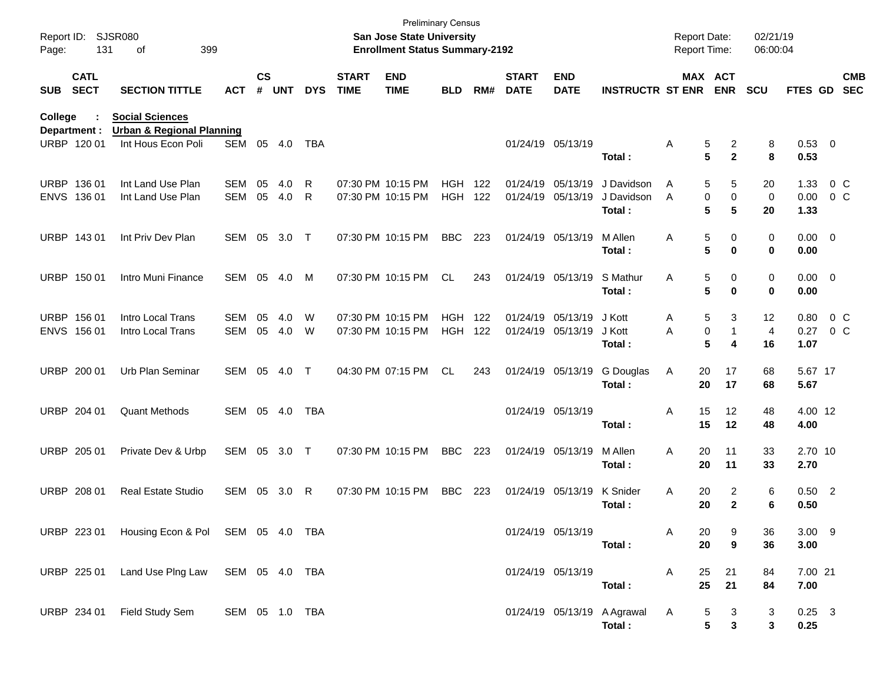Preliminary Census

**San Jose State University**

**Enrollment Status Summary-2192**

Report ID: SJSR080

Report Date: 02/21/19
Report Time: 06:00:04

**College : Social Sciences**
**Department : Urban & Regional Planning**

| SUB | CATL SECT | SECTION TITTLE | ACT | CS # | UNT | DYS | START TIME | END TIME | BLD | RM# | START DATE | END DATE | INSTRUCTR | ST | MAX ENR | ACT ENR | SCU | FTES | GD | CMB SEC |
|---|---|---|---|---|---|---|---|---|---|---|---|---|---|---|---|---|---|---|---|---|
| URBP | 120 01 | Int Hous Econ Poli | SEM | 05 | 4.0 | TBA | | | | | 01/24/19 | 05/13/19 | | A | 5 | 2 | 8 | 0.53 | 0 | |
| | | | | | | | | | | | | | **Total :** | | **5** | **2** | **8** | **0.53** | | |
| URBP | 136 01 | Int Land Use Plan | SEM | 05 | 4.0 | R | 07:30 PM | 10:15 PM | HGH | 122 | 01/24/19 | 05/13/19 | J Davidson | A | 5 | 5 | 20 | 1.33 | 0 | C |
| ENVS | 136 01 | Int Land Use Plan | SEM | 05 | 4.0 | R | 07:30 PM | 10:15 PM | HGH | 122 | 01/24/19 | 05/13/19 | J Davidson | A | 0 | 0 | 0 | 0.00 | 0 | C |
| | | | | | | | | | | | | | **Total :** | | **5** | **5** | **20** | **1.33** | | |
| URBP | 143 01 | Int Priv Dev Plan | SEM | 05 | 3.0 | T | 07:30 PM | 10:15 PM | BBC | 223 | 01/24/19 | 05/13/19 | M Allen | A | 5 | 0 | 0 | 0.00 | 0 | |
| | | | | | | | | | | | | | **Total :** | | **5** | **0** | **0** | **0.00** | | |
| URBP | 150 01 | Intro Muni Finance | SEM | 05 | 4.0 | M | 07:30 PM | 10:15 PM | CL | 243 | 01/24/19 | 05/13/19 | S Mathur | A | 5 | 0 | 0 | 0.00 | 0 | |
| | | | | | | | | | | | | | **Total :** | | **5** | **0** | **0** | **0.00** | | |
| URBP | 156 01 | Intro Local Trans | SEM | 05 | 4.0 | W | 07:30 PM | 10:15 PM | HGH | 122 | 01/24/19 | 05/13/19 | J Kott | A | 5 | 3 | 12 | 0.80 | 0 | C |
| ENVS | 156 01 | Intro Local Trans | SEM | 05 | 4.0 | W | 07:30 PM | 10:15 PM | HGH | 122 | 01/24/19 | 05/13/19 | J Kott | A | 0 | 1 | 4 | 0.27 | 0 | C |
| | | | | | | | | | | | | | **Total :** | | **5** | **4** | **16** | **1.07** | | |
| URBP | 200 01 | Urb Plan Seminar | SEM | 05 | 4.0 | T | 04:30 PM | 07:15 PM | CL | 243 | 01/24/19 | 05/13/19 | G Douglas | A | 20 | 17 | 68 | 5.67 | 17 | |
| | | | | | | | | | | | | | **Total :** | | **20** | **17** | **68** | **5.67** | | |
| URBP | 204 01 | Quant Methods | SEM | 05 | 4.0 | TBA | | | | | 01/24/19 | 05/13/19 | | A | 15 | 12 | 48 | 4.00 | 12 | |
| | | | | | | | | | | | | | **Total :** | | **15** | **12** | **48** | **4.00** | | |
| URBP | 205 01 | Private Dev & Urbp | SEM | 05 | 3.0 | T | 07:30 PM | 10:15 PM | BBC | 223 | 01/24/19 | 05/13/19 | M Allen | A | 20 | 11 | 33 | 2.70 | 10 | |
| | | | | | | | | | | | | | **Total :** | | **20** | **11** | **33** | **2.70** | | |
| URBP | 208 01 | Real Estate Studio | SEM | 05 | 3.0 | R | 07:30 PM | 10:15 PM | BBC | 223 | 01/24/19 | 05/13/19 | K Snider | A | 20 | 2 | 6 | 0.50 | 2 | |
| | | | | | | | | | | | | | **Total :** | | **20** | **2** | **6** | **0.50** | | |
| URBP | 223 01 | Housing Econ & Pol | SEM | 05 | 4.0 | TBA | | | | | 01/24/19 | 05/13/19 | | A | 20 | 9 | 36 | 3.00 | 9 | |
| | | | | | | | | | | | | | **Total :** | | **20** | **9** | **36** | **3.00** | | |
| URBP | 225 01 | Land Use Plng Law | SEM | 05 | 4.0 | TBA | | | | | 01/24/19 | 05/13/19 | | A | 25 | 21 | 84 | 7.00 | 21 | |
| | | | | | | | | | | | | | **Total :** | | **25** | **21** | **84** | **7.00** | | |
| URBP | 234 01 | Field Study Sem | SEM | 05 | 1.0 | TBA | | | | | 01/24/19 | 05/13/19 | A Agrawal | A | 5 | 3 | 3 | 0.25 | 3 | |
| | | | | | | | | | | | | | **Total :** | | **5** | **3** | **3** | **0.25** | | |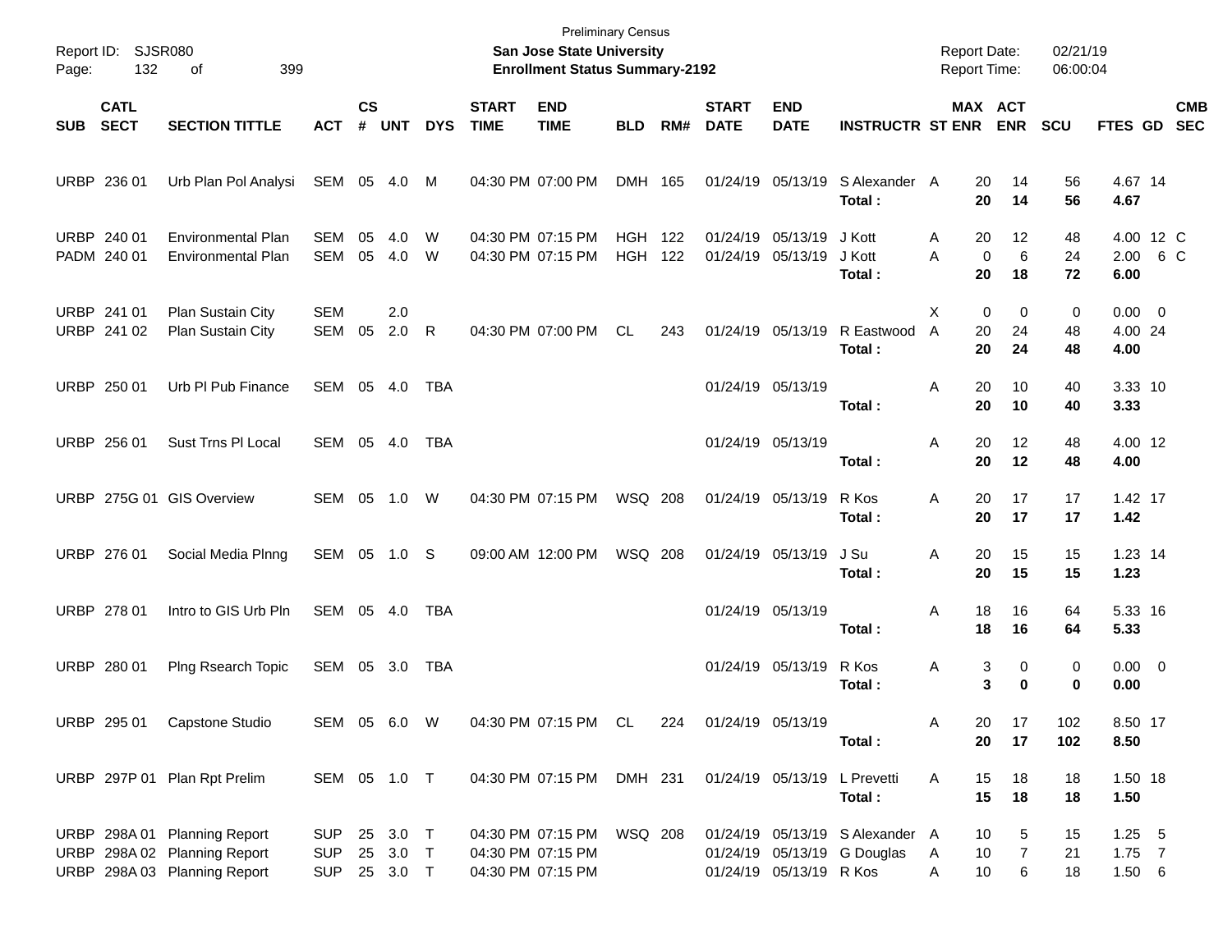Preliminary Census

**San Jose State University**

**Enrollment Status Summary-2192**

Report ID: SJSR080

Report Date: 02/21/19

Report Time: 06:00:04

| SUB | CATL SECT | SECTION TITTLE | ACT | CS # | UNT | DYS | START TIME | END TIME | BLD | RM# | START DATE | END DATE | INSTRUCTR | ST | MAX ENR | ACT ENR | SCU | FTES | GD | CMB SEC |
|---|---|---|---|---|---|---|---|---|---|---|---|---|---|---|---|---|---|---|---|---|
| URBP | 236 01 | Urb Plan Pol Analysi | SEM | 05 | 4.0 | M | 04:30 PM | 07:00 PM | DMH | 165 | 01/24/19 | 05/13/19 | S Alexander | A | 20 | 14 | 56 | 4.67 | 14 | |
| | | | | | | | | | | | | | **Total :** | | **20** | **14** | **56** | **4.67** | | |
| URBP | 240 01 | Environmental Plan | SEM | 05 | 4.0 | W | 04:30 PM | 07:15 PM | HGH | 122 | 01/24/19 | 05/13/19 | J Kott | A | 20 | 12 | 48 | 4.00 | 12 | C |
| PADM | 240 01 | Environmental Plan | SEM | 05 | 4.0 | W | 04:30 PM | 07:15 PM | HGH | 122 | 01/24/19 | 05/13/19 | J Kott | A | 0 | 6 | 24 | 2.00 | 6 | C |
| | | | | | | | | | | | | | **Total :** | | **20** | **18** | **72** | **6.00** | | |
| URBP | 241 01 | Plan Sustain City | SEM | | 2.0 | | | | | | | | | X | 0 | 0 | 0 | 0.00 | 0 | |
| URBP | 241 02 | Plan Sustain City | SEM | 05 | 2.0 | R | 04:30 PM | 07:00 PM | CL | 243 | 01/24/19 | 05/13/19 | R Eastwood | A | 20 | 24 | 48 | 4.00 | 24 | |
| | | | | | | | | | | | | | **Total :** | | **20** | **24** | **48** | **4.00** | | |
| URBP | 250 01 | Urb Pl Pub Finance | SEM | 05 | 4.0 | TBA | | | | | 01/24/19 | 05/13/19 | | A | 20 | 10 | 40 | 3.33 | 10 | |
| | | | | | | | | | | | | | **Total :** | | **20** | **10** | **40** | **3.33** | | |
| URBP | 256 01 | Sust Trns Pl Local | SEM | 05 | 4.0 | TBA | | | | | 01/24/19 | 05/13/19 | | A | 20 | 12 | 48 | 4.00 | 12 | |
| | | | | | | | | | | | | | **Total :** | | **20** | **12** | **48** | **4.00** | | |
| URBP | 275G 01 | GIS Overview | SEM | 05 | 1.0 | W | 04:30 PM | 07:15 PM | WSQ | 208 | 01/24/19 | 05/13/19 | R Kos | A | 20 | 17 | 17 | 1.42 | 17 | |
| | | | | | | | | | | | | | **Total :** | | **20** | **17** | **17** | **1.42** | | |
| URBP | 276 01 | Social Media Plnng | SEM | 05 | 1.0 | S | 09:00 AM | 12:00 PM | WSQ | 208 | 01/24/19 | 05/13/19 | J Su | A | 20 | 15 | 15 | 1.23 | 14 | |
| | | | | | | | | | | | | | **Total :** | | **20** | **15** | **15** | **1.23** | | |
| URBP | 278 01 | Intro to GIS Urb Pln | SEM | 05 | 4.0 | TBA | | | | | 01/24/19 | 05/13/19 | | A | 18 | 16 | 64 | 5.33 | 16 | |
| | | | | | | | | | | | | | **Total :** | | **18** | **16** | **64** | **5.33** | | |
| URBP | 280 01 | Plng Rsearch Topic | SEM | 05 | 3.0 | TBA | | | | | 01/24/19 | 05/13/19 | R Kos | A | 3 | 0 | 0 | 0.00 | 0 | |
| | | | | | | | | | | | | | **Total :** | | **3** | **0** | **0** | **0.00** | | |
| URBP | 295 01 | Capstone Studio | SEM | 05 | 6.0 | W | 04:30 PM | 07:15 PM | CL | 224 | 01/24/19 | 05/13/19 | | A | 20 | 17 | 102 | 8.50 | 17 | |
| | | | | | | | | | | | | | **Total :** | | **20** | **17** | **102** | **8.50** | | |
| URBP | 297P 01 | Plan Rpt Prelim | SEM | 05 | 1.0 | T | 04:30 PM | 07:15 PM | DMH | 231 | 01/24/19 | 05/13/19 | L Prevetti | A | 15 | 18 | 18 | 1.50 | 18 | |
| | | | | | | | | | | | | | **Total :** | | **15** | **18** | **18** | **1.50** | | |
| URBP | 298A 01 | Planning Report | SUP | 25 | 3.0 | T | 04:30 PM | 07:15 PM | WSQ | 208 | 01/24/19 | 05/13/19 | S Alexander | A | 10 | 5 | 15 | 1.25 | 5 | |
| URBP | 298A 02 | Planning Report | SUP | 25 | 3.0 | T | 04:30 PM | 07:15 PM | | | 01/24/19 | 05/13/19 | G Douglas | A | 10 | 7 | 21 | 1.75 | 7 | |
| URBP | 298A 03 | Planning Report | SUP | 25 | 3.0 | T | 04:30 PM | 07:15 PM | | | 01/24/19 | 05/13/19 | R Kos | A | 10 | 6 | 18 | 1.50 | 6 | |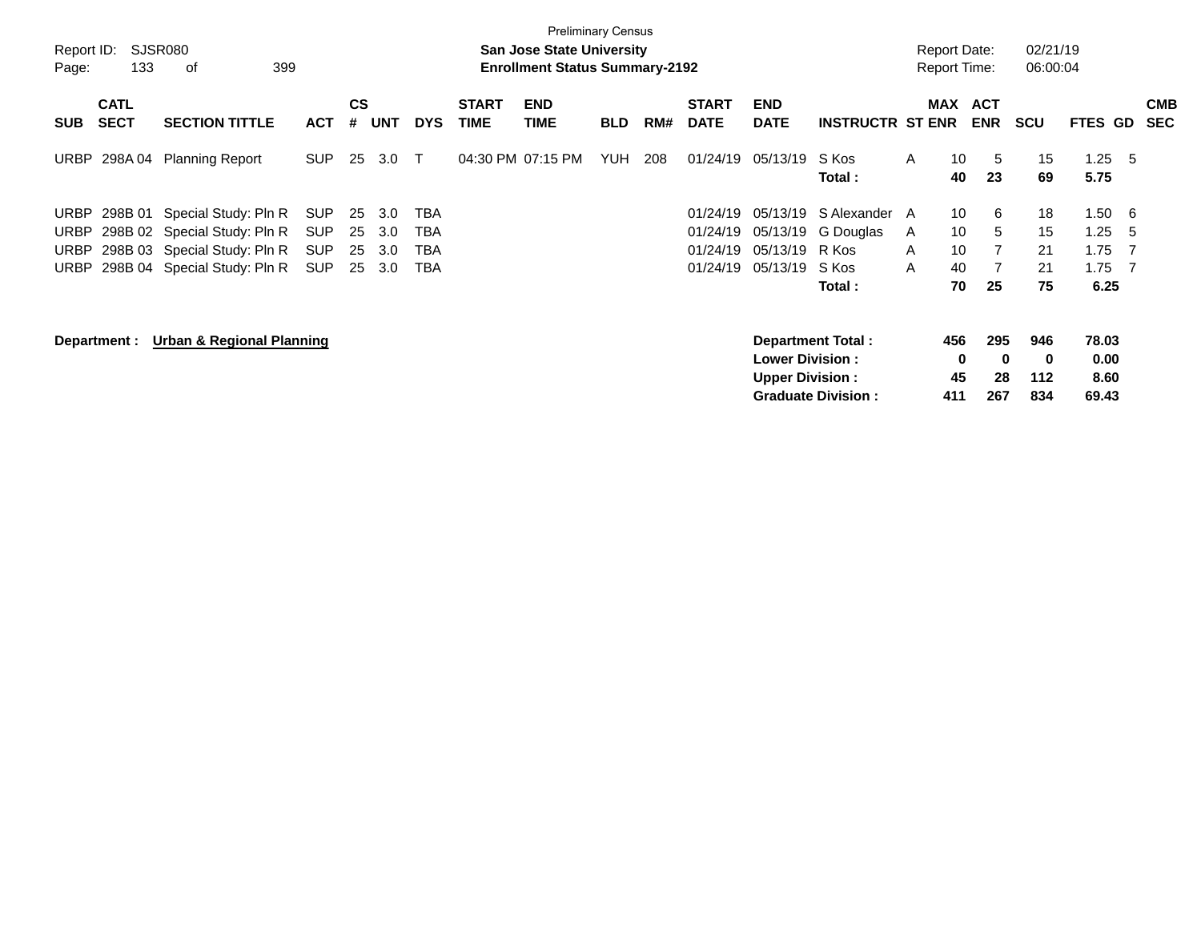Preliminary Census

**San Jose State University**
**Enrollment Status Summary-2192**

Report ID: SJSR080
Page: 133 of 399

Report Date: 02/21/19
Report Time: 06:00:04

| SUB | CATL SECT | SECTION TITTLE | ACT | CS # | UNT | DYS | START TIME | END TIME | BLD | RM# | START DATE | END DATE | INSTRUCTR | ST | MAX ENR | ACT ENR | SCU | FTES | GD | CMB SEC |
|---|---|---|---|---|---|---|---|---|---|---|---|---|---|---|---|---|---|---|---|---|
| URBP | 298A 04 | Planning Report | SUP | 25 | 3.0 | T | 04:30 PM | 07:15 PM | YUH | 208 | 01/24/19 | 05/13/19 | S Kos | A | 10 | 5 | 15 | 1.25 | 5 | |
| | | | | | | | | | | | | | **Total :** | | **40** | **23** | **69** | **5.75** | | |
| URBP | 298B 01 | Special Study: Pln R | SUP | 25 | 3.0 | TBA | | | | | 01/24/19 | 05/13/19 | S Alexander | A | 10 | 6 | 18 | 1.50 | 6 | |
| URBP | 298B 02 | Special Study: Pln R | SUP | 25 | 3.0 | TBA | | | | | 01/24/19 | 05/13/19 | G Douglas | A | 10 | 5 | 15 | 1.25 | 5 | |
| URBP | 298B 03 | Special Study: Pln R | SUP | 25 | 3.0 | TBA | | | | | 01/24/19 | 05/13/19 | R Kos | A | 10 | 7 | 21 | 1.75 | 7 | |
| URBP | 298B 04 | Special Study: Pln R | SUP | 25 | 3.0 | TBA | | | | | 01/24/19 | 05/13/19 | S Kos | A | 40 | 7 | 21 | 1.75 | 7 | |
| | | | | | | | | | | | | | **Total :** | | **70** | **25** | **75** | **6.25** | | |

**Department : Urban & Regional Planning**

| | MAX ENR | ACT ENR | SCU | FTES |
|---|---|---|---|---|
| **Department Total :** | **456** | **295** | **946** | **78.03** |
| **Lower Division :** | **0** | **0** | **0** | **0.00** |
| **Upper Division :** | **45** | **28** | **112** | **8.60** |
| **Graduate Division :** | **411** | **267** | **834** | **69.43** |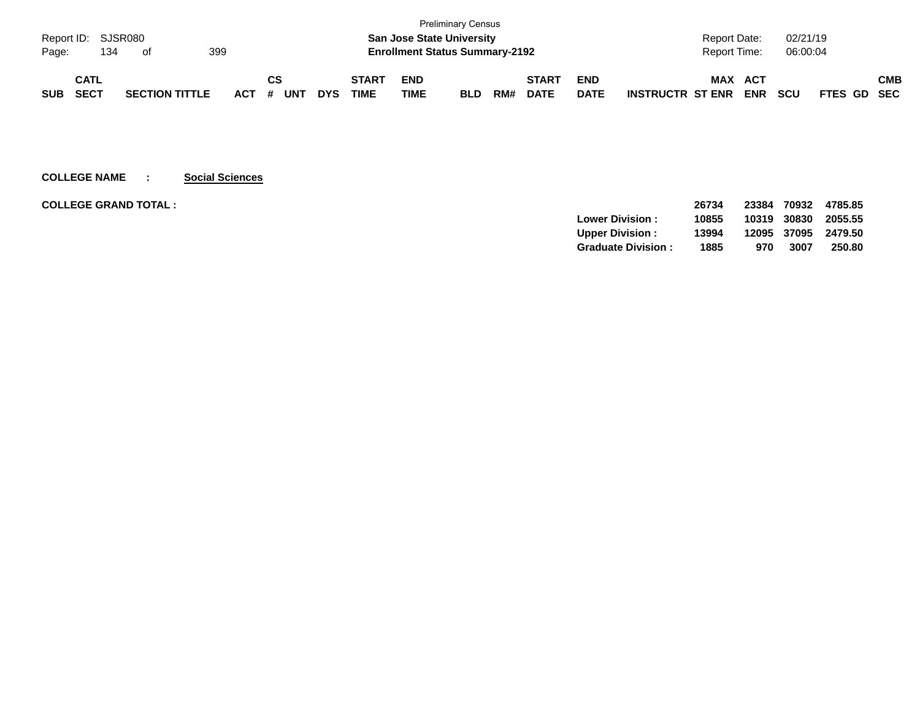Preliminary Census

**San Jose State University**

**Enrollment Status Summary-2192**

Report ID: SJSR080

Report Date: 02/21/19

Report Time: 06:00:04

| SUB | CATL SECT | SECTION TITTLE | ACT | CS # | UNT | DYS | START TIME | END TIME | BLD | RM# | START DATE | END DATE | INSTRUCTR | MAX ST ENR | ACT ENR | SCU | FTES | GD | CMB SEC |
|---|---|---|---|---|---|---|---|---|---|---|---|---|---|---|---|---|---|---|---|

**COLLEGE NAME : Social Sciences**

**COLLEGE GRAND TOTAL :**

| | MAX ST ENR | ACT ENR | SCU | FTES |
|---|---|---|---|---|
| | **26734** | **23384** | **70932** | **4785.85** |
| **Lower Division :** | **10855** | **10319** | **30830** | **2055.55** |
| **Upper Division :** | **13994** | **12095** | **37095** | **2479.50** |
| **Graduate Division :** | **1885** | **970** | **3007** | **250.80** |